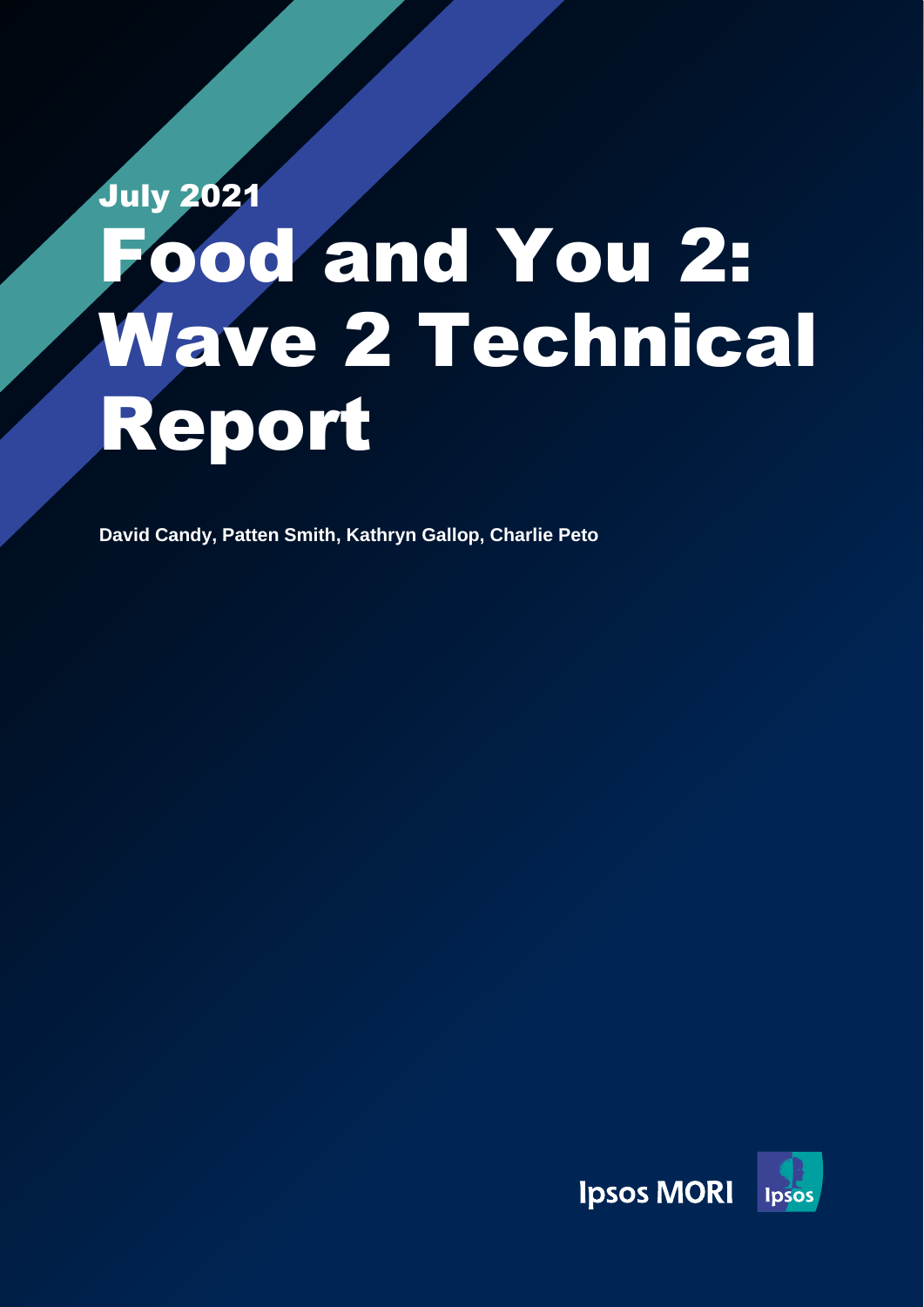July 2021

# Food and You 2: Wave 2 Technical Report

**David Candy, Patten Smith, Kathryn Gallop, Charlie Peto**

Ipsos MORI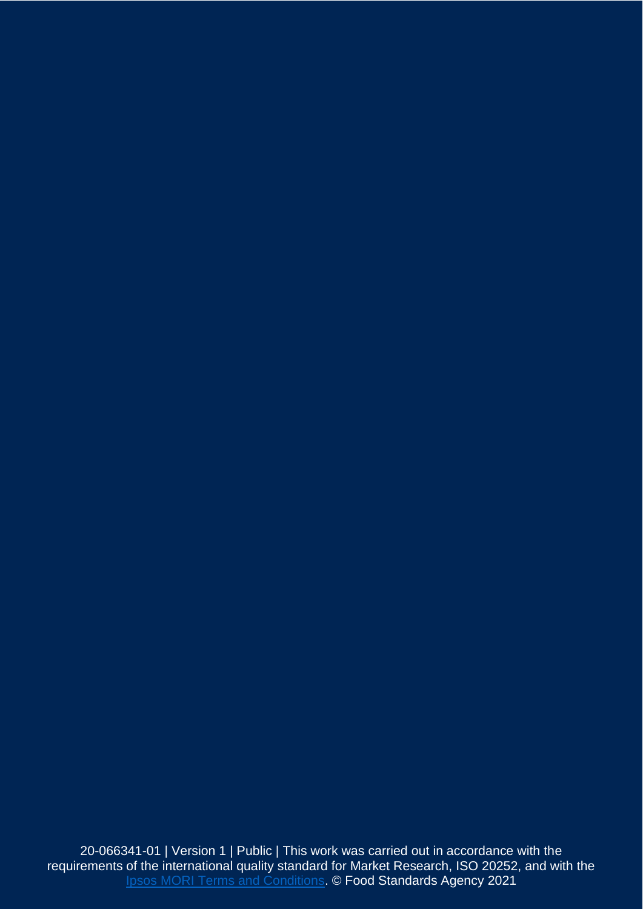20-066341-01 | Version 1 | Public | This work was carried out in accordance with the requirements of the international quality standard for Market Research, ISO 20252, and with the [Ipsos MORI Terms and Conditions](). © Food Standards Agency 2021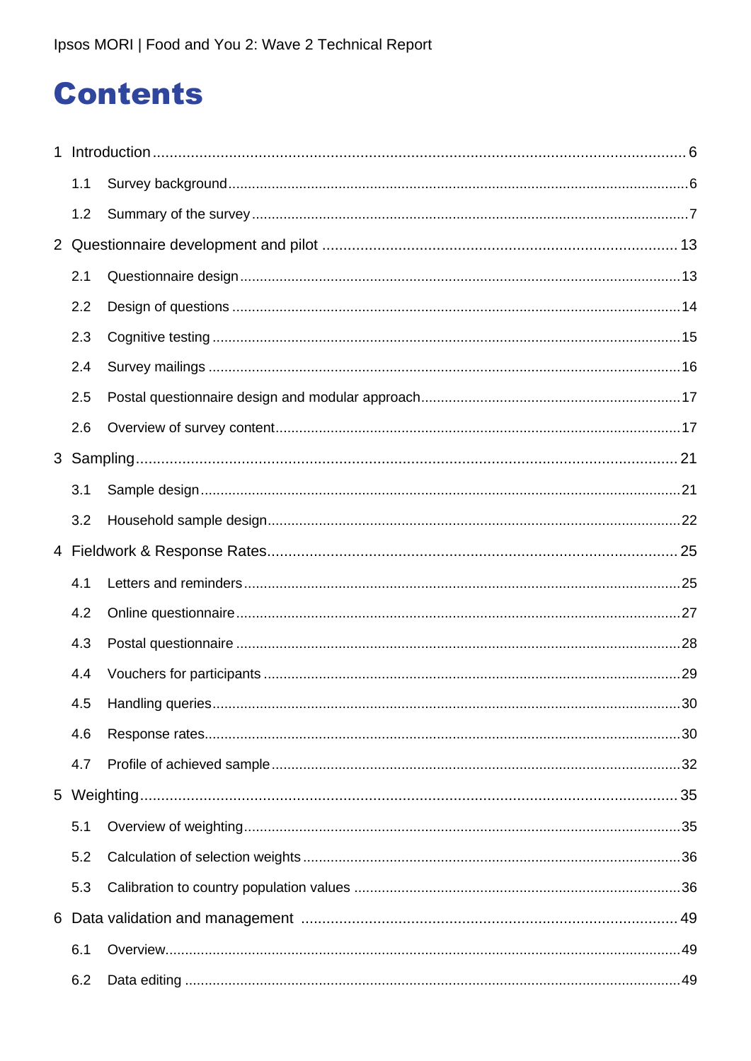# Contents

1 Introduction ........................................................................................................................ 6

   1.1 Survey background ........................................................................................................ 6

   1.2 Summary of the survey ................................................................................................... 7

2 Questionnaire development and pilot ................................................................................ 13

   2.1 Questionnaire design .................................................................................................... 13

   2.2 Design of questions ....................................................................................................... 14

   2.3 Cognitive testing ........................................................................................................... 15

   2.4 Survey mailings ............................................................................................................ 16

   2.5 Postal questionnaire design and modular approach ........................................................ 17

   2.6 Overview of survey content ............................................................................................ 17

3 Sampling ........................................................................................................................... 21

   3.1 Sample design .............................................................................................................. 21

   3.2 Household sample design .............................................................................................. 22

4 Fieldwork & Response Rates ............................................................................................. 25

   4.1 Letters and reminders .................................................................................................... 25

   4.2 Online questionnaire ...................................................................................................... 27

   4.3 Postal questionnaire ...................................................................................................... 28

   4.4 Vouchers for participants ............................................................................................... 29

   4.5 Handling queries ............................................................................................................ 30

   4.6 Response rates .............................................................................................................. 30

   4.7 Profile of achieved sample ............................................................................................. 32

5 Weighting .......................................................................................................................... 35

   5.1 Overview of weighting .................................................................................................... 35

   5.2 Calculation of selection weights ...................................................................................... 36

   5.3 Calibration to country population values .......................................................................... 36

6 Data validation and management ....................................................................................... 49

   6.1 Overview ....................................................................................................................... 49

   6.2 Data editing ................................................................................................................... 49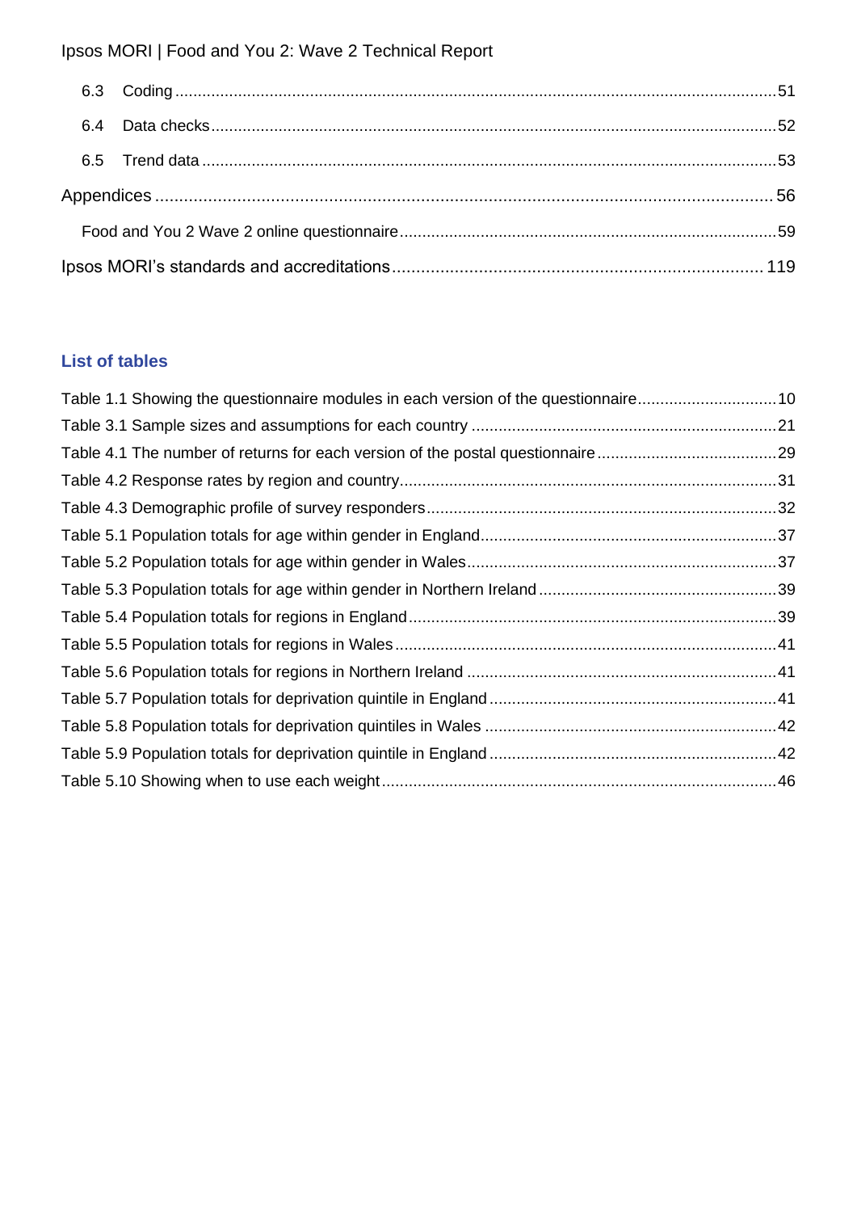6.3 Coding ..... 51

6.4 Data checks ..... 52

6.5 Trend data ..... 53

Appendices ..... 56

Food and You 2 Wave 2 online questionnaire ..... 59

Ipsos MORI's standards and accreditations ..... 119

## List of tables

Table 1.1 Showing the questionnaire modules in each version of the questionnaire ..... 10

Table 3.1 Sample sizes and assumptions for each country ..... 21

Table 4.1 The number of returns for each version of the postal questionnaire ..... 29

Table 4.2 Response rates by region and country ..... 31

Table 4.3 Demographic profile of survey responders ..... 32

Table 5.1 Population totals for age within gender in England ..... 37

Table 5.2 Population totals for age within gender in Wales ..... 37

Table 5.3 Population totals for age within gender in Northern Ireland ..... 39

Table 5.4 Population totals for regions in England ..... 39

Table 5.5 Population totals for regions in Wales ..... 41

Table 5.6 Population totals for regions in Northern Ireland ..... 41

Table 5.7 Population totals for deprivation quintile in England ..... 41

Table 5.8 Population totals for deprivation quintiles in Wales ..... 42

Table 5.9 Population totals for deprivation quintile in England ..... 42

Table 5.10 Showing when to use each weight ..... 46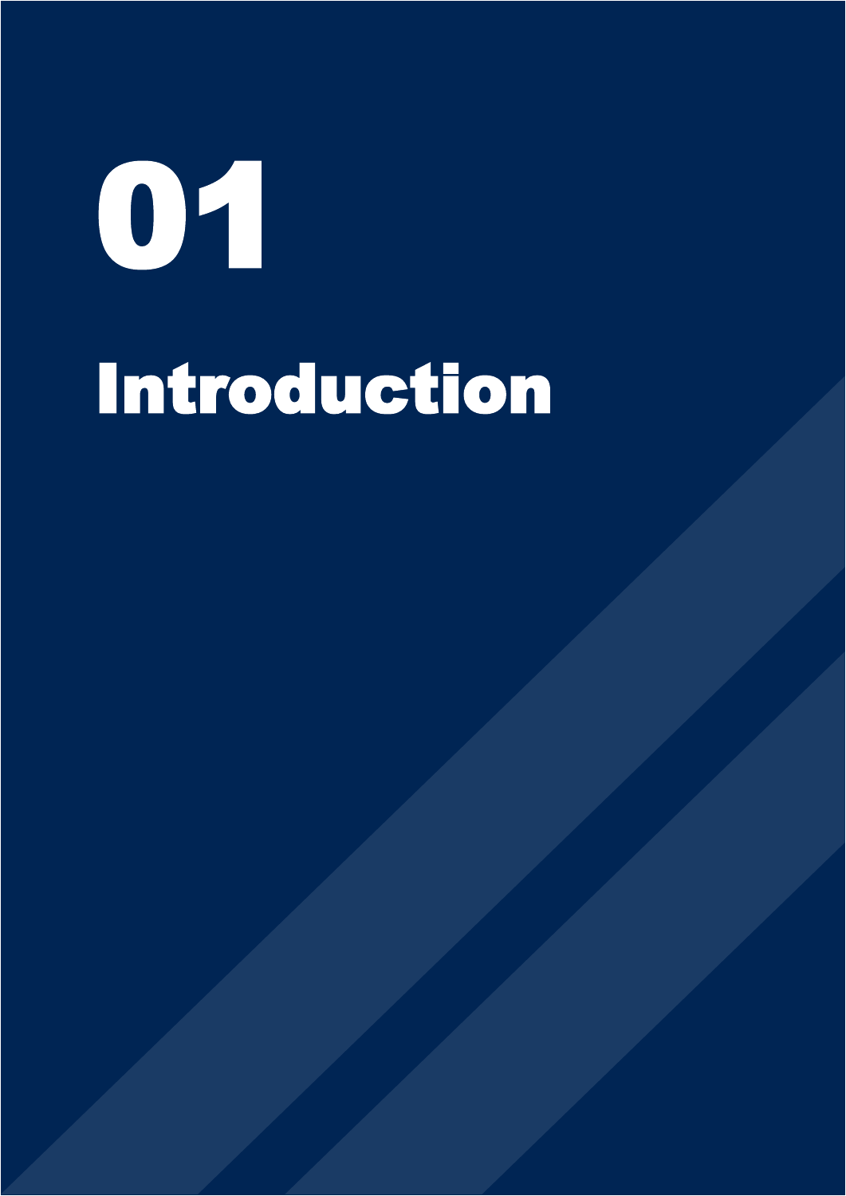# 01

# Introduction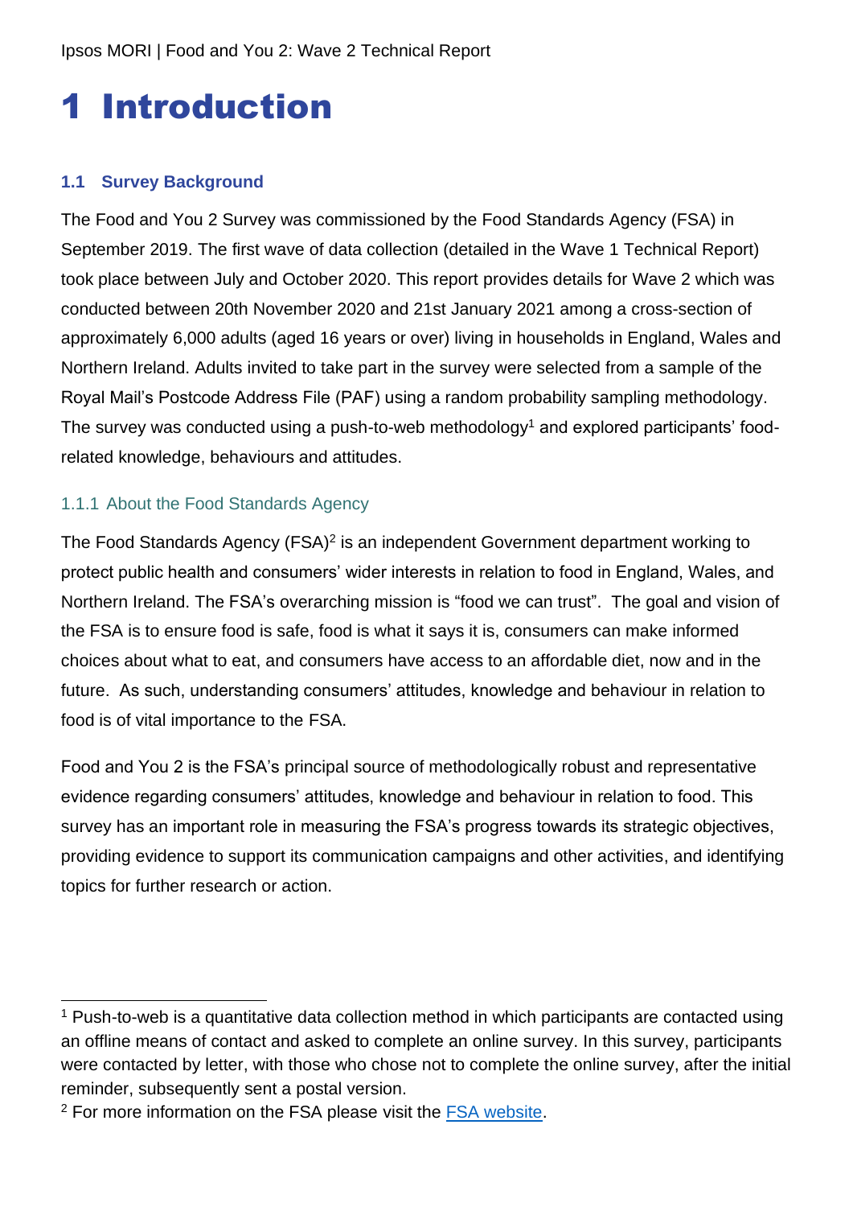# 1 Introduction

## 1.1 Survey Background

The Food and You 2 Survey was commissioned by the Food Standards Agency (FSA) in September 2019. The first wave of data collection (detailed in the Wave 1 Technical Report) took place between July and October 2020. This report provides details for Wave 2 which was conducted between 20th November 2020 and 21st January 2021 among a cross-section of approximately 6,000 adults (aged 16 years or over) living in households in England, Wales and Northern Ireland. Adults invited to take part in the survey were selected from a sample of the Royal Mail's Postcode Address File (PAF) using a random probability sampling methodology. The survey was conducted using a push-to-web methodology[1] and explored participants' food-related knowledge, behaviours and attitudes.

### 1.1.1 About the Food Standards Agency

The Food Standards Agency (FSA)[2] is an independent Government department working to protect public health and consumers' wider interests in relation to food in England, Wales, and Northern Ireland. The FSA's overarching mission is "food we can trust". The goal and vision of the FSA is to ensure food is safe, food is what it says it is, consumers can make informed choices about what to eat, and consumers have access to an affordable diet, now and in the future. As such, understanding consumers' attitudes, knowledge and behaviour in relation to food is of vital importance to the FSA.

Food and You 2 is the FSA's principal source of methodologically robust and representative evidence regarding consumers' attitudes, knowledge and behaviour in relation to food. This survey has an important role in measuring the FSA's progress towards its strategic objectives, providing evidence to support its communication campaigns and other activities, and identifying topics for further research or action.

---

[1] Push-to-web is a quantitative data collection method in which participants are contacted using an offline means of contact and asked to complete an online survey. In this survey, participants were contacted by letter, with those who chose not to complete the online survey, after the initial reminder, subsequently sent a postal version.

[2] For more information on the FSA please visit the FSA website.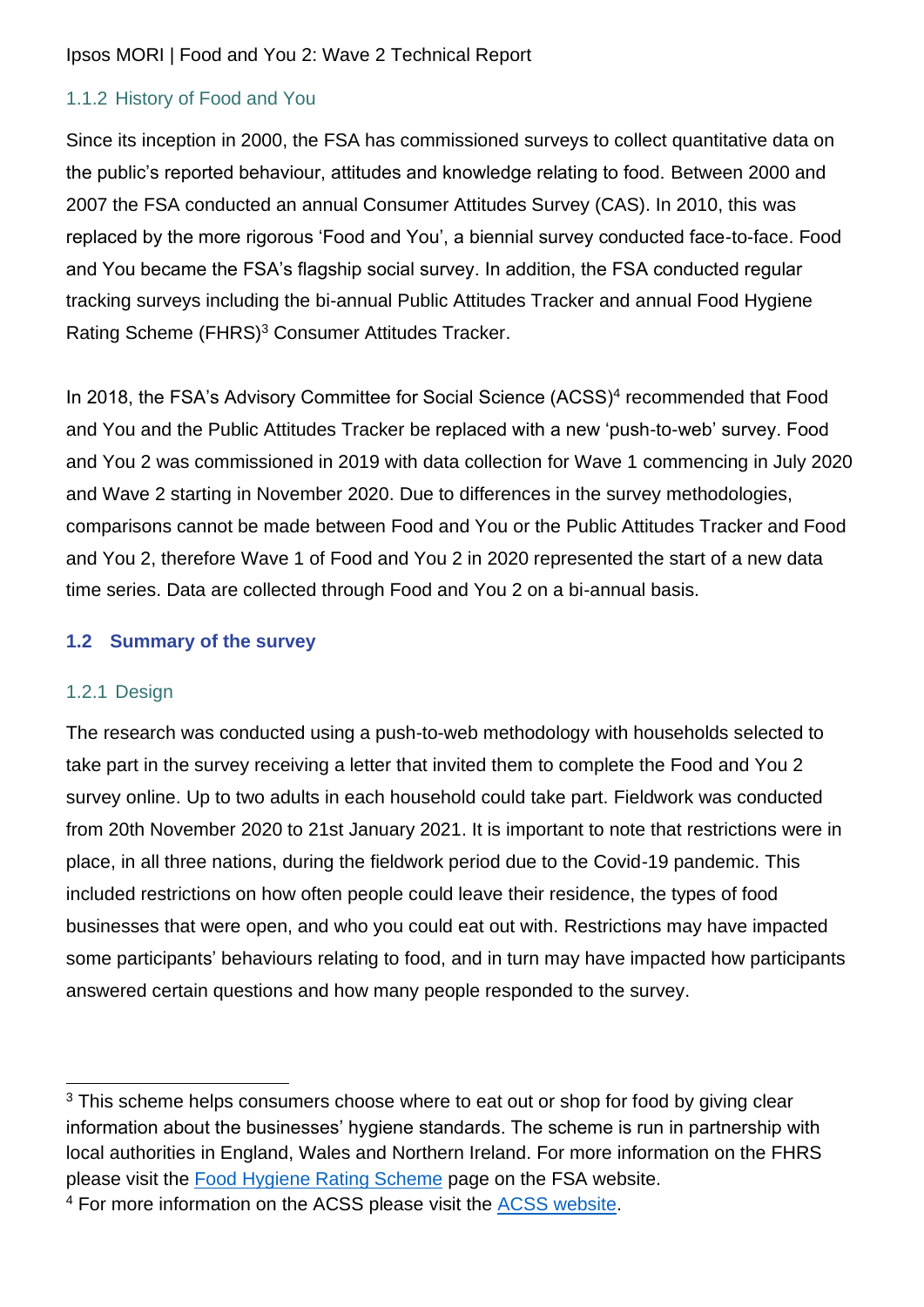### 1.1.2 History of Food and You

Since its inception in 2000, the FSA has commissioned surveys to collect quantitative data on the public's reported behaviour, attitudes and knowledge relating to food. Between 2000 and 2007 the FSA conducted an annual Consumer Attitudes Survey (CAS). In 2010, this was replaced by the more rigorous 'Food and You', a biennial survey conducted face-to-face. Food and You became the FSA's flagship social survey. In addition, the FSA conducted regular tracking surveys including the bi-annual Public Attitudes Tracker and annual Food Hygiene Rating Scheme (FHRS)[3] Consumer Attitudes Tracker.

In 2018, the FSA's Advisory Committee for Social Science (ACSS)[4] recommended that Food and You and the Public Attitudes Tracker be replaced with a new 'push-to-web' survey. Food and You 2 was commissioned in 2019 with data collection for Wave 1 commencing in July 2020 and Wave 2 starting in November 2020. Due to differences in the survey methodologies, comparisons cannot be made between Food and You or the Public Attitudes Tracker and Food and You 2, therefore Wave 1 of Food and You 2 in 2020 represented the start of a new data time series. Data are collected through Food and You 2 on a bi-annual basis.

## 1.2 Summary of the survey

### 1.2.1 Design

The research was conducted using a push-to-web methodology with households selected to take part in the survey receiving a letter that invited them to complete the Food and You 2 survey online. Up to two adults in each household could take part. Fieldwork was conducted from 20th November 2020 to 21st January 2021. It is important to note that restrictions were in place, in all three nations, during the fieldwork period due to the Covid-19 pandemic. This included restrictions on how often people could leave their residence, the types of food businesses that were open, and who you could eat out with. Restrictions may have impacted some participants' behaviours relating to food, and in turn may have impacted how participants answered certain questions and how many people responded to the survey.

---

[3] This scheme helps consumers choose where to eat out or shop for food by giving clear information about the businesses' hygiene standards. The scheme is run in partnership with local authorities in England, Wales and Northern Ireland. For more information on the FHRS please visit the Food Hygiene Rating Scheme page on the FSA website.

[4] For more information on the ACSS please visit the ACSS website.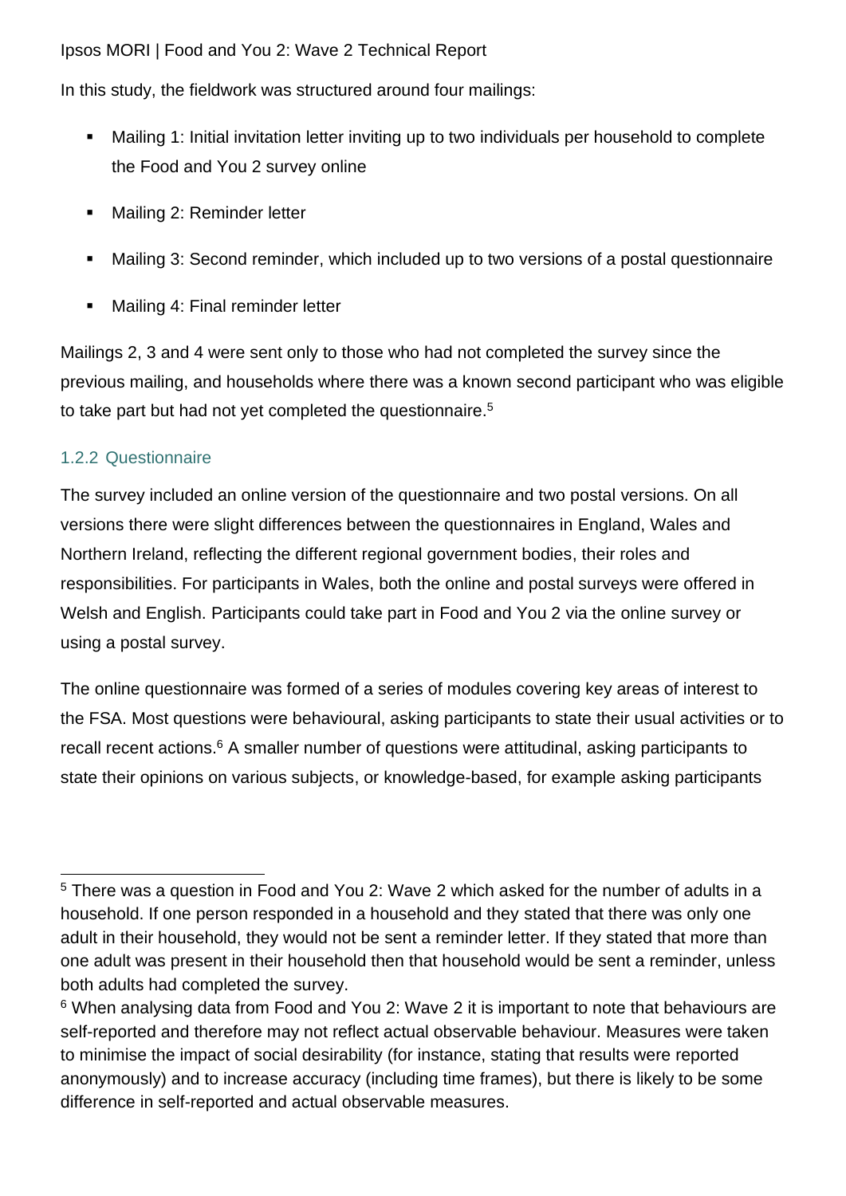In this study, the fieldwork was structured around four mailings:

- Mailing 1: Initial invitation letter inviting up to two individuals per household to complete the Food and You 2 survey online
- Mailing 2: Reminder letter
- Mailing 3: Second reminder, which included up to two versions of a postal questionnaire
- Mailing 4: Final reminder letter

Mailings 2, 3 and 4 were sent only to those who had not completed the survey since the previous mailing, and households where there was a known second participant who was eligible to take part but had not yet completed the questionnaire.[5]

### 1.2.2 Questionnaire

The survey included an online version of the questionnaire and two postal versions. On all versions there were slight differences between the questionnaires in England, Wales and Northern Ireland, reflecting the different regional government bodies, their roles and responsibilities. For participants in Wales, both the online and postal surveys were offered in Welsh and English. Participants could take part in Food and You 2 via the online survey or using a postal survey.

The online questionnaire was formed of a series of modules covering key areas of interest to the FSA. Most questions were behavioural, asking participants to state their usual activities or to recall recent actions.[6] A smaller number of questions were attitudinal, asking participants to state their opinions on various subjects, or knowledge-based, for example asking participants

---

[5] There was a question in Food and You 2: Wave 2 which asked for the number of adults in a household. If one person responded in a household and they stated that there was only one adult in their household, they would not be sent a reminder letter. If they stated that more than one adult was present in their household then that household would be sent a reminder, unless both adults had completed the survey.

[6] When analysing data from Food and You 2: Wave 2 it is important to note that behaviours are self-reported and therefore may not reflect actual observable behaviour. Measures were taken to minimise the impact of social desirability (for instance, stating that results were reported anonymously) and to increase accuracy (including time frames), but there is likely to be some difference in self-reported and actual observable measures.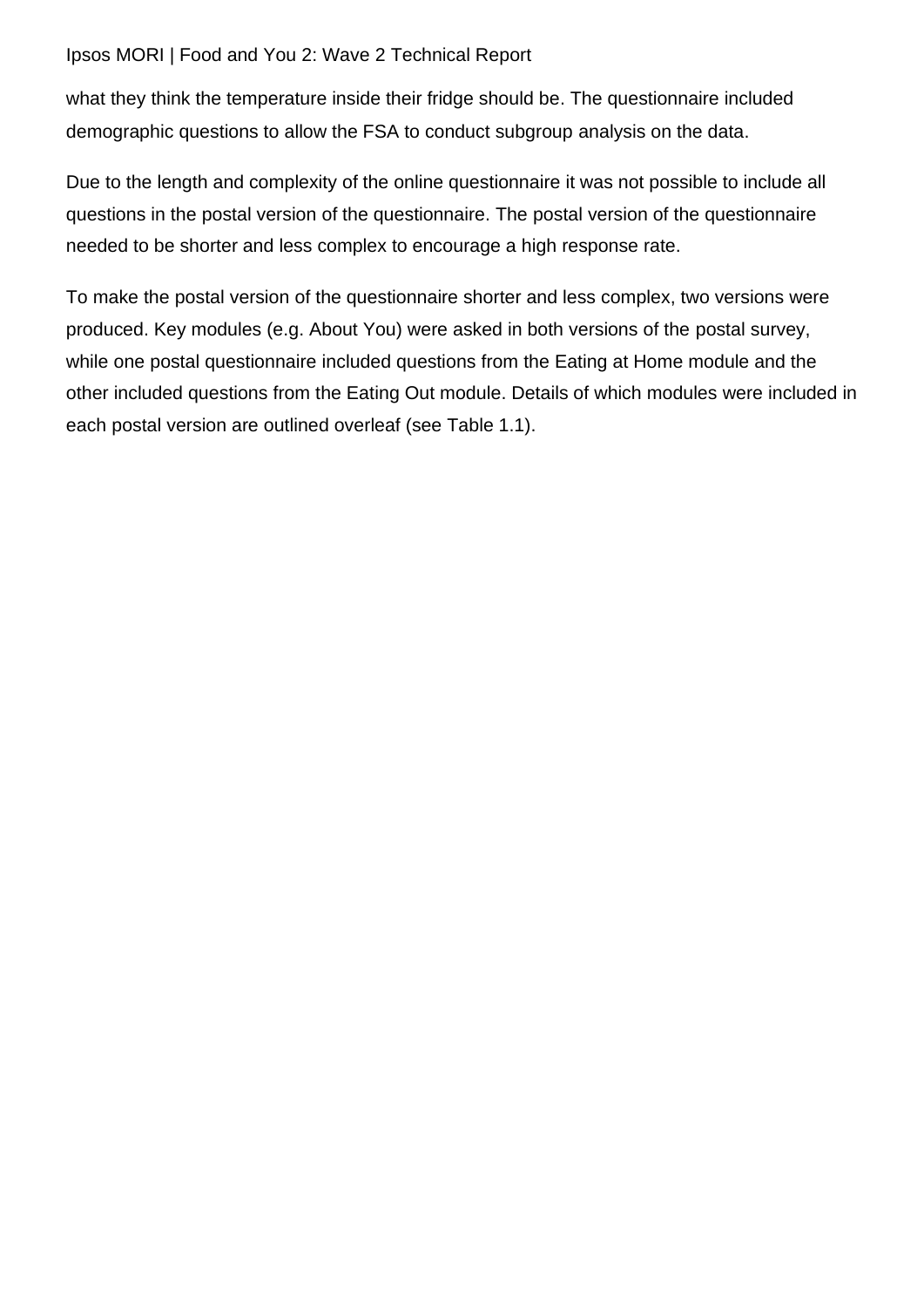what they think the temperature inside their fridge should be. The questionnaire included demographic questions to allow the FSA to conduct subgroup analysis on the data.

Due to the length and complexity of the online questionnaire it was not possible to include all questions in the postal version of the questionnaire. The postal version of the questionnaire needed to be shorter and less complex to encourage a high response rate.

To make the postal version of the questionnaire shorter and less complex, two versions were produced. Key modules (e.g. About You) were asked in both versions of the postal survey, while one postal questionnaire included questions from the Eating at Home module and the other included questions from the Eating Out module. Details of which modules were included in each postal version are outlined overleaf (see Table 1.1).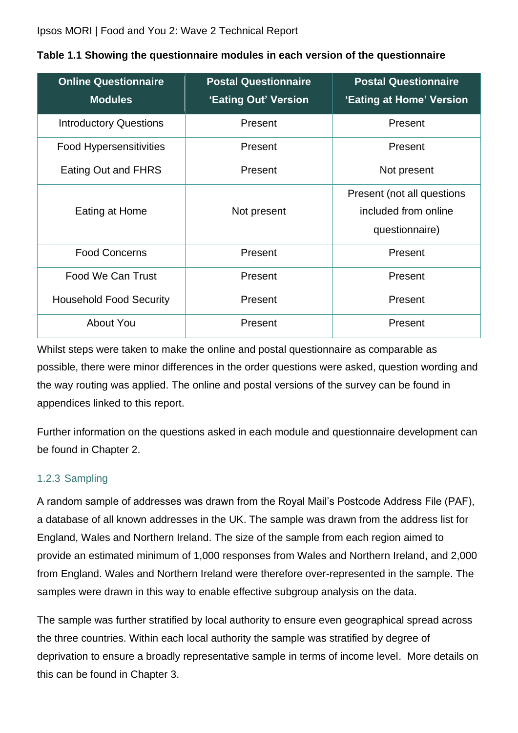**Table 1.1 Showing the questionnaire modules in each version of the questionnaire**

| Online Questionnaire Modules | Postal Questionnaire 'Eating Out' Version | Postal Questionnaire 'Eating at Home' Version |
|---|---|---|
| Introductory Questions | Present | Present |
| Food Hypersensitivities | Present | Present |
| Eating Out and FHRS | Present | Not present |
| Eating at Home | Not present | Present (not all questions included from online questionnaire) |
| Food Concerns | Present | Present |
| Food We Can Trust | Present | Present |
| Household Food Security | Present | Present |
| About You | Present | Present |

Whilst steps were taken to make the online and postal questionnaire as comparable as possible, there were minor differences in the order questions were asked, question wording and the way routing was applied. The online and postal versions of the survey can be found in appendices linked to this report.

Further information on the questions asked in each module and questionnaire development can be found in Chapter 2.

### 1.2.3 Sampling

A random sample of addresses was drawn from the Royal Mail's Postcode Address File (PAF), a database of all known addresses in the UK. The sample was drawn from the address list for England, Wales and Northern Ireland. The size of the sample from each region aimed to provide an estimated minimum of 1,000 responses from Wales and Northern Ireland, and 2,000 from England. Wales and Northern Ireland were therefore over-represented in the sample. The samples were drawn in this way to enable effective subgroup analysis on the data.

The sample was further stratified by local authority to ensure even geographical spread across the three countries. Within each local authority the sample was stratified by degree of deprivation to ensure a broadly representative sample in terms of income level. More details on this can be found in Chapter 3.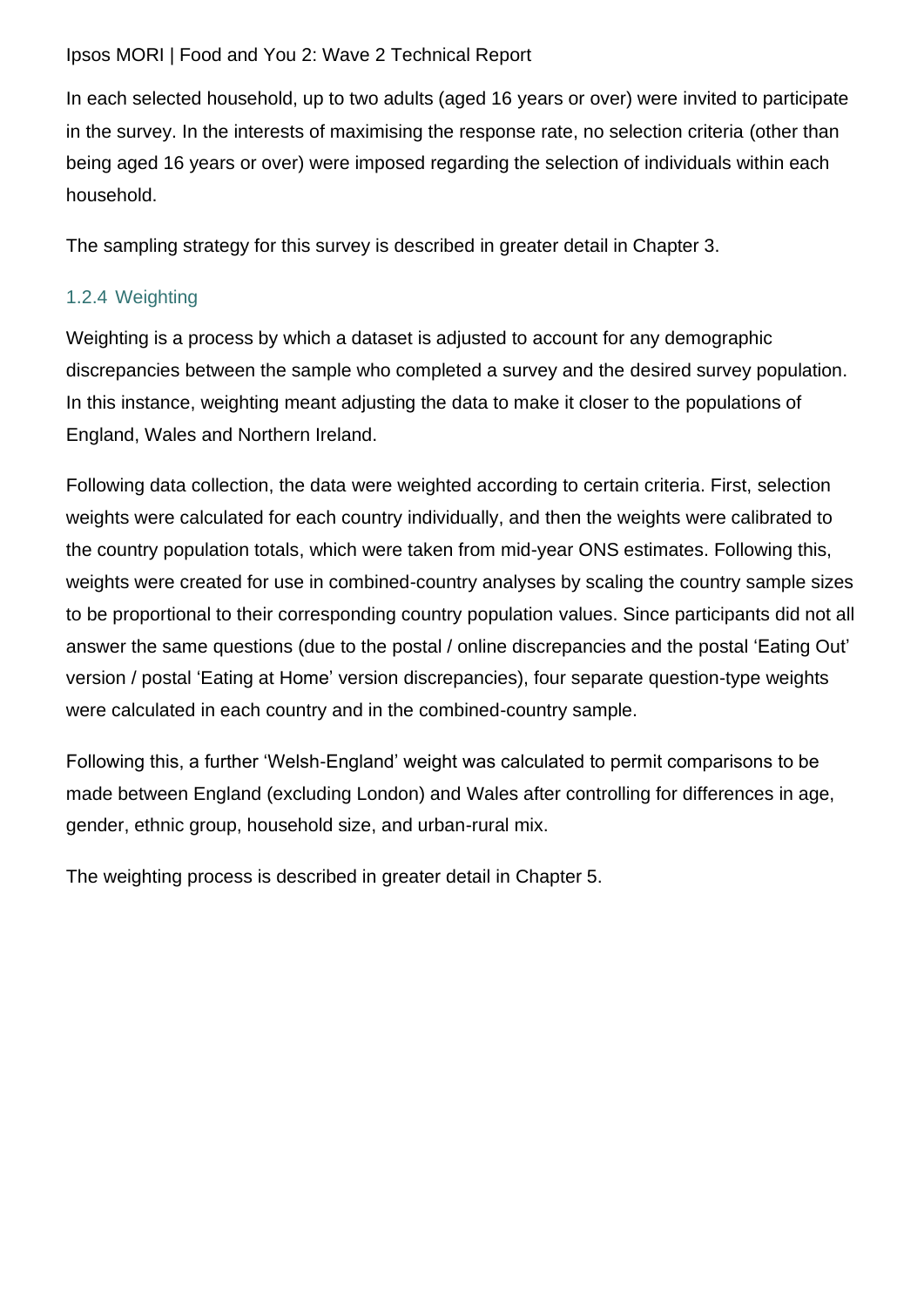In each selected household, up to two adults (aged 16 years or over) were invited to participate in the survey. In the interests of maximising the response rate, no selection criteria (other than being aged 16 years or over) were imposed regarding the selection of individuals within each household.

The sampling strategy for this survey is described in greater detail in Chapter 3.

### 1.2.4 Weighting

Weighting is a process by which a dataset is adjusted to account for any demographic discrepancies between the sample who completed a survey and the desired survey population. In this instance, weighting meant adjusting the data to make it closer to the populations of England, Wales and Northern Ireland.

Following data collection, the data were weighted according to certain criteria. First, selection weights were calculated for each country individually, and then the weights were calibrated to the country population totals, which were taken from mid-year ONS estimates. Following this, weights were created for use in combined-country analyses by scaling the country sample sizes to be proportional to their corresponding country population values. Since participants did not all answer the same questions (due to the postal / online discrepancies and the postal 'Eating Out' version / postal 'Eating at Home' version discrepancies), four separate question-type weights were calculated in each country and in the combined-country sample.

Following this, a further 'Welsh-England' weight was calculated to permit comparisons to be made between England (excluding London) and Wales after controlling for differences in age, gender, ethnic group, household size, and urban-rural mix.

The weighting process is described in greater detail in Chapter 5.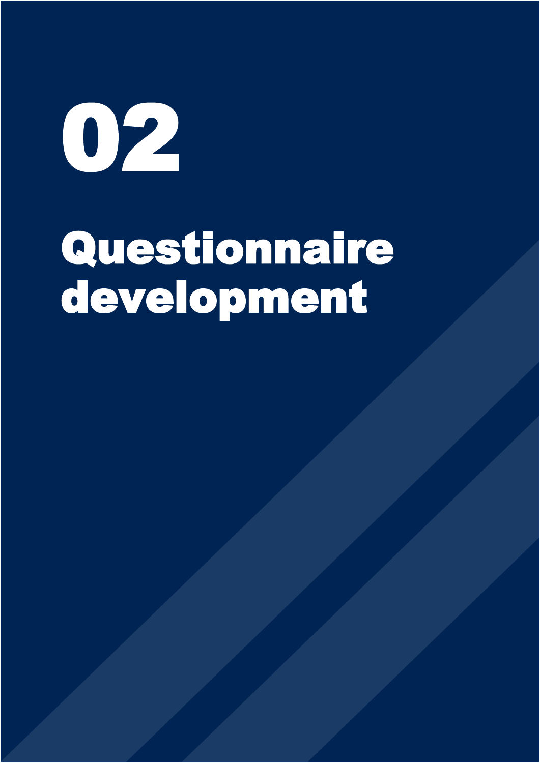# 02

# Questionnaire development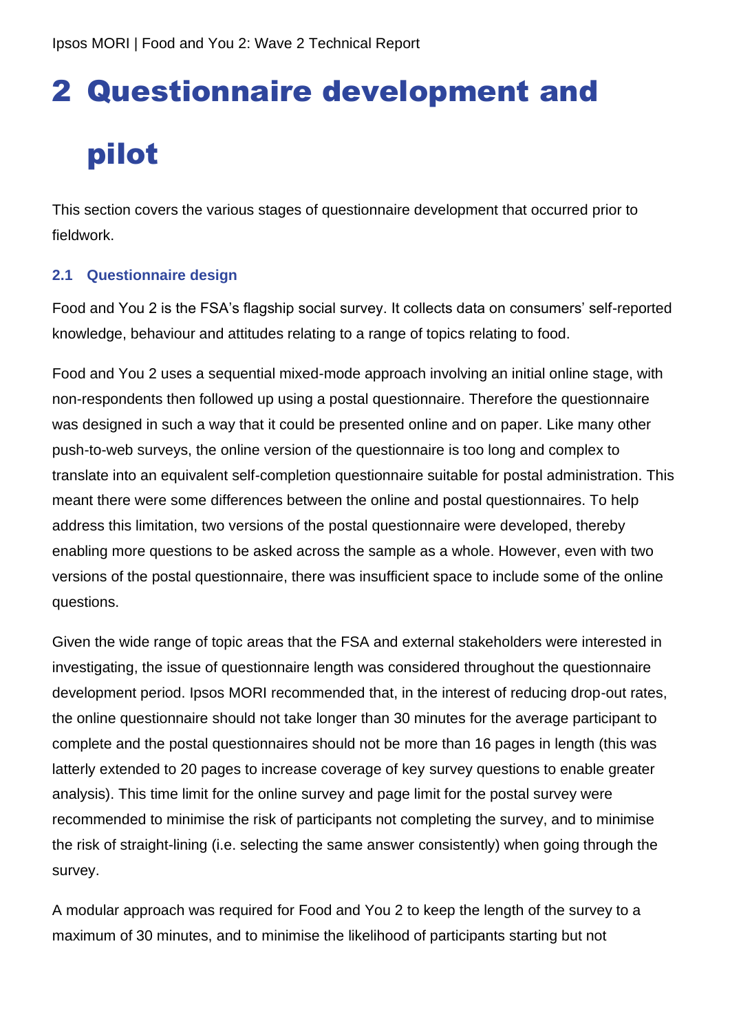# 2 Questionnaire development and pilot

This section covers the various stages of questionnaire development that occurred prior to fieldwork.

### 2.1 Questionnaire design

Food and You 2 is the FSA's flagship social survey. It collects data on consumers' self-reported knowledge, behaviour and attitudes relating to a range of topics relating to food.

Food and You 2 uses a sequential mixed-mode approach involving an initial online stage, with non-respondents then followed up using a postal questionnaire. Therefore the questionnaire was designed in such a way that it could be presented online and on paper. Like many other push-to-web surveys, the online version of the questionnaire is too long and complex to translate into an equivalent self-completion questionnaire suitable for postal administration. This meant there were some differences between the online and postal questionnaires. To help address this limitation, two versions of the postal questionnaire were developed, thereby enabling more questions to be asked across the sample as a whole. However, even with two versions of the postal questionnaire, there was insufficient space to include some of the online questions.

Given the wide range of topic areas that the FSA and external stakeholders were interested in investigating, the issue of questionnaire length was considered throughout the questionnaire development period. Ipsos MORI recommended that, in the interest of reducing drop-out rates, the online questionnaire should not take longer than 30 minutes for the average participant to complete and the postal questionnaires should not be more than 16 pages in length (this was latterly extended to 20 pages to increase coverage of key survey questions to enable greater analysis). This time limit for the online survey and page limit for the postal survey were recommended to minimise the risk of participants not completing the survey, and to minimise the risk of straight-lining (i.e. selecting the same answer consistently) when going through the survey.

A modular approach was required for Food and You 2 to keep the length of the survey to a maximum of 30 minutes, and to minimise the likelihood of participants starting but not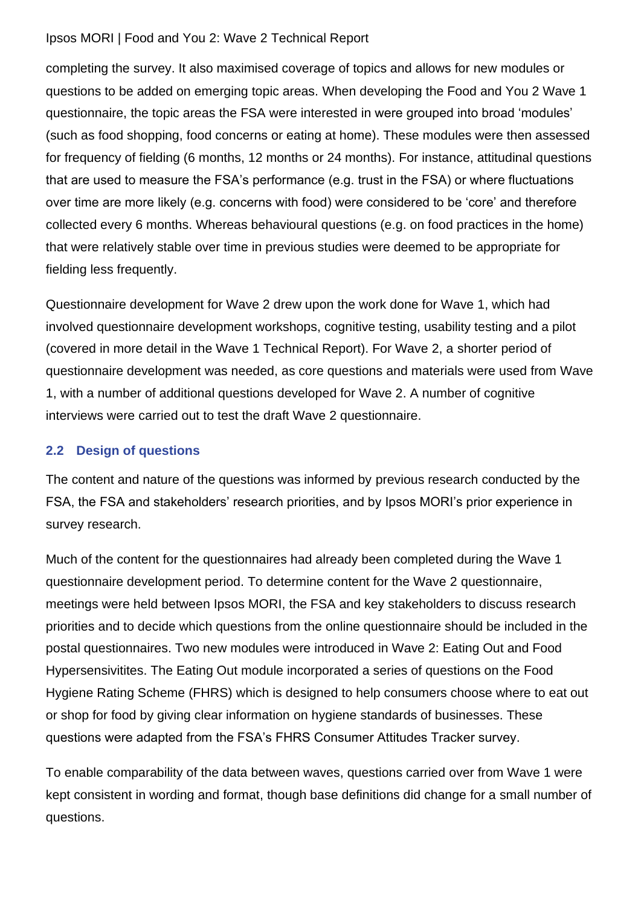completing the survey. It also maximised coverage of topics and allows for new modules or questions to be added on emerging topic areas. When developing the Food and You 2 Wave 1 questionnaire, the topic areas the FSA were interested in were grouped into broad 'modules' (such as food shopping, food concerns or eating at home). These modules were then assessed for frequency of fielding (6 months, 12 months or 24 months). For instance, attitudinal questions that are used to measure the FSA's performance (e.g. trust in the FSA) or where fluctuations over time are more likely (e.g. concerns with food) were considered to be 'core' and therefore collected every 6 months. Whereas behavioural questions (e.g. on food practices in the home) that were relatively stable over time in previous studies were deemed to be appropriate for fielding less frequently.

Questionnaire development for Wave 2 drew upon the work done for Wave 1, which had involved questionnaire development workshops, cognitive testing, usability testing and a pilot (covered in more detail in the Wave 1 Technical Report). For Wave 2, a shorter period of questionnaire development was needed, as core questions and materials were used from Wave 1, with a number of additional questions developed for Wave 2. A number of cognitive interviews were carried out to test the draft Wave 2 questionnaire.

## 2.2 Design of questions

The content and nature of the questions was informed by previous research conducted by the FSA, the FSA and stakeholders' research priorities, and by Ipsos MORI's prior experience in survey research.

Much of the content for the questionnaires had already been completed during the Wave 1 questionnaire development period. To determine content for the Wave 2 questionnaire, meetings were held between Ipsos MORI, the FSA and key stakeholders to discuss research priorities and to decide which questions from the online questionnaire should be included in the postal questionnaires. Two new modules were introduced in Wave 2: Eating Out and Food Hypersensivitites. The Eating Out module incorporated a series of questions on the Food Hygiene Rating Scheme (FHRS) which is designed to help consumers choose where to eat out or shop for food by giving clear information on hygiene standards of businesses. These questions were adapted from the FSA's FHRS Consumer Attitudes Tracker survey.

To enable comparability of the data between waves, questions carried over from Wave 1 were kept consistent in wording and format, though base definitions did change for a small number of questions.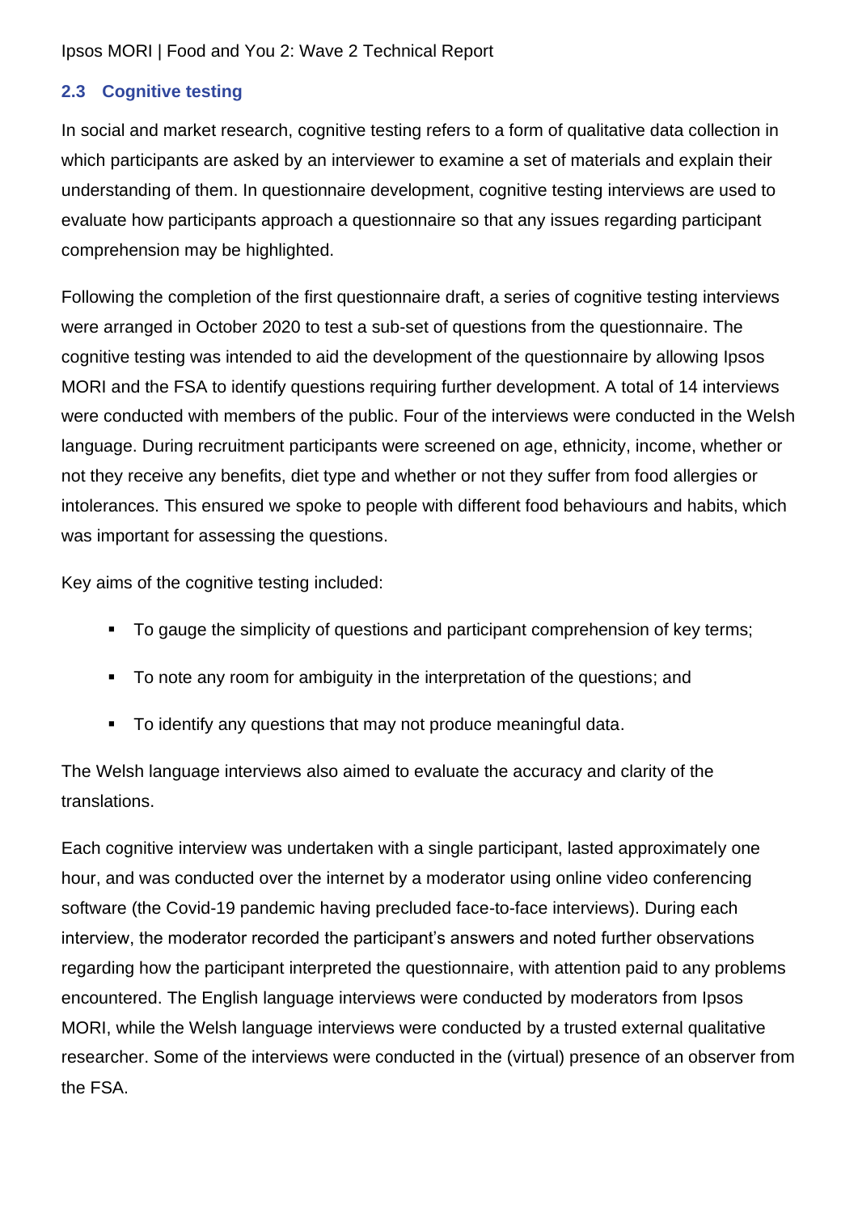## 2.3 Cognitive testing

In social and market research, cognitive testing refers to a form of qualitative data collection in which participants are asked by an interviewer to examine a set of materials and explain their understanding of them. In questionnaire development, cognitive testing interviews are used to evaluate how participants approach a questionnaire so that any issues regarding participant comprehension may be highlighted.

Following the completion of the first questionnaire draft, a series of cognitive testing interviews were arranged in October 2020 to test a sub-set of questions from the questionnaire. The cognitive testing was intended to aid the development of the questionnaire by allowing Ipsos MORI and the FSA to identify questions requiring further development. A total of 14 interviews were conducted with members of the public. Four of the interviews were conducted in the Welsh language. During recruitment participants were screened on age, ethnicity, income, whether or not they receive any benefits, diet type and whether or not they suffer from food allergies or intolerances. This ensured we spoke to people with different food behaviours and habits, which was important for assessing the questions.

Key aims of the cognitive testing included:

- To gauge the simplicity of questions and participant comprehension of key terms;
- To note any room for ambiguity in the interpretation of the questions; and
- To identify any questions that may not produce meaningful data.

The Welsh language interviews also aimed to evaluate the accuracy and clarity of the translations.

Each cognitive interview was undertaken with a single participant, lasted approximately one hour, and was conducted over the internet by a moderator using online video conferencing software (the Covid-19 pandemic having precluded face-to-face interviews). During each interview, the moderator recorded the participant's answers and noted further observations regarding how the participant interpreted the questionnaire, with attention paid to any problems encountered. The English language interviews were conducted by moderators from Ipsos MORI, while the Welsh language interviews were conducted by a trusted external qualitative researcher. Some of the interviews were conducted in the (virtual) presence of an observer from the FSA.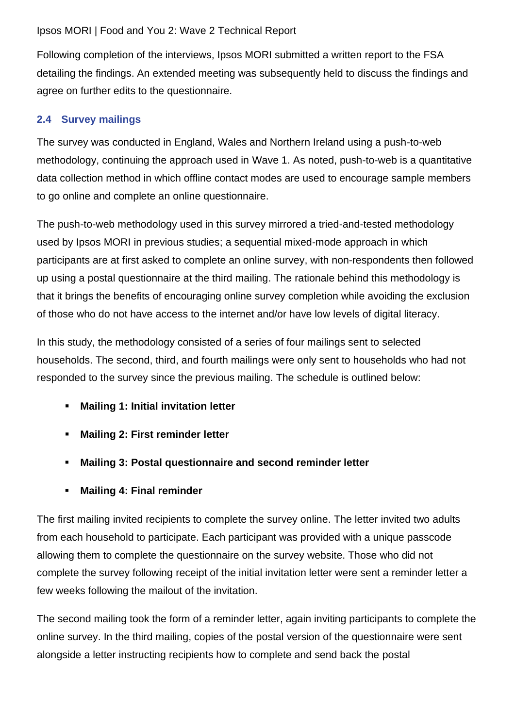Following completion of the interviews, Ipsos MORI submitted a written report to the FSA detailing the findings. An extended meeting was subsequently held to discuss the findings and agree on further edits to the questionnaire.

### 2.4 Survey mailings

The survey was conducted in England, Wales and Northern Ireland using a push-to-web methodology, continuing the approach used in Wave 1. As noted, push-to-web is a quantitative data collection method in which offline contact modes are used to encourage sample members to go online and complete an online questionnaire.

The push-to-web methodology used in this survey mirrored a tried-and-tested methodology used by Ipsos MORI in previous studies; a sequential mixed-mode approach in which participants are at first asked to complete an online survey, with non-respondents then followed up using a postal questionnaire at the third mailing. The rationale behind this methodology is that it brings the benefits of encouraging online survey completion while avoiding the exclusion of those who do not have access to the internet and/or have low levels of digital literacy.

In this study, the methodology consisted of a series of four mailings sent to selected households. The second, third, and fourth mailings were only sent to households who had not responded to the survey since the previous mailing. The schedule is outlined below:

- **Mailing 1: Initial invitation letter**
- **Mailing 2: First reminder letter**
- **Mailing 3: Postal questionnaire and second reminder letter**
- **Mailing 4: Final reminder**

The first mailing invited recipients to complete the survey online. The letter invited two adults from each household to participate. Each participant was provided with a unique passcode allowing them to complete the questionnaire on the survey website. Those who did not complete the survey following receipt of the initial invitation letter were sent a reminder letter a few weeks following the mailout of the invitation.

The second mailing took the form of a reminder letter, again inviting participants to complete the online survey. In the third mailing, copies of the postal version of the questionnaire were sent alongside a letter instructing recipients how to complete and send back the postal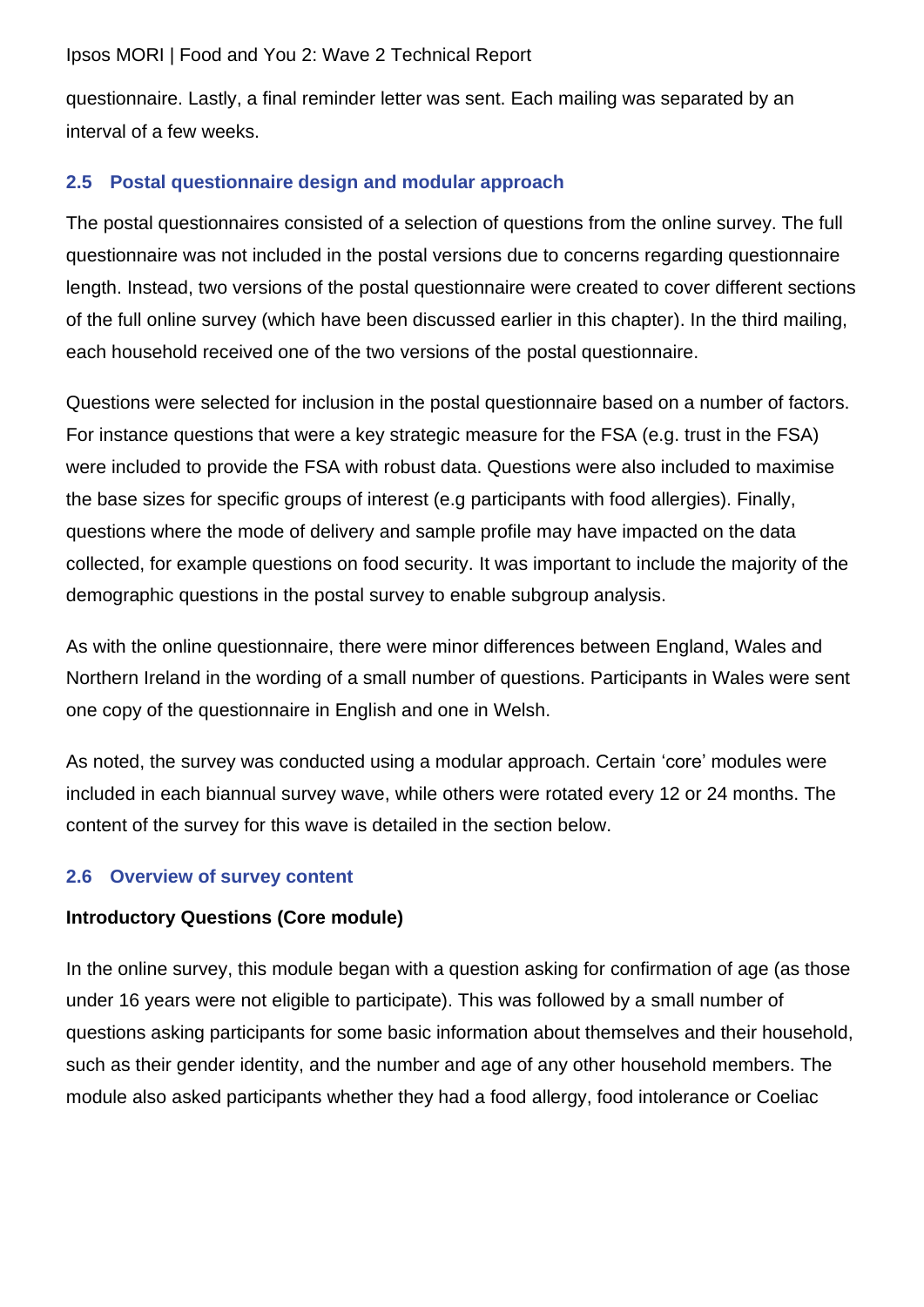questionnaire. Lastly, a final reminder letter was sent. Each mailing was separated by an interval of a few weeks.

## 2.5 Postal questionnaire design and modular approach

The postal questionnaires consisted of a selection of questions from the online survey. The full questionnaire was not included in the postal versions due to concerns regarding questionnaire length. Instead, two versions of the postal questionnaire were created to cover different sections of the full online survey (which have been discussed earlier in this chapter). In the third mailing, each household received one of the two versions of the postal questionnaire.

Questions were selected for inclusion in the postal questionnaire based on a number of factors. For instance questions that were a key strategic measure for the FSA (e.g. trust in the FSA) were included to provide the FSA with robust data. Questions were also included to maximise the base sizes for specific groups of interest (e.g participants with food allergies). Finally, questions where the mode of delivery and sample profile may have impacted on the data collected, for example questions on food security. It was important to include the majority of the demographic questions in the postal survey to enable subgroup analysis.

As with the online questionnaire, there were minor differences between England, Wales and Northern Ireland in the wording of a small number of questions. Participants in Wales were sent one copy of the questionnaire in English and one in Welsh.

As noted, the survey was conducted using a modular approach. Certain 'core' modules were included in each biannual survey wave, while others were rotated every 12 or 24 months. The content of the survey for this wave is detailed in the section below.

## 2.6 Overview of survey content

**Introductory Questions (Core module)**

In the online survey, this module began with a question asking for confirmation of age (as those under 16 years were not eligible to participate). This was followed by a small number of questions asking participants for some basic information about themselves and their household, such as their gender identity, and the number and age of any other household members. The module also asked participants whether they had a food allergy, food intolerance or Coeliac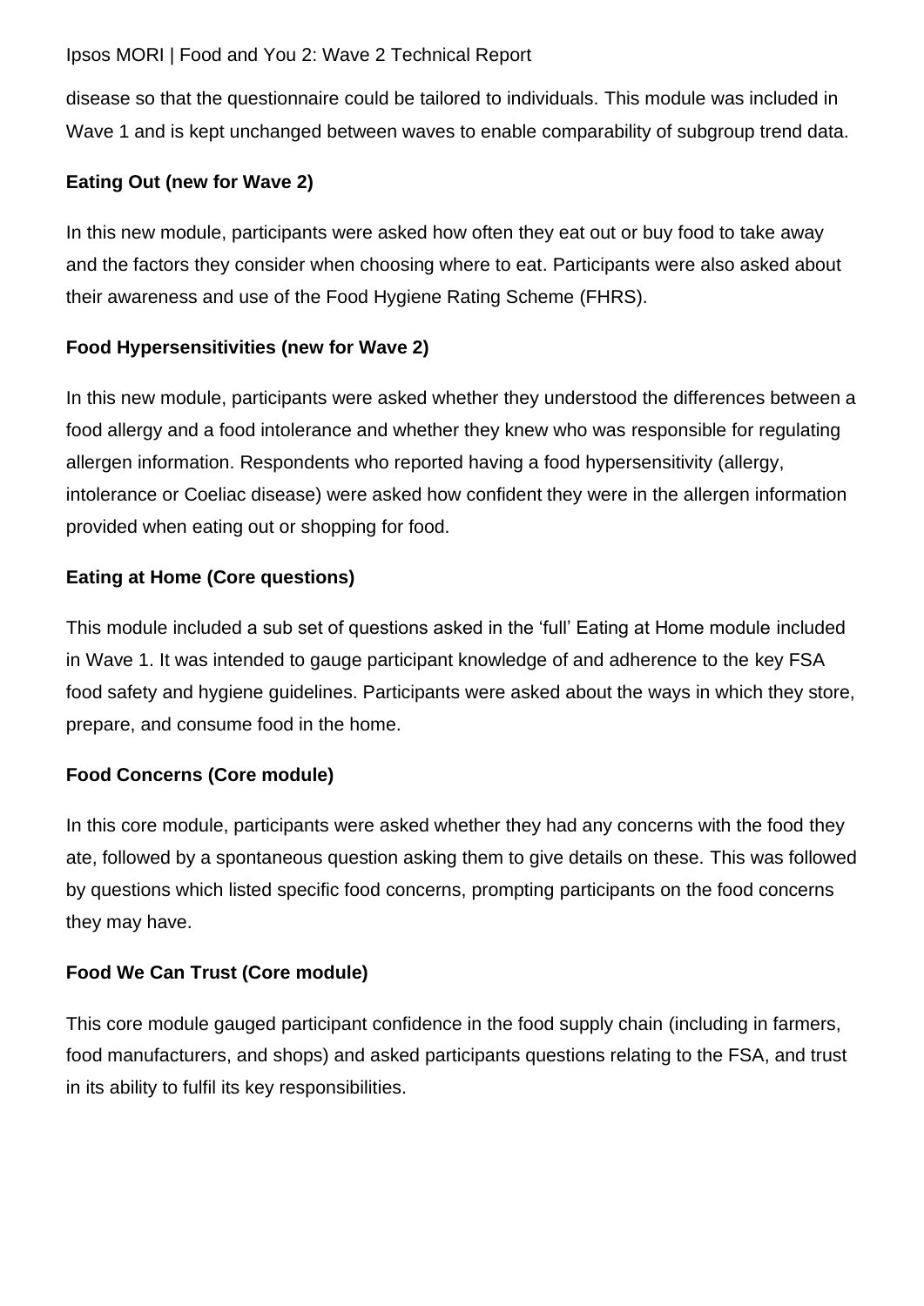disease so that the questionnaire could be tailored to individuals. This module was included in Wave 1 and is kept unchanged between waves to enable comparability of subgroup trend data.

**Eating Out (new for Wave 2)**

In this new module, participants were asked how often they eat out or buy food to take away and the factors they consider when choosing where to eat. Participants were also asked about their awareness and use of the Food Hygiene Rating Scheme (FHRS).

**Food Hypersensitivities (new for Wave 2)**

In this new module, participants were asked whether they understood the differences between a food allergy and a food intolerance and whether they knew who was responsible for regulating allergen information. Respondents who reported having a food hypersensitivity (allergy, intolerance or Coeliac disease) were asked how confident they were in the allergen information provided when eating out or shopping for food.

**Eating at Home (Core questions)**

This module included a sub set of questions asked in the 'full' Eating at Home module included in Wave 1. It was intended to gauge participant knowledge of and adherence to the key FSA food safety and hygiene guidelines. Participants were asked about the ways in which they store, prepare, and consume food in the home.

**Food Concerns (Core module)**

In this core module, participants were asked whether they had any concerns with the food they ate, followed by a spontaneous question asking them to give details on these. This was followed by questions which listed specific food concerns, prompting participants on the food concerns they may have.

**Food We Can Trust (Core module)**

This core module gauged participant confidence in the food supply chain (including in farmers, food manufacturers, and shops) and asked participants questions relating to the FSA, and trust in its ability to fulfil its key responsibilities.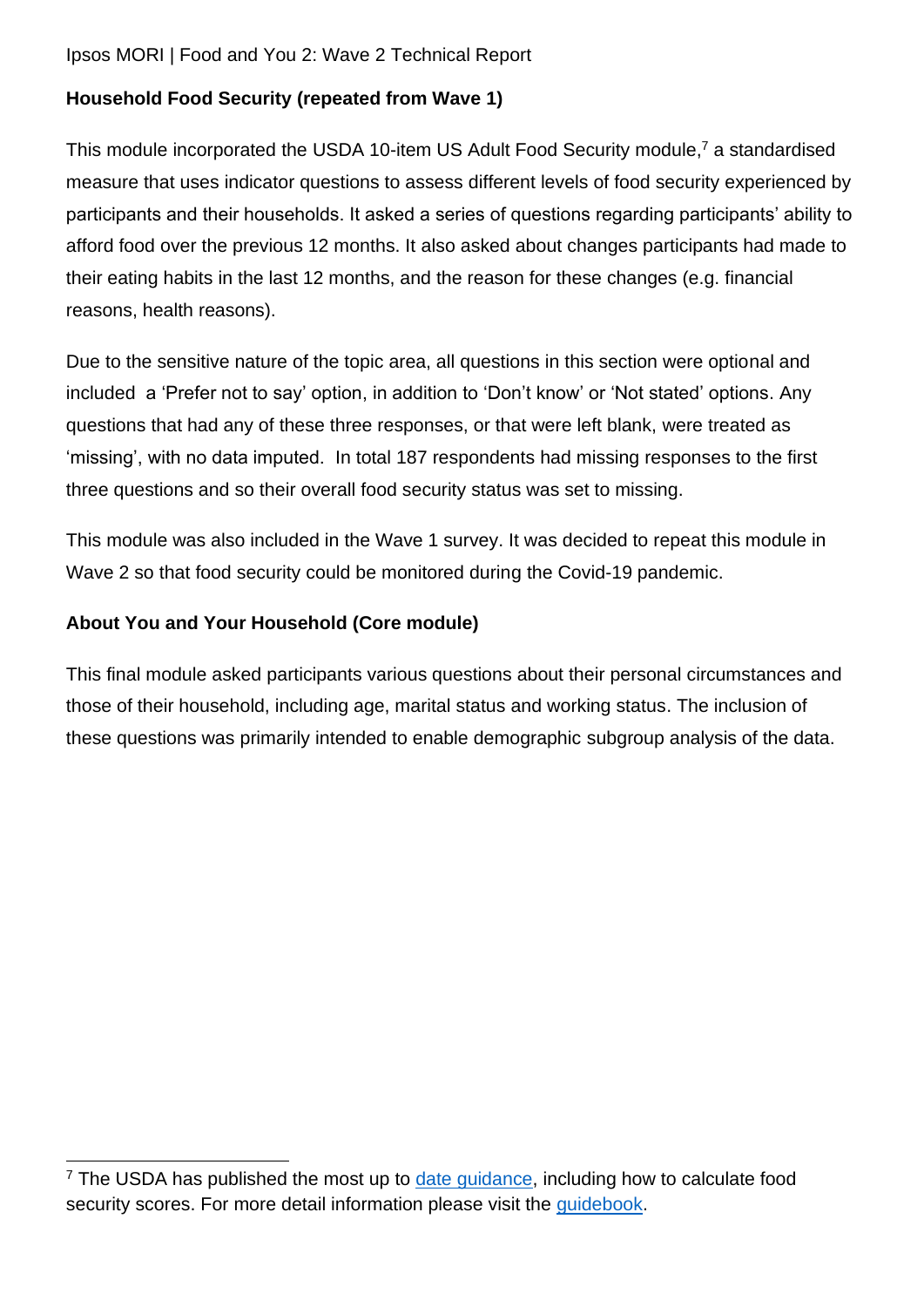**Household Food Security (repeated from Wave 1)**

This module incorporated the USDA 10-item US Adult Food Security module,[7] a standardised measure that uses indicator questions to assess different levels of food security experienced by participants and their households. It asked a series of questions regarding participants' ability to afford food over the previous 12 months. It also asked about changes participants had made to their eating habits in the last 12 months, and the reason for these changes (e.g. financial reasons, health reasons).

Due to the sensitive nature of the topic area, all questions in this section were optional and included a 'Prefer not to say' option, in addition to 'Don't know' or 'Not stated' options. Any questions that had any of these three responses, or that were left blank, were treated as 'missing', with no data imputed. In total 187 respondents had missing responses to the first three questions and so their overall food security status was set to missing.

This module was also included in the Wave 1 survey. It was decided to repeat this module in Wave 2 so that food security could be monitored during the Covid-19 pandemic.

**About You and Your Household (Core module)**

This final module asked participants various questions about their personal circumstances and those of their household, including age, marital status and working status. The inclusion of these questions was primarily intended to enable demographic subgroup analysis of the data.

[7] The USDA has published the most up to date guidance, including how to calculate food security scores. For more detail information please visit the guidebook.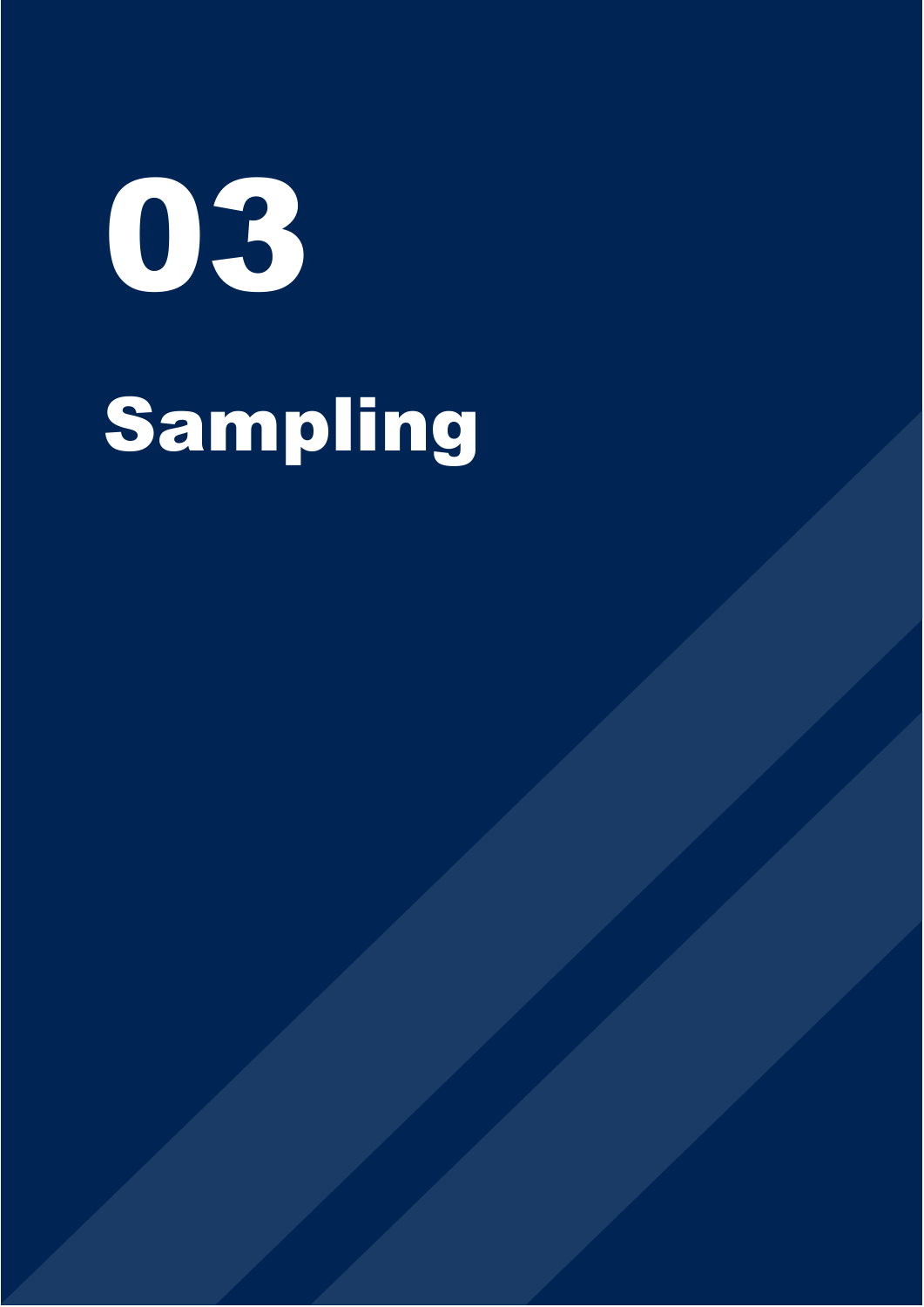# 03

# Sampling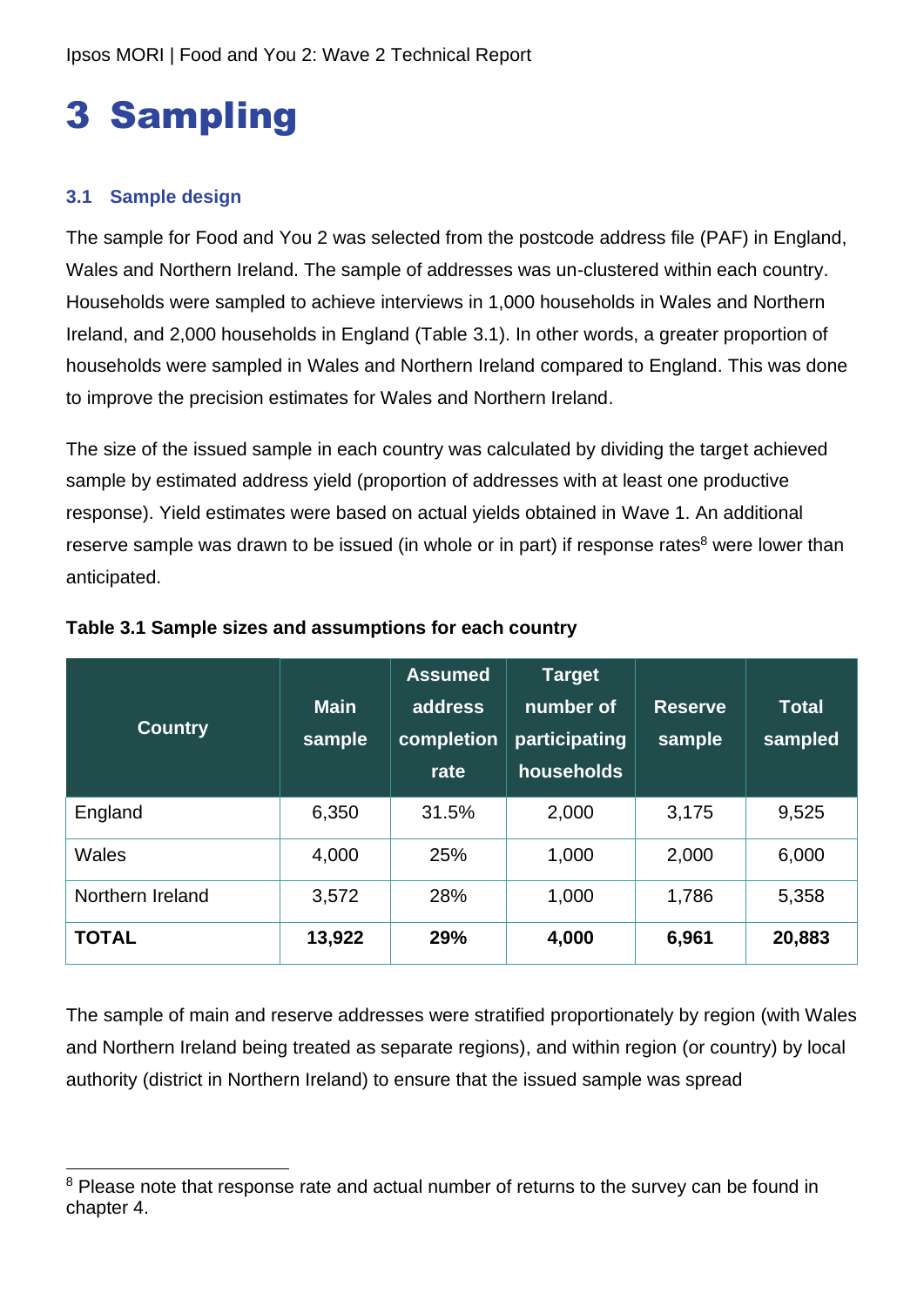# 3 Sampling

## 3.1 Sample design

The sample for Food and You 2 was selected from the postcode address file (PAF) in England, Wales and Northern Ireland. The sample of addresses was un-clustered within each country. Households were sampled to achieve interviews in 1,000 households in Wales and Northern Ireland, and 2,000 households in England (Table 3.1). In other words, a greater proportion of households were sampled in Wales and Northern Ireland compared to England. This was done to improve the precision estimates for Wales and Northern Ireland.

The size of the issued sample in each country was calculated by dividing the target achieved sample by estimated address yield (proportion of addresses with at least one productive response). Yield estimates were based on actual yields obtained in Wave 1. An additional reserve sample was drawn to be issued (in whole or in part) if response rates[8] were lower than anticipated.

**Table 3.1 Sample sizes and assumptions for each country**

| Country | Main sample | Assumed address completion rate | Target number of participating households | Reserve sample | Total sampled |
|---|---|---|---|---|---|
| England | 6,350 | 31.5% | 2,000 | 3,175 | 9,525 |
| Wales | 4,000 | 25% | 1,000 | 2,000 | 6,000 |
| Northern Ireland | 3,572 | 28% | 1,000 | 1,786 | 5,358 |
| **TOTAL** | **13,922** | **29%** | **4,000** | **6,961** | **20,883** |

The sample of main and reserve addresses were stratified proportionately by region (with Wales and Northern Ireland being treated as separate regions), and within region (or country) by local authority (district in Northern Ireland) to ensure that the issued sample was spread

[8] Please note that response rate and actual number of returns to the survey can be found in chapter 4.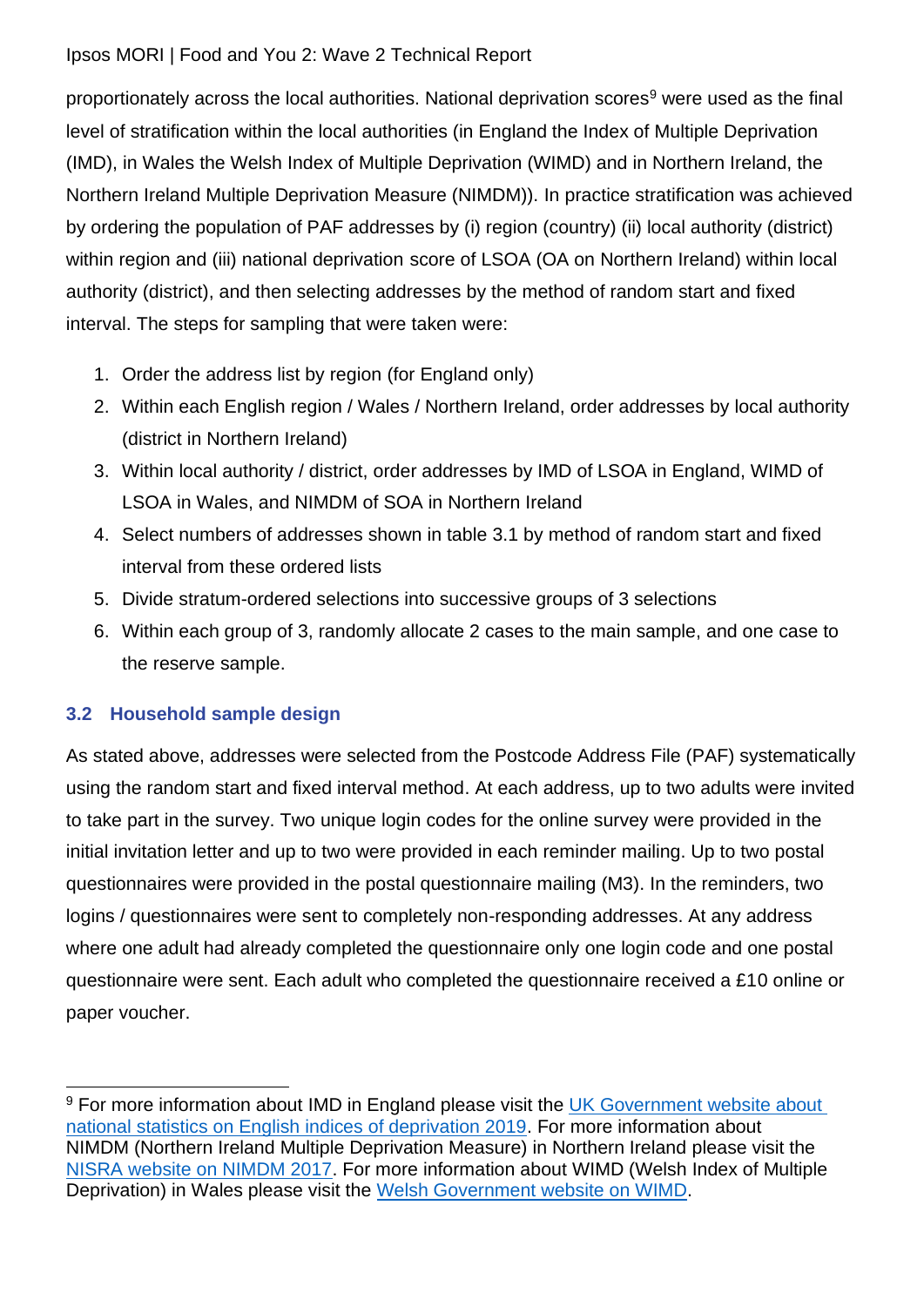proportionately across the local authorities. National deprivation scores[9] were used as the final level of stratification within the local authorities (in England the Index of Multiple Deprivation (IMD), in Wales the Welsh Index of Multiple Deprivation (WIMD) and in Northern Ireland, the Northern Ireland Multiple Deprivation Measure (NIMDM)). In practice stratification was achieved by ordering the population of PAF addresses by (i) region (country) (ii) local authority (district) within region and (iii) national deprivation score of LSOA (OA on Northern Ireland) within local authority (district), and then selecting addresses by the method of random start and fixed interval. The steps for sampling that were taken were:

1. Order the address list by region (for England only)
2. Within each English region / Wales / Northern Ireland, order addresses by local authority (district in Northern Ireland)
3. Within local authority / district, order addresses by IMD of LSOA in England, WIMD of LSOA in Wales, and NIMDM of SOA in Northern Ireland
4. Select numbers of addresses shown in table 3.1 by method of random start and fixed interval from these ordered lists
5. Divide stratum-ordered selections into successive groups of 3 selections
6. Within each group of 3, randomly allocate 2 cases to the main sample, and one case to the reserve sample.

## 3.2 Household sample design

As stated above, addresses were selected from the Postcode Address File (PAF) systematically using the random start and fixed interval method. At each address, up to two adults were invited to take part in the survey. Two unique login codes for the online survey were provided in the initial invitation letter and up to two were provided in each reminder mailing. Up to two postal questionnaires were provided in the postal questionnaire mailing (M3). In the reminders, two logins / questionnaires were sent to completely non-responding addresses. At any address where one adult had already completed the questionnaire only one login code and one postal questionnaire were sent. Each adult who completed the questionnaire received a £10 online or paper voucher.

---

[9] For more information about IMD in England please visit the UK Government website about national statistics on English indices of deprivation 2019. For more information about NIMDM (Northern Ireland Multiple Deprivation Measure) in Northern Ireland please visit the NISRA website on NIMDM 2017. For more information about WIMD (Welsh Index of Multiple Deprivation) in Wales please visit the Welsh Government website on WIMD.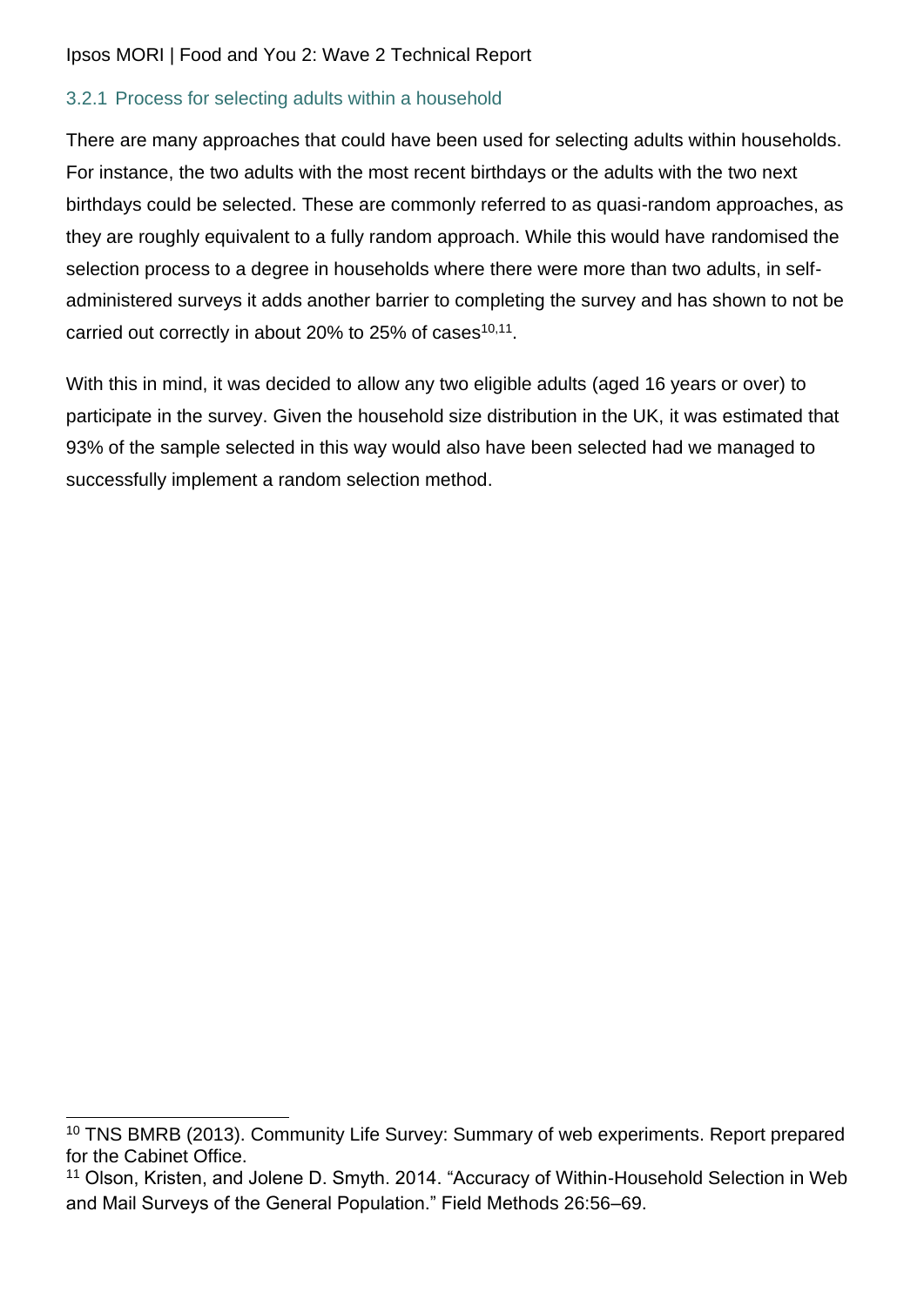### 3.2.1 Process for selecting adults within a household

There are many approaches that could have been used for selecting adults within households. For instance, the two adults with the most recent birthdays or the adults with the two next birthdays could be selected. These are commonly referred to as quasi-random approaches, as they are roughly equivalent to a fully random approach. While this would have randomised the selection process to a degree in households where there were more than two adults, in self-administered surveys it adds another barrier to completing the survey and has shown to not be carried out correctly in about 20% to 25% of cases[10,11].

With this in mind, it was decided to allow any two eligible adults (aged 16 years or over) to participate in the survey. Given the household size distribution in the UK, it was estimated that 93% of the sample selected in this way would also have been selected had we managed to successfully implement a random selection method.

---

[10] TNS BMRB (2013). Community Life Survey: Summary of web experiments. Report prepared for the Cabinet Office.

[11] Olson, Kristen, and Jolene D. Smyth. 2014. "Accuracy of Within-Household Selection in Web and Mail Surveys of the General Population." Field Methods 26:56–69.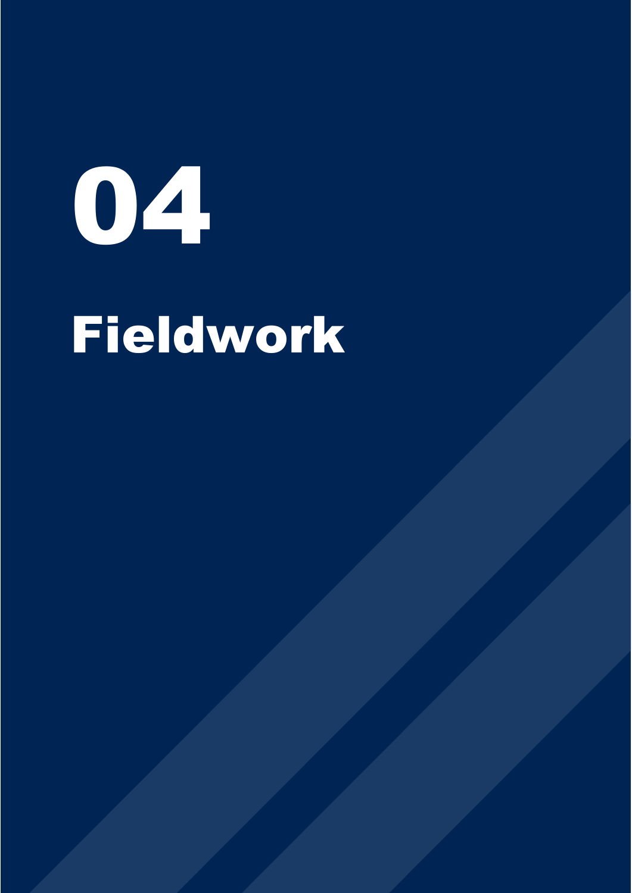# 04

# Fieldwork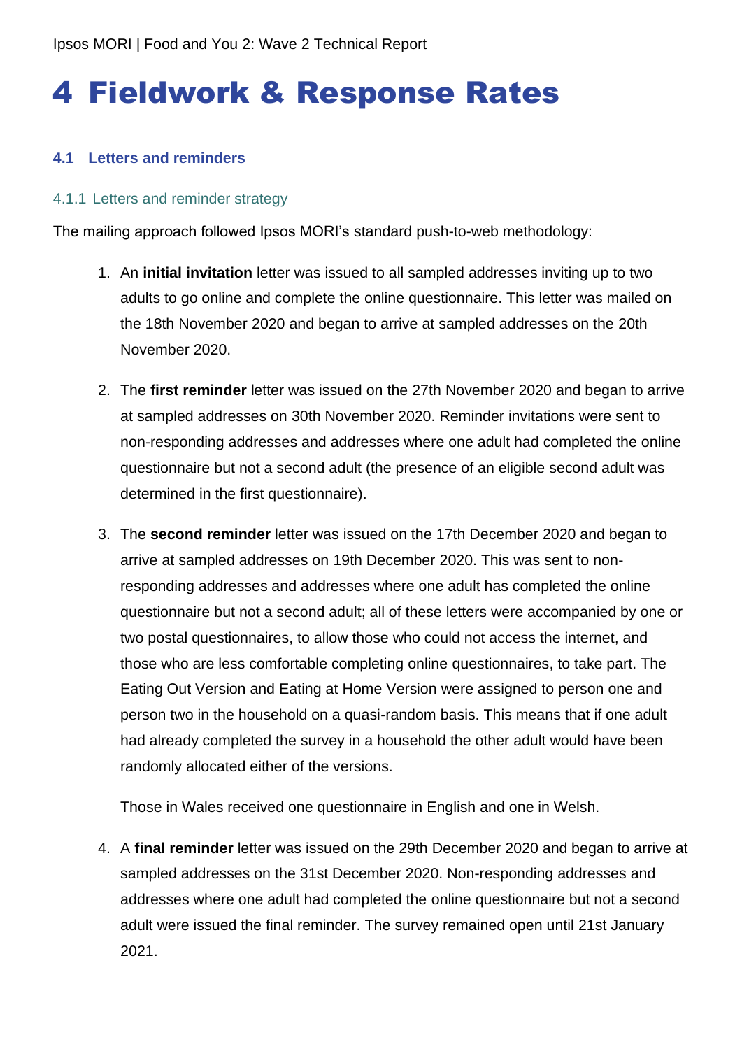# 4 Fieldwork & Response Rates

## 4.1 Letters and reminders

### 4.1.1 Letters and reminder strategy

The mailing approach followed Ipsos MORI's standard push-to-web methodology:

1. An **initial invitation** letter was issued to all sampled addresses inviting up to two adults to go online and complete the online questionnaire. This letter was mailed on the 18th November 2020 and began to arrive at sampled addresses on the 20th November 2020.

2. The **first reminder** letter was issued on the 27th November 2020 and began to arrive at sampled addresses on 30th November 2020. Reminder invitations were sent to non-responding addresses and addresses where one adult had completed the online questionnaire but not a second adult (the presence of an eligible second adult was determined in the first questionnaire).

3. The **second reminder** letter was issued on the 17th December 2020 and began to arrive at sampled addresses on 19th December 2020. This was sent to non-responding addresses and addresses where one adult has completed the online questionnaire but not a second adult; all of these letters were accompanied by one or two postal questionnaires, to allow those who could not access the internet, and those who are less comfortable completing online questionnaires, to take part. The Eating Out Version and Eating at Home Version were assigned to person one and person two in the household on a quasi-random basis. This means that if one adult had already completed the survey in a household the other adult would have been randomly allocated either of the versions.

   Those in Wales received one questionnaire in English and one in Welsh.

4. A **final reminder** letter was issued on the 29th December 2020 and began to arrive at sampled addresses on the 31st December 2020. Non-responding addresses and addresses where one adult had completed the online questionnaire but not a second adult were issued the final reminder. The survey remained open until 21st January 2021.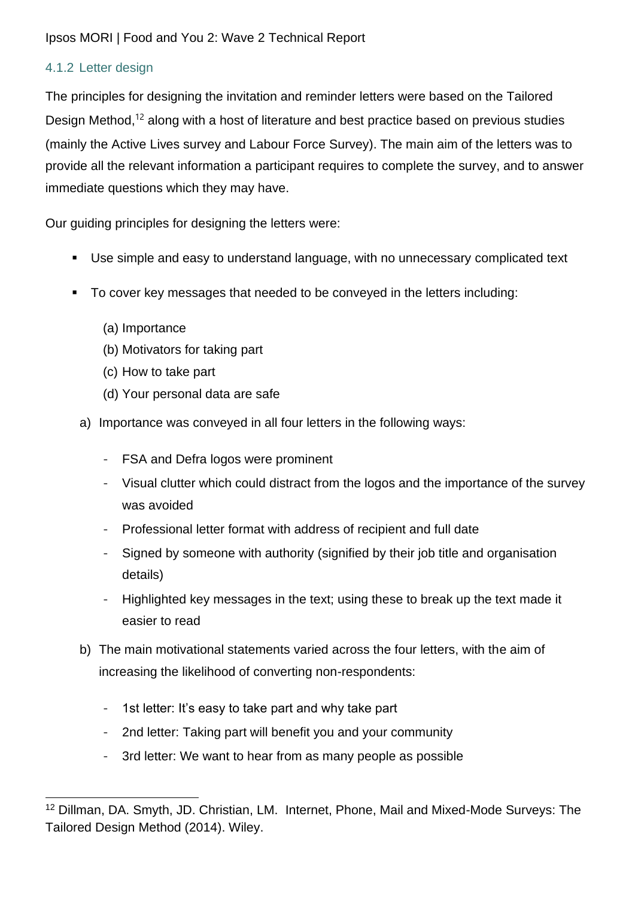### 4.1.2 Letter design

The principles for designing the invitation and reminder letters were based on the Tailored Design Method,[12] along with a host of literature and best practice based on previous studies (mainly the Active Lives survey and Labour Force Survey). The main aim of the letters was to provide all the relevant information a participant requires to complete the survey, and to answer immediate questions which they may have.

Our guiding principles for designing the letters were:

- Use simple and easy to understand language, with no unnecessary complicated text
- To cover key messages that needed to be conveyed in the letters including:
  - (a) Importance
  - (b) Motivators for taking part
  - (c) How to take part
  - (d) Your personal data are safe

a) Importance was conveyed in all four letters in the following ways:

   - FSA and Defra logos were prominent
   - Visual clutter which could distract from the logos and the importance of the survey was avoided
   - Professional letter format with address of recipient and full date
   - Signed by someone with authority (signified by their job title and organisation details)
   - Highlighted key messages in the text; using these to break up the text made it easier to read

b) The main motivational statements varied across the four letters, with the aim of increasing the likelihood of converting non-respondents:

   - 1st letter: It's easy to take part and why take part
   - 2nd letter: Taking part will benefit you and your community
   - 3rd letter: We want to hear from as many people as possible

[12] Dillman, DA. Smyth, JD. Christian, LM. Internet, Phone, Mail and Mixed-Mode Surveys: The Tailored Design Method (2014). Wiley.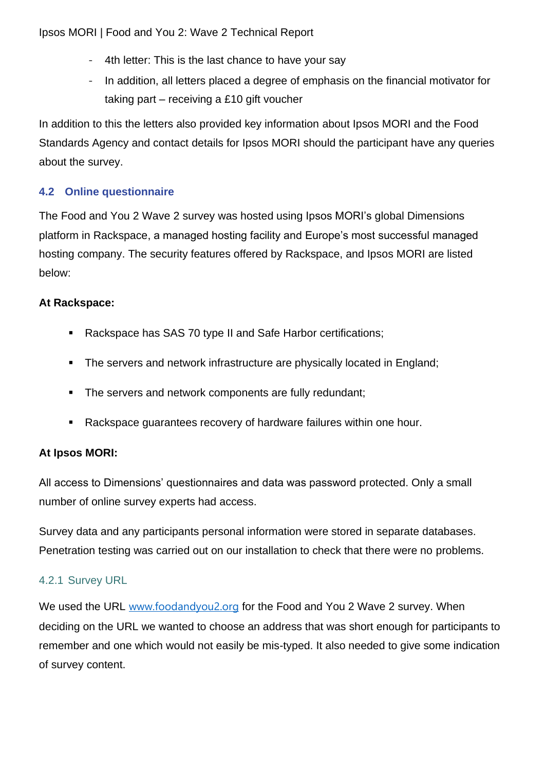- 4th letter: This is the last chance to have your say
- In addition, all letters placed a degree of emphasis on the financial motivator for taking part – receiving a £10 gift voucher

In addition to this the letters also provided key information about Ipsos MORI and the Food Standards Agency and contact details for Ipsos MORI should the participant have any queries about the survey.

## 4.2 Online questionnaire

The Food and You 2 Wave 2 survey was hosted using Ipsos MORI's global Dimensions platform in Rackspace, a managed hosting facility and Europe's most successful managed hosting company. The security features offered by Rackspace, and Ipsos MORI are listed below:

**At Rackspace:**

- Rackspace has SAS 70 type II and Safe Harbor certifications;
- The servers and network infrastructure are physically located in England;
- The servers and network components are fully redundant;
- Rackspace guarantees recovery of hardware failures within one hour.

**At Ipsos MORI:**

All access to Dimensions' questionnaires and data was password protected. Only a small number of online survey experts had access.

Survey data and any participants personal information were stored in separate databases. Penetration testing was carried out on our installation to check that there were no problems.

### 4.2.1 Survey URL

We used the URL www.foodandyou2.org for the Food and You 2 Wave 2 survey. When deciding on the URL we wanted to choose an address that was short enough for participants to remember and one which would not easily be mis-typed. It also needed to give some indication of survey content.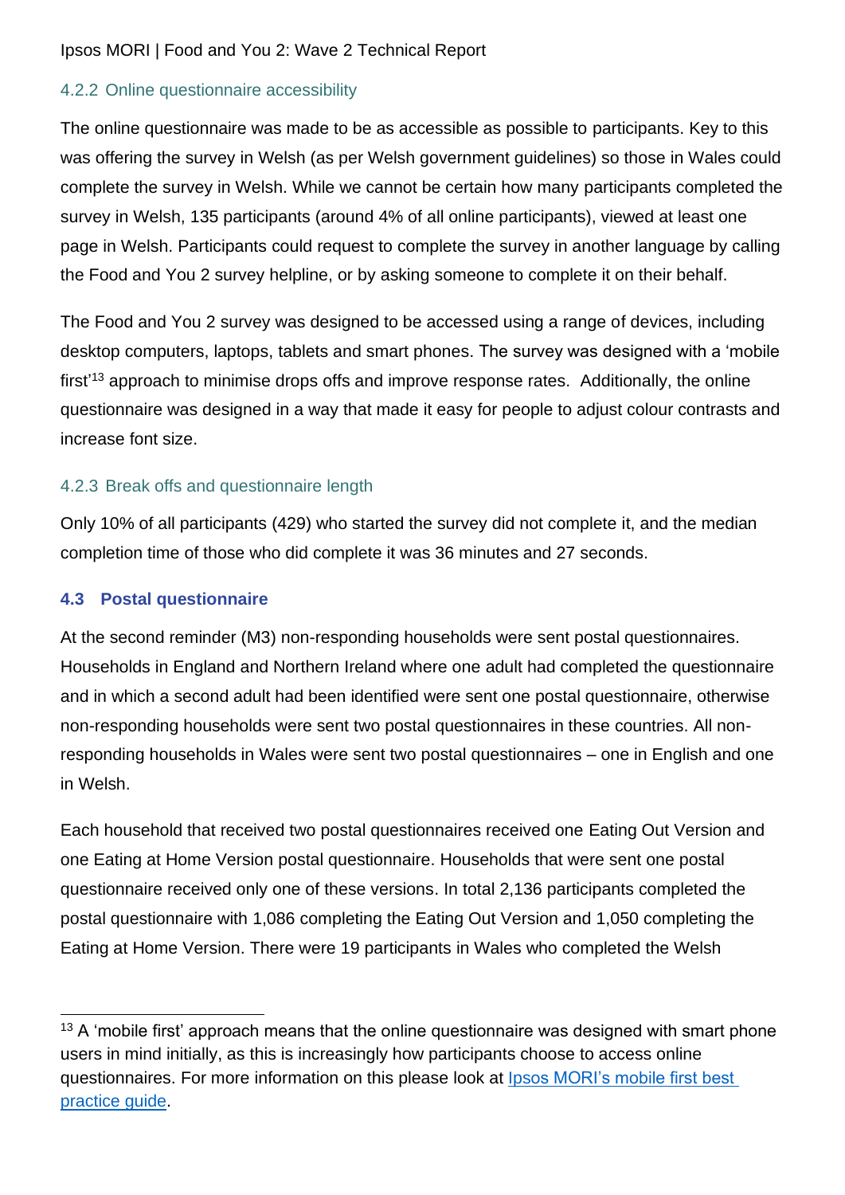### 4.2.2 Online questionnaire accessibility

The online questionnaire was made to be as accessible as possible to participants. Key to this was offering the survey in Welsh (as per Welsh government guidelines) so those in Wales could complete the survey in Welsh. While we cannot be certain how many participants completed the survey in Welsh, 135 participants (around 4% of all online participants), viewed at least one page in Welsh. Participants could request to complete the survey in another language by calling the Food and You 2 survey helpline, or by asking someone to complete it on their behalf.

The Food and You 2 survey was designed to be accessed using a range of devices, including desktop computers, laptops, tablets and smart phones. The survey was designed with a 'mobile first'[13] approach to minimise drops offs and improve response rates. Additionally, the online questionnaire was designed in a way that made it easy for people to adjust colour contrasts and increase font size.

### 4.2.3 Break offs and questionnaire length

Only 10% of all participants (429) who started the survey did not complete it, and the median completion time of those who did complete it was 36 minutes and 27 seconds.

## 4.3 Postal questionnaire

At the second reminder (M3) non-responding households were sent postal questionnaires. Households in England and Northern Ireland where one adult had completed the questionnaire and in which a second adult had been identified were sent one postal questionnaire, otherwise non-responding households were sent two postal questionnaires in these countries. All non-responding households in Wales were sent two postal questionnaires – one in English and one in Welsh.

Each household that received two postal questionnaires received one Eating Out Version and one Eating at Home Version postal questionnaire. Households that were sent one postal questionnaire received only one of these versions. In total 2,136 participants completed the postal questionnaire with 1,086 completing the Eating Out Version and 1,050 completing the Eating at Home Version. There were 19 participants in Wales who completed the Welsh

[13] A 'mobile first' approach means that the online questionnaire was designed with smart phone users in mind initially, as this is increasingly how participants choose to access online questionnaires. For more information on this please look at [Ipsos MORI's mobile first best practice guide](Ipsos MORI's mobile first best practice guide).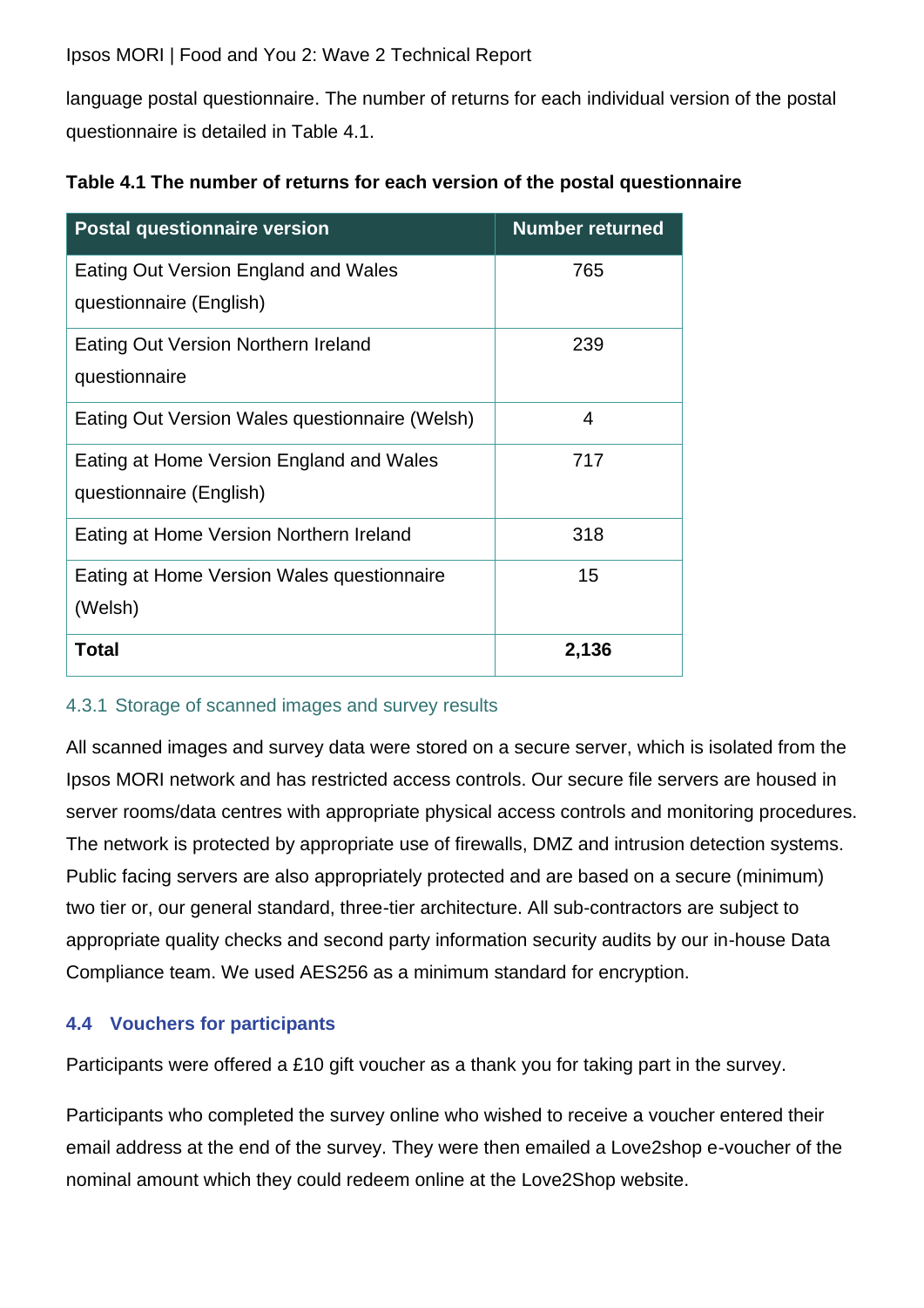language postal questionnaire. The number of returns for each individual version of the postal questionnaire is detailed in Table 4.1.

**Table 4.1 The number of returns for each version of the postal questionnaire**

| Postal questionnaire version | Number returned |
|---|---|
| Eating Out Version England and Wales questionnaire (English) | 765 |
| Eating Out Version Northern Ireland questionnaire | 239 |
| Eating Out Version Wales questionnaire (Welsh) | 4 |
| Eating at Home Version England and Wales questionnaire (English) | 717 |
| Eating at Home Version Northern Ireland | 318 |
| Eating at Home Version Wales questionnaire (Welsh) | 15 |
| **Total** | **2,136** |

#### 4.3.1 Storage of scanned images and survey results

All scanned images and survey data were stored on a secure server, which is isolated from the Ipsos MORI network and has restricted access controls. Our secure file servers are housed in server rooms/data centres with appropriate physical access controls and monitoring procedures. The network is protected by appropriate use of firewalls, DMZ and intrusion detection systems. Public facing servers are also appropriately protected and are based on a secure (minimum) two tier or, our general standard, three-tier architecture. All sub-contractors are subject to appropriate quality checks and second party information security audits by our in-house Data Compliance team. We used AES256 as a minimum standard for encryption.

### 4.4 Vouchers for participants

Participants were offered a £10 gift voucher as a thank you for taking part in the survey.

Participants who completed the survey online who wished to receive a voucher entered their email address at the end of the survey. They were then emailed a Love2shop e-voucher of the nominal amount which they could redeem online at the Love2Shop website.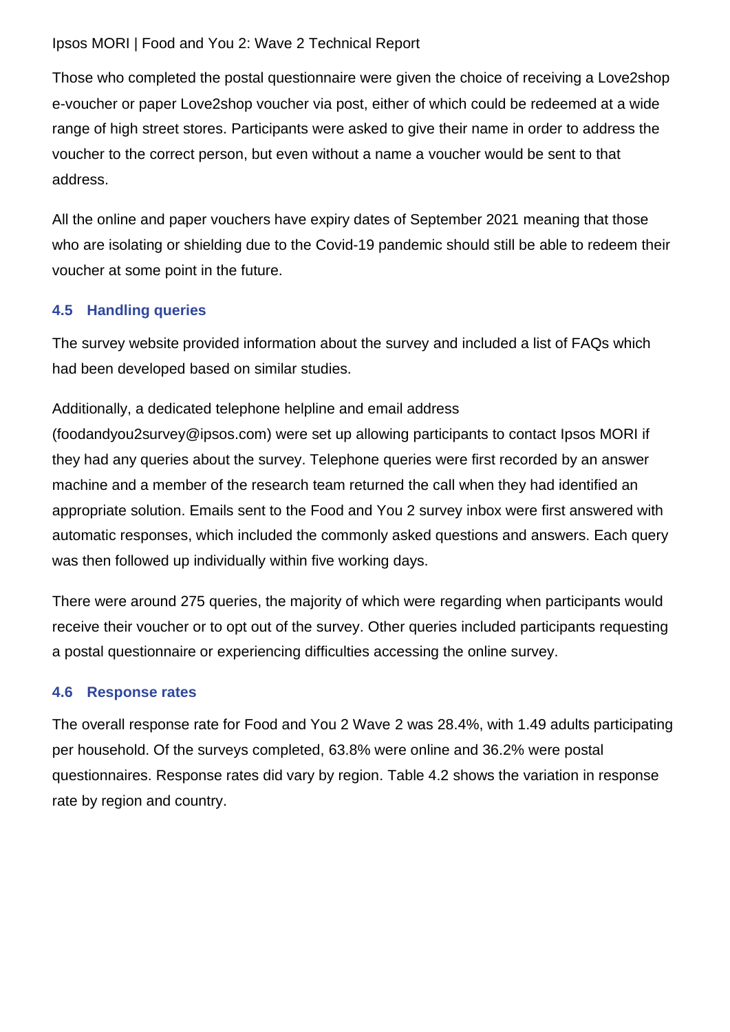Those who completed the postal questionnaire were given the choice of receiving a Love2shop e-voucher or paper Love2shop voucher via post, either of which could be redeemed at a wide range of high street stores. Participants were asked to give their name in order to address the voucher to the correct person, but even without a name a voucher would be sent to that address.

All the online and paper vouchers have expiry dates of September 2021 meaning that those who are isolating or shielding due to the Covid-19 pandemic should still be able to redeem their voucher at some point in the future.

### 4.5 Handling queries

The survey website provided information about the survey and included a list of FAQs which had been developed based on similar studies.

Additionally, a dedicated telephone helpline and email address (foodandyou2survey@ipsos.com) were set up allowing participants to contact Ipsos MORI if they had any queries about the survey. Telephone queries were first recorded by an answer machine and a member of the research team returned the call when they had identified an appropriate solution. Emails sent to the Food and You 2 survey inbox were first answered with automatic responses, which included the commonly asked questions and answers. Each query was then followed up individually within five working days.

There were around 275 queries, the majority of which were regarding when participants would receive their voucher or to opt out of the survey. Other queries included participants requesting a postal questionnaire or experiencing difficulties accessing the online survey.

### 4.6 Response rates

The overall response rate for Food and You 2 Wave 2 was 28.4%, with 1.49 adults participating per household. Of the surveys completed, 63.8% were online and 36.2% were postal questionnaires. Response rates did vary by region. Table 4.2 shows the variation in response rate by region and country.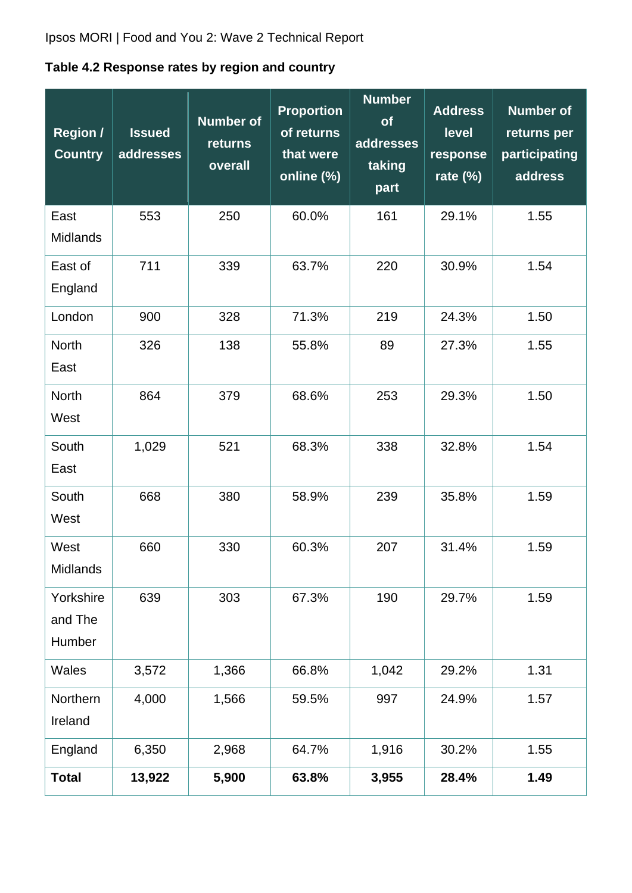**Table 4.2 Response rates by region and country**

| Region / Country | Issued addresses | Number of returns overall | Proportion of returns that were online (%) | Number of addresses taking part | Address level response rate (%) | Number of returns per participating address |
|---|---|---|---|---|---|---|
| East Midlands | 553 | 250 | 60.0% | 161 | 29.1% | 1.55 |
| East of England | 711 | 339 | 63.7% | 220 | 30.9% | 1.54 |
| London | 900 | 328 | 71.3% | 219 | 24.3% | 1.50 |
| North East | 326 | 138 | 55.8% | 89 | 27.3% | 1.55 |
| North West | 864 | 379 | 68.6% | 253 | 29.3% | 1.50 |
| South East | 1,029 | 521 | 68.3% | 338 | 32.8% | 1.54 |
| South West | 668 | 380 | 58.9% | 239 | 35.8% | 1.59 |
| West Midlands | 660 | 330 | 60.3% | 207 | 31.4% | 1.59 |
| Yorkshire and The Humber | 639 | 303 | 67.3% | 190 | 29.7% | 1.59 |
| Wales | 3,572 | 1,366 | 66.8% | 1,042 | 29.2% | 1.31 |
| Northern Ireland | 4,000 | 1,566 | 59.5% | 997 | 24.9% | 1.57 |
| England | 6,350 | 2,968 | 64.7% | 1,916 | 30.2% | 1.55 |
| **Total** | **13,922** | **5,900** | **63.8%** | **3,955** | **28.4%** | **1.49** |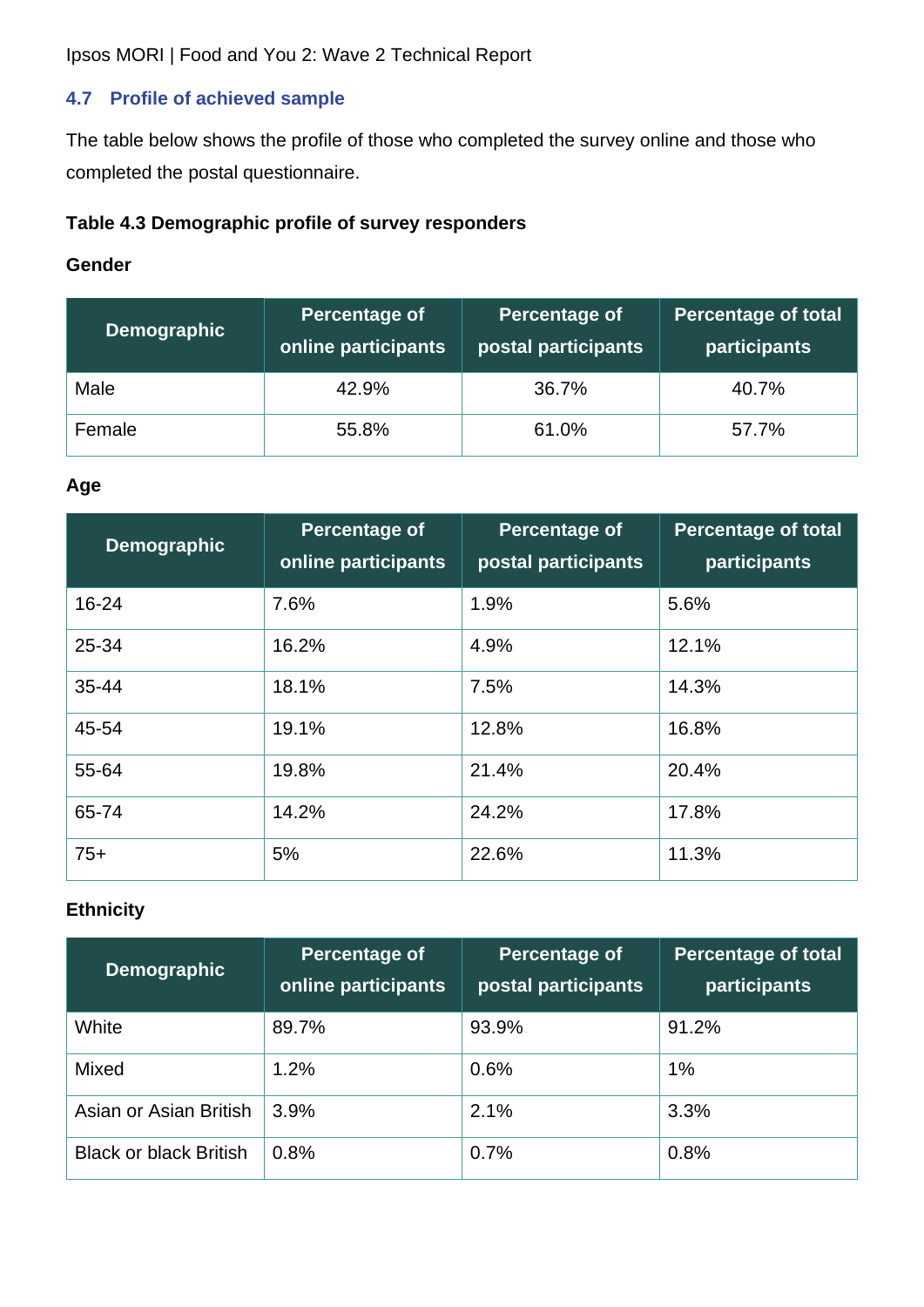## 4.7 Profile of achieved sample

The table below shows the profile of those who completed the survey online and those who completed the postal questionnaire.

**Table 4.3 Demographic profile of survey responders**

**Gender**

| Demographic | Percentage of online participants | Percentage of postal participants | Percentage of total participants |
|---|---|---|---|
| Male | 42.9% | 36.7% | 40.7% |
| Female | 55.8% | 61.0% | 57.7% |

**Age**

| Demographic | Percentage of online participants | Percentage of postal participants | Percentage of total participants |
|---|---|---|---|
| 16-24 | 7.6% | 1.9% | 5.6% |
| 25-34 | 16.2% | 4.9% | 12.1% |
| 35-44 | 18.1% | 7.5% | 14.3% |
| 45-54 | 19.1% | 12.8% | 16.8% |
| 55-64 | 19.8% | 21.4% | 20.4% |
| 65-74 | 14.2% | 24.2% | 17.8% |
| 75+ | 5% | 22.6% | 11.3% |

**Ethnicity**

| Demographic | Percentage of online participants | Percentage of postal participants | Percentage of total participants |
|---|---|---|---|
| White | 89.7% | 93.9% | 91.2% |
| Mixed | 1.2% | 0.6% | 1% |
| Asian or Asian British | 3.9% | 2.1% | 3.3% |
| Black or black British | 0.8% | 0.7% | 0.8% |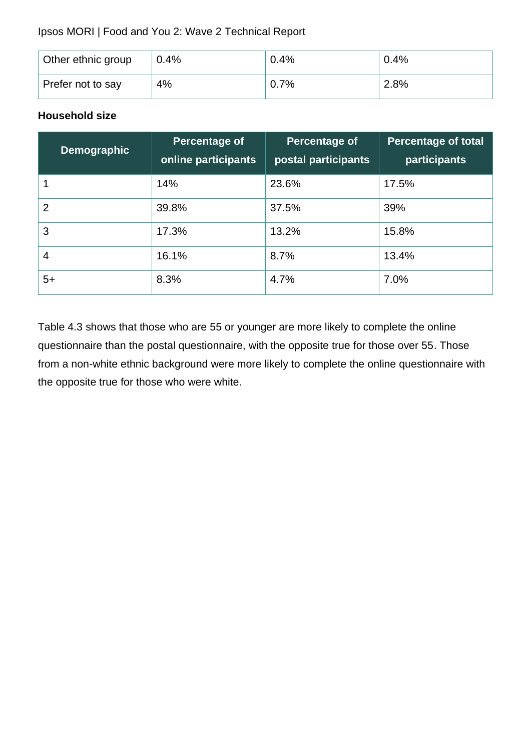| Other ethnic group | 0.4% | 0.4% | 0.4% |
|---|---|---|---|
| Prefer not to say | 4% | 0.7% | 2.8% |

**Household size**

| Demographic | Percentage of online participants | Percentage of postal participants | Percentage of total participants |
|---|---|---|---|
| 1 | 14% | 23.6% | 17.5% |
| 2 | 39.8% | 37.5% | 39% |
| 3 | 17.3% | 13.2% | 15.8% |
| 4 | 16.1% | 8.7% | 13.4% |
| 5+ | 8.3% | 4.7% | 7.0% |

Table 4.3 shows that those who are 55 or younger are more likely to complete the online questionnaire than the postal questionnaire, with the opposite true for those over 55. Those from a non-white ethnic background were more likely to complete the online questionnaire with the opposite true for those who were white.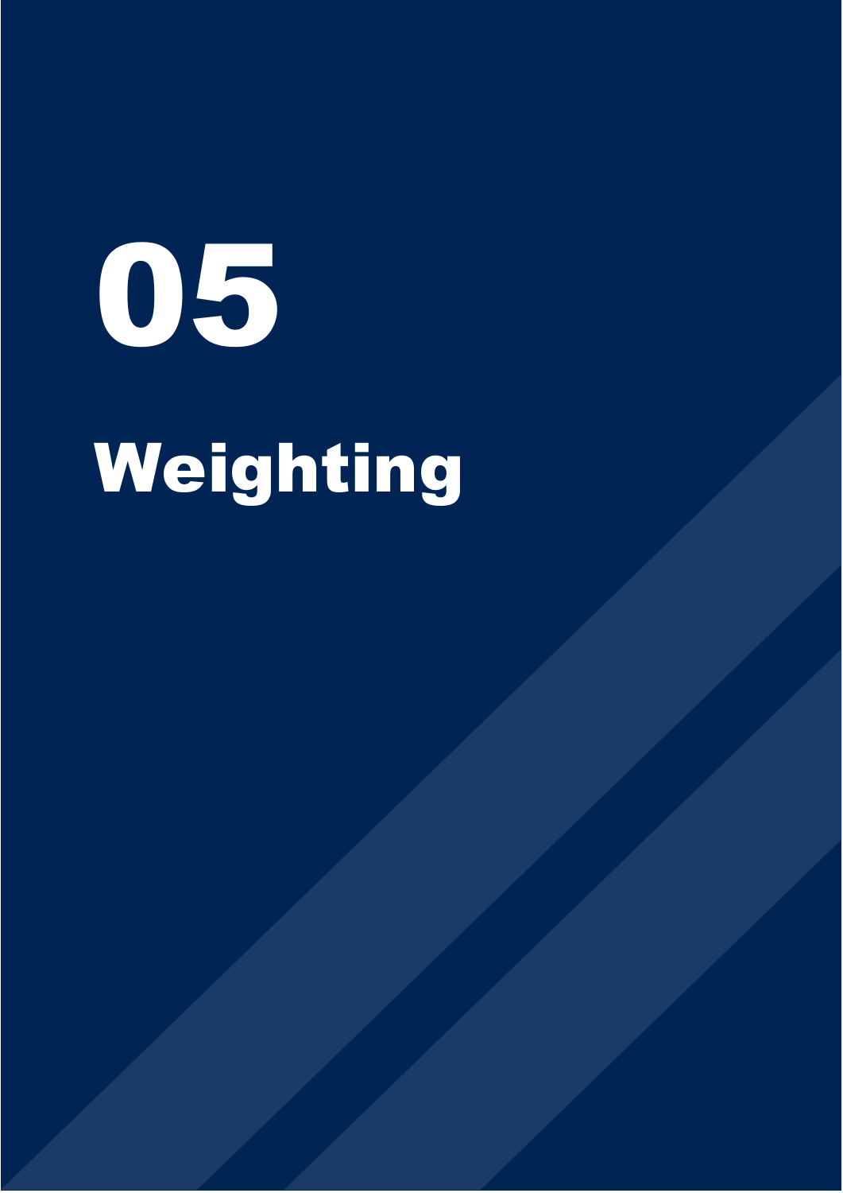# 05

# Weighting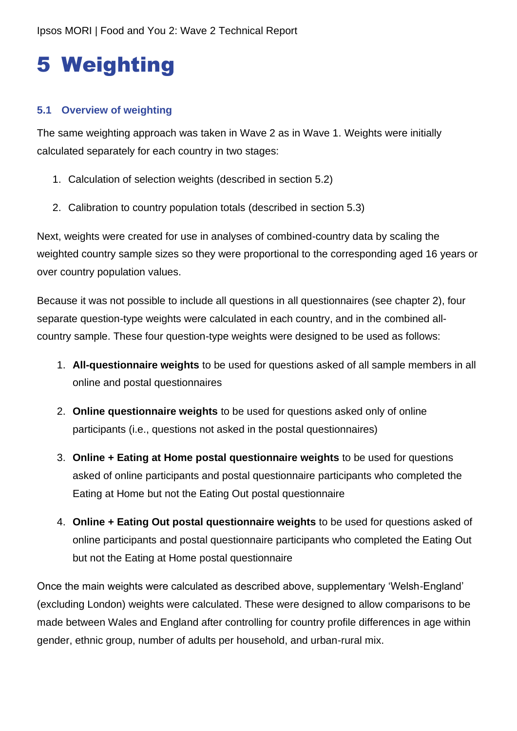# 5 Weighting

### 5.1 Overview of weighting

The same weighting approach was taken in Wave 2 as in Wave 1. Weights were initially calculated separately for each country in two stages:

1. Calculation of selection weights (described in section 5.2)
2. Calibration to country population totals (described in section 5.3)

Next, weights were created for use in analyses of combined-country data by scaling the weighted country sample sizes so they were proportional to the corresponding aged 16 years or over country population values.

Because it was not possible to include all questions in all questionnaires (see chapter 2), four separate question-type weights were calculated in each country, and in the combined all-country sample. These four question-type weights were designed to be used as follows:

1. **All-questionnaire weights** to be used for questions asked of all sample members in all online and postal questionnaires
2. **Online questionnaire weights** to be used for questions asked only of online participants (i.e., questions not asked in the postal questionnaires)
3. **Online + Eating at Home postal questionnaire weights** to be used for questions asked of online participants and postal questionnaire participants who completed the Eating at Home but not the Eating Out postal questionnaire
4. **Online + Eating Out postal questionnaire weights** to be used for questions asked of online participants and postal questionnaire participants who completed the Eating Out but not the Eating at Home postal questionnaire

Once the main weights were calculated as described above, supplementary 'Welsh-England' (excluding London) weights were calculated. These were designed to allow comparisons to be made between Wales and England after controlling for country profile differences in age within gender, ethnic group, number of adults per household, and urban-rural mix.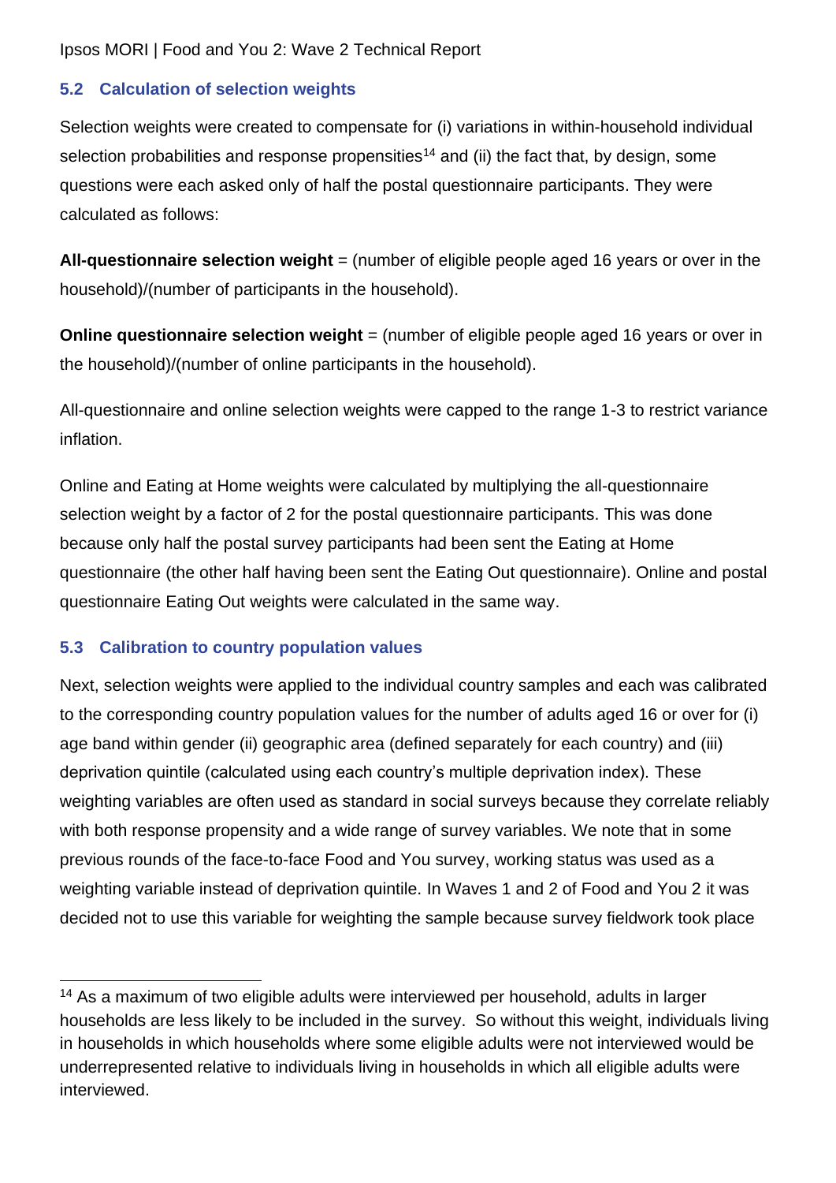### 5.2 Calculation of selection weights

Selection weights were created to compensate for (i) variations in within-household individual selection probabilities and response propensities[14] and (ii) the fact that, by design, some questions were each asked only of half the postal questionnaire participants. They were calculated as follows:

**All-questionnaire selection weight** = (number of eligible people aged 16 years or over in the household)/(number of participants in the household).

**Online questionnaire selection weight** = (number of eligible people aged 16 years or over in the household)/(number of online participants in the household).

All-questionnaire and online selection weights were capped to the range 1-3 to restrict variance inflation.

Online and Eating at Home weights were calculated by multiplying the all-questionnaire selection weight by a factor of 2 for the postal questionnaire participants. This was done because only half the postal survey participants had been sent the Eating at Home questionnaire (the other half having been sent the Eating Out questionnaire). Online and postal questionnaire Eating Out weights were calculated in the same way.

### 5.3 Calibration to country population values

Next, selection weights were applied to the individual country samples and each was calibrated to the corresponding country population values for the number of adults aged 16 or over for (i) age band within gender (ii) geographic area (defined separately for each country) and (iii) deprivation quintile (calculated using each country's multiple deprivation index). These weighting variables are often used as standard in social surveys because they correlate reliably with both response propensity and a wide range of survey variables. We note that in some previous rounds of the face-to-face Food and You survey, working status was used as a weighting variable instead of deprivation quintile. In Waves 1 and 2 of Food and You 2 it was decided not to use this variable for weighting the sample because survey fieldwork took place

[14] As a maximum of two eligible adults were interviewed per household, adults in larger households are less likely to be included in the survey. So without this weight, individuals living in households in which households where some eligible adults were not interviewed would be underrepresented relative to individuals living in households in which all eligible adults were interviewed.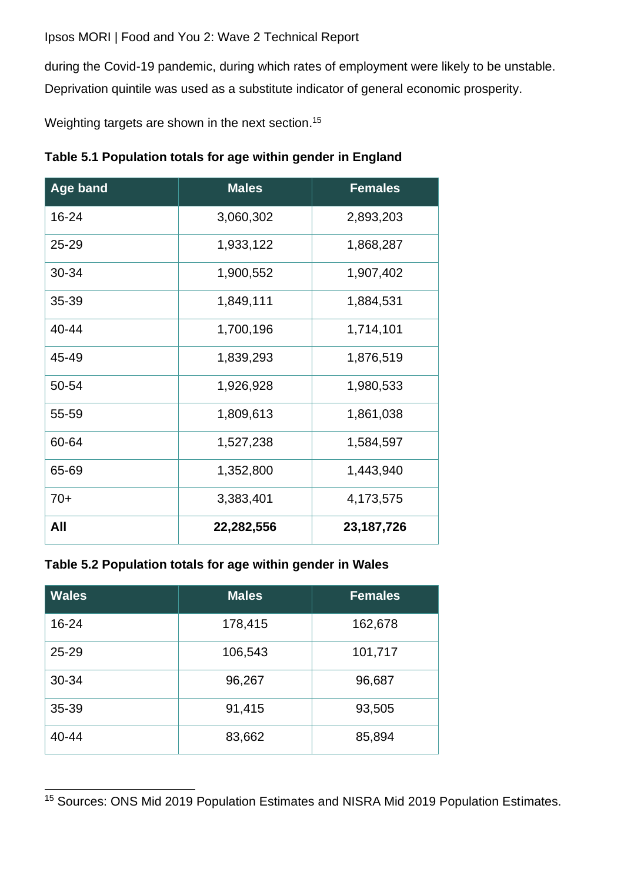during the Covid-19 pandemic, during which rates of employment were likely to be unstable. Deprivation quintile was used as a substitute indicator of general economic prosperity.

Weighting targets are shown in the next section.[15]

**Table 5.1 Population totals for age within gender in England**

| Age band | Males | Females |
|---|---|---|
| 16-24 | 3,060,302 | 2,893,203 |
| 25-29 | 1,933,122 | 1,868,287 |
| 30-34 | 1,900,552 | 1,907,402 |
| 35-39 | 1,849,111 | 1,884,531 |
| 40-44 | 1,700,196 | 1,714,101 |
| 45-49 | 1,839,293 | 1,876,519 |
| 50-54 | 1,926,928 | 1,980,533 |
| 55-59 | 1,809,613 | 1,861,038 |
| 60-64 | 1,527,238 | 1,584,597 |
| 65-69 | 1,352,800 | 1,443,940 |
| 70+ | 3,383,401 | 4,173,575 |
| **All** | **22,282,556** | **23,187,726** |

**Table 5.2 Population totals for age within gender in Wales**

| Wales | Males | Females |
|---|---|---|
| 16-24 | 178,415 | 162,678 |
| 25-29 | 106,543 | 101,717 |
| 30-34 | 96,267 | 96,687 |
| 35-39 | 91,415 | 93,505 |
| 40-44 | 83,662 | 85,894 |

[15] Sources: ONS Mid 2019 Population Estimates and NISRA Mid 2019 Population Estimates.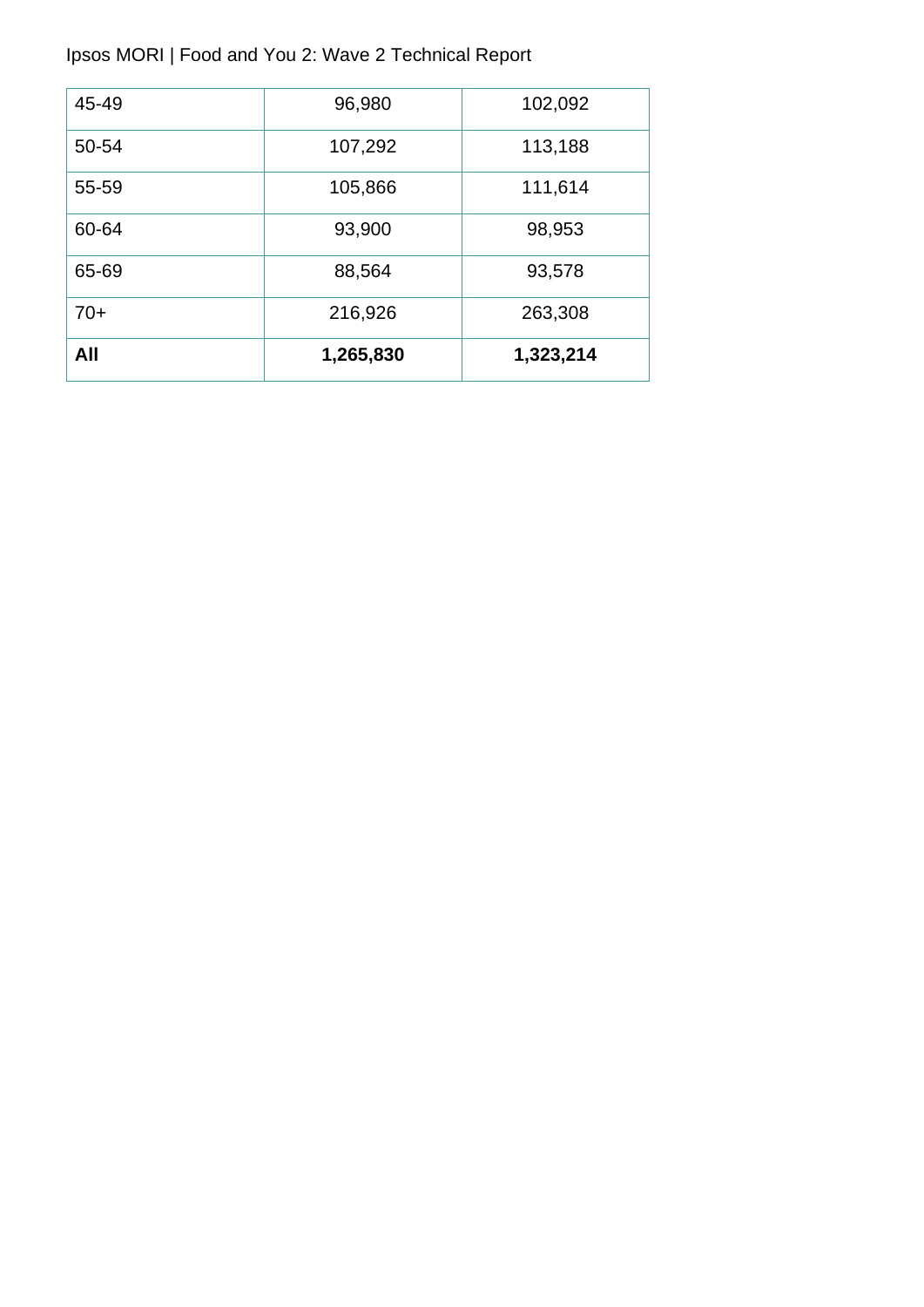| 45-49 | 96,980 | 102,092 |
|---|---|---|
| 50-54 | 107,292 | 113,188 |
| 55-59 | 105,866 | 111,614 |
| 60-64 | 93,900 | 98,953 |
| 65-69 | 88,564 | 93,578 |
| 70+ | 216,926 | 263,308 |
| **All** | **1,265,830** | **1,323,214** |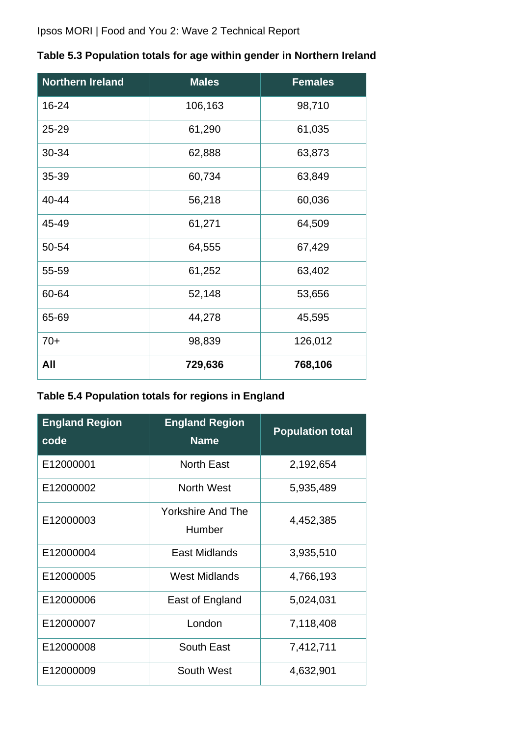**Table 5.3 Population totals for age within gender in Northern Ireland**

| Northern Ireland | Males | Females |
|---|---|---|
| 16-24 | 106,163 | 98,710 |
| 25-29 | 61,290 | 61,035 |
| 30-34 | 62,888 | 63,873 |
| 35-39 | 60,734 | 63,849 |
| 40-44 | 56,218 | 60,036 |
| 45-49 | 61,271 | 64,509 |
| 50-54 | 64,555 | 67,429 |
| 55-59 | 61,252 | 63,402 |
| 60-64 | 52,148 | 53,656 |
| 65-69 | 44,278 | 45,595 |
| 70+ | 98,839 | 126,012 |
| **All** | **729,636** | **768,106** |

**Table 5.4 Population totals for regions in England**

| England Region code | England Region Name | Population total |
|---|---|---|
| E12000001 | North East | 2,192,654 |
| E12000002 | North West | 5,935,489 |
| E12000003 | Yorkshire And The Humber | 4,452,385 |
| E12000004 | East Midlands | 3,935,510 |
| E12000005 | West Midlands | 4,766,193 |
| E12000006 | East of England | 5,024,031 |
| E12000007 | London | 7,118,408 |
| E12000008 | South East | 7,412,711 |
| E12000009 | South West | 4,632,901 |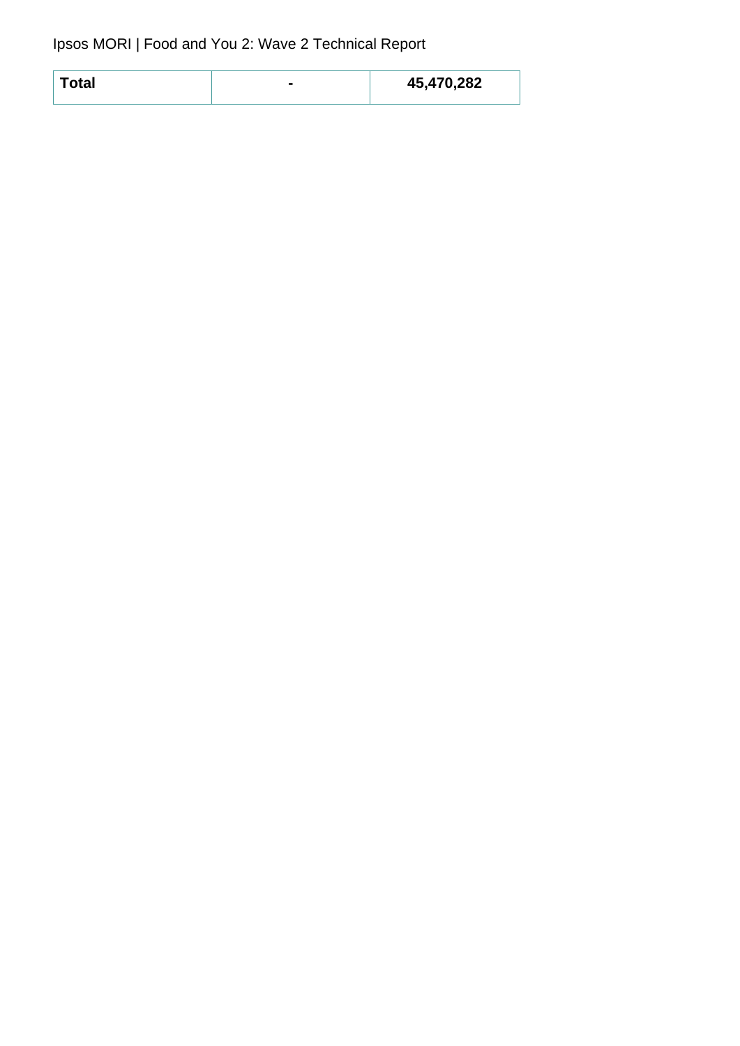| **Total** | **-** | **45,470,282** |
|---|---|---|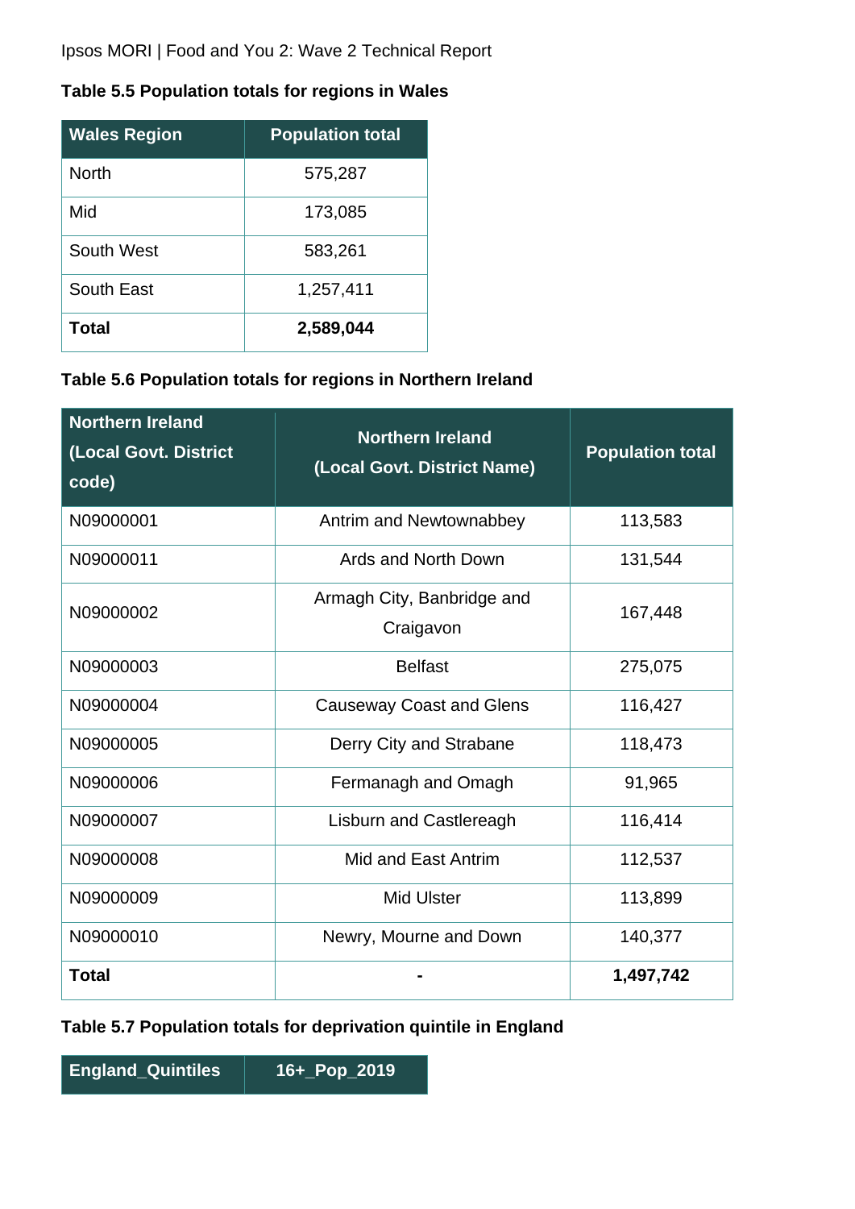**Table 5.5 Population totals for regions in Wales**

| Wales Region | Population total |
|---|---|
| North | 575,287 |
| Mid | 173,085 |
| South West | 583,261 |
| South East | 1,257,411 |
| **Total** | **2,589,044** |

**Table 5.6 Population totals for regions in Northern Ireland**

| Northern Ireland (Local Govt. District code) | Northern Ireland (Local Govt. District Name) | Population total |
|---|---|---|
| N09000001 | Antrim and Newtownabbey | 113,583 |
| N09000011 | Ards and North Down | 131,544 |
| N09000002 | Armagh City, Banbridge and Craigavon | 167,448 |
| N09000003 | Belfast | 275,075 |
| N09000004 | Causeway Coast and Glens | 116,427 |
| N09000005 | Derry City and Strabane | 118,473 |
| N09000006 | Fermanagh and Omagh | 91,965 |
| N09000007 | Lisburn and Castlereagh | 116,414 |
| N09000008 | Mid and East Antrim | 112,537 |
| N09000009 | Mid Ulster | 113,899 |
| N09000010 | Newry, Mourne and Down | 140,377 |
| **Total** | **-** | **1,497,742** |

**Table 5.7 Population totals for deprivation quintile in England**

| England_Quintiles | 16+_Pop_2019 |
|---|---|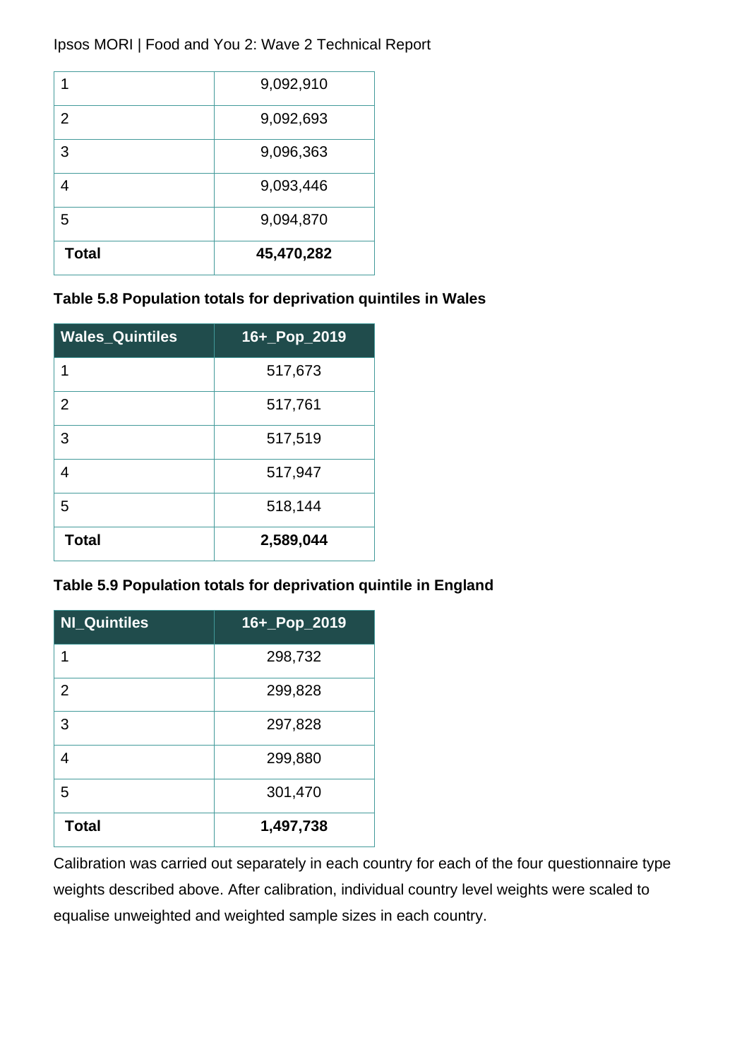| 1 | 9,092,910 |
|---|---|
| 2 | 9,092,693 |
| 3 | 9,096,363 |
| 4 | 9,093,446 |
| 5 | 9,094,870 |
| **Total** | **45,470,282** |

**Table 5.8 Population totals for deprivation quintiles in Wales**

| Wales_Quintiles | 16+_Pop_2019 |
|---|---|
| 1 | 517,673 |
| 2 | 517,761 |
| 3 | 517,519 |
| 4 | 517,947 |
| 5 | 518,144 |
| **Total** | **2,589,044** |

**Table 5.9 Population totals for deprivation quintile in England**

| NI_Quintiles | 16+_Pop_2019 |
|---|---|
| 1 | 298,732 |
| 2 | 299,828 |
| 3 | 297,828 |
| 4 | 299,880 |
| 5 | 301,470 |
| **Total** | **1,497,738** |

Calibration was carried out separately in each country for each of the four questionnaire type weights described above. After calibration, individual country level weights were scaled to equalise unweighted and weighted sample sizes in each country.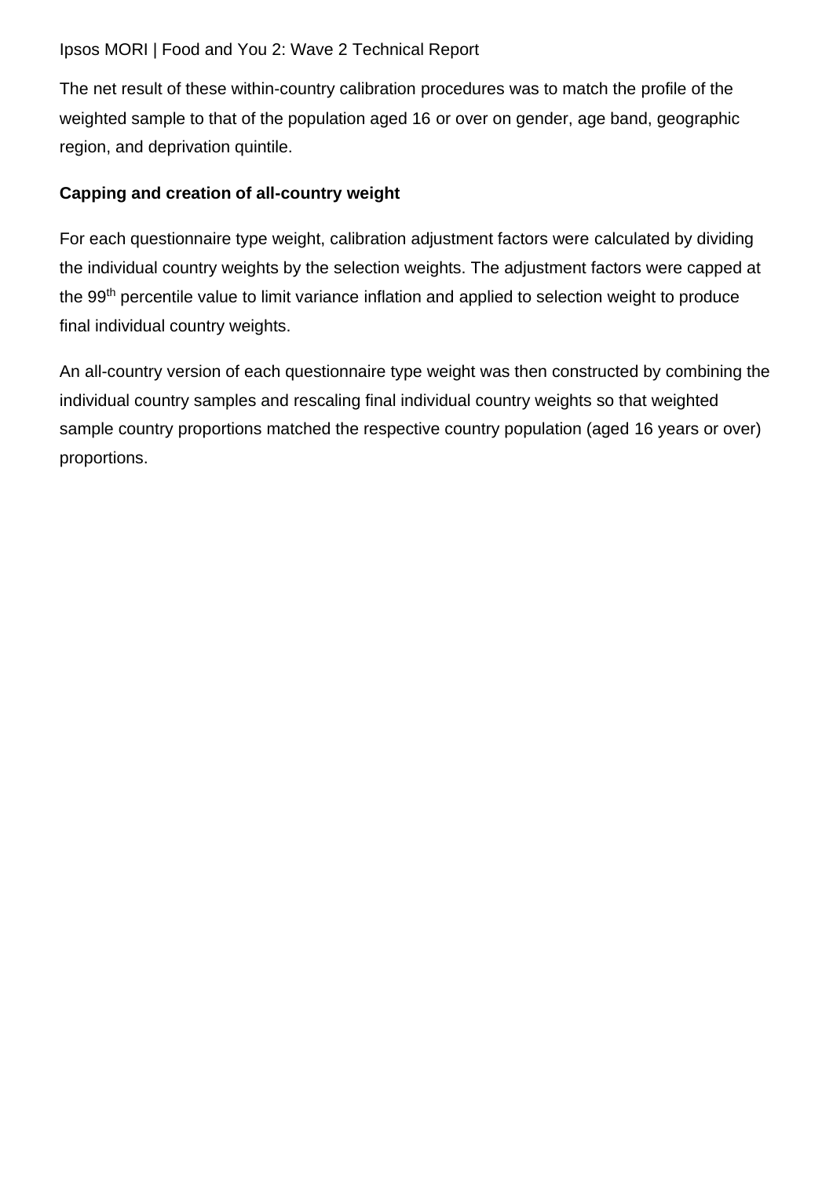The net result of these within-country calibration procedures was to match the profile of the weighted sample to that of the population aged 16 or over on gender, age band, geographic region, and deprivation quintile.

**Capping and creation of all-country weight**

For each questionnaire type weight, calibration adjustment factors were calculated by dividing the individual country weights by the selection weights. The adjustment factors were capped at the $99^{th}$ percentile value to limit variance inflation and applied to selection weight to produce final individual country weights.

An all-country version of each questionnaire type weight was then constructed by combining the individual country samples and rescaling final individual country weights so that weighted sample country proportions matched the respective country population (aged 16 years or over) proportions.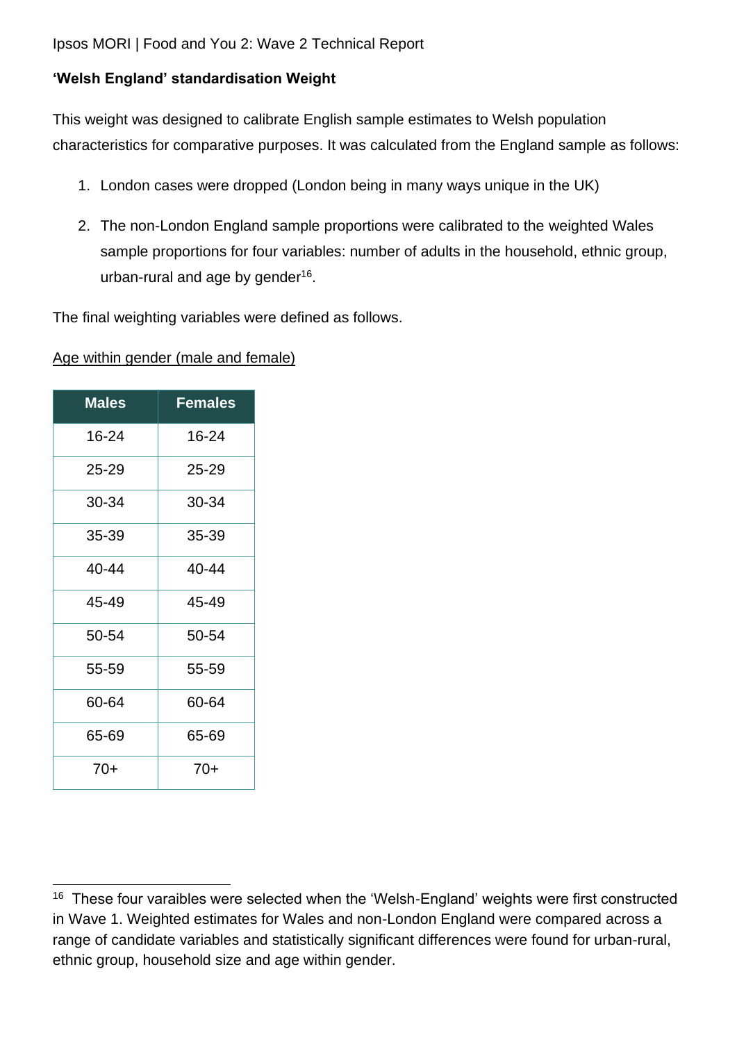**'Welsh England' standardisation Weight**

This weight was designed to calibrate English sample estimates to Welsh population characteristics for comparative purposes. It was calculated from the England sample as follows:

1. London cases were dropped (London being in many ways unique in the UK)
2. The non-London England sample proportions were calibrated to the weighted Wales sample proportions for four variables: number of adults in the household, ethnic group, urban-rural and age by gender[16].

The final weighting variables were defined as follows.

Age within gender (male and female)

| Males | Females |
|---|---|
| 16-24 | 16-24 |
| 25-29 | 25-29 |
| 30-34 | 30-34 |
| 35-39 | 35-39 |
| 40-44 | 40-44 |
| 45-49 | 45-49 |
| 50-54 | 50-54 |
| 55-59 | 55-59 |
| 60-64 | 60-64 |
| 65-69 | 65-69 |
| 70+ | 70+ |

[16] These four varaibles were selected when the 'Welsh-England' weights were first constructed in Wave 1. Weighted estimates for Wales and non-London England were compared across a range of candidate variables and statistically significant differences were found for urban-rural, ethnic group, household size and age within gender.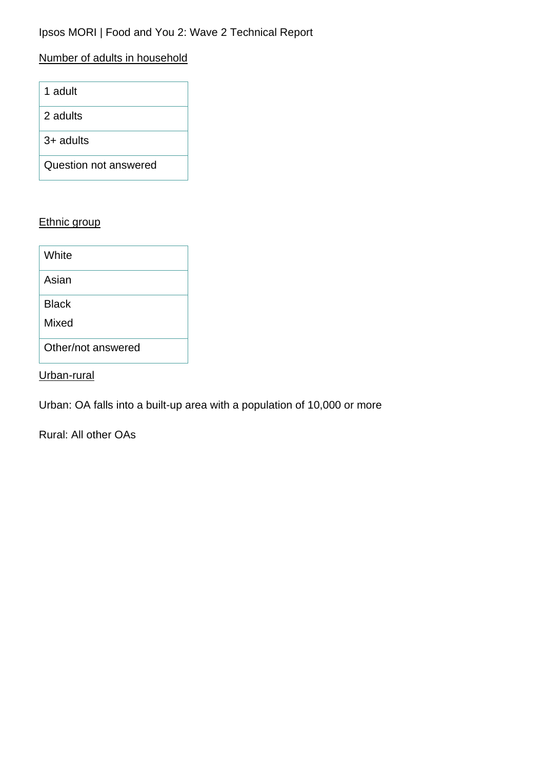Number of adults in household

| 1 adult |
|---|
| 2 adults |
| 3+ adults |
| Question not answered |

Ethnic group

| White |
|---|
| Asian |
| Black<br>Mixed |
| Other/not answered |

Urban-rural

Urban: OA falls into a built-up area with a population of 10,000 or more

Rural: All other OAs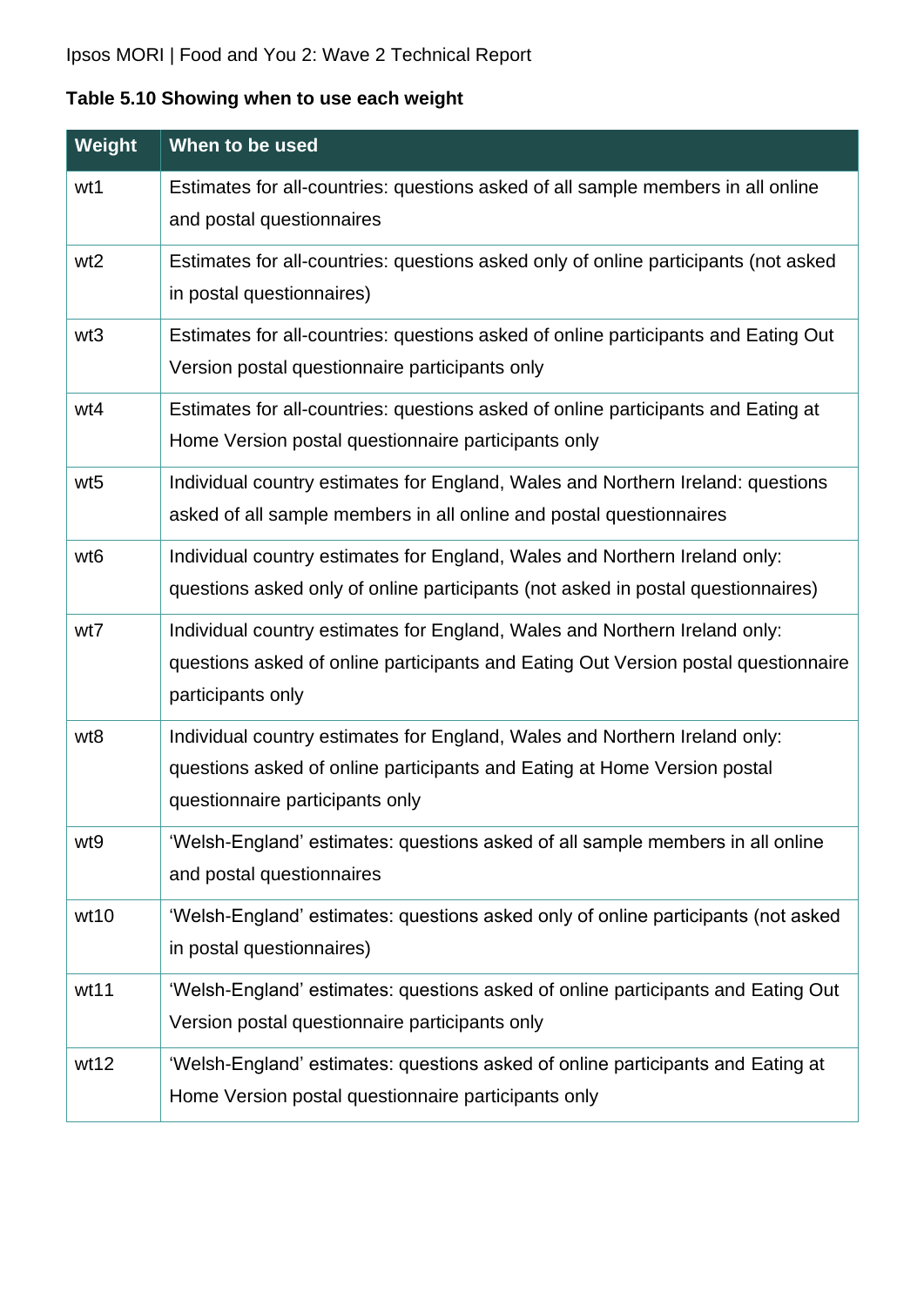**Table 5.10 Showing when to use each weight**

| Weight | When to be used |
| --- | --- |
| wt1 | Estimates for all-countries: questions asked of all sample members in all online and postal questionnaires |
| wt2 | Estimates for all-countries: questions asked only of online participants (not asked in postal questionnaires) |
| wt3 | Estimates for all-countries: questions asked of online participants and Eating Out Version postal questionnaire participants only |
| wt4 | Estimates for all-countries: questions asked of online participants and Eating at Home Version postal questionnaire participants only |
| wt5 | Individual country estimates for England, Wales and Northern Ireland: questions asked of all sample members in all online and postal questionnaires |
| wt6 | Individual country estimates for England, Wales and Northern Ireland only: questions asked only of online participants (not asked in postal questionnaires) |
| wt7 | Individual country estimates for England, Wales and Northern Ireland only: questions asked of online participants and Eating Out Version postal questionnaire participants only |
| wt8 | Individual country estimates for England, Wales and Northern Ireland only: questions asked of online participants and Eating at Home Version postal questionnaire participants only |
| wt9 | 'Welsh-England' estimates: questions asked of all sample members in all online and postal questionnaires |
| wt10 | 'Welsh-England' estimates: questions asked only of online participants (not asked in postal questionnaires) |
| wt11 | 'Welsh-England' estimates: questions asked of online participants and Eating Out Version postal questionnaire participants only |
| wt12 | 'Welsh-England' estimates: questions asked of online participants and Eating at Home Version postal questionnaire participants only |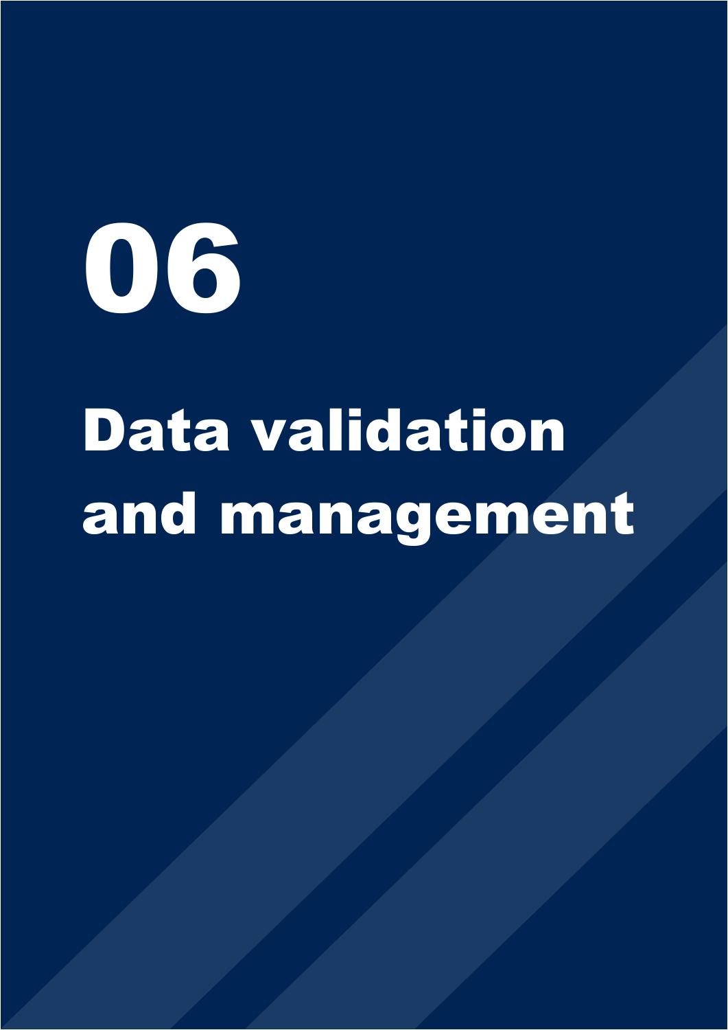# 06

# Data validation and management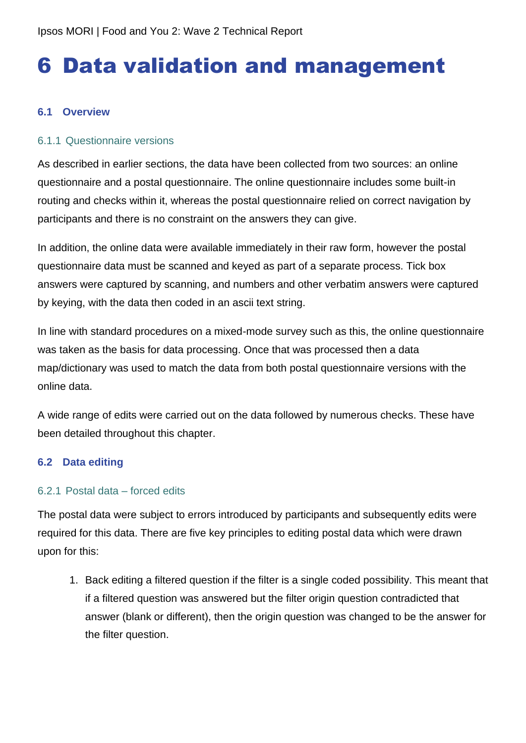# 6 Data validation and management

## 6.1 Overview

### 6.1.1 Questionnaire versions

As described in earlier sections, the data have been collected from two sources: an online questionnaire and a postal questionnaire. The online questionnaire includes some built-in routing and checks within it, whereas the postal questionnaire relied on correct navigation by participants and there is no constraint on the answers they can give.

In addition, the online data were available immediately in their raw form, however the postal questionnaire data must be scanned and keyed as part of a separate process. Tick box answers were captured by scanning, and numbers and other verbatim answers were captured by keying, with the data then coded in an ascii text string.

In line with standard procedures on a mixed-mode survey such as this, the online questionnaire was taken as the basis for data processing. Once that was processed then a data map/dictionary was used to match the data from both postal questionnaire versions with the online data.

A wide range of edits were carried out on the data followed by numerous checks. These have been detailed throughout this chapter.

## 6.2 Data editing

### 6.2.1 Postal data – forced edits

The postal data were subject to errors introduced by participants and subsequently edits were required for this data. There are five key principles to editing postal data which were drawn upon for this:

1. Back editing a filtered question if the filter is a single coded possibility. This meant that if a filtered question was answered but the filter origin question contradicted that answer (blank or different), then the origin question was changed to be the answer for the filter question.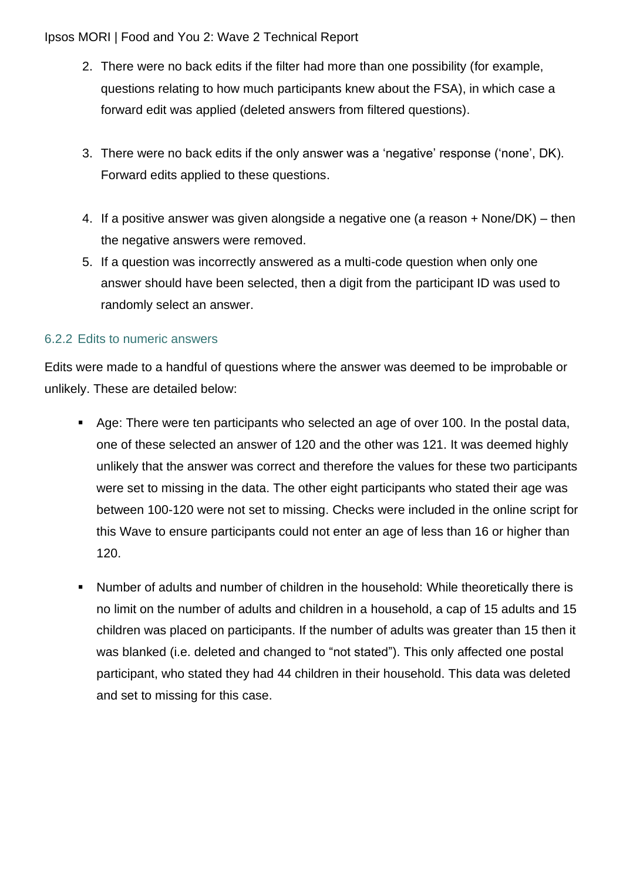2. There were no back edits if the filter had more than one possibility (for example, questions relating to how much participants knew about the FSA), in which case a forward edit was applied (deleted answers from filtered questions).

3. There were no back edits if the only answer was a 'negative' response ('none', DK). Forward edits applied to these questions.

4. If a positive answer was given alongside a negative one (a reason + None/DK) – then the negative answers were removed.
5. If a question was incorrectly answered as a multi-code question when only one answer should have been selected, then a digit from the participant ID was used to randomly select an answer.

### 6.2.2 Edits to numeric answers

Edits were made to a handful of questions where the answer was deemed to be improbable or unlikely. These are detailed below:

- Age: There were ten participants who selected an age of over 100. In the postal data, one of these selected an answer of 120 and the other was 121. It was deemed highly unlikely that the answer was correct and therefore the values for these two participants were set to missing in the data. The other eight participants who stated their age was between 100-120 were not set to missing. Checks were included in the online script for this Wave to ensure participants could not enter an age of less than 16 or higher than 120.

- Number of adults and number of children in the household: While theoretically there is no limit on the number of adults and children in a household, a cap of 15 adults and 15 children was placed on participants. If the number of adults was greater than 15 then it was blanked (i.e. deleted and changed to "not stated"). This only affected one postal participant, who stated they had 44 children in their household. This data was deleted and set to missing for this case.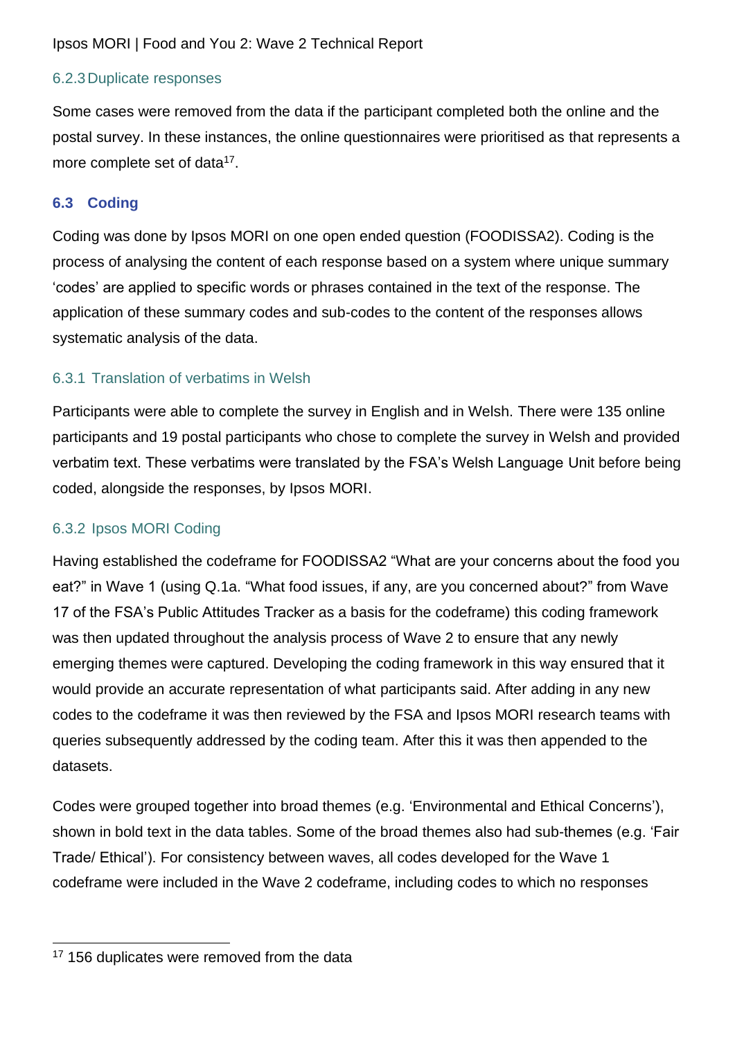### 6.2.3 Duplicate responses

Some cases were removed from the data if the participant completed both the online and the postal survey. In these instances, the online questionnaires were prioritised as that represents a more complete set of data[17].

## 6.3 Coding

Coding was done by Ipsos MORI on one open ended question (FOODISSA2). Coding is the process of analysing the content of each response based on a system where unique summary 'codes' are applied to specific words or phrases contained in the text of the response. The application of these summary codes and sub-codes to the content of the responses allows systematic analysis of the data.

### 6.3.1 Translation of verbatims in Welsh

Participants were able to complete the survey in English and in Welsh. There were 135 online participants and 19 postal participants who chose to complete the survey in Welsh and provided verbatim text. These verbatims were translated by the FSA's Welsh Language Unit before being coded, alongside the responses, by Ipsos MORI.

### 6.3.2 Ipsos MORI Coding

Having established the codeframe for FOODISSA2 "What are your concerns about the food you eat?" in Wave 1 (using Q.1a. "What food issues, if any, are you concerned about?" from Wave 17 of the FSA's Public Attitudes Tracker as a basis for the codeframe) this coding framework was then updated throughout the analysis process of Wave 2 to ensure that any newly emerging themes were captured. Developing the coding framework in this way ensured that it would provide an accurate representation of what participants said. After adding in any new codes to the codeframe it was then reviewed by the FSA and Ipsos MORI research teams with queries subsequently addressed by the coding team. After this it was then appended to the datasets.

Codes were grouped together into broad themes (e.g. 'Environmental and Ethical Concerns'), shown in bold text in the data tables. Some of the broad themes also had sub-themes (e.g. 'Fair Trade/ Ethical'). For consistency between waves, all codes developed for the Wave 1 codeframe were included in the Wave 2 codeframe, including codes to which no responses

[17] 156 duplicates were removed from the data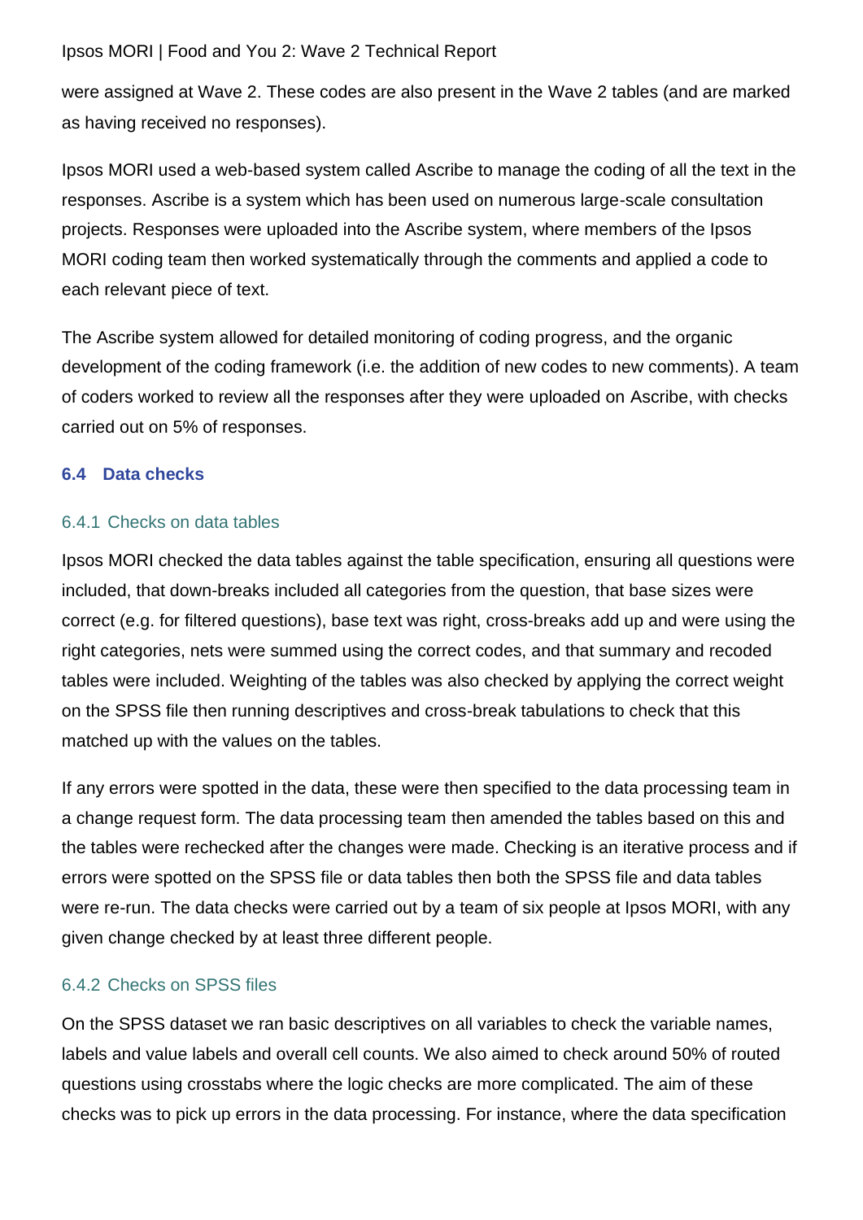were assigned at Wave 2. These codes are also present in the Wave 2 tables (and are marked as having received no responses).

Ipsos MORI used a web-based system called Ascribe to manage the coding of all the text in the responses. Ascribe is a system which has been used on numerous large-scale consultation projects. Responses were uploaded into the Ascribe system, where members of the Ipsos MORI coding team then worked systematically through the comments and applied a code to each relevant piece of text.

The Ascribe system allowed for detailed monitoring of coding progress, and the organic development of the coding framework (i.e. the addition of new codes to new comments). A team of coders worked to review all the responses after they were uploaded on Ascribe, with checks carried out on 5% of responses.

## 6.4 Data checks

### 6.4.1 Checks on data tables

Ipsos MORI checked the data tables against the table specification, ensuring all questions were included, that down-breaks included all categories from the question, that base sizes were correct (e.g. for filtered questions), base text was right, cross-breaks add up and were using the right categories, nets were summed using the correct codes, and that summary and recoded tables were included. Weighting of the tables was also checked by applying the correct weight on the SPSS file then running descriptives and cross-break tabulations to check that this matched up with the values on the tables.

If any errors were spotted in the data, these were then specified to the data processing team in a change request form. The data processing team then amended the tables based on this and the tables were rechecked after the changes were made. Checking is an iterative process and if errors were spotted on the SPSS file or data tables then both the SPSS file and data tables were re-run. The data checks were carried out by a team of six people at Ipsos MORI, with any given change checked by at least three different people.

### 6.4.2 Checks on SPSS files

On the SPSS dataset we ran basic descriptives on all variables to check the variable names, labels and value labels and overall cell counts. We also aimed to check around 50% of routed questions using crosstabs where the logic checks are more complicated. The aim of these checks was to pick up errors in the data processing. For instance, where the data specification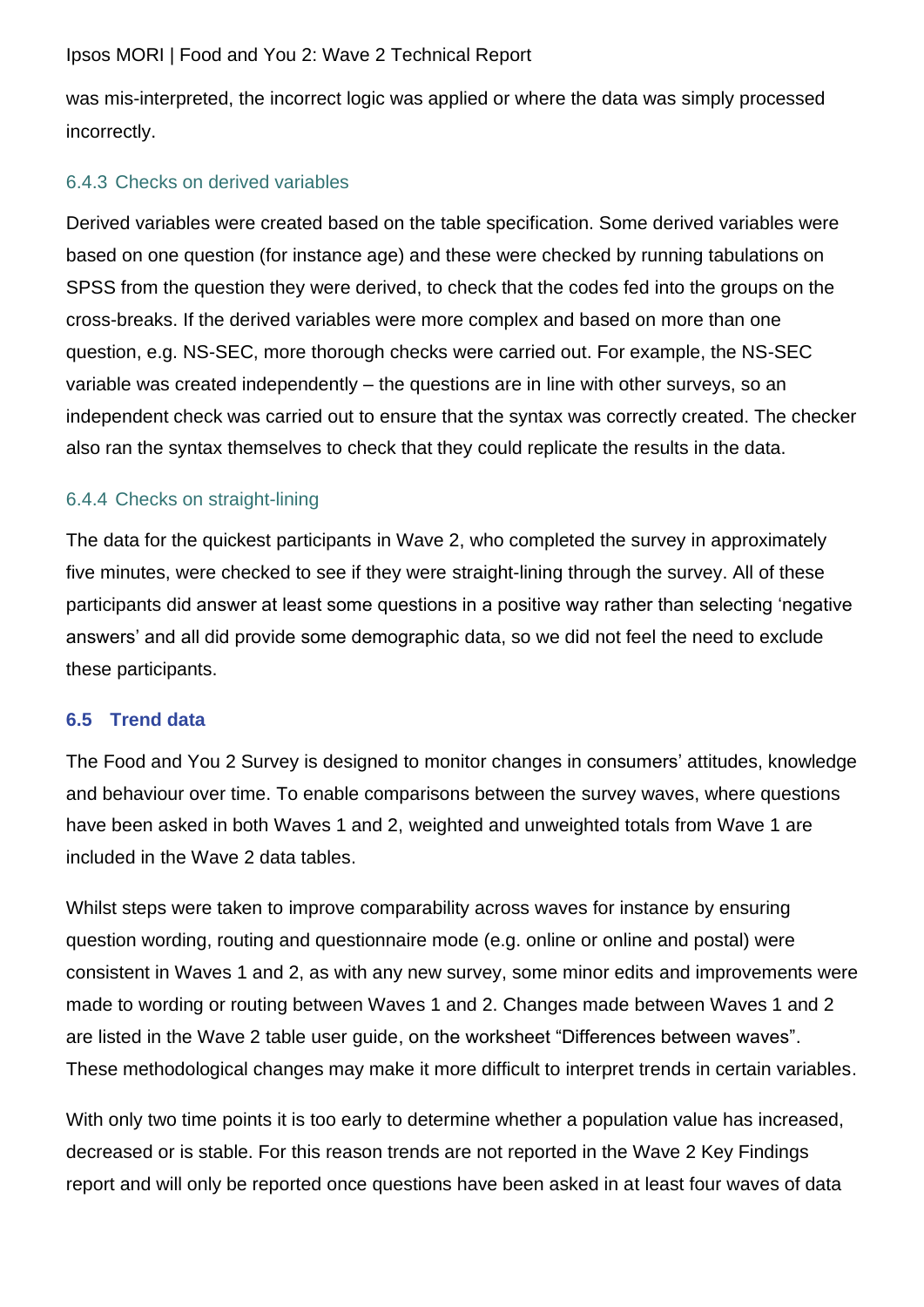was mis-interpreted, the incorrect logic was applied or where the data was simply processed incorrectly.

### 6.4.3 Checks on derived variables

Derived variables were created based on the table specification. Some derived variables were based on one question (for instance age) and these were checked by running tabulations on SPSS from the question they were derived, to check that the codes fed into the groups on the cross-breaks. If the derived variables were more complex and based on more than one question, e.g. NS-SEC, more thorough checks were carried out. For example, the NS-SEC variable was created independently – the questions are in line with other surveys, so an independent check was carried out to ensure that the syntax was correctly created. The checker also ran the syntax themselves to check that they could replicate the results in the data.

### 6.4.4 Checks on straight-lining

The data for the quickest participants in Wave 2, who completed the survey in approximately five minutes, were checked to see if they were straight-lining through the survey. All of these participants did answer at least some questions in a positive way rather than selecting 'negative answers' and all did provide some demographic data, so we did not feel the need to exclude these participants.

## 6.5 Trend data

The Food and You 2 Survey is designed to monitor changes in consumers' attitudes, knowledge and behaviour over time. To enable comparisons between the survey waves, where questions have been asked in both Waves 1 and 2, weighted and unweighted totals from Wave 1 are included in the Wave 2 data tables.

Whilst steps were taken to improve comparability across waves for instance by ensuring question wording, routing and questionnaire mode (e.g. online or online and postal) were consistent in Waves 1 and 2, as with any new survey, some minor edits and improvements were made to wording or routing between Waves 1 and 2. Changes made between Waves 1 and 2 are listed in the Wave 2 table user guide, on the worksheet "Differences between waves". These methodological changes may make it more difficult to interpret trends in certain variables.

With only two time points it is too early to determine whether a population value has increased, decreased or is stable. For this reason trends are not reported in the Wave 2 Key Findings report and will only be reported once questions have been asked in at least four waves of data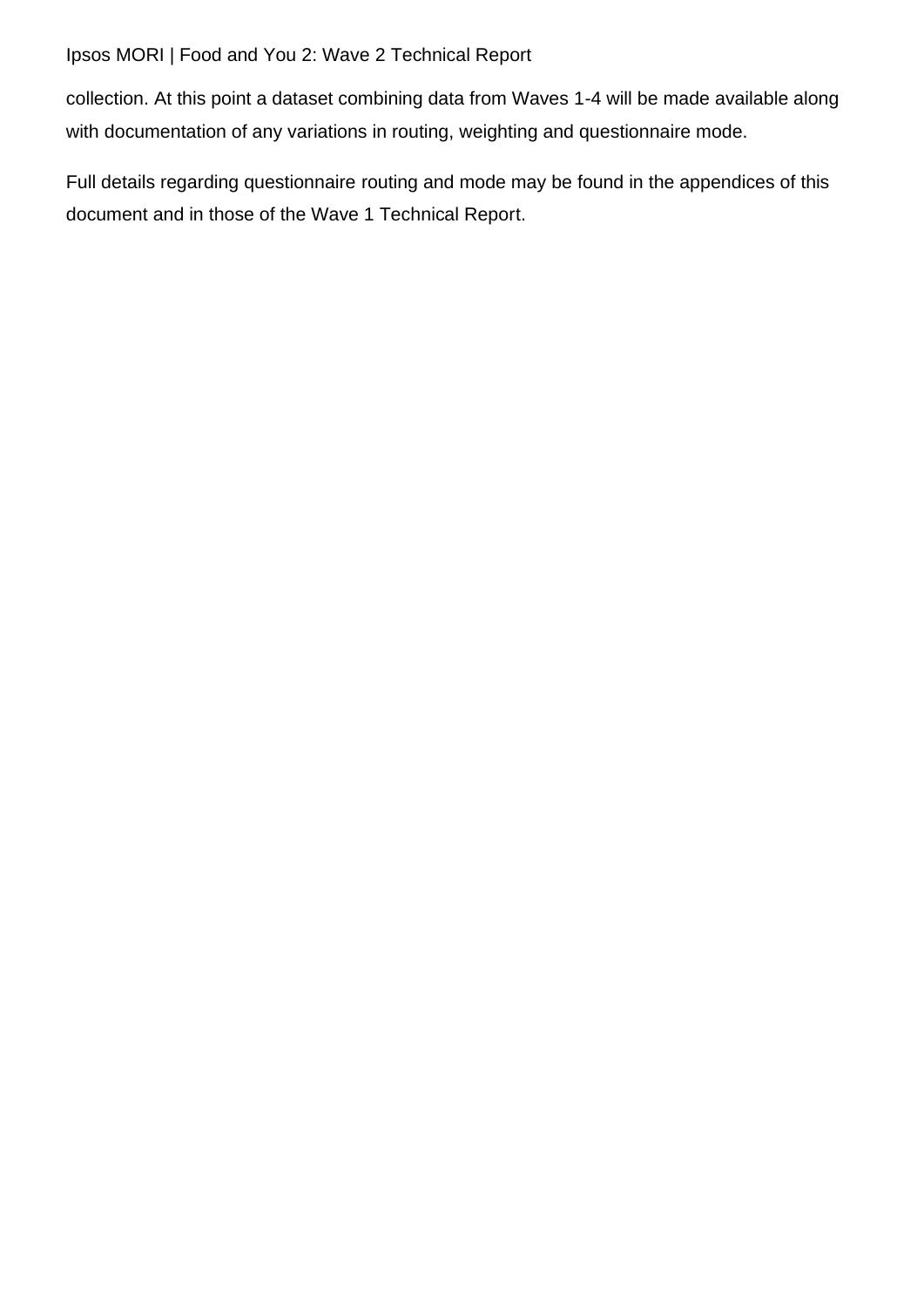collection. At this point a dataset combining data from Waves 1-4 will be made available along with documentation of any variations in routing, weighting and questionnaire mode.

Full details regarding questionnaire routing and mode may be found in the appendices of this document and in those of the Wave 1 Technical Report.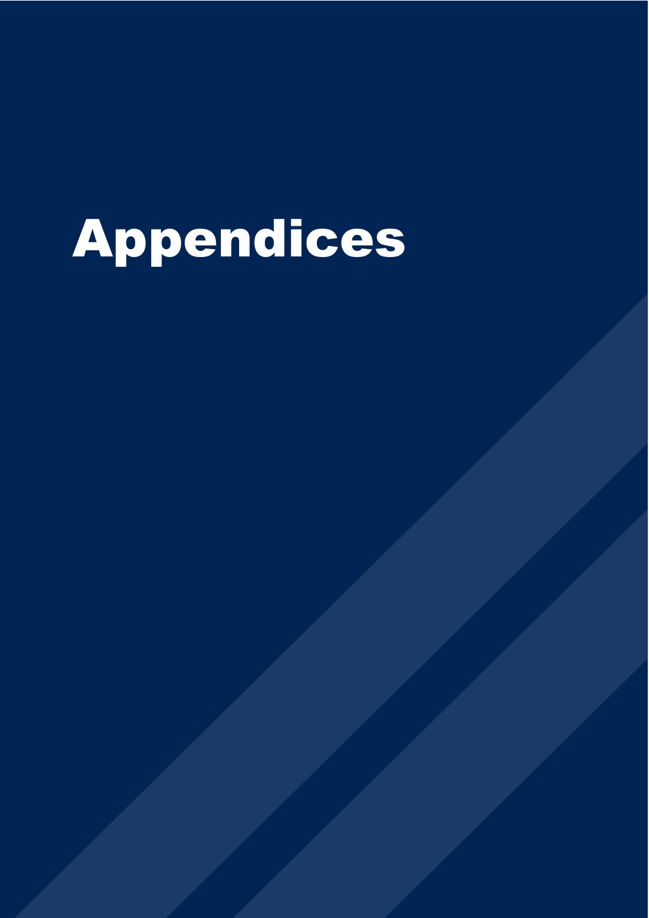# Appendices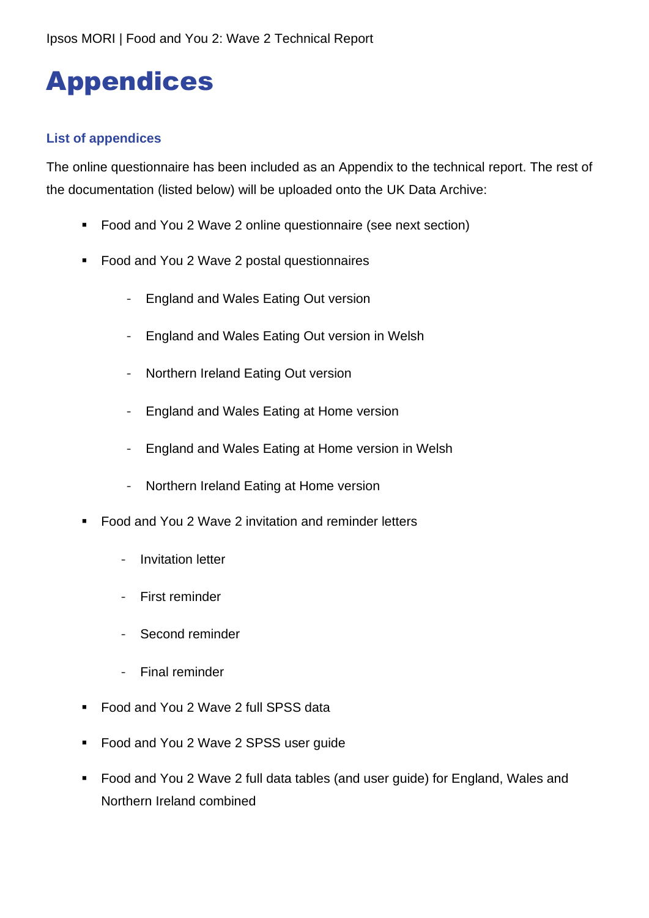# Appendices

### List of appendices

The online questionnaire has been included as an Appendix to the technical report. The rest of the documentation (listed below) will be uploaded onto the UK Data Archive:

- Food and You 2 Wave 2 online questionnaire (see next section)
- Food and You 2 Wave 2 postal questionnaires
  - England and Wales Eating Out version
  - England and Wales Eating Out version in Welsh
  - Northern Ireland Eating Out version
  - England and Wales Eating at Home version
  - England and Wales Eating at Home version in Welsh
  - Northern Ireland Eating at Home version
- Food and You 2 Wave 2 invitation and reminder letters
  - Invitation letter
  - First reminder
  - Second reminder
  - Final reminder
- Food and You 2 Wave 2 full SPSS data
- Food and You 2 Wave 2 SPSS user guide
- Food and You 2 Wave 2 full data tables (and user guide) for England, Wales and Northern Ireland combined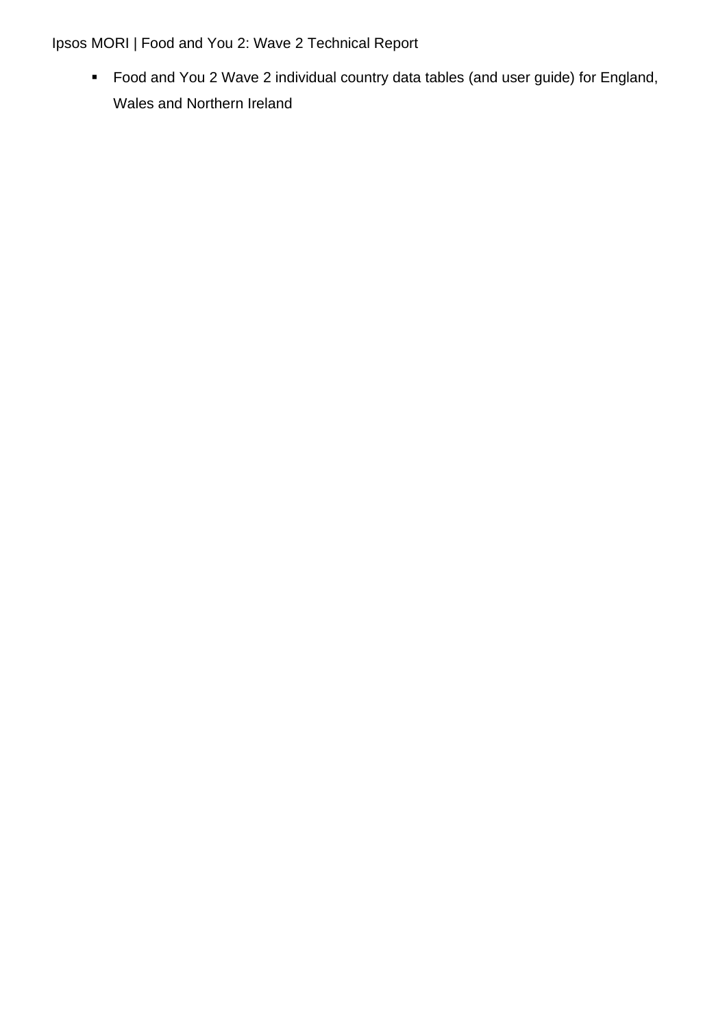- Food and You 2 Wave 2 individual country data tables (and user guide) for England, Wales and Northern Ireland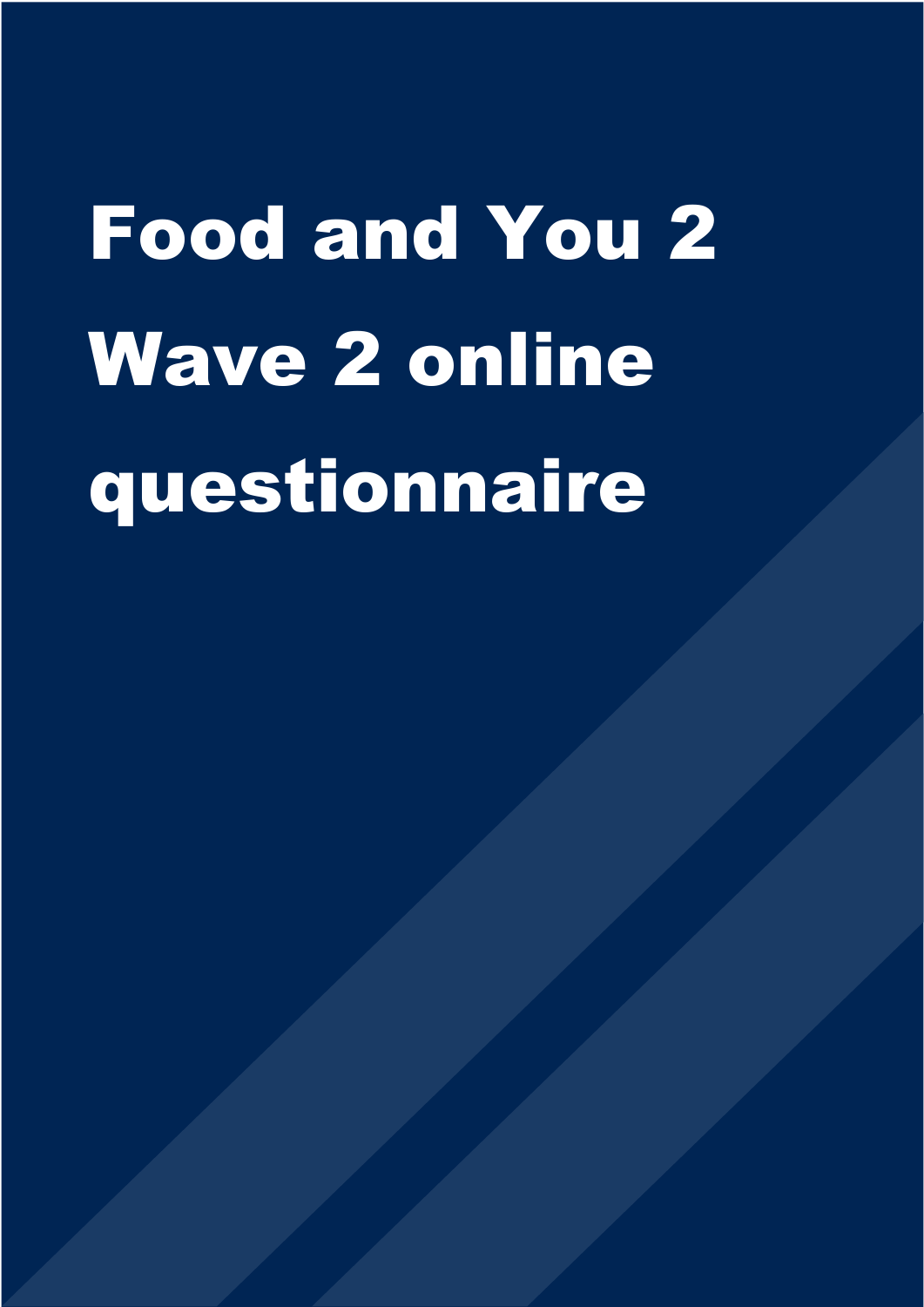# Food and You 2 Wave 2 online questionnaire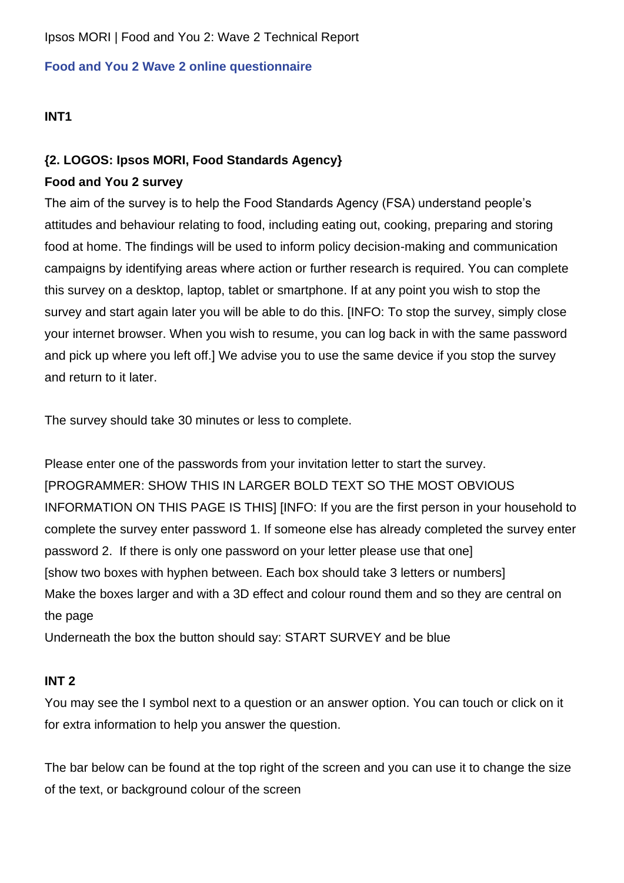### Food and You 2 Wave 2 online questionnaire

**INT1**

**{2. LOGOS: Ipsos MORI, Food Standards Agency}**
**Food and You 2 survey**
The aim of the survey is to help the Food Standards Agency (FSA) understand people's attitudes and behaviour relating to food, including eating out, cooking, preparing and storing food at home. The findings will be used to inform policy decision-making and communication campaigns by identifying areas where action or further research is required. You can complete this survey on a desktop, laptop, tablet or smartphone. If at any point you wish to stop the survey and start again later you will be able to do this. [INFO: To stop the survey, simply close your internet browser. When you wish to resume, you can log back in with the same password and pick up where you left off.] We advise you to use the same device if you stop the survey and return to it later.

The survey should take 30 minutes or less to complete.

Please enter one of the passwords from your invitation letter to start the survey. [PROGRAMMER: SHOW THIS IN LARGER BOLD TEXT SO THE MOST OBVIOUS INFORMATION ON THIS PAGE IS THIS] [INFO: If you are the first person in your household to complete the survey enter password 1. If someone else has already completed the survey enter password 2. If there is only one password on your letter please use that one]
[show two boxes with hyphen between. Each box should take 3 letters or numbers]
Make the boxes larger and with a 3D effect and colour round them and so they are central on the page
Underneath the box the button should say: START SURVEY and be blue

**INT 2**
You may see the I symbol next to a question or an answer option. You can touch or click on it for extra information to help you answer the question.

The bar below can be found at the top right of the screen and you can use it to change the size of the text, or background colour of the screen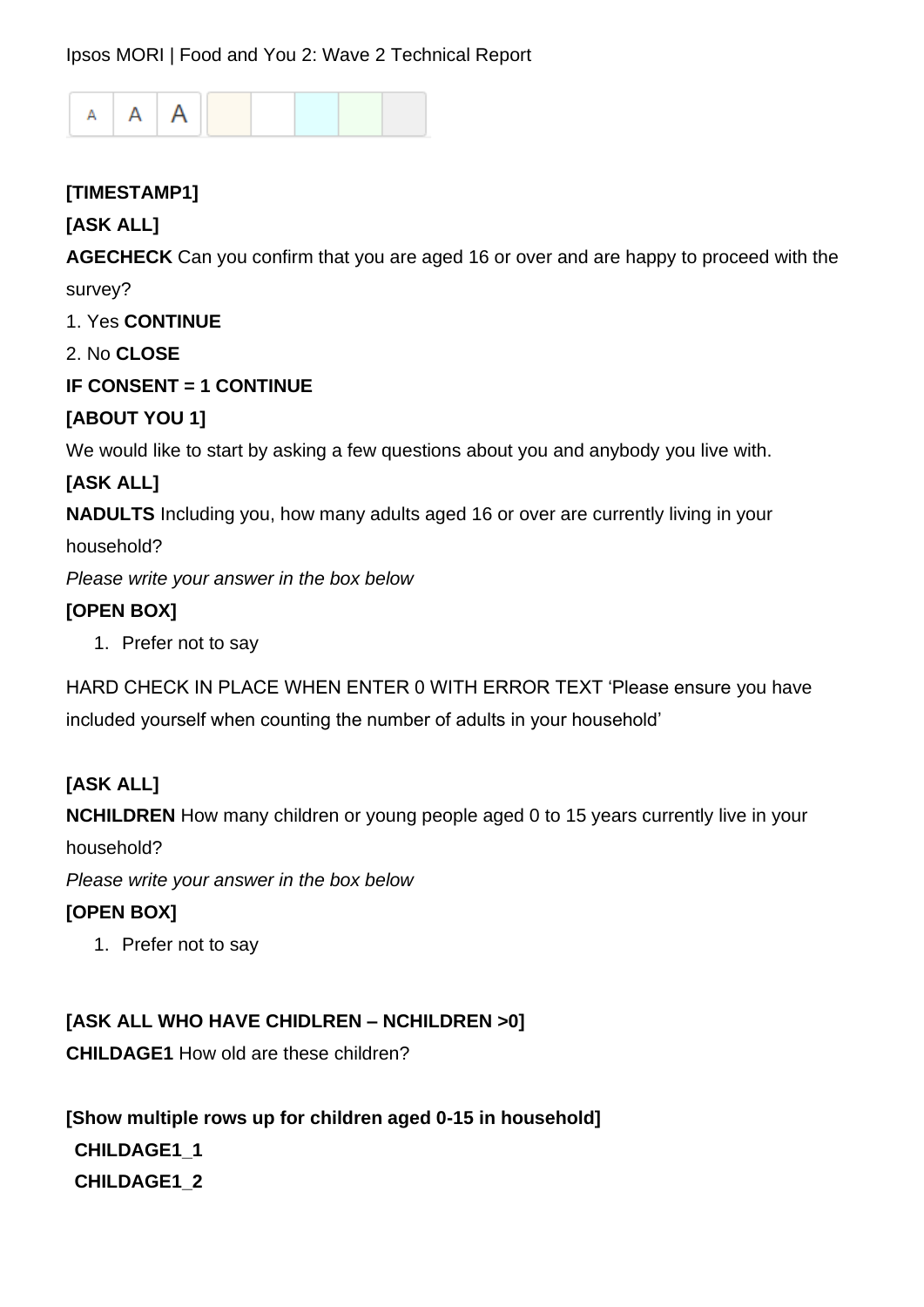[TIMESTAMP1]

**[ASK ALL]**

**AGECHECK** Can you confirm that you are aged 16 or over and are happy to proceed with the survey?

1. Yes **CONTINUE**
2. No **CLOSE**

**IF CONSENT = 1 CONTINUE**

**[ABOUT YOU 1]**

We would like to start by asking a few questions about you and anybody you live with.

**[ASK ALL]**

**NADULTS** Including you, how many adults aged 16 or over are currently living in your household?

*Please write your answer in the box below*

**[OPEN BOX]**

1. Prefer not to say

HARD CHECK IN PLACE WHEN ENTER 0 WITH ERROR TEXT 'Please ensure you have included yourself when counting the number of adults in your household'

**[ASK ALL]**

**NCHILDREN** How many children or young people aged 0 to 15 years currently live in your household?

*Please write your answer in the box below*

**[OPEN BOX]**

1. Prefer not to say

**[ASK ALL WHO HAVE CHIDLREN – NCHILDREN >0]**

**CHILDAGE1** How old are these children?

**[Show multiple rows up for children aged 0-15 in household]**

**CHILDAGE1_1**

**CHILDAGE1_2**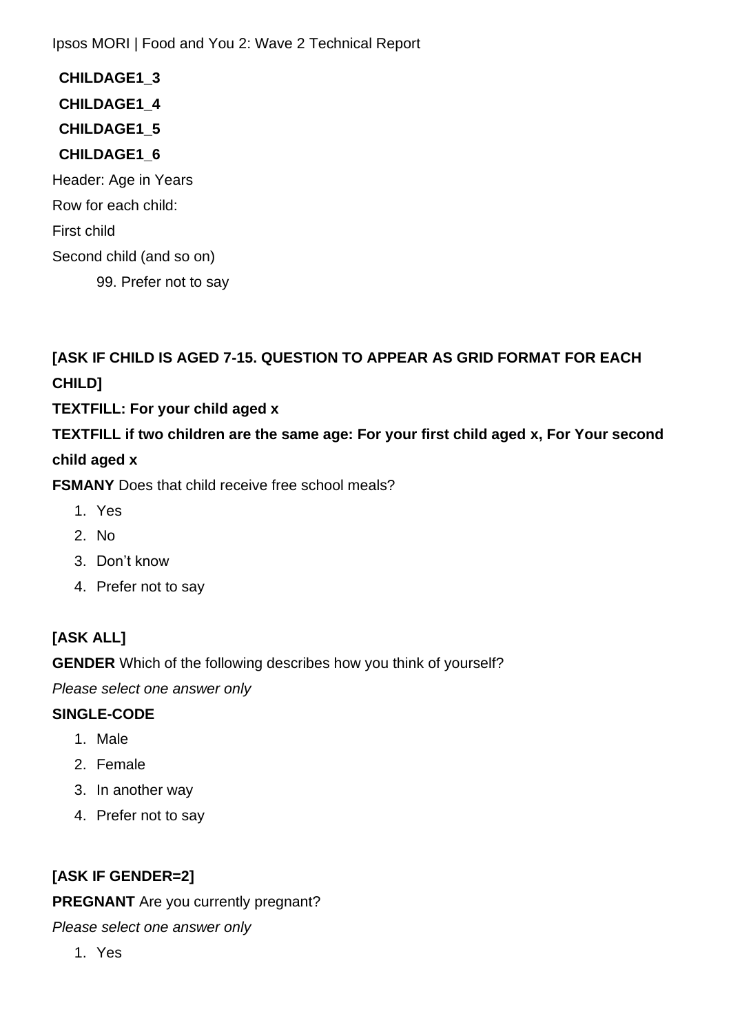**CHILDAGE1_3**

**CHILDAGE1_4**

**CHILDAGE1_5**

**CHILDAGE1_6**

Header: Age in Years

Row for each child:

First child

Second child (and so on)

99. Prefer not to say

**[ASK IF CHILD IS AGED 7-15. QUESTION TO APPEAR AS GRID FORMAT FOR EACH CHILD]**

**TEXTFILL: For your child aged x**

**TEXTFILL if two children are the same age: For your first child aged x, For Your second child aged x**

**FSMANY** Does that child receive free school meals?

1. Yes
2. No
3. Don't know
4. Prefer not to say

**[ASK ALL]**

**GENDER** Which of the following describes how you think of yourself?

*Please select one answer only*

**SINGLE-CODE**

1. Male
2. Female
3. In another way
4. Prefer not to say

**[ASK IF GENDER=2]**

**PREGNANT** Are you currently pregnant?

*Please select one answer only*

1. Yes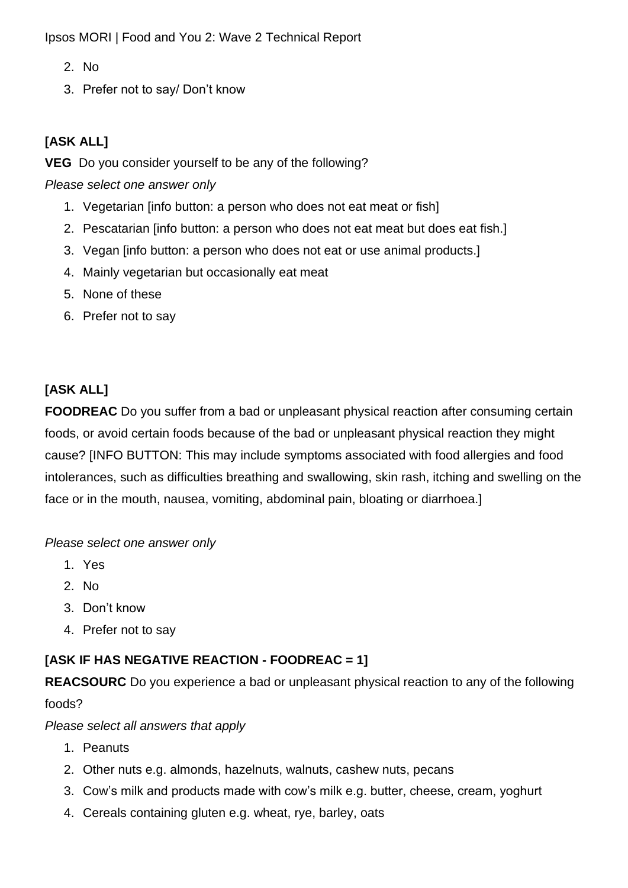2. No
3. Prefer not to say/ Don't know

**[ASK ALL]**

**VEG** Do you consider yourself to be any of the following?

*Please select one answer only*

1. Vegetarian [info button: a person who does not eat meat or fish]
2. Pescatarian [info button: a person who does not eat meat but does eat fish.]
3. Vegan [info button: a person who does not eat or use animal products.]
4. Mainly vegetarian but occasionally eat meat
5. None of these
6. Prefer not to say

**[ASK ALL]**

**FOODREAC** Do you suffer from a bad or unpleasant physical reaction after consuming certain foods, or avoid certain foods because of the bad or unpleasant physical reaction they might cause? [INFO BUTTON: This may include symptoms associated with food allergies and food intolerances, such as difficulties breathing and swallowing, skin rash, itching and swelling on the face or in the mouth, nausea, vomiting, abdominal pain, bloating or diarrhoea.]

*Please select one answer only*

1. Yes
2. No
3. Don't know
4. Prefer not to say

**[ASK IF HAS NEGATIVE REACTION - FOODREAC = 1]**

**REACSOURC** Do you experience a bad or unpleasant physical reaction to any of the following foods?

*Please select all answers that apply*

1. Peanuts
2. Other nuts e.g. almonds, hazelnuts, walnuts, cashew nuts, pecans
3. Cow's milk and products made with cow's milk e.g. butter, cheese, cream, yoghurt
4. Cereals containing gluten e.g. wheat, rye, barley, oats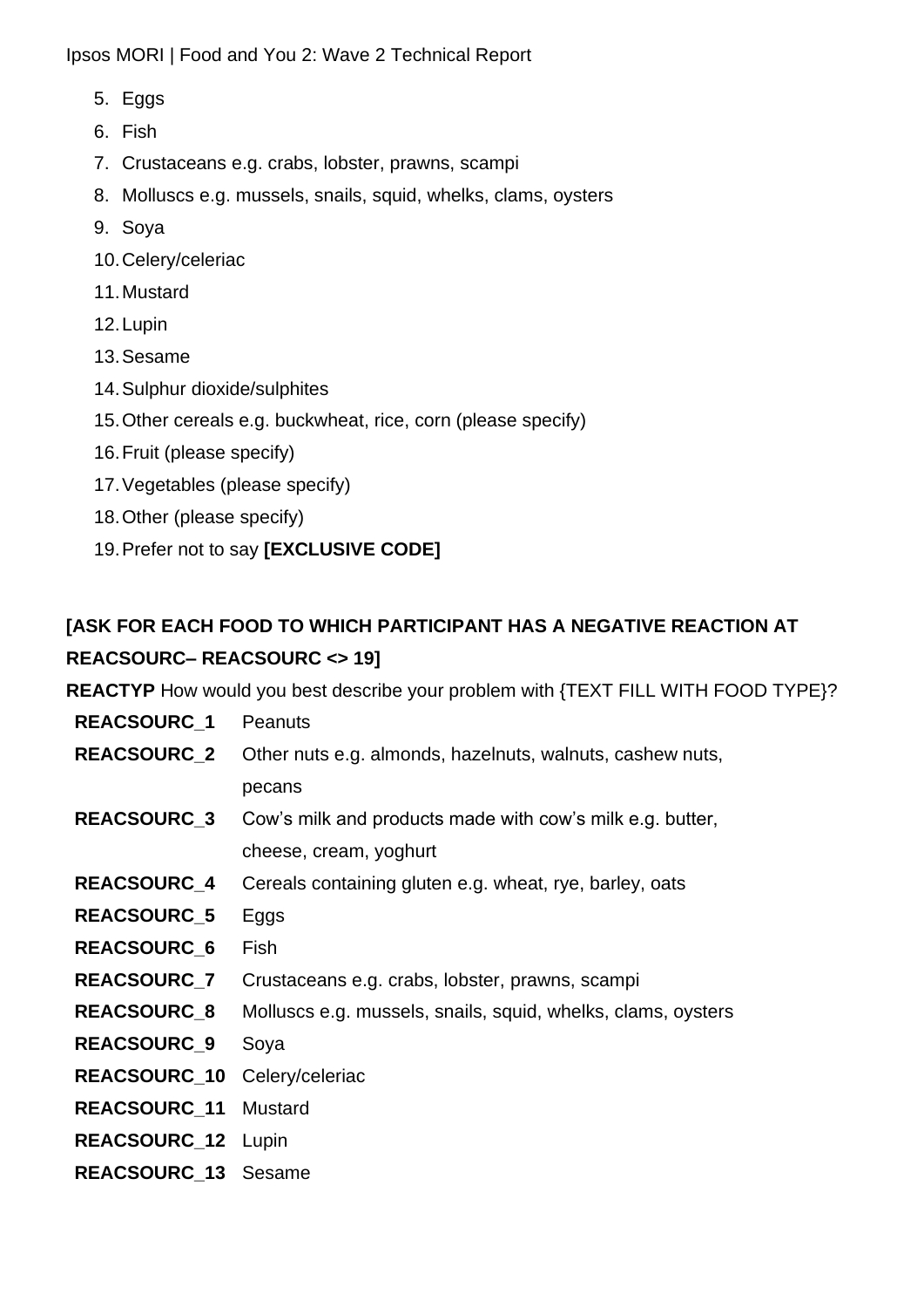5. Eggs
6. Fish
7. Crustaceans e.g. crabs, lobster, prawns, scampi
8. Molluscs e.g. mussels, snails, squid, whelks, clams, oysters
9. Soya
10. Celery/celeriac
11. Mustard
12. Lupin
13. Sesame
14. Sulphur dioxide/sulphites
15. Other cereals e.g. buckwheat, rice, corn (please specify)
16. Fruit (please specify)
17. Vegetables (please specify)
18. Other (please specify)
19. Prefer not to say **[EXCLUSIVE CODE]**

**[ASK FOR EACH FOOD TO WHICH PARTICIPANT HAS A NEGATIVE REACTION AT REACSOURC– REACSOURC <> 19]**

**REACTYP** How would you best describe your problem with {TEXT FILL WITH FOOD TYPE}?

| | |
|---|---|
| **REACSOURC_1** | Peanuts |
| **REACSOURC_2** | Other nuts e.g. almonds, hazelnuts, walnuts, cashew nuts, pecans |
| **REACSOURC_3** | Cow's milk and products made with cow's milk e.g. butter, cheese, cream, yoghurt |
| **REACSOURC_4** | Cereals containing gluten e.g. wheat, rye, barley, oats |
| **REACSOURC_5** | Eggs |
| **REACSOURC_6** | Fish |
| **REACSOURC_7** | Crustaceans e.g. crabs, lobster, prawns, scampi |
| **REACSOURC_8** | Molluscs e.g. mussels, snails, squid, whelks, clams, oysters |
| **REACSOURC_9** | Soya |
| **REACSOURC_10** | Celery/celeriac |
| **REACSOURC_11** | Mustard |
| **REACSOURC_12** | Lupin |
| **REACSOURC_13** | Sesame |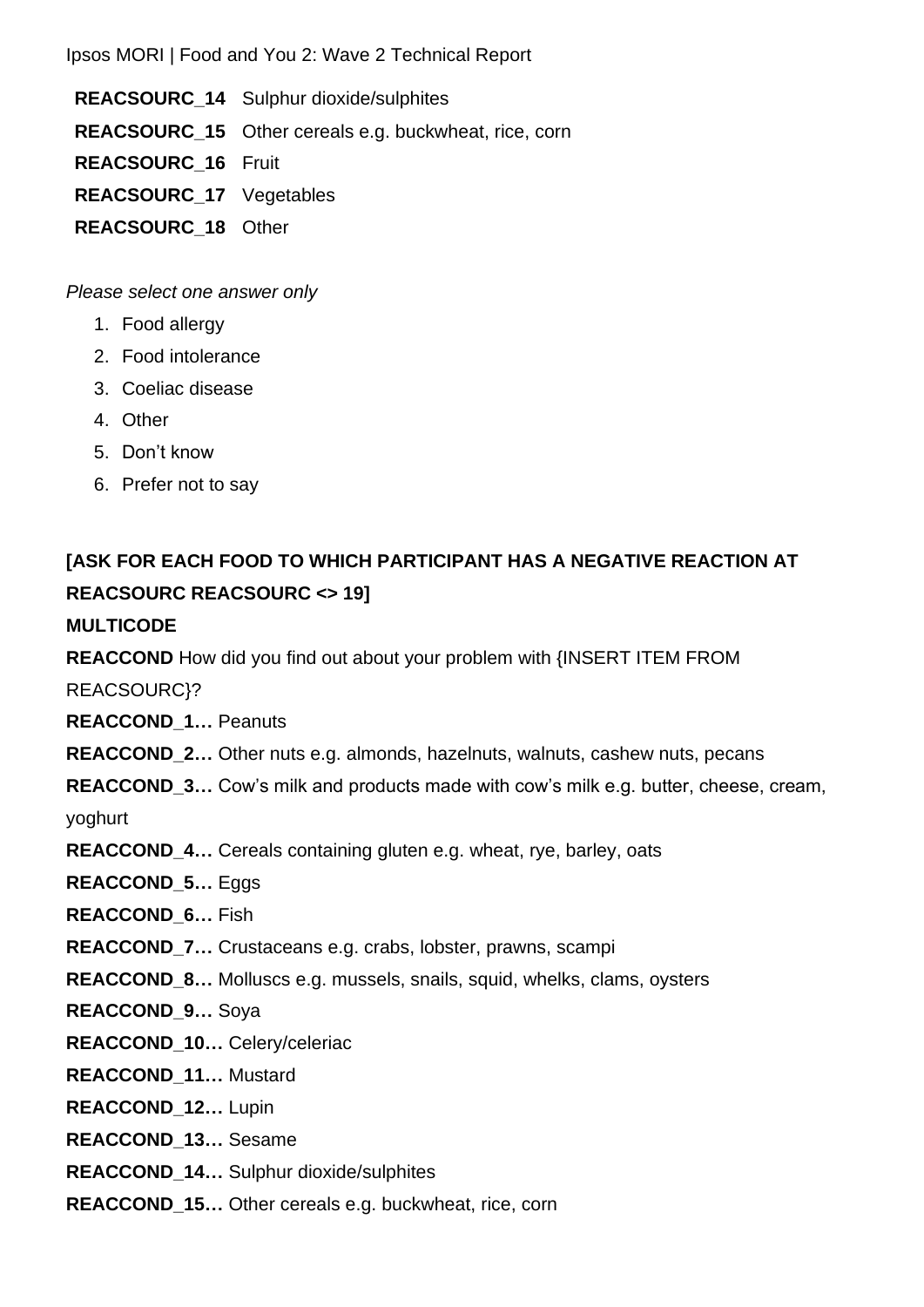**REACSOURC_14** Sulphur dioxide/sulphites

**REACSOURC_15** Other cereals e.g. buckwheat, rice, corn

**REACSOURC_16** Fruit

**REACSOURC_17** Vegetables

**REACSOURC_18** Other

*Please select one answer only*

1. Food allergy
2. Food intolerance
3. Coeliac disease
4. Other
5. Don't know
6. Prefer not to say

**[ASK FOR EACH FOOD TO WHICH PARTICIPANT HAS A NEGATIVE REACTION AT REACSOURC REACSOURC <> 19]**

**MULTICODE**

**REACCOND** How did you find out about your problem with {INSERT ITEM FROM REACSOURC}?

**REACCOND_1…** Peanuts

**REACCOND_2…** Other nuts e.g. almonds, hazelnuts, walnuts, cashew nuts, pecans

**REACCOND_3…** Cow's milk and products made with cow's milk e.g. butter, cheese, cream, yoghurt

**REACCOND_4…** Cereals containing gluten e.g. wheat, rye, barley, oats

**REACCOND_5…** Eggs

**REACCOND_6…** Fish

**REACCOND_7…** Crustaceans e.g. crabs, lobster, prawns, scampi

**REACCOND_8…** Molluscs e.g. mussels, snails, squid, whelks, clams, oysters

**REACCOND_9…** Soya

**REACCOND_10…** Celery/celeriac

**REACCOND_11…** Mustard

**REACCOND_12…** Lupin

**REACCOND_13…** Sesame

**REACCOND_14…** Sulphur dioxide/sulphites

**REACCOND_15…** Other cereals e.g. buckwheat, rice, corn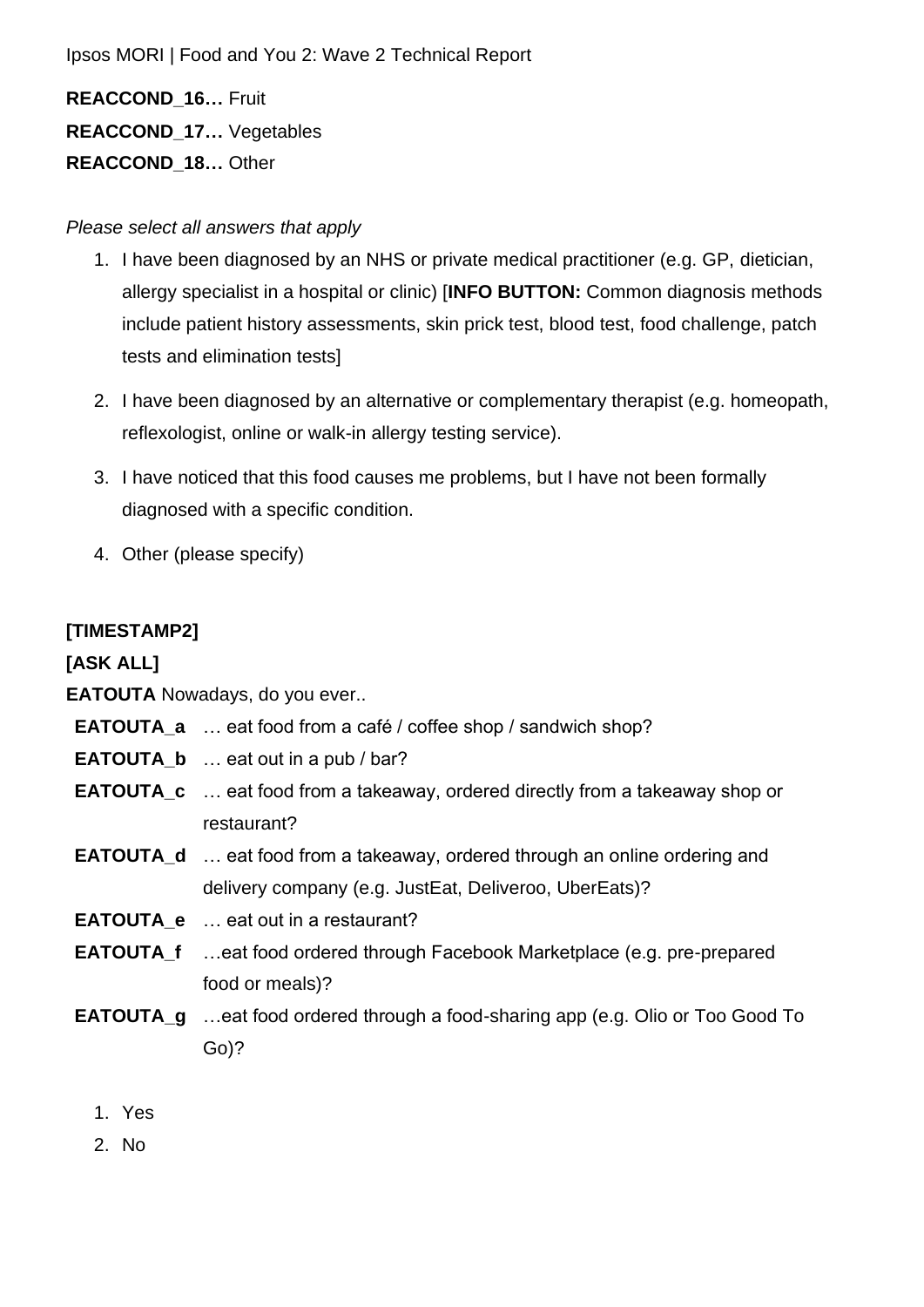**REACCOND_16…** Fruit

**REACCOND_17…** Vegetables

**REACCOND_18…** Other

*Please select all answers that apply*

1. I have been diagnosed by an NHS or private medical practitioner (e.g. GP, dietician, allergy specialist in a hospital or clinic) [**INFO BUTTON:** Common diagnosis methods include patient history assessments, skin prick test, blood test, food challenge, patch tests and elimination tests]
2. I have been diagnosed by an alternative or complementary therapist (e.g. homeopath, reflexologist, online or walk-in allergy testing service).
3. I have noticed that this food causes me problems, but I have not been formally diagnosed with a specific condition.
4. Other (please specify)

**[TIMESTAMP2]**

**[ASK ALL]**

**EATOUTA** Nowadays, do you ever..

**EATOUTA_a** … eat food from a café / coffee shop / sandwich shop?

**EATOUTA_b** … eat out in a pub / bar?

**EATOUTA_c** … eat food from a takeaway, ordered directly from a takeaway shop or restaurant?

**EATOUTA_d** … eat food from a takeaway, ordered through an online ordering and delivery company (e.g. JustEat, Deliveroo, UberEats)?

**EATOUTA_e** … eat out in a restaurant?

**EATOUTA_f** …eat food ordered through Facebook Marketplace (e.g. pre-prepared food or meals)?

**EATOUTA_g** …eat food ordered through a food-sharing app (e.g. Olio or Too Good To Go)?

1. Yes
2. No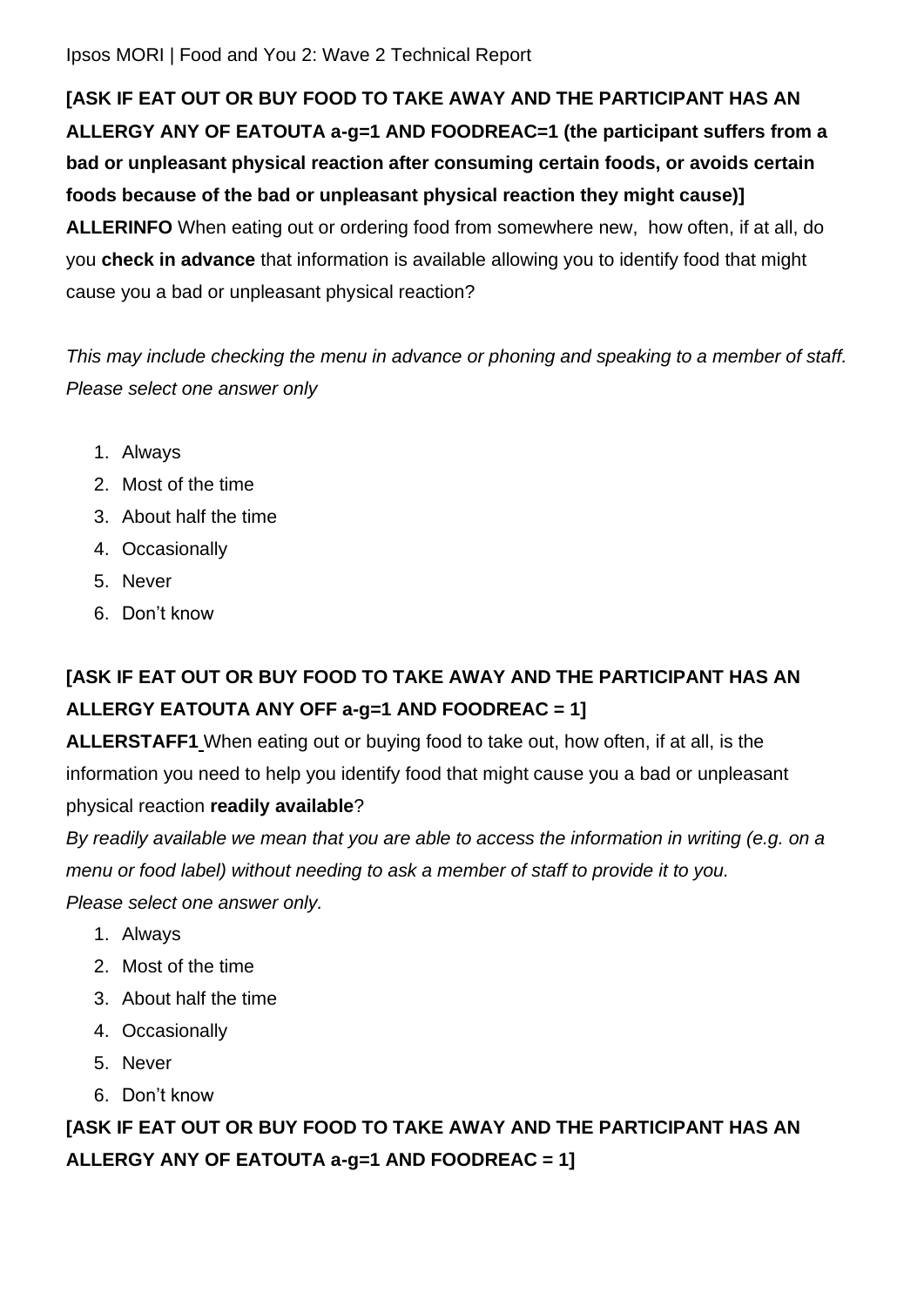**[ASK IF EAT OUT OR BUY FOOD TO TAKE AWAY AND THE PARTICIPANT HAS AN ALLERGY ANY OF EATOUTA a-g=1 AND FOODREAC=1 (the participant suffers from a bad or unpleasant physical reaction after consuming certain foods, or avoids certain foods because of the bad or unpleasant physical reaction they might cause)]**

**ALLERINFO** When eating out or ordering food from somewhere new, how often, if at all, do you **check in advance** that information is available allowing you to identify food that might cause you a bad or unpleasant physical reaction?

*This may include checking the menu in advance or phoning and speaking to a member of staff. Please select one answer only*

1. Always
2. Most of the time
3. About half the time
4. Occasionally
5. Never
6. Don't know

**[ASK IF EAT OUT OR BUY FOOD TO TAKE AWAY AND THE PARTICIPANT HAS AN ALLERGY EATOUTA ANY OFF a-g=1 AND FOODREAC = 1]**

**ALLERSTAFF1** When eating out or buying food to take out, how often, if at all, is the information you need to help you identify food that might cause you a bad or unpleasant physical reaction **readily available**?

*By readily available we mean that you are able to access the information in writing (e.g. on a menu or food label) without needing to ask a member of staff to provide it to you.*

*Please select one answer only.*

1. Always
2. Most of the time
3. About half the time
4. Occasionally
5. Never
6. Don't know

**[ASK IF EAT OUT OR BUY FOOD TO TAKE AWAY AND THE PARTICIPANT HAS AN ALLERGY ANY OF EATOUTA a-g=1 AND FOODREAC = 1]**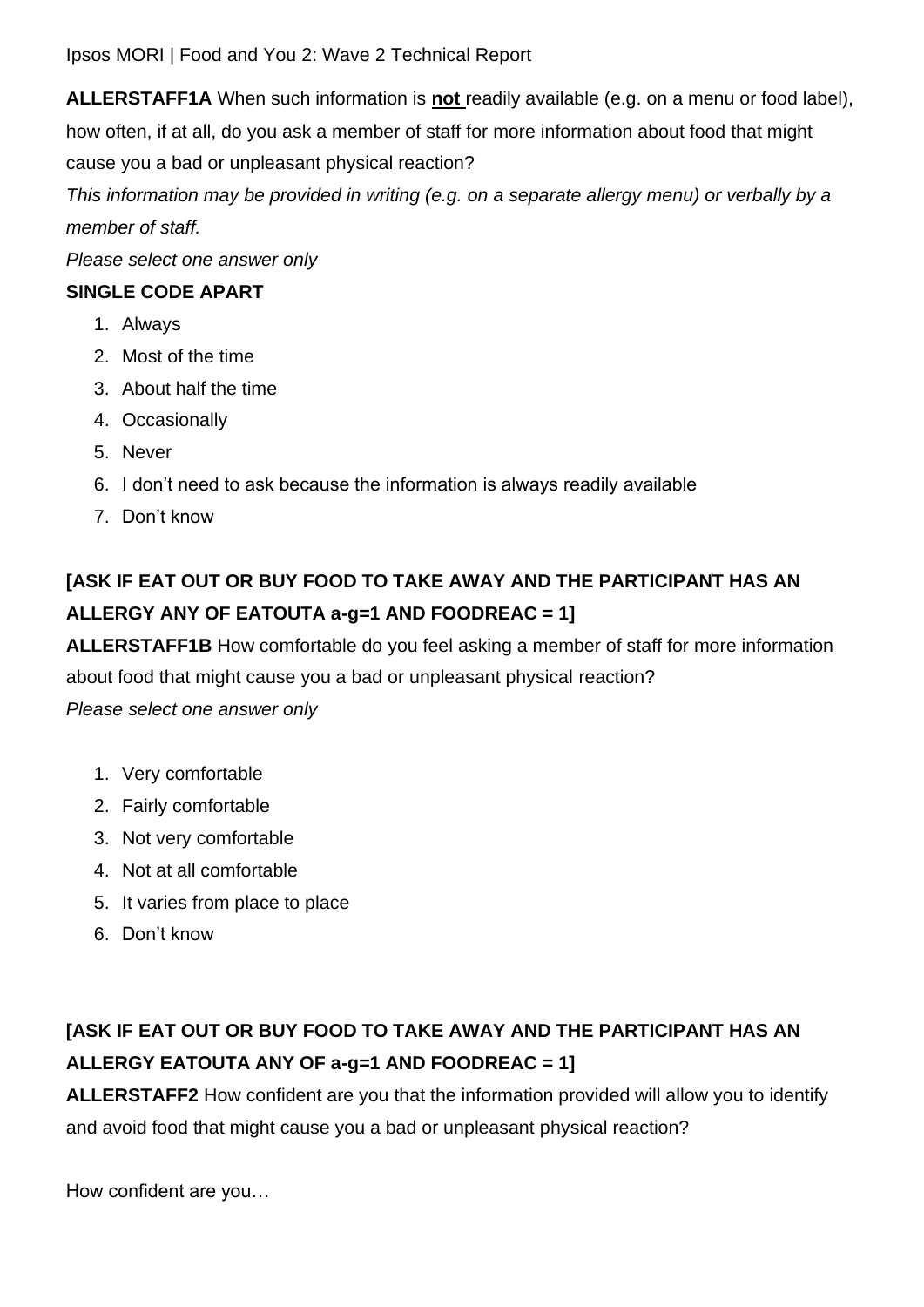**ALLERSTAFF1A** When such information is **not** readily available (e.g. on a menu or food label), how often, if at all, do you ask a member of staff for more information about food that might cause you a bad or unpleasant physical reaction?

*This information may be provided in writing (e.g. on a separate allergy menu) or verbally by a member of staff.*

*Please select one answer only*

**SINGLE CODE APART**

1. Always
2. Most of the time
3. About half the time
4. Occasionally
5. Never
6. I don't need to ask because the information is always readily available
7. Don't know

**[ASK IF EAT OUT OR BUY FOOD TO TAKE AWAY AND THE PARTICIPANT HAS AN ALLERGY ANY OF EATOUTA a-g=1 AND FOODREAC = 1]**

**ALLERSTAFF1B** How comfortable do you feel asking a member of staff for more information about food that might cause you a bad or unpleasant physical reaction?

*Please select one answer only*

1. Very comfortable
2. Fairly comfortable
3. Not very comfortable
4. Not at all comfortable
5. It varies from place to place
6. Don't know

**[ASK IF EAT OUT OR BUY FOOD TO TAKE AWAY AND THE PARTICIPANT HAS AN ALLERGY EATOUTA ANY OF a-g=1 AND FOODREAC = 1]**

**ALLERSTAFF2** How confident are you that the information provided will allow you to identify and avoid food that might cause you a bad or unpleasant physical reaction?

How confident are you…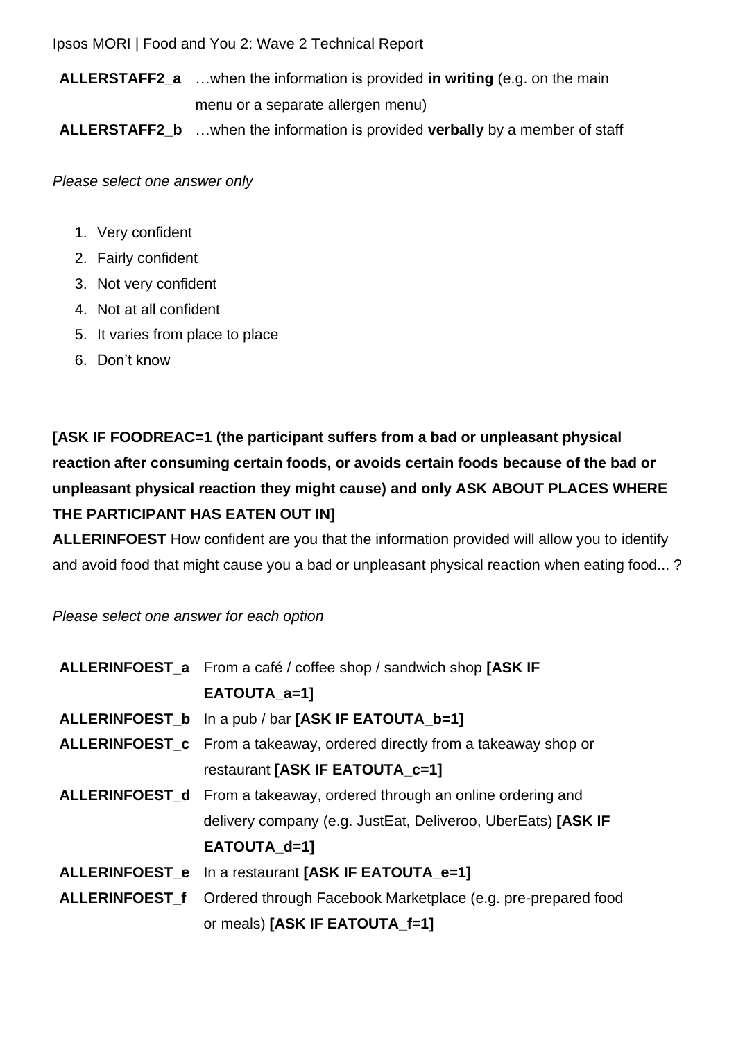| | |
|---|---|
| **ALLERSTAFF2_a** | …when the information is provided **in writing** (e.g. on the main menu or a separate allergen menu) |
| **ALLERSTAFF2_b** | …when the information is provided **verbally** by a member of staff |

*Please select one answer only*

1. Very confident
2. Fairly confident
3. Not very confident
4. Not at all confident
5. It varies from place to place
6. Don't know

**[ASK IF FOODREAC=1 (the participant suffers from a bad or unpleasant physical reaction after consuming certain foods, or avoids certain foods because of the bad or unpleasant physical reaction they might cause) and only ASK ABOUT PLACES WHERE THE PARTICIPANT HAS EATEN OUT IN]**

**ALLERINFOEST** How confident are you that the information provided will allow you to identify and avoid food that might cause you a bad or unpleasant physical reaction when eating food... ?

*Please select one answer for each option*

| | |
|---|---|
| **ALLERINFOEST_a** | From a café / coffee shop / sandwich shop **[ASK IF EATOUTA_a=1]** |
| **ALLERINFOEST_b** | In a pub / bar **[ASK IF EATOUTA_b=1]** |
| **ALLERINFOEST_c** | From a takeaway, ordered directly from a takeaway shop or restaurant **[ASK IF EATOUTA_c=1]** |
| **ALLERINFOEST_d** | From a takeaway, ordered through an online ordering and delivery company (e.g. JustEat, Deliveroo, UberEats) **[ASK IF EATOUTA_d=1]** |
| **ALLERINFOEST_e** | In a restaurant **[ASK IF EATOUTA_e=1]** |
| **ALLERINFOEST_f** | Ordered through Facebook Marketplace (e.g. pre-prepared food or meals) **[ASK IF EATOUTA_f=1]** |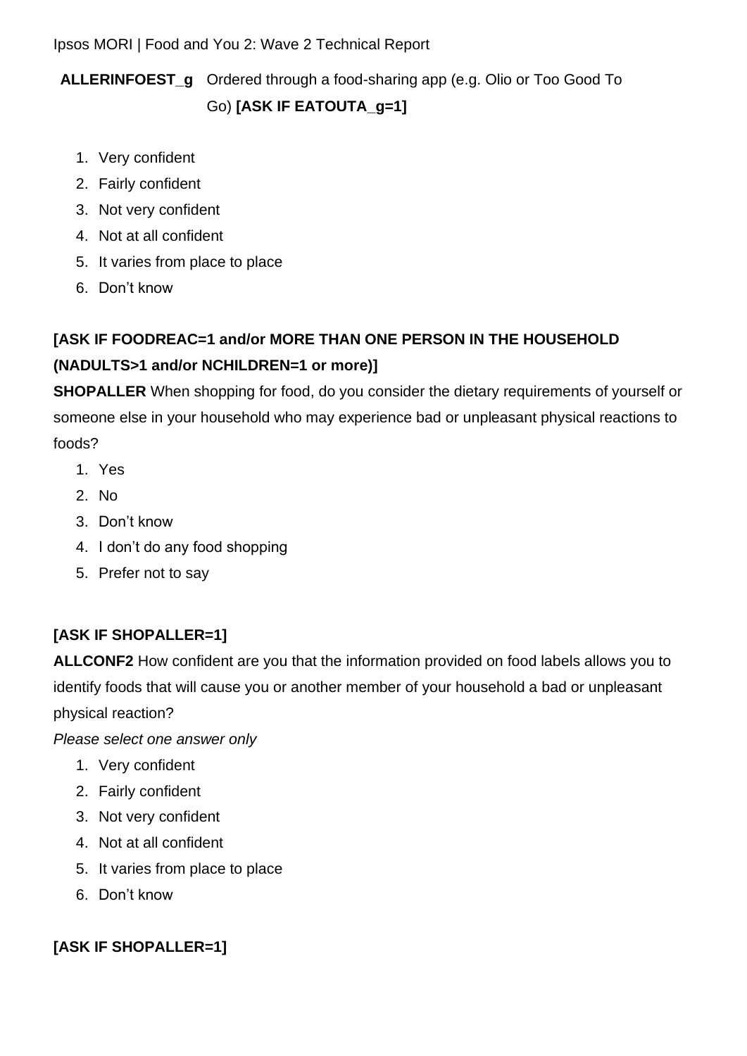**ALLERINFOEST_g** Ordered through a food-sharing app (e.g. Olio or Too Good To Go) **[ASK IF EATOUTA_g=1]**

1. Very confident
2. Fairly confident
3. Not very confident
4. Not at all confident
5. It varies from place to place
6. Don't know

**[ASK IF FOODREAC=1 and/or MORE THAN ONE PERSON IN THE HOUSEHOLD (NADULTS>1 and/or NCHILDREN=1 or more)]**

**SHOPALLER** When shopping for food, do you consider the dietary requirements of yourself or someone else in your household who may experience bad or unpleasant physical reactions to foods?

1. Yes
2. No
3. Don't know
4. I don't do any food shopping
5. Prefer not to say

**[ASK IF SHOPALLER=1]**

**ALLCONF2** How confident are you that the information provided on food labels allows you to identify foods that will cause you or another member of your household a bad or unpleasant physical reaction?

*Please select one answer only*

1. Very confident
2. Fairly confident
3. Not very confident
4. Not at all confident
5. It varies from place to place
6. Don't know

**[ASK IF SHOPALLER=1]**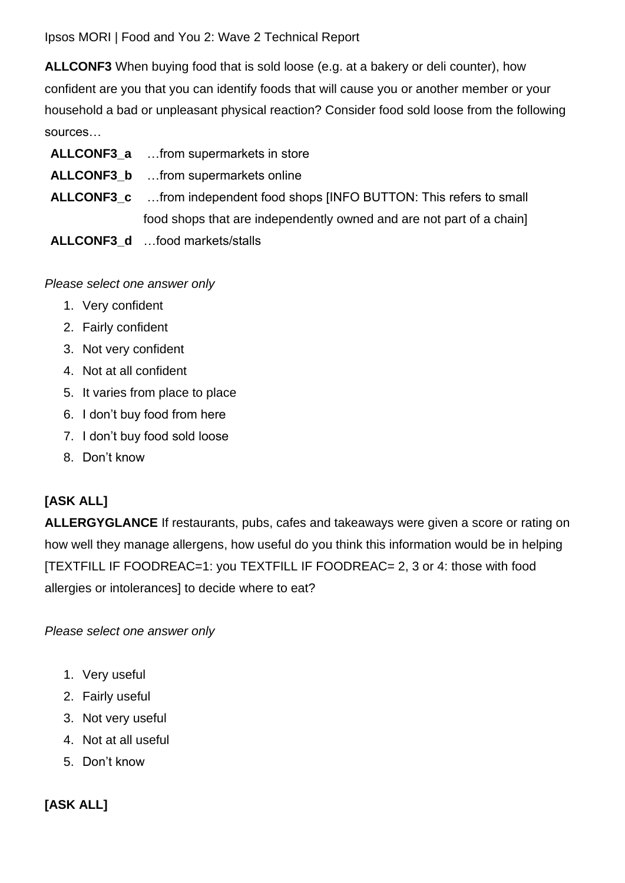**ALLCONF3** When buying food that is sold loose (e.g. at a bakery or deli counter), how confident are you that you can identify foods that will cause you or another member or your household a bad or unpleasant physical reaction? Consider food sold loose from the following sources…

**ALLCONF3_a** …from supermarkets in store

**ALLCONF3_b** …from supermarkets online

**ALLCONF3_c** …from independent food shops [INFO BUTTON: This refers to small food shops that are independently owned and are not part of a chain]

**ALLCONF3_d** …food markets/stalls

*Please select one answer only*

1. Very confident
2. Fairly confident
3. Not very confident
4. Not at all confident
5. It varies from place to place
6. I don't buy food from here
7. I don't buy food sold loose
8. Don't know

**[ASK ALL]**

**ALLERGYGLANCE** If restaurants, pubs, cafes and takeaways were given a score or rating on how well they manage allergens, how useful do you think this information would be in helping [TEXTFILL IF FOODREAC=1: you TEXTFILL IF FOODREAC= 2, 3 or 4: those with food allergies or intolerances] to decide where to eat?

*Please select one answer only*

1. Very useful
2. Fairly useful
3. Not very useful
4. Not at all useful
5. Don't know

**[ASK ALL]**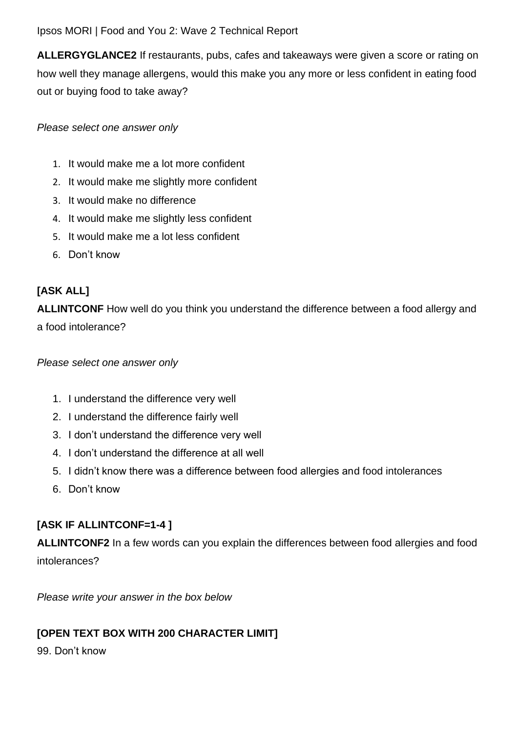**ALLERGYGLANCE2** If restaurants, pubs, cafes and takeaways were given a score or rating on how well they manage allergens, would this make you any more or less confident in eating food out or buying food to take away?

*Please select one answer only*

1. It would make me a lot more confident
2. It would make me slightly more confident
3. It would make no difference
4. It would make me slightly less confident
5. It would make me a lot less confident
6. Don't know

**[ASK ALL]**

**ALLINTCONF** How well do you think you understand the difference between a food allergy and a food intolerance?

*Please select one answer only*

1. I understand the difference very well
2. I understand the difference fairly well
3. I don't understand the difference very well
4. I don't understand the difference at all well
5. I didn't know there was a difference between food allergies and food intolerances
6. Don't know

**[ASK IF ALLINTCONF=1-4 ]**

**ALLINTCONF2** In a few words can you explain the differences between food allergies and food intolerances?

*Please write your answer in the box below*

**[OPEN TEXT BOX WITH 200 CHARACTER LIMIT]**

99. Don't know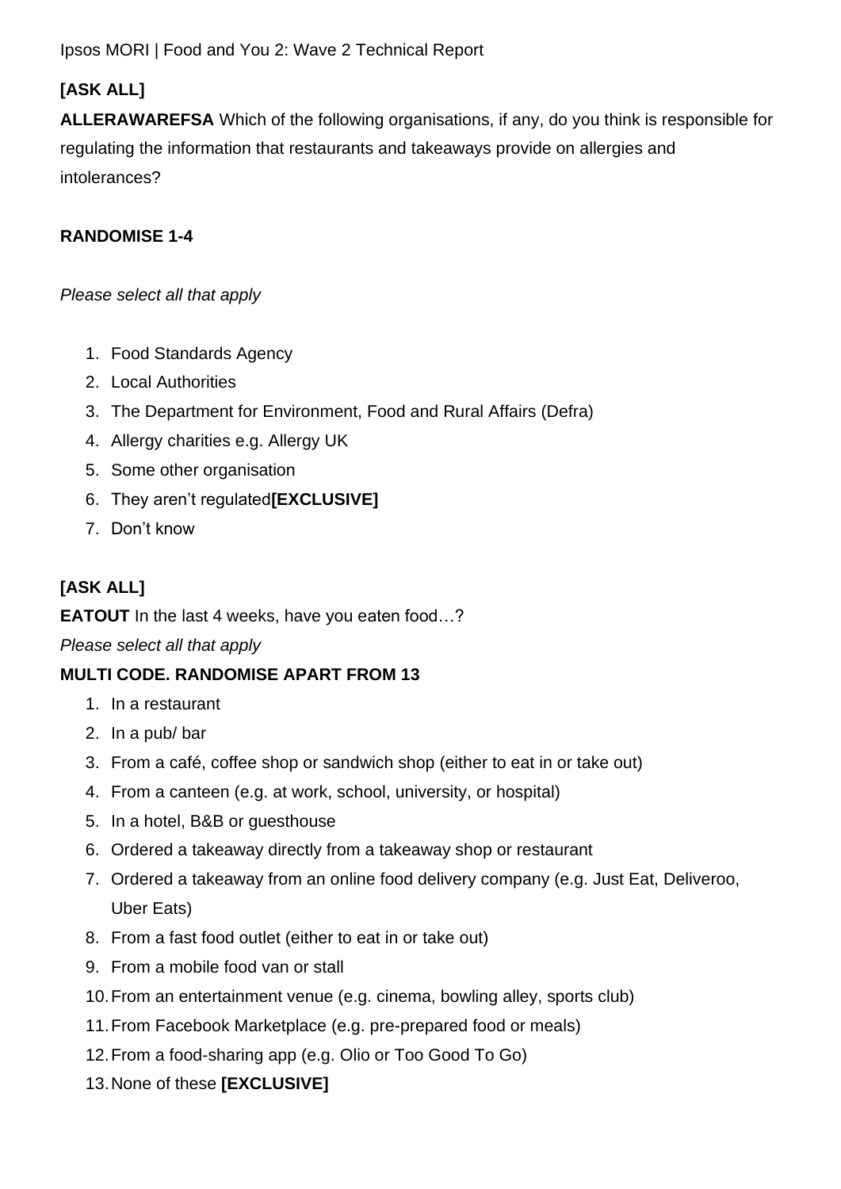**[ASK ALL]**

**ALLERAWAREFSA** Which of the following organisations, if any, do you think is responsible for regulating the information that restaurants and takeaways provide on allergies and intolerances?

**RANDOMISE 1-4**

*Please select all that apply*

1. Food Standards Agency
2. Local Authorities
3. The Department for Environment, Food and Rural Affairs (Defra)
4. Allergy charities e.g. Allergy UK
5. Some other organisation
6. They aren't regulated**[EXCLUSIVE]**
7. Don't know

**[ASK ALL]**

**EATOUT** In the last 4 weeks, have you eaten food…?

*Please select all that apply*

**MULTI CODE. RANDOMISE APART FROM 13**

1. In a restaurant
2. In a pub/ bar
3. From a café, coffee shop or sandwich shop (either to eat in or take out)
4. From a canteen (e.g. at work, school, university, or hospital)
5. In a hotel, B&B or guesthouse
6. Ordered a takeaway directly from a takeaway shop or restaurant
7. Ordered a takeaway from an online food delivery company (e.g. Just Eat, Deliveroo, Uber Eats)
8. From a fast food outlet (either to eat in or take out)
9. From a mobile food van or stall
10. From an entertainment venue (e.g. cinema, bowling alley, sports club)
11. From Facebook Marketplace (e.g. pre-prepared food or meals)
12. From a food-sharing app (e.g. Olio or Too Good To Go)
13. None of these **[EXCLUSIVE]**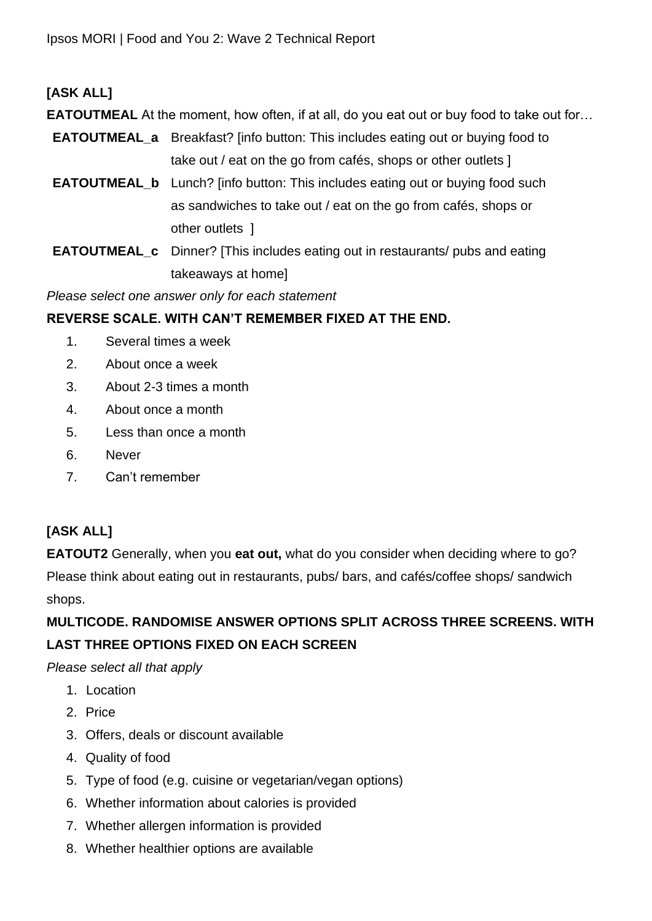**[ASK ALL]**

**EATOUTMEAL** At the moment, how often, if at all, do you eat out or buy food to take out for…

**EATOUTMEAL_a** Breakfast? [info button: This includes eating out or buying food to take out / eat on the go from cafés, shops or other outlets ]

**EATOUTMEAL_b** Lunch? [info button: This includes eating out or buying food such as sandwiches to take out / eat on the go from cafés, shops or other outlets ]

**EATOUTMEAL_c** Dinner? [This includes eating out in restaurants/ pubs and eating takeaways at home]

*Please select one answer only for each statement*

**REVERSE SCALE. WITH CAN'T REMEMBER FIXED AT THE END.**

1. Several times a week
2. About once a week
3. About 2-3 times a month
4. About once a month
5. Less than once a month
6. Never
7. Can't remember

**[ASK ALL]**

**EATOUT2** Generally, when you **eat out,** what do you consider when deciding where to go? Please think about eating out in restaurants, pubs/ bars, and cafés/coffee shops/ sandwich shops.

**MULTICODE. RANDOMISE ANSWER OPTIONS SPLIT ACROSS THREE SCREENS. WITH LAST THREE OPTIONS FIXED ON EACH SCREEN**

*Please select all that apply*

1. Location
2. Price
3. Offers, deals or discount available
4. Quality of food
5. Type of food (e.g. cuisine or vegetarian/vegan options)
6. Whether information about calories is provided
7. Whether allergen information is provided
8. Whether healthier options are available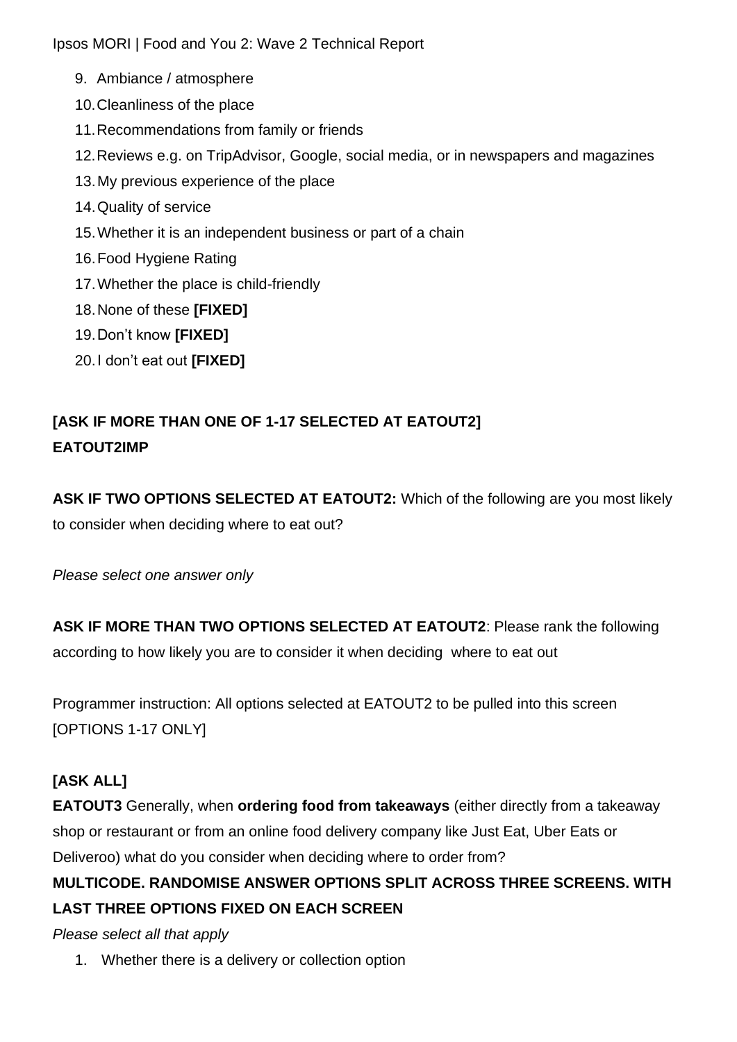9. Ambiance / atmosphere
10. Cleanliness of the place
11. Recommendations from family or friends
12. Reviews e.g. on TripAdvisor, Google, social media, or in newspapers and magazines
13. My previous experience of the place
14. Quality of service
15. Whether it is an independent business or part of a chain
16. Food Hygiene Rating
17. Whether the place is child-friendly
18. None of these **[FIXED]**
19. Don't know **[FIXED]**
20. I don't eat out **[FIXED]**

**[ASK IF MORE THAN ONE OF 1-17 SELECTED AT EATOUT2]**
**EATOUT2IMP**

**ASK IF TWO OPTIONS SELECTED AT EATOUT2:** Which of the following are you most likely to consider when deciding where to eat out?

*Please select one answer only*

**ASK IF MORE THAN TWO OPTIONS SELECTED AT EATOUT2**: Please rank the following according to how likely you are to consider it when deciding where to eat out

Programmer instruction: All options selected at EATOUT2 to be pulled into this screen [OPTIONS 1-17 ONLY]

**[ASK ALL]**
**EATOUT3** Generally, when **ordering food from takeaways** (either directly from a takeaway shop or restaurant or from an online food delivery company like Just Eat, Uber Eats or Deliveroo) what do you consider when deciding where to order from?
**MULTICODE. RANDOMISE ANSWER OPTIONS SPLIT ACROSS THREE SCREENS. WITH LAST THREE OPTIONS FIXED ON EACH SCREEN**
*Please select all that apply*

1. Whether there is a delivery or collection option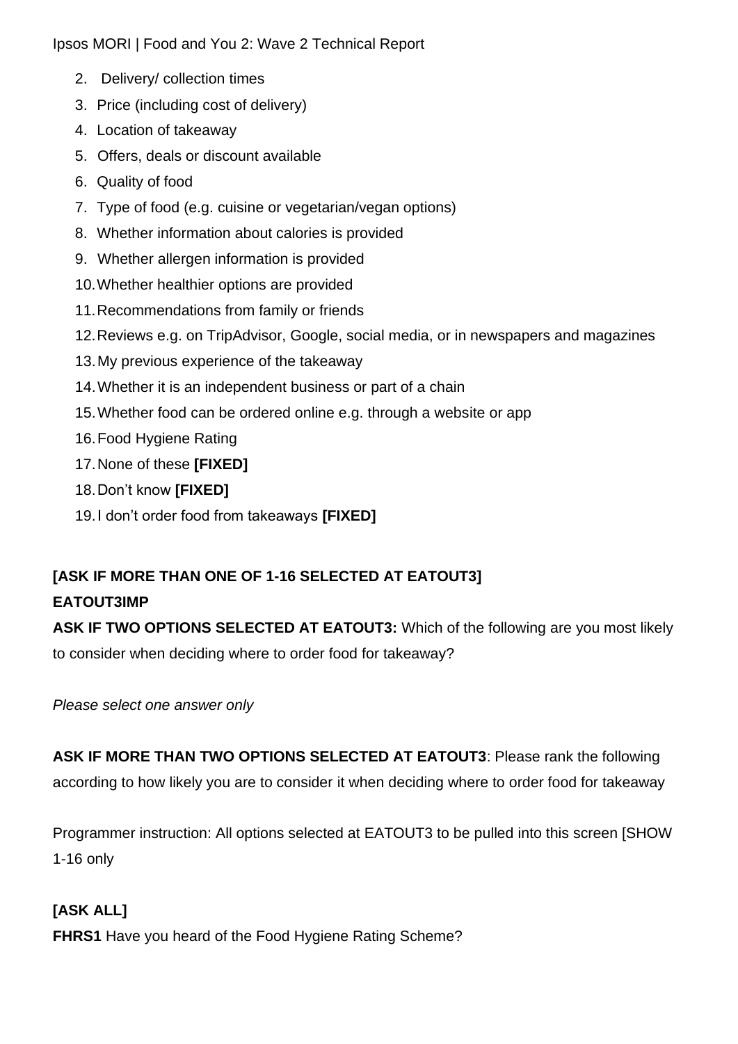2. Delivery/ collection times
3. Price (including cost of delivery)
4. Location of takeaway
5. Offers, deals or discount available
6. Quality of food
7. Type of food (e.g. cuisine or vegetarian/vegan options)
8. Whether information about calories is provided
9. Whether allergen information is provided
10. Whether healthier options are provided
11. Recommendations from family or friends
12. Reviews e.g. on TripAdvisor, Google, social media, or in newspapers and magazines
13. My previous experience of the takeaway
14. Whether it is an independent business or part of a chain
15. Whether food can be ordered online e.g. through a website or app
16. Food Hygiene Rating
17. None of these **[FIXED]**
18. Don't know **[FIXED]**
19. I don't order food from takeaways **[FIXED]**

**[ASK IF MORE THAN ONE OF 1-16 SELECTED AT EATOUT3]**

**EATOUT3IMP**

**ASK IF TWO OPTIONS SELECTED AT EATOUT3:** Which of the following are you most likely to consider when deciding where to order food for takeaway?

*Please select one answer only*

**ASK IF MORE THAN TWO OPTIONS SELECTED AT EATOUT3**: Please rank the following according to how likely you are to consider it when deciding where to order food for takeaway

Programmer instruction: All options selected at EATOUT3 to be pulled into this screen [SHOW 1-16 only

**[ASK ALL]**

**FHRS1** Have you heard of the Food Hygiene Rating Scheme?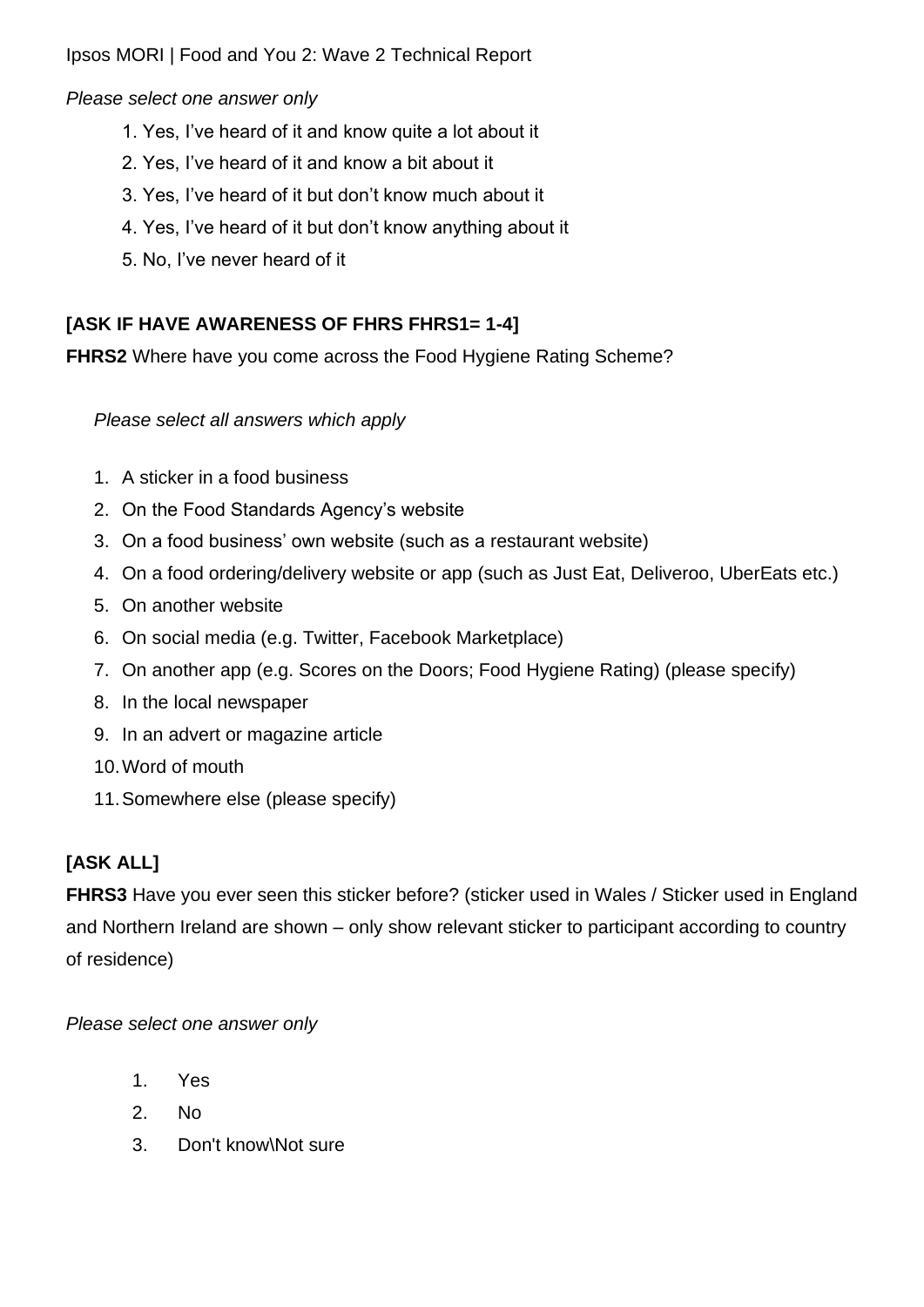*Please select one answer only*

1. Yes, I’ve heard of it and know quite a lot about it
2. Yes, I’ve heard of it and know a bit about it
3. Yes, I’ve heard of it but don’t know much about it
4. Yes, I’ve heard of it but don’t know anything about it
5. No, I’ve never heard of it

**[ASK IF HAVE AWARENESS OF FHRS FHRS1= 1-4]**

**FHRS2** Where have you come across the Food Hygiene Rating Scheme?

*Please select all answers which apply*

1. A sticker in a food business
2. On the Food Standards Agency’s website
3. On a food business’ own website (such as a restaurant website)
4. On a food ordering/delivery website or app (such as Just Eat, Deliveroo, UberEats etc.)
5. On another website
6. On social media (e.g. Twitter, Facebook Marketplace)
7. On another app (e.g. Scores on the Doors; Food Hygiene Rating) (please specify)
8. In the local newspaper
9. In an advert or magazine article
10. Word of mouth
11. Somewhere else (please specify)

**[ASK ALL]**

**FHRS3** Have you ever seen this sticker before? (sticker used in Wales / Sticker used in England and Northern Ireland are shown – only show relevant sticker to participant according to country of residence)

*Please select one answer only*

1. Yes
2. No
3. Don't know\Not sure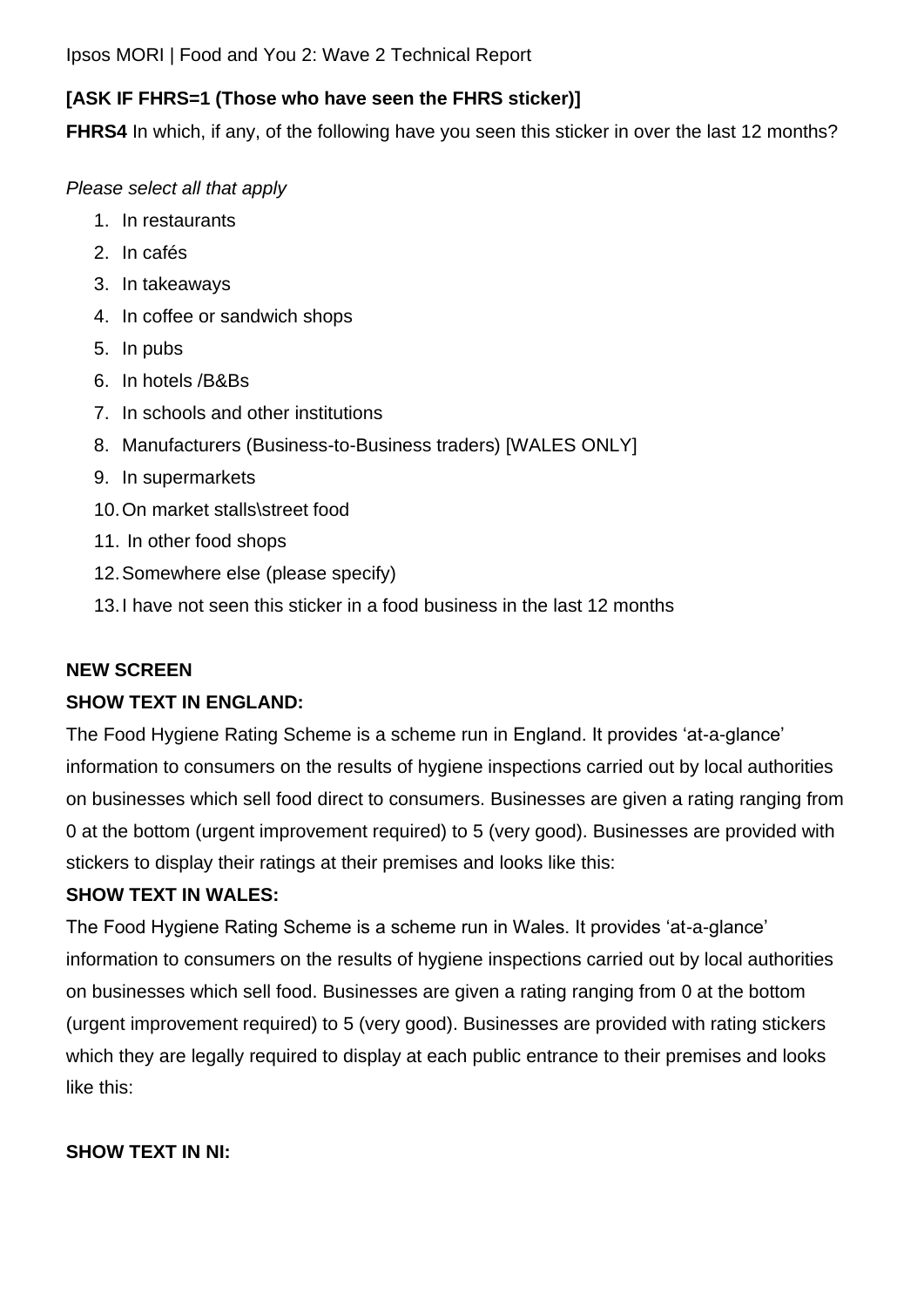**[ASK IF FHRS=1 (Those who have seen the FHRS sticker)]**

**FHRS4** In which, if any, of the following have you seen this sticker in over the last 12 months?

*Please select all that apply*

1. In restaurants
2. In cafés
3. In takeaways
4. In coffee or sandwich shops
5. In pubs
6. In hotels /B&Bs
7. In schools and other institutions
8. Manufacturers (Business-to-Business traders) [WALES ONLY]
9. In supermarkets
10. On market stalls\street food
11. In other food shops
12. Somewhere else (please specify)
13. I have not seen this sticker in a food business in the last 12 months

**NEW SCREEN**

**SHOW TEXT IN ENGLAND:**

The Food Hygiene Rating Scheme is a scheme run in England. It provides 'at-a-glance' information to consumers on the results of hygiene inspections carried out by local authorities on businesses which sell food direct to consumers. Businesses are given a rating ranging from 0 at the bottom (urgent improvement required) to 5 (very good). Businesses are provided with stickers to display their ratings at their premises and looks like this:

**SHOW TEXT IN WALES:**

The Food Hygiene Rating Scheme is a scheme run in Wales. It provides 'at-a-glance' information to consumers on the results of hygiene inspections carried out by local authorities on businesses which sell food. Businesses are given a rating ranging from 0 at the bottom (urgent improvement required) to 5 (very good). Businesses are provided with rating stickers which they are legally required to display at each public entrance to their premises and looks like this:

**SHOW TEXT IN NI:**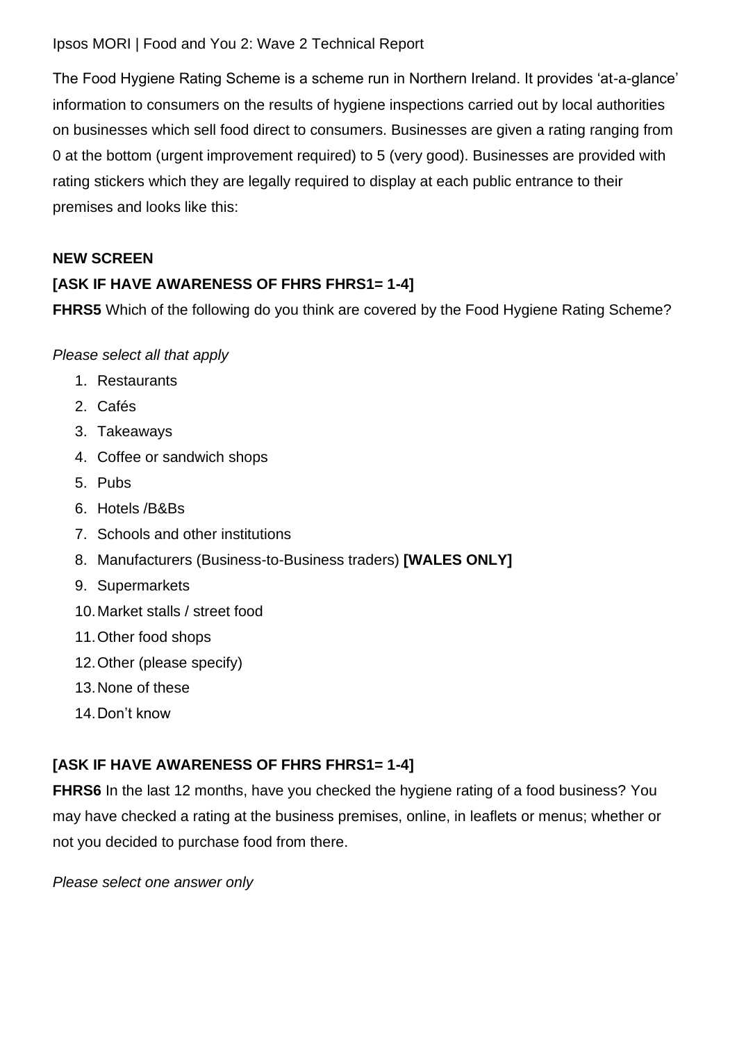The Food Hygiene Rating Scheme is a scheme run in Northern Ireland. It provides 'at-a-glance' information to consumers on the results of hygiene inspections carried out by local authorities on businesses which sell food direct to consumers. Businesses are given a rating ranging from 0 at the bottom (urgent improvement required) to 5 (very good). Businesses are provided with rating stickers which they are legally required to display at each public entrance to their premises and looks like this:

**NEW SCREEN**

**[ASK IF HAVE AWARENESS OF FHRS FHRS1= 1-4]**

**FHRS5** Which of the following do you think are covered by the Food Hygiene Rating Scheme?

*Please select all that apply*

1. Restaurants
2. Cafés
3. Takeaways
4. Coffee or sandwich shops
5. Pubs
6. Hotels /B&Bs
7. Schools and other institutions
8. Manufacturers (Business-to-Business traders) **[WALES ONLY]**
9. Supermarkets
10. Market stalls / street food
11. Other food shops
12. Other (please specify)
13. None of these
14. Don't know

**[ASK IF HAVE AWARENESS OF FHRS FHRS1= 1-4]**

**FHRS6** In the last 12 months, have you checked the hygiene rating of a food business? You may have checked a rating at the business premises, online, in leaflets or menus; whether or not you decided to purchase food from there.

*Please select one answer only*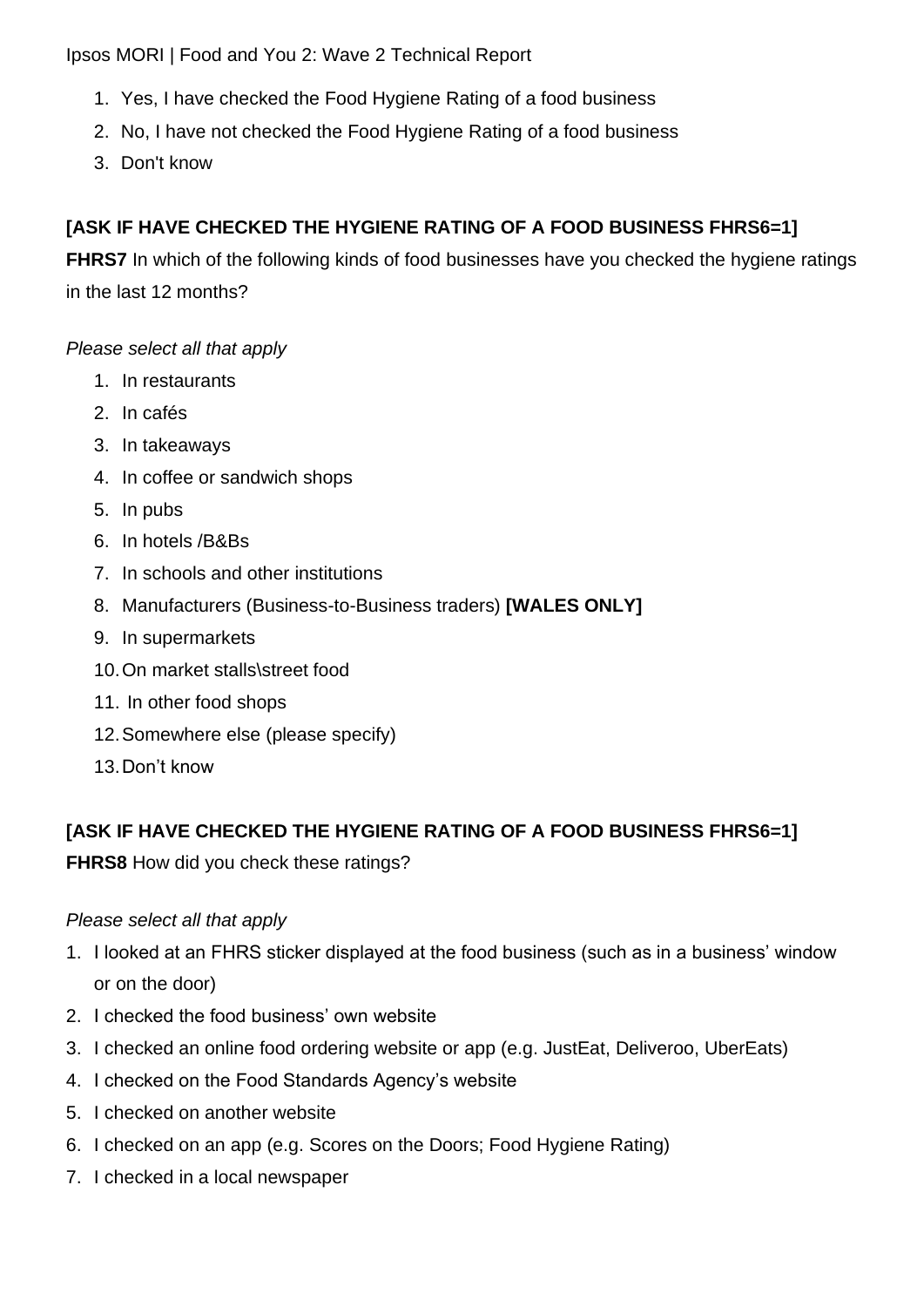1. Yes, I have checked the Food Hygiene Rating of a food business
2. No, I have not checked the Food Hygiene Rating of a food business
3. Don't know

**[ASK IF HAVE CHECKED THE HYGIENE RATING OF A FOOD BUSINESS FHRS6=1]**

**FHRS7** In which of the following kinds of food businesses have you checked the hygiene ratings in the last 12 months?

*Please select all that apply*

1. In restaurants
2. In cafés
3. In takeaways
4. In coffee or sandwich shops
5. In pubs
6. In hotels /B&Bs
7. In schools and other institutions
8. Manufacturers (Business-to-Business traders) **[WALES ONLY]**
9. In supermarkets
10. On market stalls\street food
11. In other food shops
12. Somewhere else (please specify)
13. Don't know

**[ASK IF HAVE CHECKED THE HYGIENE RATING OF A FOOD BUSINESS FHRS6=1]**

**FHRS8** How did you check these ratings?

*Please select all that apply*

1. I looked at an FHRS sticker displayed at the food business (such as in a business' window or on the door)
2. I checked the food business' own website
3. I checked an online food ordering website or app (e.g. JustEat, Deliveroo, UberEats)
4. I checked on the Food Standards Agency's website
5. I checked on another website
6. I checked on an app (e.g. Scores on the Doors; Food Hygiene Rating)
7. I checked in a local newspaper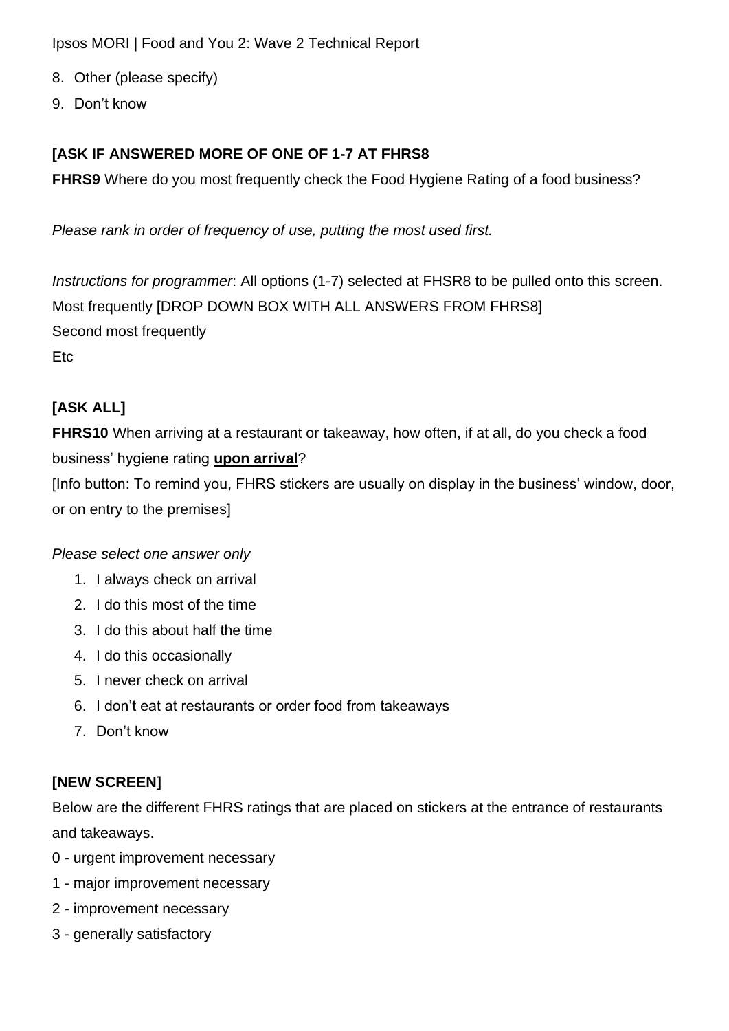8. Other (please specify)
9. Don't know

**[ASK IF ANSWERED MORE OF ONE OF 1-7 AT FHRS8**

**FHRS9** Where do you most frequently check the Food Hygiene Rating of a food business?

*Please rank in order of frequency of use, putting the most used first.*

*Instructions for programmer*: All options (1-7) selected at FHSR8 to be pulled onto this screen.
Most frequently [DROP DOWN BOX WITH ALL ANSWERS FROM FHRS8]
Second most frequently
Etc

**[ASK ALL]**

**FHRS10** When arriving at a restaurant or takeaway, how often, if at all, do you check a food business' hygiene rating **upon arrival**?
[Info button: To remind you, FHRS stickers are usually on display in the business' window, door, or on entry to the premises]

*Please select one answer only*

1. I always check on arrival
2. I do this most of the time
3. I do this about half the time
4. I do this occasionally
5. I never check on arrival
6. I don't eat at restaurants or order food from takeaways
7. Don't know

**[NEW SCREEN]**

Below are the different FHRS ratings that are placed on stickers at the entrance of restaurants and takeaways.

0 - urgent improvement necessary
1 - major improvement necessary
2 - improvement necessary
3 - generally satisfactory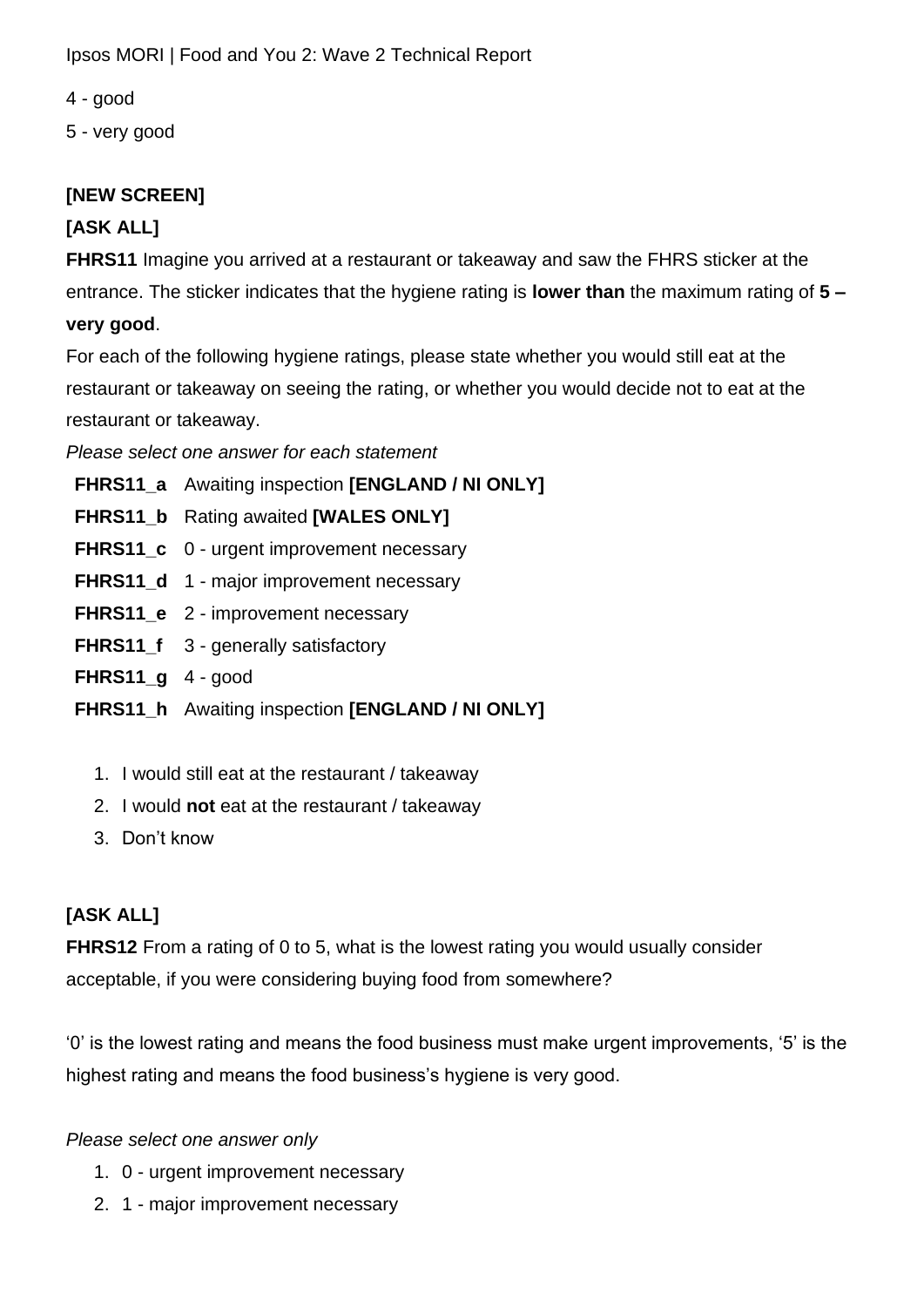4 - good

5 - very good

**[NEW SCREEN]**

**[ASK ALL]**

**FHRS11** Imagine you arrived at a restaurant or takeaway and saw the FHRS sticker at the entrance. The sticker indicates that the hygiene rating is **lower than** the maximum rating of **5 – very good**.

For each of the following hygiene ratings, please state whether you would still eat at the restaurant or takeaway on seeing the rating, or whether you would decide not to eat at the restaurant or takeaway.

*Please select one answer for each statement*

**FHRS11_a** Awaiting inspection **[ENGLAND / NI ONLY]**
**FHRS11_b** Rating awaited **[WALES ONLY]**
**FHRS11_c** 0 - urgent improvement necessary
**FHRS11_d** 1 - major improvement necessary
**FHRS11_e** 2 - improvement necessary
**FHRS11_f** 3 - generally satisfactory
**FHRS11_g** 4 - good
**FHRS11_h** Awaiting inspection **[ENGLAND / NI ONLY]**

1. I would still eat at the restaurant / takeaway
2. I would **not** eat at the restaurant / takeaway
3. Don't know

**[ASK ALL]**

**FHRS12** From a rating of 0 to 5, what is the lowest rating you would usually consider acceptable, if you were considering buying food from somewhere?

'0' is the lowest rating and means the food business must make urgent improvements, '5' is the highest rating and means the food business's hygiene is very good.

*Please select one answer only*

1. 0 - urgent improvement necessary
2. 1 - major improvement necessary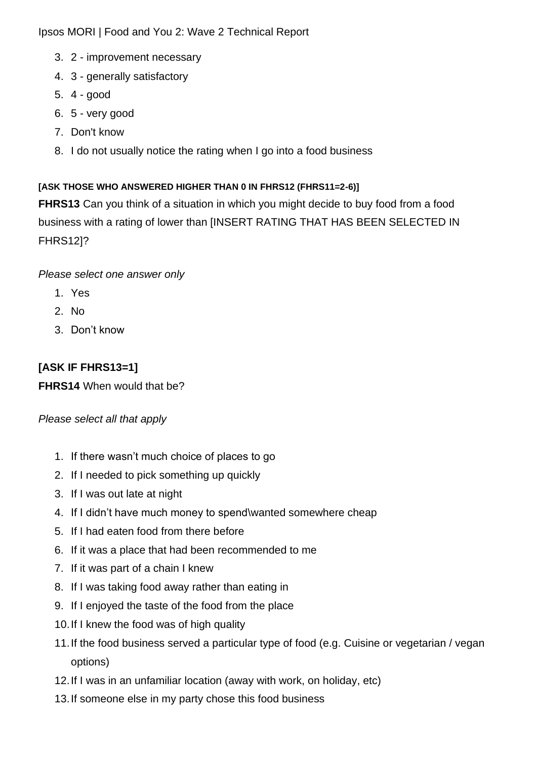3. 2 - improvement necessary
4. 3 - generally satisfactory
5. 4 - good
6. 5 - very good
7. Don't know
8. I do not usually notice the rating when I go into a food business

**[ASK THOSE WHO ANSWERED HIGHER THAN 0 IN FHRS12 (FHRS11=2-6)]**

**FHRS13** Can you think of a situation in which you might decide to buy food from a food business with a rating of lower than [INSERT RATING THAT HAS BEEN SELECTED IN FHRS12]?

*Please select one answer only*

1. Yes
2. No
3. Don't know

**[ASK IF FHRS13=1]**

**FHRS14** When would that be?

*Please select all that apply*

1. If there wasn't much choice of places to go
2. If I needed to pick something up quickly
3. If I was out late at night
4. If I didn't have much money to spend\wanted somewhere cheap
5. If I had eaten food from there before
6. If it was a place that had been recommended to me
7. If it was part of a chain I knew
8. If I was taking food away rather than eating in
9. If I enjoyed the taste of the food from the place
10. If I knew the food was of high quality
11. If the food business served a particular type of food (e.g. Cuisine or vegetarian / vegan options)
12. If I was in an unfamiliar location (away with work, on holiday, etc)
13. If someone else in my party chose this food business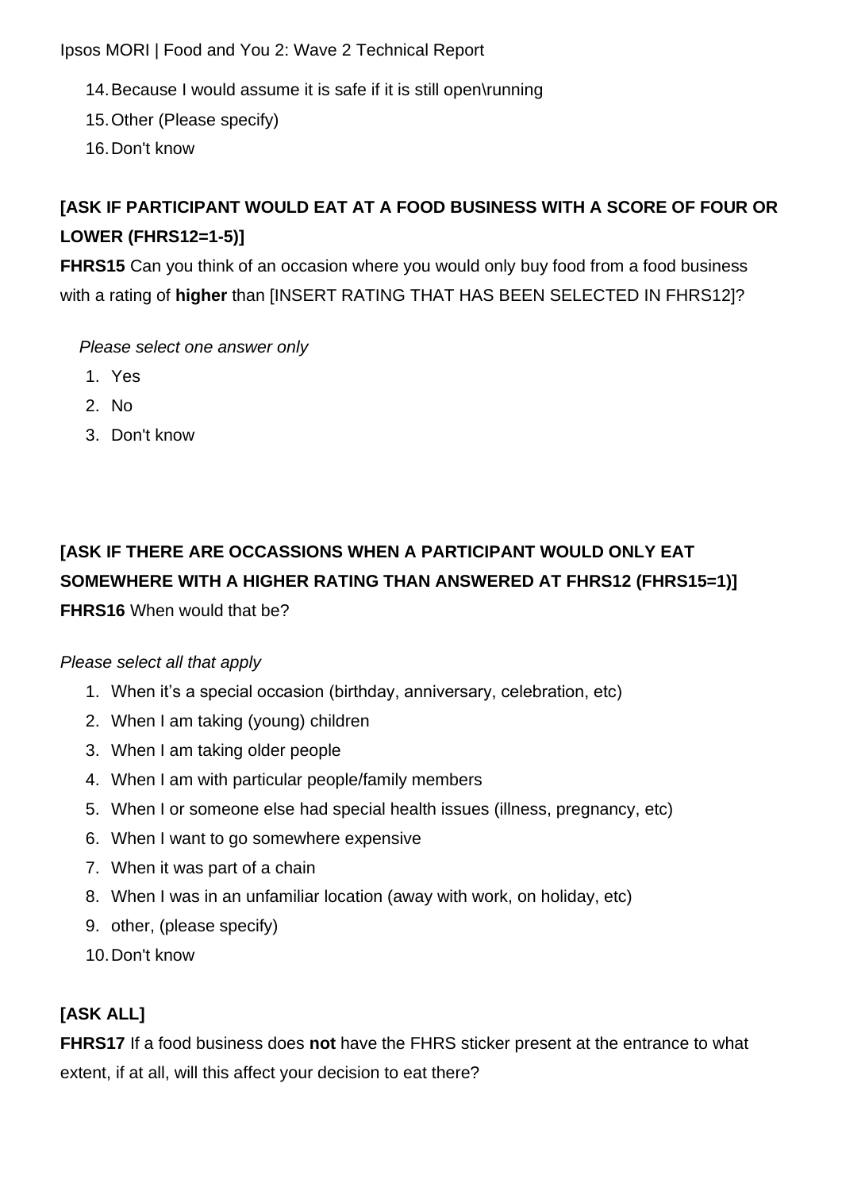14. Because I would assume it is safe if it is still open\running
15. Other (Please specify)
16. Don't know

**[ASK IF PARTICIPANT WOULD EAT AT A FOOD BUSINESS WITH A SCORE OF FOUR OR LOWER (FHRS12=1-5)]**

**FHRS15** Can you think of an occasion where you would only buy food from a food business with a rating of **higher** than [INSERT RATING THAT HAS BEEN SELECTED IN FHRS12]?

*Please select one answer only*

1. Yes
2. No
3. Don't know

**[ASK IF THERE ARE OCCASSIONS WHEN A PARTICIPANT WOULD ONLY EAT SOMEWHERE WITH A HIGHER RATING THAN ANSWERED AT FHRS12 (FHRS15=1)]**

**FHRS16** When would that be?

*Please select all that apply*

1. When it's a special occasion (birthday, anniversary, celebration, etc)
2. When I am taking (young) children
3. When I am taking older people
4. When I am with particular people/family members
5. When I or someone else had special health issues (illness, pregnancy, etc)
6. When I want to go somewhere expensive
7. When it was part of a chain
8. When I was in an unfamiliar location (away with work, on holiday, etc)
9. other, (please specify)
10. Don't know

**[ASK ALL]**

**FHRS17** If a food business does **not** have the FHRS sticker present at the entrance to what extent, if at all, will this affect your decision to eat there?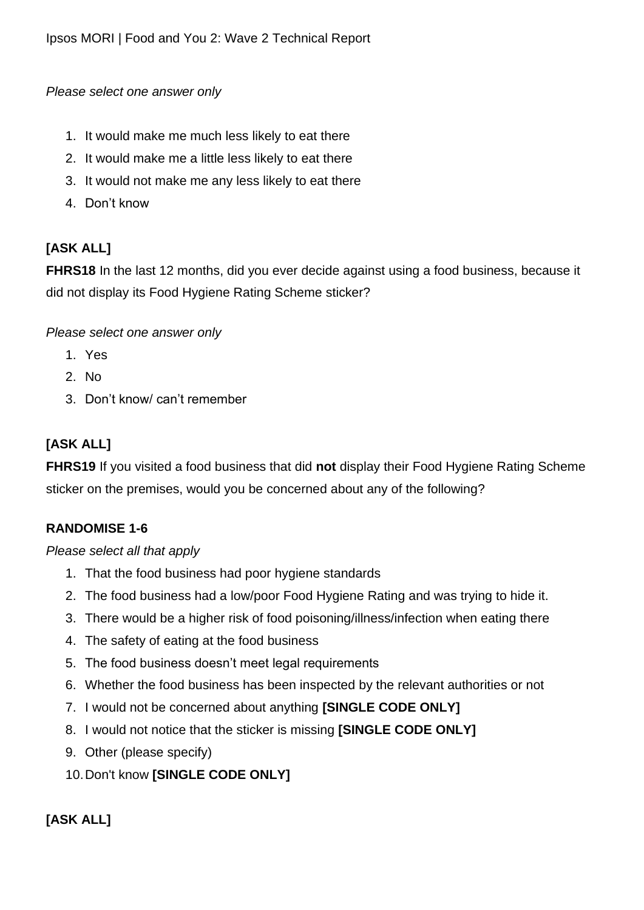*Please select one answer only*

1. It would make me much less likely to eat there
2. It would make me a little less likely to eat there
3. It would not make me any less likely to eat there
4. Don't know

**[ASK ALL]**

**FHRS18** In the last 12 months, did you ever decide against using a food business, because it did not display its Food Hygiene Rating Scheme sticker?

*Please select one answer only*

1. Yes
2. No
3. Don't know/ can't remember

**[ASK ALL]**

**FHRS19** If you visited a food business that did **not** display their Food Hygiene Rating Scheme sticker on the premises, would you be concerned about any of the following?

**RANDOMISE 1-6**

*Please select all that apply*

1. That the food business had poor hygiene standards
2. The food business had a low/poor Food Hygiene Rating and was trying to hide it.
3. There would be a higher risk of food poisoning/illness/infection when eating there
4. The safety of eating at the food business
5. The food business doesn't meet legal requirements
6. Whether the food business has been inspected by the relevant authorities or not
7. I would not be concerned about anything **[SINGLE CODE ONLY]**
8. I would not notice that the sticker is missing **[SINGLE CODE ONLY]**
9. Other (please specify)
10. Don't know **[SINGLE CODE ONLY]**

**[ASK ALL]**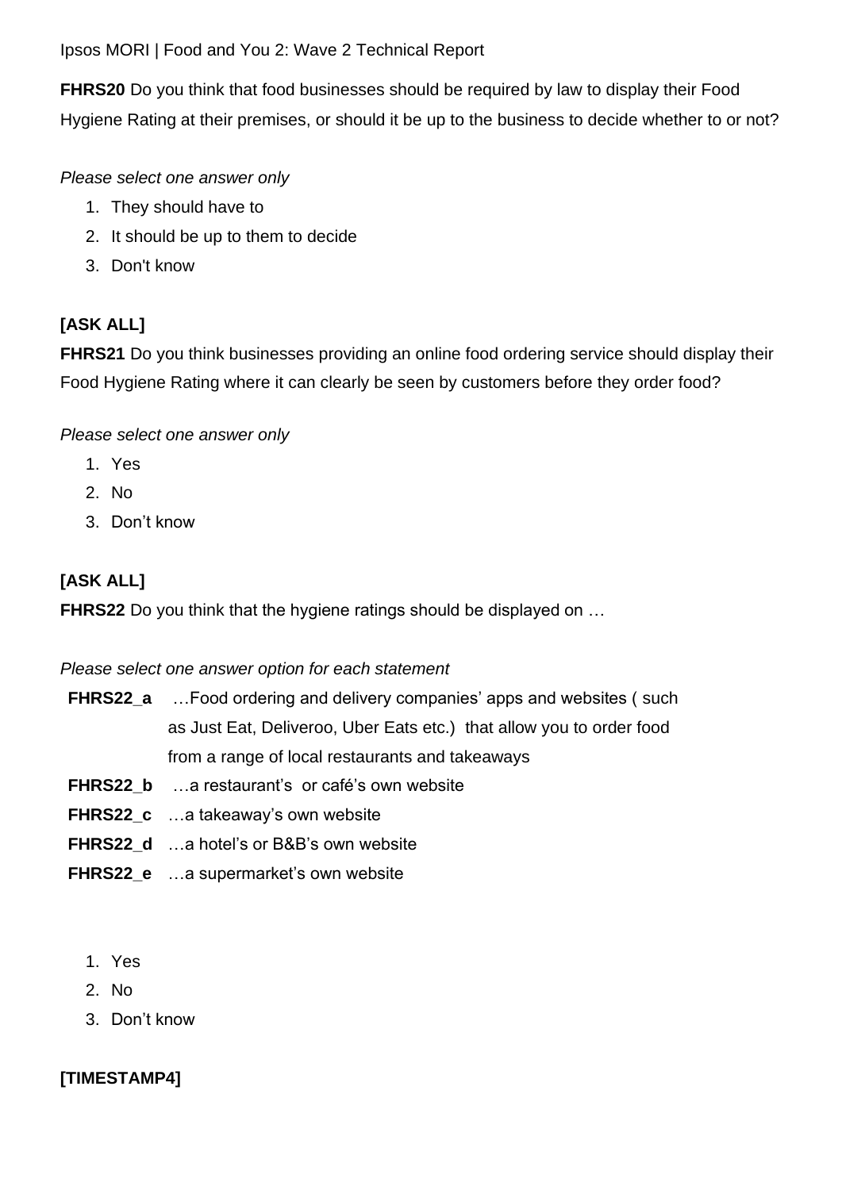**FHRS20** Do you think that food businesses should be required by law to display their Food Hygiene Rating at their premises, or should it be up to the business to decide whether to or not?

*Please select one answer only*

1. They should have to
2. It should be up to them to decide
3. Don't know

**[ASK ALL]**

**FHRS21** Do you think businesses providing an online food ordering service should display their Food Hygiene Rating where it can clearly be seen by customers before they order food?

*Please select one answer only*

1. Yes
2. No
3. Don't know

**[ASK ALL]**

**FHRS22** Do you think that the hygiene ratings should be displayed on …

*Please select one answer option for each statement*

**FHRS22_a** …Food ordering and delivery companies' apps and websites ( such as Just Eat, Deliveroo, Uber Eats etc.) that allow you to order food from a range of local restaurants and takeaways

**FHRS22_b** …a restaurant's or café's own website

**FHRS22_c** …a takeaway's own website

**FHRS22_d** …a hotel's or B&B's own website

**FHRS22_e** …a supermarket's own website

1. Yes
2. No
3. Don't know

**[TIMESTAMP4]**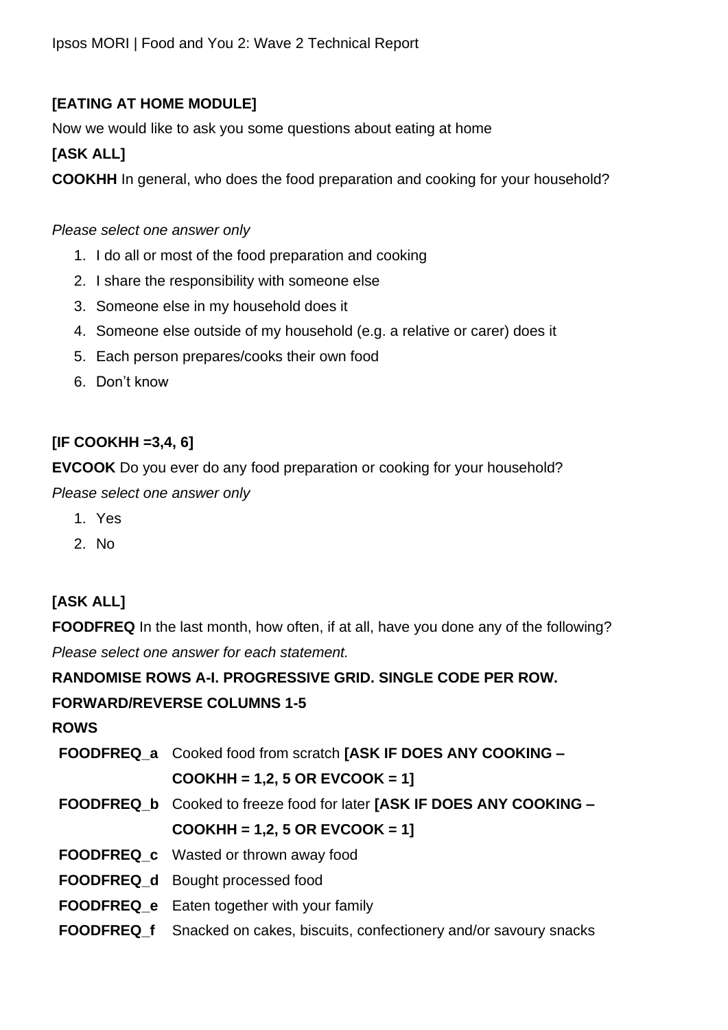**[EATING AT HOME MODULE]**

Now we would like to ask you some questions about eating at home

**[ASK ALL]**

**COOKHH** In general, who does the food preparation and cooking for your household?

*Please select one answer only*

1. I do all or most of the food preparation and cooking
2. I share the responsibility with someone else
3. Someone else in my household does it
4. Someone else outside of my household (e.g. a relative or carer) does it
5. Each person prepares/cooks their own food
6. Don't know

**[IF COOKHH =3,4, 6]**

**EVCOOK** Do you ever do any food preparation or cooking for your household?

*Please select one answer only*

1. Yes
2. No

**[ASK ALL]**

**FOODFREQ** In the last month, how often, if at all, have you done any of the following?

*Please select one answer for each statement.*

**RANDOMISE ROWS A-I. PROGRESSIVE GRID. SINGLE CODE PER ROW.**

**FORWARD/REVERSE COLUMNS 1-5**

**ROWS**

| | |
|---|---|
| **FOODFREQ_a** | Cooked food from scratch **[ASK IF DOES ANY COOKING – COOKHH = 1,2, 5 OR EVCOOK = 1]** |
| **FOODFREQ_b** | Cooked to freeze food for later **[ASK IF DOES ANY COOKING – COOKHH = 1,2, 5 OR EVCOOK = 1]** |
| **FOODFREQ_c** | Wasted or thrown away food |
| **FOODFREQ_d** | Bought processed food |
| **FOODFREQ_e** | Eaten together with your family |
| **FOODFREQ_f** | Snacked on cakes, biscuits, confectionery and/or savoury snacks |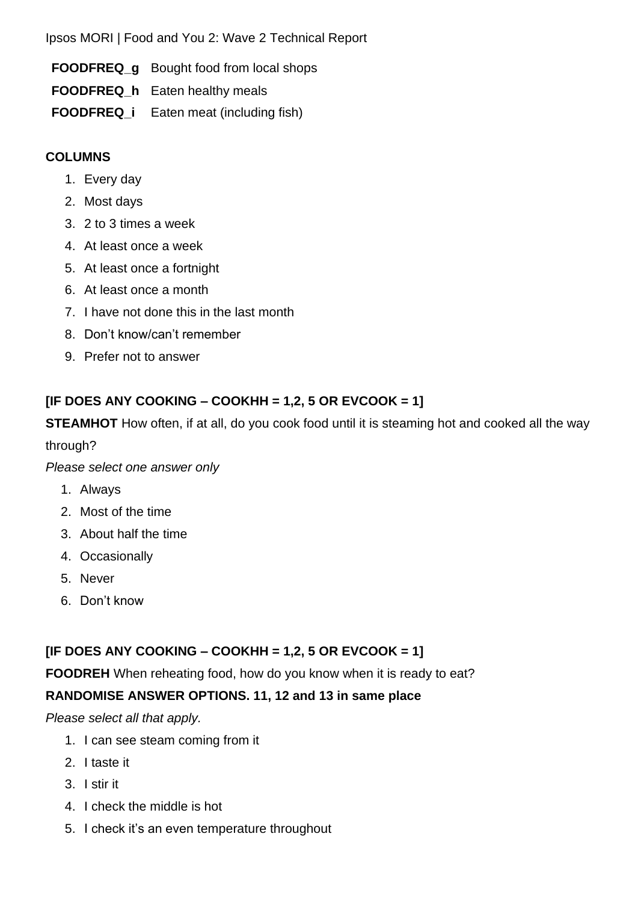| | |
|---|---|
| **FOODFREQ_g** | Bought food from local shops |
| **FOODFREQ_h** | Eaten healthy meals |
| **FOODFREQ_i** | Eaten meat (including fish) |

**COLUMNS**

1. Every day
2. Most days
3. 2 to 3 times a week
4. At least once a week
5. At least once a fortnight
6. At least once a month
7. I have not done this in the last month
8. Don't know/can't remember
9. Prefer not to answer

**[IF DOES ANY COOKING – COOKHH = 1,2, 5 OR EVCOOK = 1]**

**STEAMHOT** How often, if at all, do you cook food until it is steaming hot and cooked all the way through?

*Please select one answer only*

1. Always
2. Most of the time
3. About half the time
4. Occasionally
5. Never
6. Don't know

**[IF DOES ANY COOKING – COOKHH = 1,2, 5 OR EVCOOK = 1]**

**FOODREH** When reheating food, how do you know when it is ready to eat?

**RANDOMISE ANSWER OPTIONS. 11, 12 and 13 in same place**

*Please select all that apply.*

1. I can see steam coming from it
2. I taste it
3. I stir it
4. I check the middle is hot
5. I check it's an even temperature throughout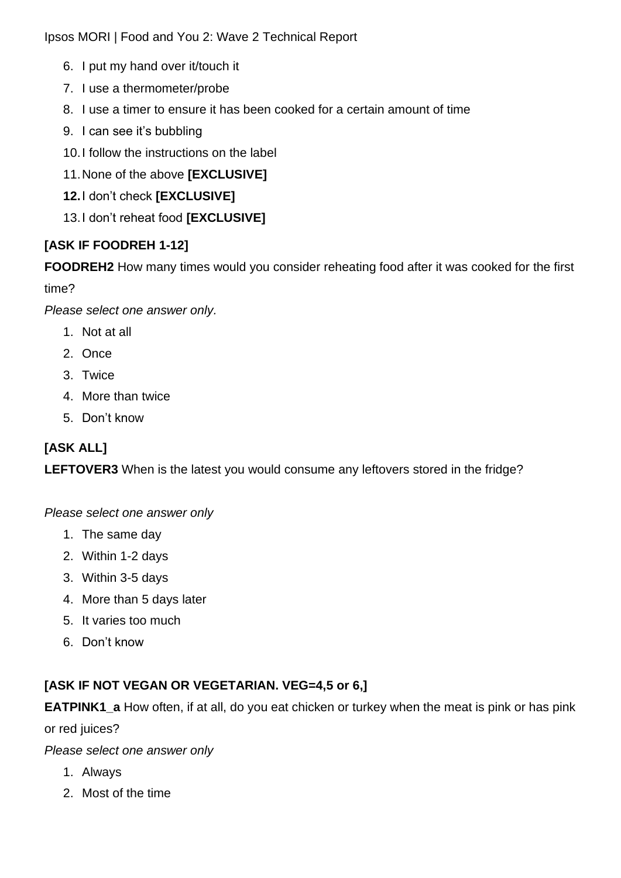6. I put my hand over it/touch it
7. I use a thermometer/probe
8. I use a timer to ensure it has been cooked for a certain amount of time
9. I can see it's bubbling
10. I follow the instructions on the label
11. None of the above **[EXCLUSIVE]**
12. I don't check **[EXCLUSIVE]**
13. I don't reheat food **[EXCLUSIVE]**

**[ASK IF FOODREH 1-12]**

**FOODREH2** How many times would you consider reheating food after it was cooked for the first time?

*Please select one answer only.*

1. Not at all
2. Once
3. Twice
4. More than twice
5. Don't know

**[ASK ALL]**

**LEFTOVER3** When is the latest you would consume any leftovers stored in the fridge?

*Please select one answer only*

1. The same day
2. Within 1-2 days
3. Within 3-5 days
4. More than 5 days later
5. It varies too much
6. Don't know

**[ASK IF NOT VEGAN OR VEGETARIAN. VEG=4,5 or 6,]**

**EATPINK1_a** How often, if at all, do you eat chicken or turkey when the meat is pink or has pink or red juices?

*Please select one answer only*

1. Always
2. Most of the time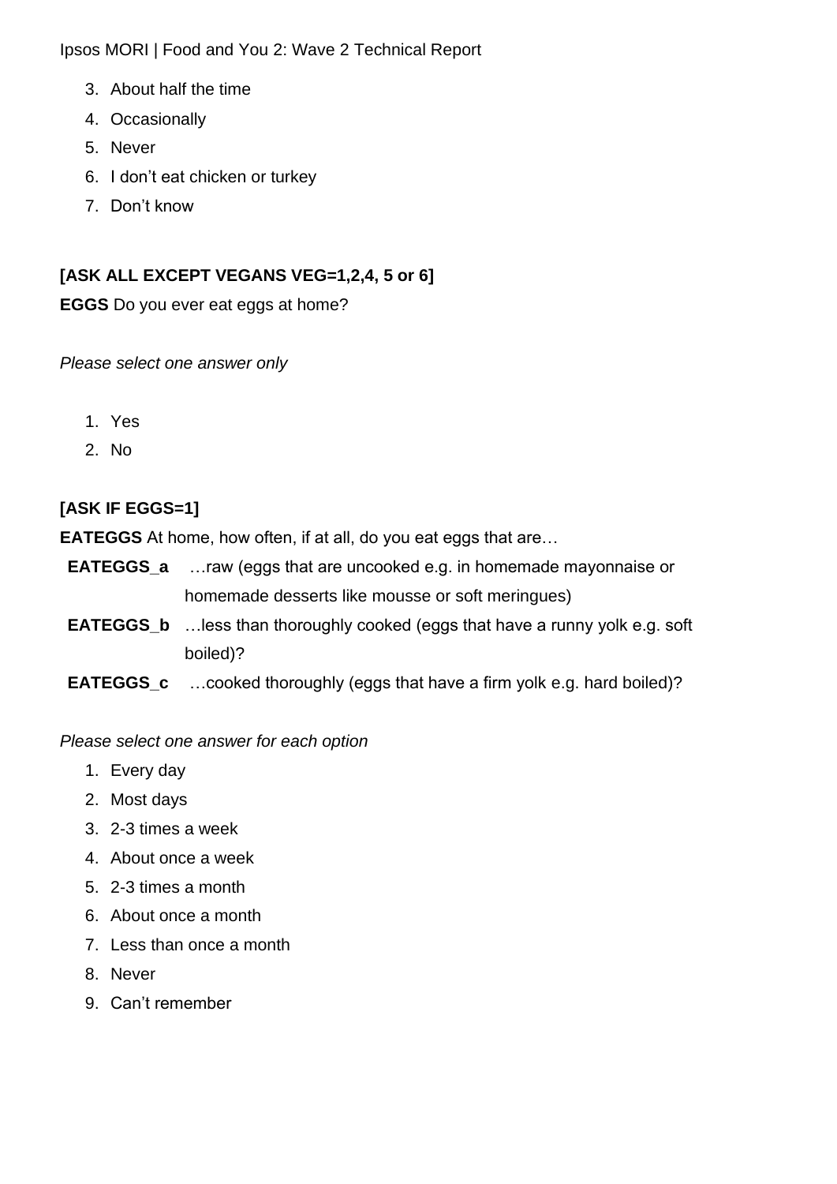3. About half the time
4. Occasionally
5. Never
6. I don't eat chicken or turkey
7. Don't know

**[ASK ALL EXCEPT VEGANS VEG=1,2,4, 5 or 6]**

**EGGS** Do you ever eat eggs at home?

*Please select one answer only*

1. Yes
2. No

**[ASK IF EGGS=1]**

**EATEGGS** At home, how often, if at all, do you eat eggs that are…

**EATEGGS_a** …raw (eggs that are uncooked e.g. in homemade mayonnaise or homemade desserts like mousse or soft meringues)

**EATEGGS_b** …less than thoroughly cooked (eggs that have a runny yolk e.g. soft boiled)?

**EATEGGS_c** …cooked thoroughly (eggs that have a firm yolk e.g. hard boiled)?

*Please select one answer for each option*

1. Every day
2. Most days
3. 2-3 times a week
4. About once a week
5. 2-3 times a month
6. About once a month
7. Less than once a month
8. Never
9. Can't remember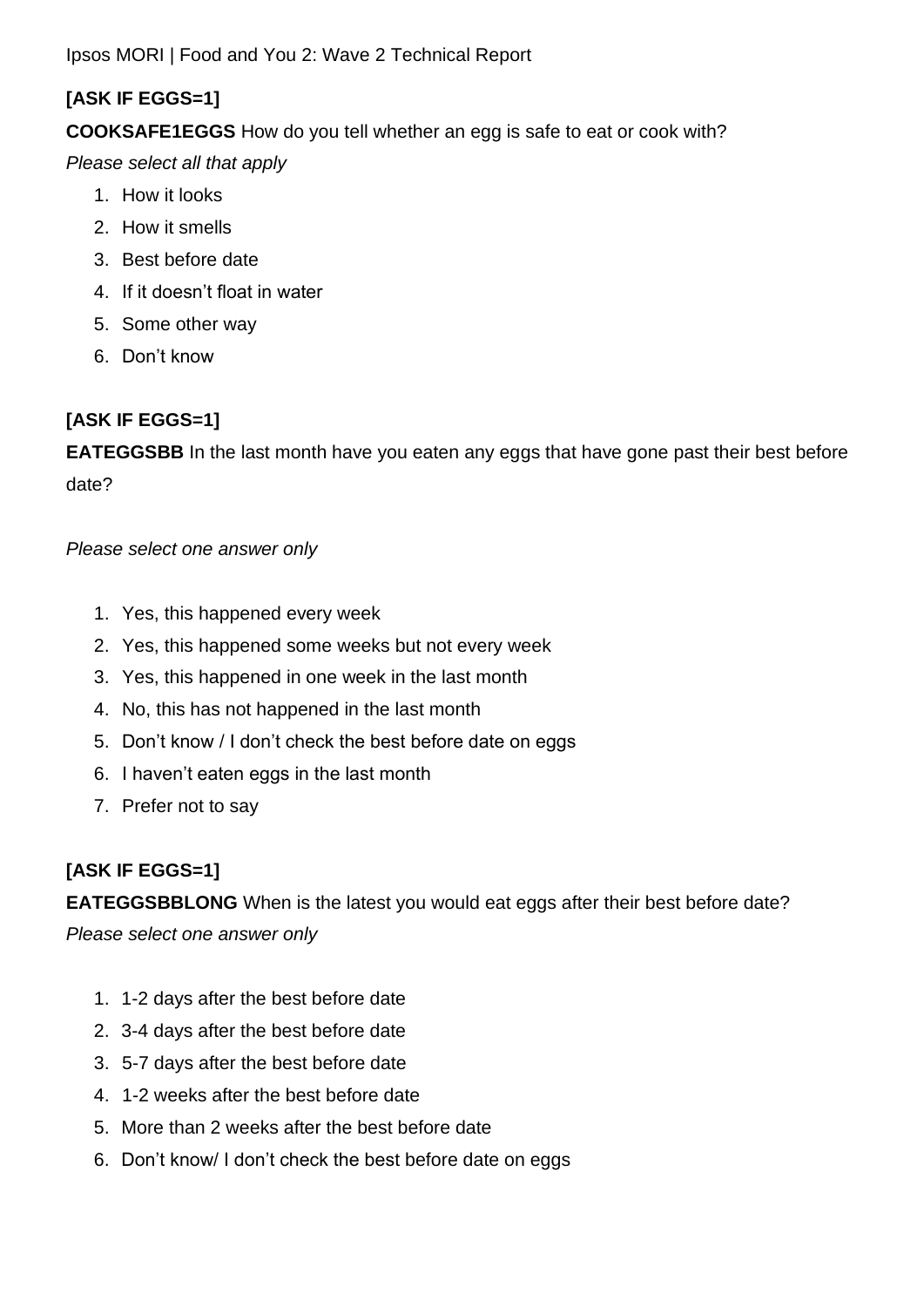**[ASK IF EGGS=1]**

**COOKSAFE1EGGS** How do you tell whether an egg is safe to eat or cook with?

*Please select all that apply*

1. How it looks
2. How it smells
3. Best before date
4. If it doesn't float in water
5. Some other way
6. Don't know

**[ASK IF EGGS=1]**

**EATEGGSBB** In the last month have you eaten any eggs that have gone past their best before date?

*Please select one answer only*

1. Yes, this happened every week
2. Yes, this happened some weeks but not every week
3. Yes, this happened in one week in the last month
4. No, this has not happened in the last month
5. Don't know / I don't check the best before date on eggs
6. I haven't eaten eggs in the last month
7. Prefer not to say

**[ASK IF EGGS=1]**

**EATEGGSBBLONG** When is the latest you would eat eggs after their best before date?

*Please select one answer only*

1. 1-2 days after the best before date
2. 3-4 days after the best before date
3. 5-7 days after the best before date
4. 1-2 weeks after the best before date
5. More than 2 weeks after the best before date
6. Don't know/ I don't check the best before date on eggs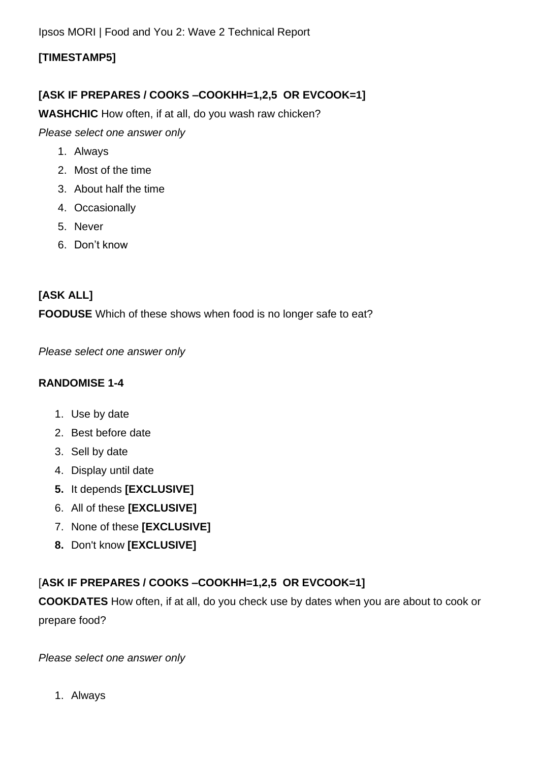**[TIMESTAMP5]**

**[ASK IF PREPARES / COOKS –COOKHH=1,2,5 OR EVCOOK=1]**

**WASHCHIC** How often, if at all, do you wash raw chicken?

*Please select one answer only*

1. Always
2. Most of the time
3. About half the time
4. Occasionally
5. Never
6. Don't know

**[ASK ALL]**

**FOODUSE** Which of these shows when food is no longer safe to eat?

*Please select one answer only*

**RANDOMISE 1-4**

1. Use by date
2. Best before date
3. Sell by date
4. Display until date
5. It depends **[EXCLUSIVE]**
6. All of these **[EXCLUSIVE]**
7. None of these **[EXCLUSIVE]**
8. Don't know **[EXCLUSIVE]**

[**ASK IF PREPARES / COOKS –COOKHH=1,2,5 OR EVCOOK=1]**

**COOKDATES** How often, if at all, do you check use by dates when you are about to cook or prepare food?

*Please select one answer only*

1. Always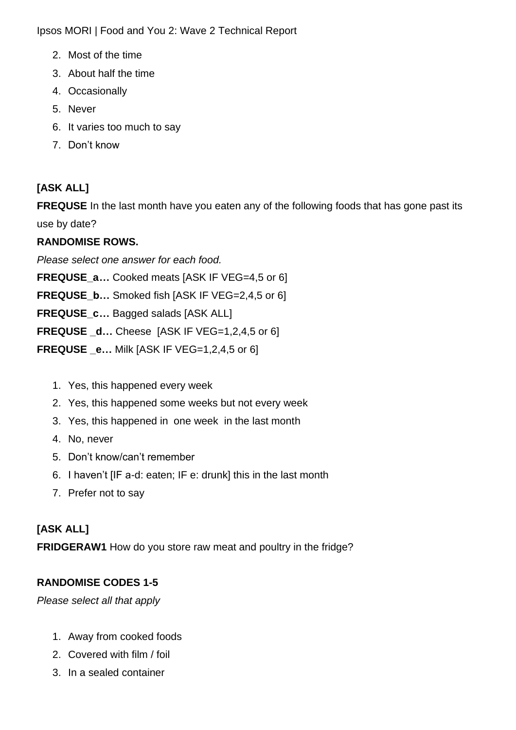2. Most of the time
3. About half the time
4. Occasionally
5. Never
6. It varies too much to say
7. Don't know

**[ASK ALL]**

**FREQUSE** In the last month have you eaten any of the following foods that has gone past its use by date?

**RANDOMISE ROWS.**

*Please select one answer for each food.*

**FREQUSE_a…** Cooked meats [ASK IF VEG=4,5 or 6]
**FREQUSE_b…** Smoked fish [ASK IF VEG=2,4,5 or 6]
**FREQUSE_c…** Bagged salads [ASK ALL]
**FREQUSE _d…** Cheese [ASK IF VEG=1,2,4,5 or 6]
**FREQUSE _e…** Milk [ASK IF VEG=1,2,4,5 or 6]

1. Yes, this happened every week
2. Yes, this happened some weeks but not every week
3. Yes, this happened in one week in the last month
4. No, never
5. Don't know/can't remember
6. I haven't [IF a-d: eaten; IF e: drunk] this in the last month
7. Prefer not to say

**[ASK ALL]**

**FRIDGERAW1** How do you store raw meat and poultry in the fridge?

**RANDOMISE CODES 1-5**

*Please select all that apply*

1. Away from cooked foods
2. Covered with film / foil
3. In a sealed container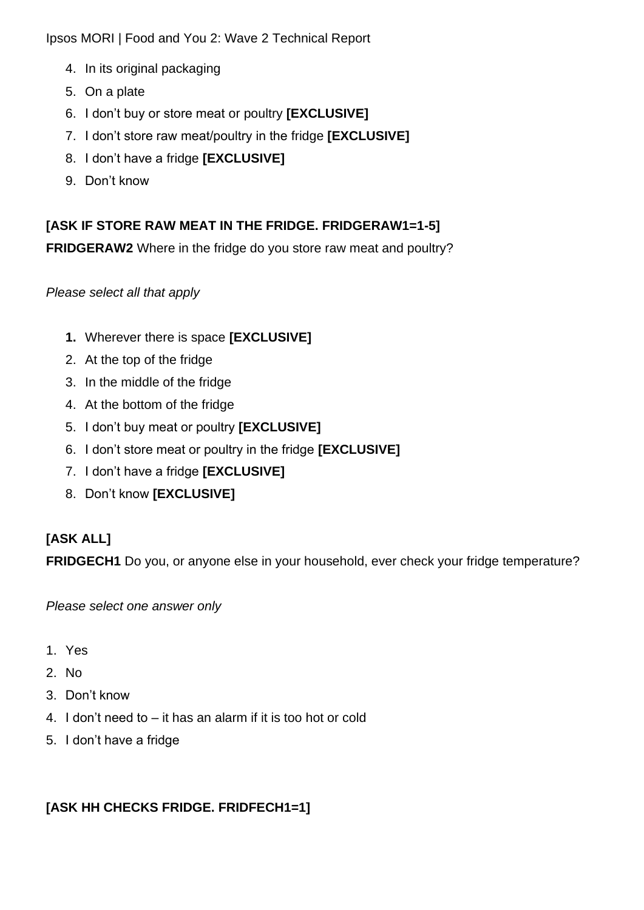4. In its original packaging
5. On a plate
6. I don't buy or store meat or poultry **[EXCLUSIVE]**
7. I don't store raw meat/poultry in the fridge **[EXCLUSIVE]**
8. I don't have a fridge **[EXCLUSIVE]**
9. Don't know

**[ASK IF STORE RAW MEAT IN THE FRIDGE. FRIDGERAW1=1-5]**

**FRIDGERAW2** Where in the fridge do you store raw meat and poultry?

*Please select all that apply*

1. Wherever there is space **[EXCLUSIVE]**
2. At the top of the fridge
3. In the middle of the fridge
4. At the bottom of the fridge
5. I don't buy meat or poultry **[EXCLUSIVE]**
6. I don't store meat or poultry in the fridge **[EXCLUSIVE]**
7. I don't have a fridge **[EXCLUSIVE]**
8. Don't know **[EXCLUSIVE]**

**[ASK ALL]**

**FRIDGECH1** Do you, or anyone else in your household, ever check your fridge temperature?

*Please select one answer only*

1. Yes
2. No
3. Don't know
4. I don't need to – it has an alarm if it is too hot or cold
5. I don't have a fridge

**[ASK HH CHECKS FRIDGE. FRIDFECH1=1]**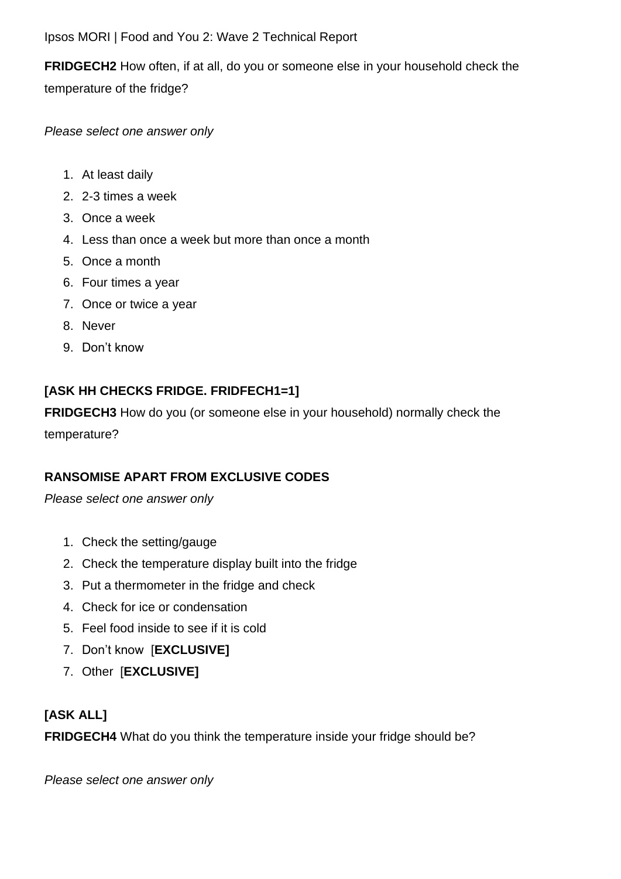**FRIDGECH2** How often, if at all, do you or someone else in your household check the temperature of the fridge?

*Please select one answer only*

1. At least daily
2. 2-3 times a week
3. Once a week
4. Less than once a week but more than once a month
5. Once a month
6. Four times a year
7. Once or twice a year
8. Never
9. Don't know

**[ASK HH CHECKS FRIDGE. FRIDFECH1=1]**

**FRIDGECH3** How do you (or someone else in your household) normally check the temperature?

**RANSOMISE APART FROM EXCLUSIVE CODES**

*Please select one answer only*

1. Check the setting/gauge
2. Check the temperature display built into the fridge
3. Put a thermometer in the fridge and check
4. Check for ice or condensation
5. Feel food inside to see if it is cold
7. Don't know [**EXCLUSIVE]**
7. Other [**EXCLUSIVE]**

**[ASK ALL]**

**FRIDGECH4** What do you think the temperature inside your fridge should be?

*Please select one answer only*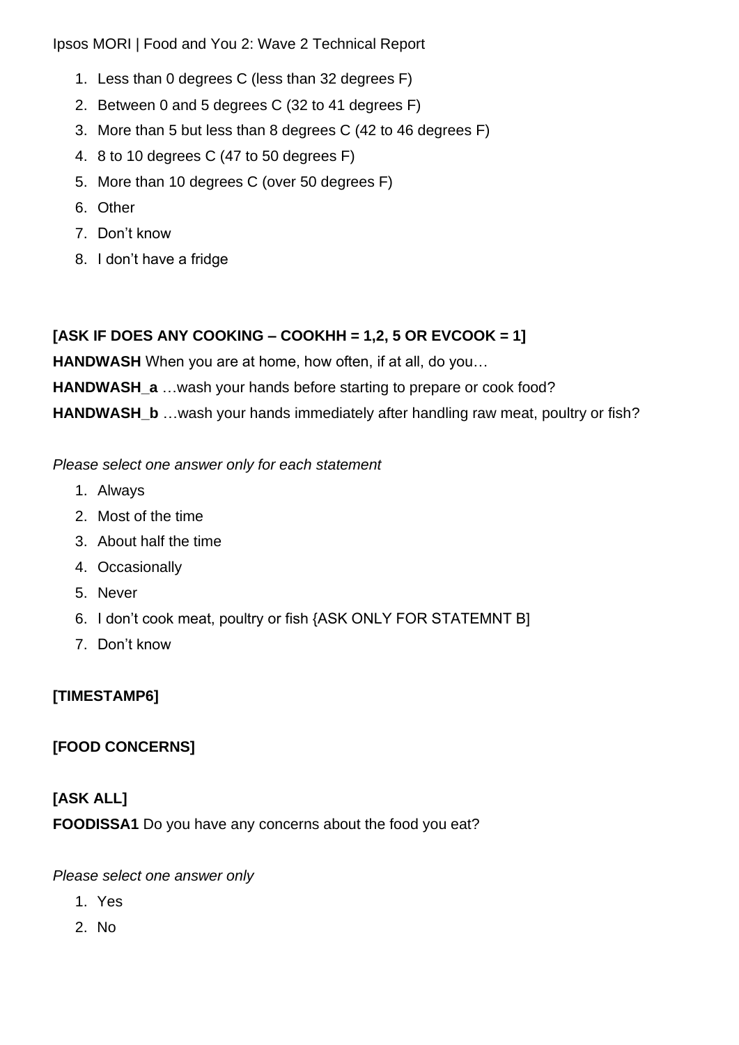1. Less than 0 degrees C (less than 32 degrees F)
2. Between 0 and 5 degrees C (32 to 41 degrees F)
3. More than 5 but less than 8 degrees C (42 to 46 degrees F)
4. 8 to 10 degrees C (47 to 50 degrees F)
5. More than 10 degrees C (over 50 degrees F)
6. Other
7. Don't know
8. I don't have a fridge

**[ASK IF DOES ANY COOKING – COOKHH = 1,2, 5 OR EVCOOK = 1]**

**HANDWASH** When you are at home, how often, if at all, do you…

**HANDWASH_a** …wash your hands before starting to prepare or cook food?

**HANDWASH_b** …wash your hands immediately after handling raw meat, poultry or fish?

*Please select one answer only for each statement*

1. Always
2. Most of the time
3. About half the time
4. Occasionally
5. Never
6. I don't cook meat, poultry or fish {ASK ONLY FOR STATEMNT B]
7. Don't know

**[TIMESTAMP6]**

**[FOOD CONCERNS]**

**[ASK ALL]**

**FOODISSA1** Do you have any concerns about the food you eat?

*Please select one answer only*

1. Yes
2. No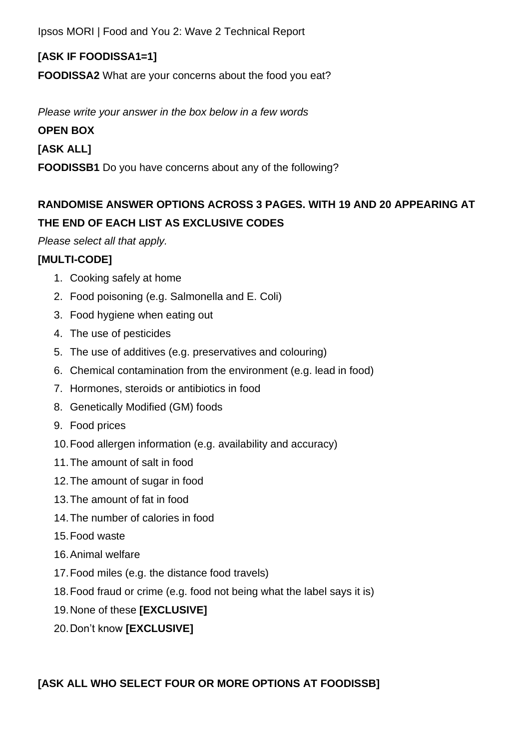**[ASK IF FOODISSA1=1]**

**FOODISSA2** What are your concerns about the food you eat?

*Please write your answer in the box below in a few words*

**OPEN BOX**

**[ASK ALL]**

**FOODISSB1** Do you have concerns about any of the following?

**RANDOMISE ANSWER OPTIONS ACROSS 3 PAGES. WITH 19 AND 20 APPEARING AT THE END OF EACH LIST AS EXCLUSIVE CODES**

*Please select all that apply.*

**[MULTI-CODE]**

1. Cooking safely at home
2. Food poisoning (e.g. Salmonella and E. Coli)
3. Food hygiene when eating out
4. The use of pesticides
5. The use of additives (e.g. preservatives and colouring)
6. Chemical contamination from the environment (e.g. lead in food)
7. Hormones, steroids or antibiotics in food
8. Genetically Modified (GM) foods
9. Food prices
10. Food allergen information (e.g. availability and accuracy)
11. The amount of salt in food
12. The amount of sugar in food
13. The amount of fat in food
14. The number of calories in food
15. Food waste
16. Animal welfare
17. Food miles (e.g. the distance food travels)
18. Food fraud or crime (e.g. food not being what the label says it is)
19. None of these **[EXCLUSIVE]**
20. Don't know **[EXCLUSIVE]**

**[ASK ALL WHO SELECT FOUR OR MORE OPTIONS AT FOODISSB]**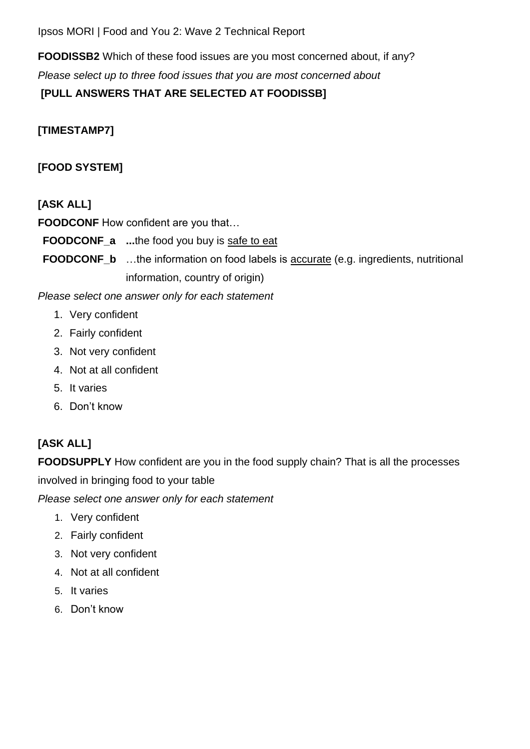**FOODISSB2** Which of these food issues are you most concerned about, if any?

*Please select up to three food issues that you are most concerned about*

**[PULL ANSWERS THAT ARE SELECTED AT FOODISSB]**

**[TIMESTAMP7]**

**[FOOD SYSTEM]**

**[ASK ALL]**

**FOODCONF** How confident are you that…

**FOODCONF_a** **...**the food you buy is <u>safe to eat</u>

**FOODCONF_b** …the information on food labels is <u>accurate</u> (e.g. ingredients, nutritional information, country of origin)

*Please select one answer only for each statement*

1. Very confident
2. Fairly confident
3. Not very confident
4. Not at all confident
5. It varies
6. Don't know

**[ASK ALL]**

**FOODSUPPLY** How confident are you in the food supply chain? That is all the processes involved in bringing food to your table

*Please select one answer only for each statement*

1. Very confident
2. Fairly confident
3. Not very confident
4. Not at all confident
5. It varies
6. Don't know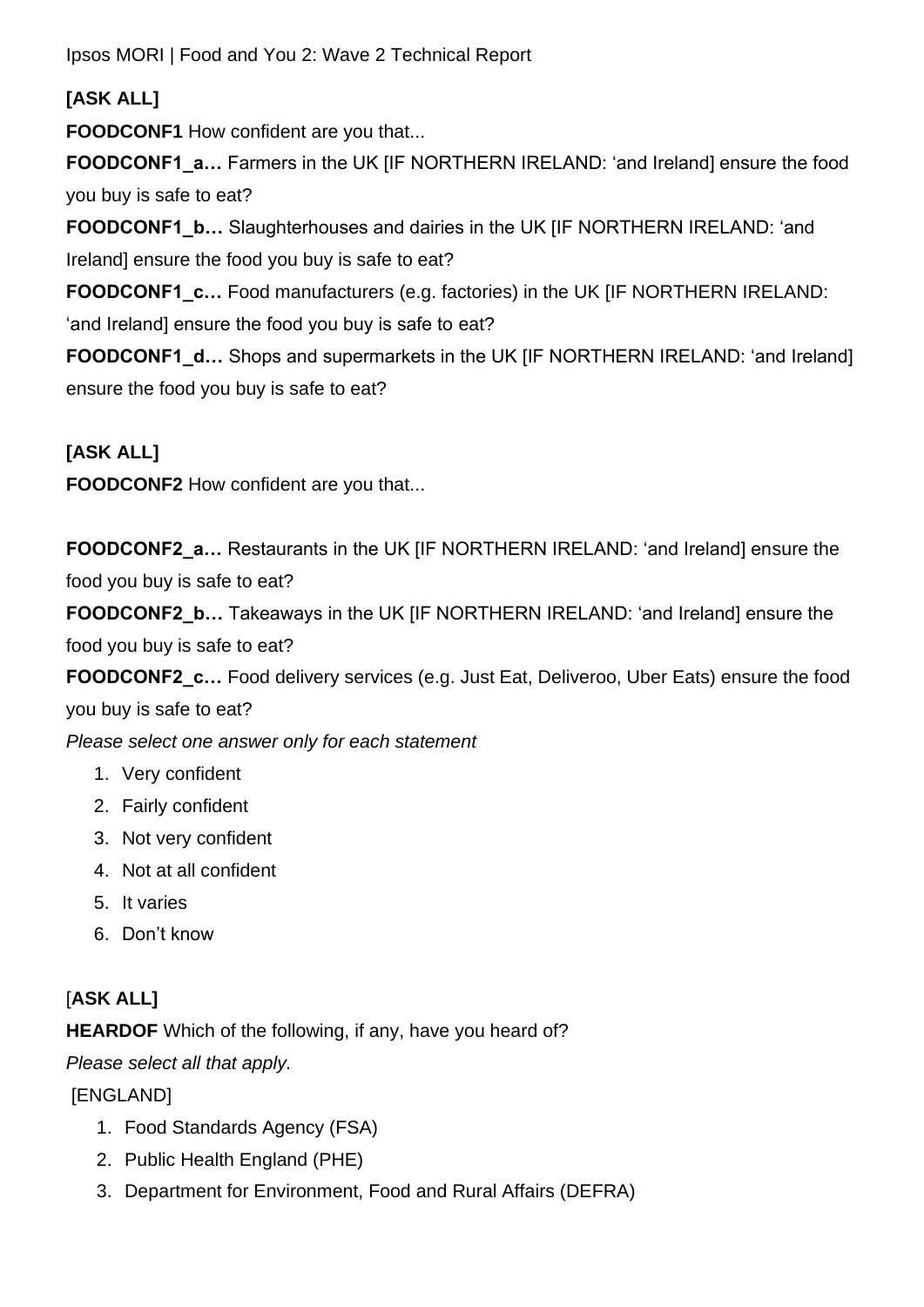**[ASK ALL]**

**FOODCONF1** How confident are you that...

**FOODCONF1_a…** Farmers in the UK [IF NORTHERN IRELAND: 'and Ireland] ensure the food you buy is safe to eat?

**FOODCONF1_b…** Slaughterhouses and dairies in the UK [IF NORTHERN IRELAND: 'and Ireland] ensure the food you buy is safe to eat?

**FOODCONF1_c…** Food manufacturers (e.g. factories) in the UK [IF NORTHERN IRELAND: 'and Ireland] ensure the food you buy is safe to eat?

**FOODCONF1_d…** Shops and supermarkets in the UK [IF NORTHERN IRELAND: 'and Ireland] ensure the food you buy is safe to eat?

**[ASK ALL]**

**FOODCONF2** How confident are you that...

**FOODCONF2_a…** Restaurants in the UK [IF NORTHERN IRELAND: 'and Ireland] ensure the food you buy is safe to eat?

**FOODCONF2_b…** Takeaways in the UK [IF NORTHERN IRELAND: 'and Ireland] ensure the food you buy is safe to eat?

**FOODCONF2_c…** Food delivery services (e.g. Just Eat, Deliveroo, Uber Eats) ensure the food you buy is safe to eat?

*Please select one answer only for each statement*

1. Very confident
2. Fairly confident
3. Not very confident
4. Not at all confident
5. It varies
6. Don't know

[**ASK ALL]**

**HEARDOF** Which of the following, if any, have you heard of?

*Please select all that apply.*

[ENGLAND]

1. Food Standards Agency (FSA)
2. Public Health England (PHE)
3. Department for Environment, Food and Rural Affairs (DEFRA)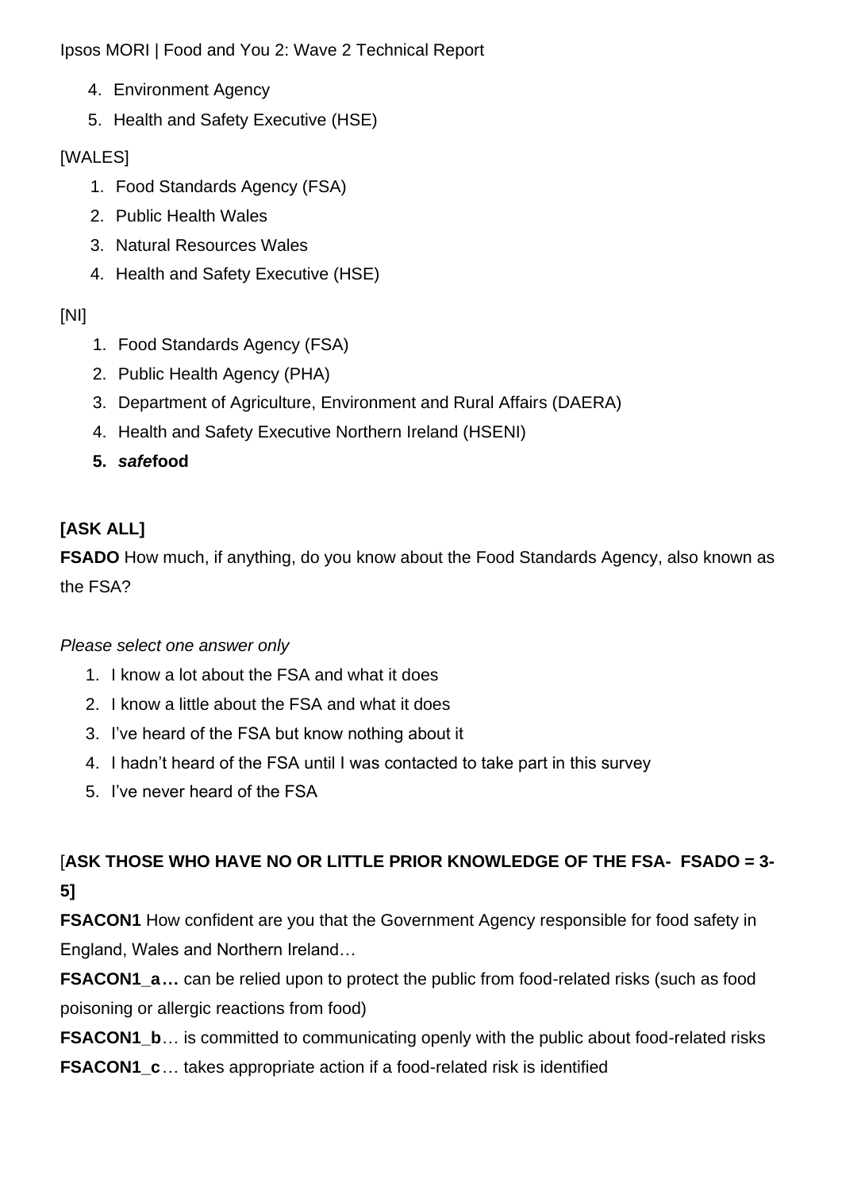4. Environment Agency
5. Health and Safety Executive (HSE)

[WALES]

1. Food Standards Agency (FSA)
2. Public Health Wales
3. Natural Resources Wales
4. Health and Safety Executive (HSE)

[NI]

1. Food Standards Agency (FSA)
2. Public Health Agency (PHA)
3. Department of Agriculture, Environment and Rural Affairs (DAERA)
4. Health and Safety Executive Northern Ireland (HSENI)
5. ***safe*****food**

**[ASK ALL]**

**FSADO** How much, if anything, do you know about the Food Standards Agency, also known as the FSA?

*Please select one answer only*

1. I know a lot about the FSA and what it does
2. I know a little about the FSA and what it does
3. I've heard of the FSA but know nothing about it
4. I hadn't heard of the FSA until I was contacted to take part in this survey
5. I've never heard of the FSA

[**ASK THOSE WHO HAVE NO OR LITTLE PRIOR KNOWLEDGE OF THE FSA- FSADO = 3-5]**

**FSACON1** How confident are you that the Government Agency responsible for food safety in England, Wales and Northern Ireland…

**FSACON1_a…** can be relied upon to protect the public from food-related risks (such as food poisoning or allergic reactions from food)

**FSACON1_b**… is committed to communicating openly with the public about food-related risks

**FSACON1_c**… takes appropriate action if a food-related risk is identified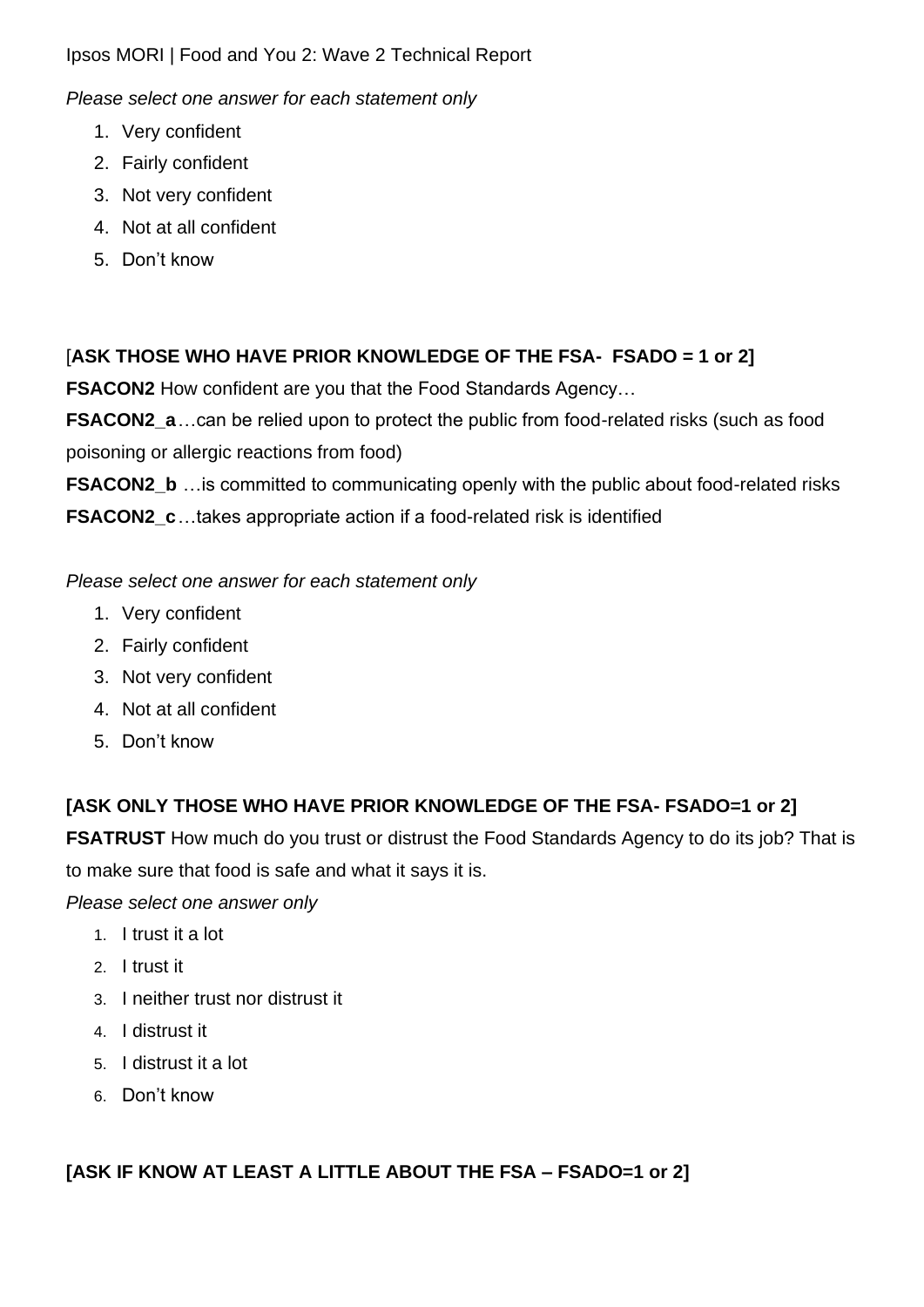*Please select one answer for each statement only*

1. Very confident
2. Fairly confident
3. Not very confident
4. Not at all confident
5. Don't know

[**ASK THOSE WHO HAVE PRIOR KNOWLEDGE OF THE FSA- FSADO = 1 or 2]**

**FSACON2** How confident are you that the Food Standards Agency…

**FSACON2_a**…can be relied upon to protect the public from food-related risks (such as food poisoning or allergic reactions from food)

**FSACON2_b** …is committed to communicating openly with the public about food-related risks

**FSACON2_c**…takes appropriate action if a food-related risk is identified

*Please select one answer for each statement only*

1. Very confident
2. Fairly confident
3. Not very confident
4. Not at all confident
5. Don't know

**[ASK ONLY THOSE WHO HAVE PRIOR KNOWLEDGE OF THE FSA- FSADO=1 or 2]**

**FSATRUST** How much do you trust or distrust the Food Standards Agency to do its job? That is to make sure that food is safe and what it says it is.

*Please select one answer only*

1. I trust it a lot
2. I trust it
3. I neither trust nor distrust it
4. I distrust it
5. I distrust it a lot
6. Don't know

**[ASK IF KNOW AT LEAST A LITTLE ABOUT THE FSA – FSADO=1 or 2]**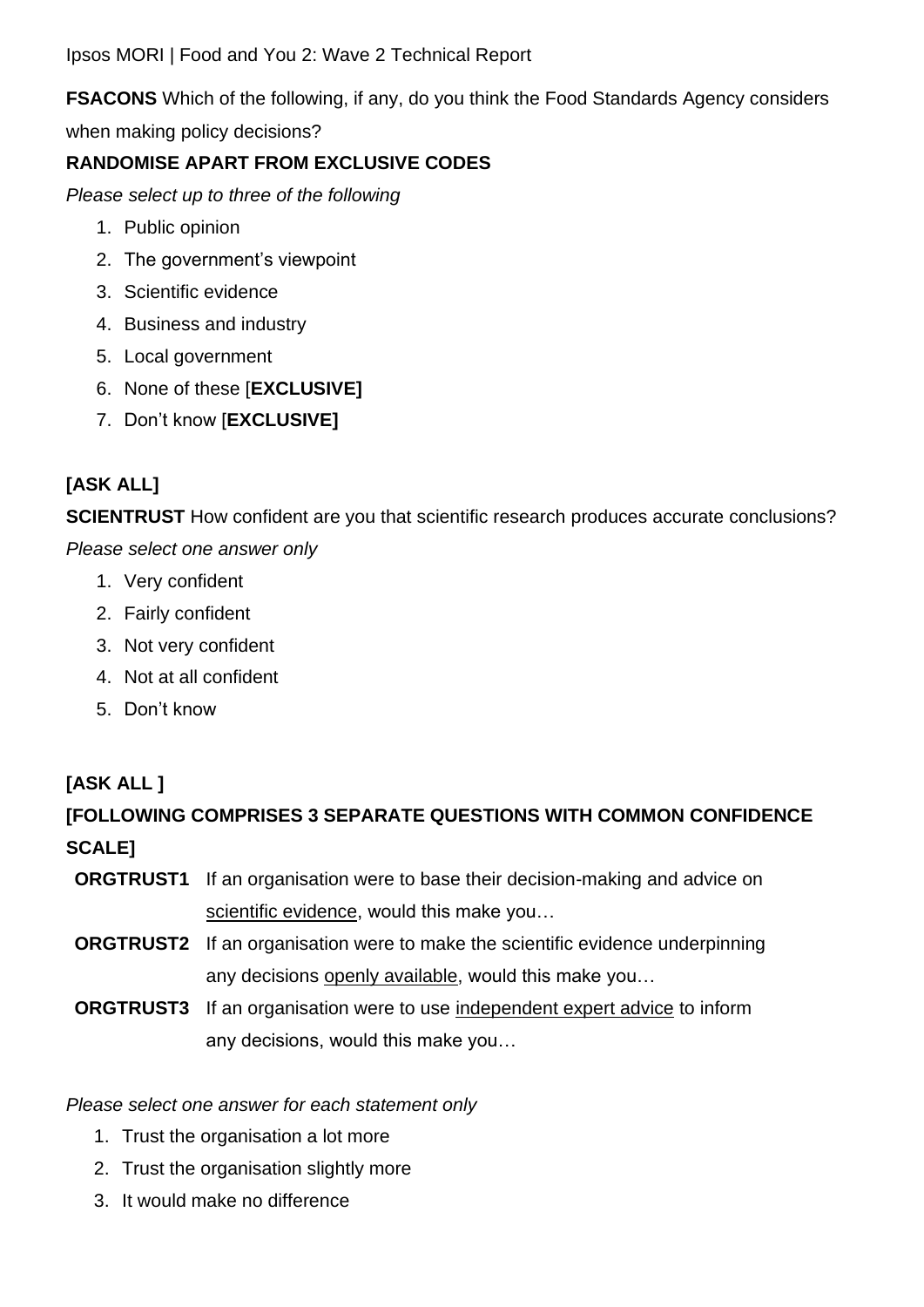**FSACONS** Which of the following, if any, do you think the Food Standards Agency considers when making policy decisions?

**RANDOMISE APART FROM EXCLUSIVE CODES**

*Please select up to three of the following*

1. Public opinion
2. The government's viewpoint
3. Scientific evidence
4. Business and industry
5. Local government
6. None of these [**EXCLUSIVE]**
7. Don't know [**EXCLUSIVE]**

**[ASK ALL]**

**SCIENTRUST** How confident are you that scientific research produces accurate conclusions?

*Please select one answer only*

1. Very confident
2. Fairly confident
3. Not very confident
4. Not at all confident
5. Don't know

**[ASK ALL ]**

**[FOLLOWING COMPRISES 3 SEPARATE QUESTIONS WITH COMMON CONFIDENCE SCALE]**

**ORGTRUST1** If an organisation were to base their decision-making and advice on scientific evidence, would this make you…

**ORGTRUST2** If an organisation were to make the scientific evidence underpinning any decisions openly available, would this make you…

**ORGTRUST3** If an organisation were to use independent expert advice to inform any decisions, would this make you…

*Please select one answer for each statement only*

1. Trust the organisation a lot more
2. Trust the organisation slightly more
3. It would make no difference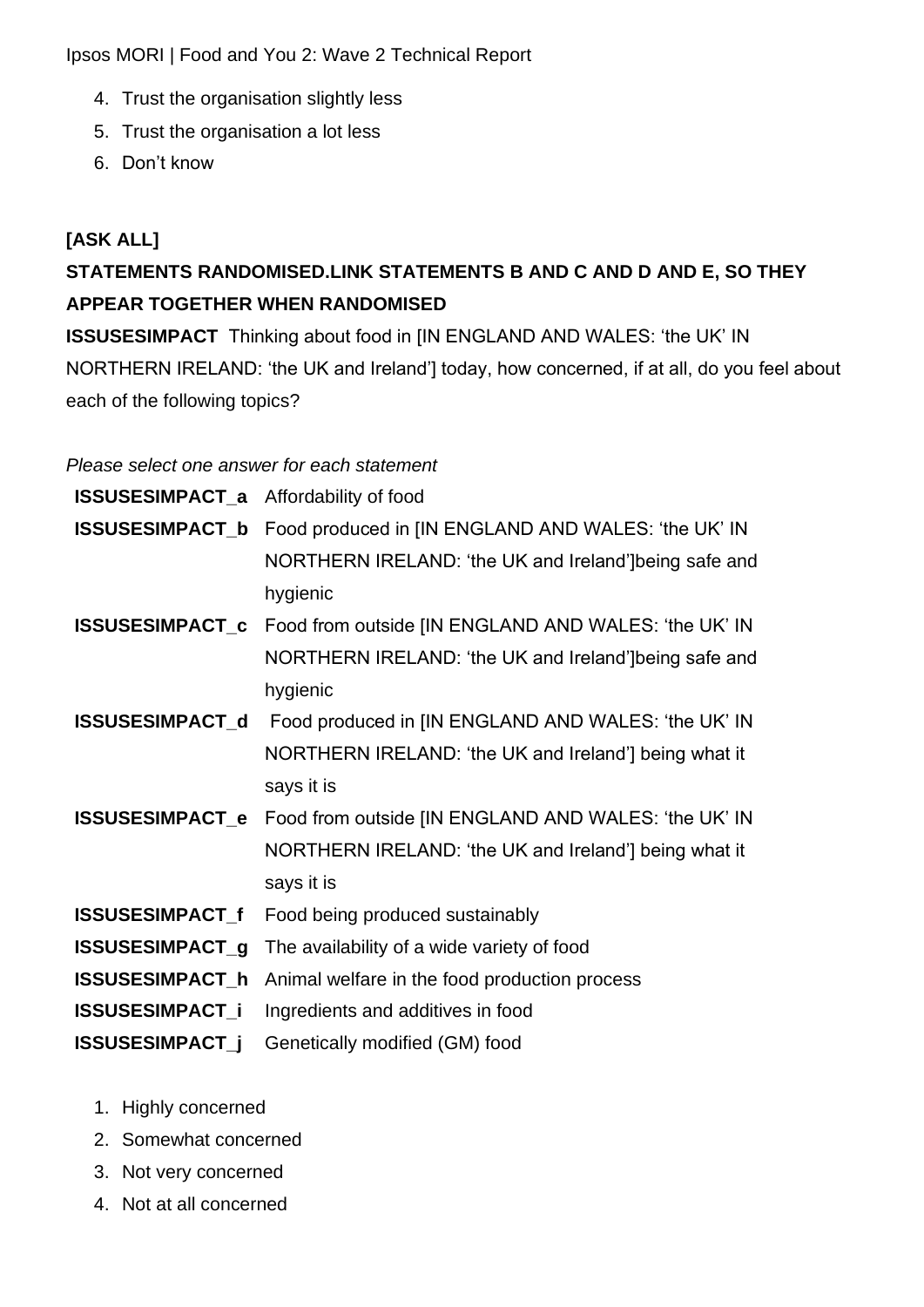4. Trust the organisation slightly less
5. Trust the organisation a lot less
6. Don't know

**[ASK ALL]**

**STATEMENTS RANDOMISED.LINK STATEMENTS B AND C AND D AND E, SO THEY APPEAR TOGETHER WHEN RANDOMISED**

**ISSUSESIMPACT** Thinking about food in [IN ENGLAND AND WALES: 'the UK' IN NORTHERN IRELAND: 'the UK and Ireland'] today, how concerned, if at all, do you feel about each of the following topics?

*Please select one answer for each statement*

| | |
|---|---|
| **ISSUSESIMPACT_a** | Affordability of food |
| **ISSUSESIMPACT_b** | Food produced in [IN ENGLAND AND WALES: 'the UK' IN NORTHERN IRELAND: 'the UK and Ireland']being safe and hygienic |
| **ISSUSESIMPACT_c** | Food from outside [IN ENGLAND AND WALES: 'the UK' IN NORTHERN IRELAND: 'the UK and Ireland']being safe and hygienic |
| **ISSUSESIMPACT_d** | Food produced in [IN ENGLAND AND WALES: 'the UK' IN NORTHERN IRELAND: 'the UK and Ireland'] being what it says it is |
| **ISSUSESIMPACT_e** | Food from outside [IN ENGLAND AND WALES: 'the UK' IN NORTHERN IRELAND: 'the UK and Ireland'] being what it says it is |
| **ISSUSESIMPACT_f** | Food being produced sustainably |
| **ISSUSESIMPACT_g** | The availability of a wide variety of food |
| **ISSUSESIMPACT_h** | Animal welfare in the food production process |
| **ISSUSESIMPACT_i** | Ingredients and additives in food |
| **ISSUSESIMPACT_j** | Genetically modified (GM) food |

1. Highly concerned
2. Somewhat concerned
3. Not very concerned
4. Not at all concerned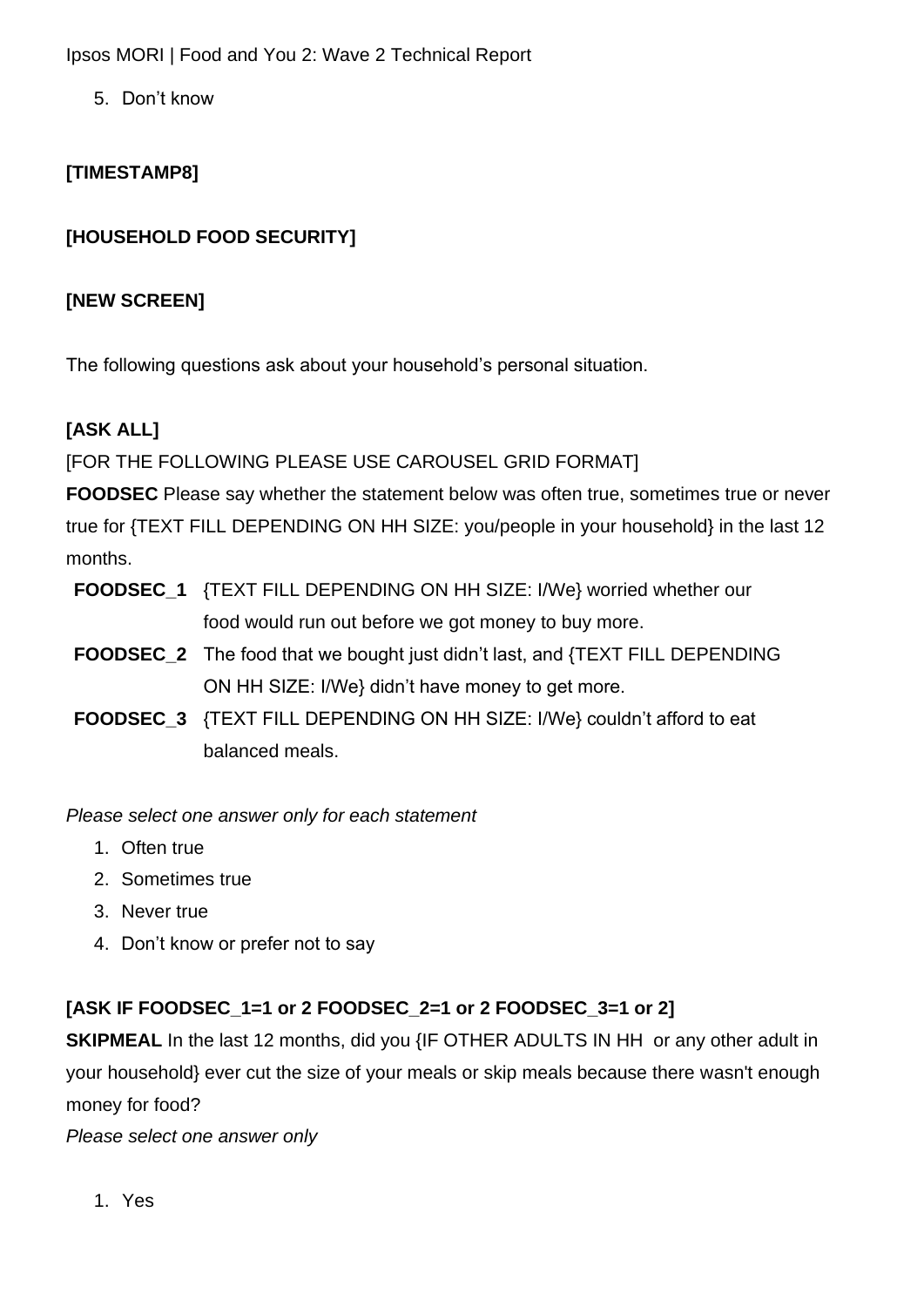5. Don't know

**[TIMESTAMP8]**

**[HOUSEHOLD FOOD SECURITY]**

**[NEW SCREEN]**

The following questions ask about your household's personal situation.

**[ASK ALL]**

[FOR THE FOLLOWING PLEASE USE CAROUSEL GRID FORMAT]

**FOODSEC** Please say whether the statement below was often true, sometimes true or never true for {TEXT FILL DEPENDING ON HH SIZE: you/people in your household} in the last 12 months.

- **FOODSEC_1** {TEXT FILL DEPENDING ON HH SIZE: I/We} worried whether our food would run out before we got money to buy more.
- **FOODSEC_2** The food that we bought just didn't last, and {TEXT FILL DEPENDING ON HH SIZE: I/We} didn't have money to get more.
- **FOODSEC_3** {TEXT FILL DEPENDING ON HH SIZE: I/We} couldn't afford to eat balanced meals.

*Please select one answer only for each statement*

1. Often true
2. Sometimes true
3. Never true
4. Don't know or prefer not to say

**[ASK IF FOODSEC_1=1 or 2 FOODSEC_2=1 or 2 FOODSEC_3=1 or 2]**

**SKIPMEAL** In the last 12 months, did you {IF OTHER ADULTS IN HH or any other adult in your household} ever cut the size of your meals or skip meals because there wasn't enough money for food?

*Please select one answer only*

1. Yes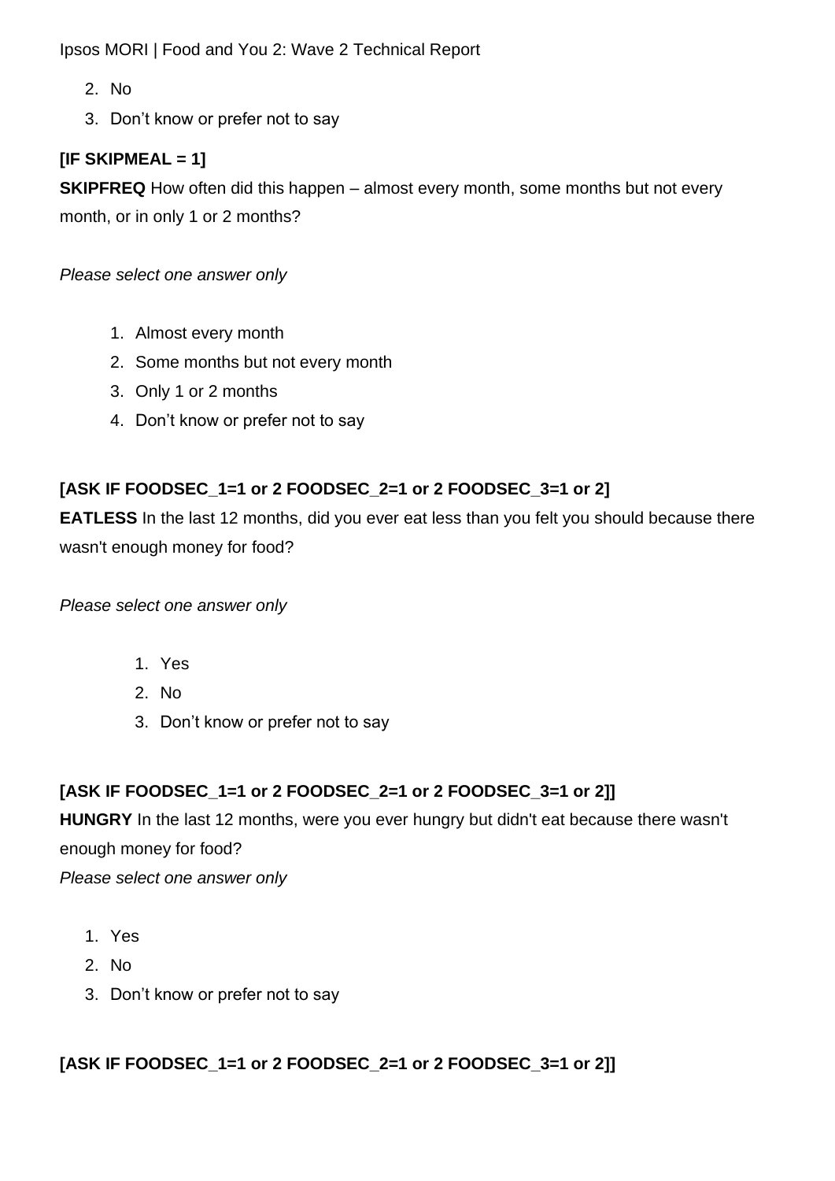2. No
3. Don’t know or prefer not to say

**[IF SKIPMEAL = 1]**

**SKIPFREQ** How often did this happen – almost every month, some months but not every month, or in only 1 or 2 months?

*Please select one answer only*

1. Almost every month
2. Some months but not every month
3. Only 1 or 2 months
4. Don’t know or prefer not to say

**[ASK IF FOODSEC_1=1 or 2 FOODSEC_2=1 or 2 FOODSEC_3=1 or 2]**

**EATLESS** In the last 12 months, did you ever eat less than you felt you should because there wasn't enough money for food?

*Please select one answer only*

1. Yes
2. No
3. Don’t know or prefer not to say

**[ASK IF FOODSEC_1=1 or 2 FOODSEC_2=1 or 2 FOODSEC_3=1 or 2]]**

**HUNGRY** In the last 12 months, were you ever hungry but didn't eat because there wasn't enough money for food?

*Please select one answer only*

1. Yes
2. No
3. Don’t know or prefer not to say

**[ASK IF FOODSEC_1=1 or 2 FOODSEC_2=1 or 2 FOODSEC_3=1 or 2]]**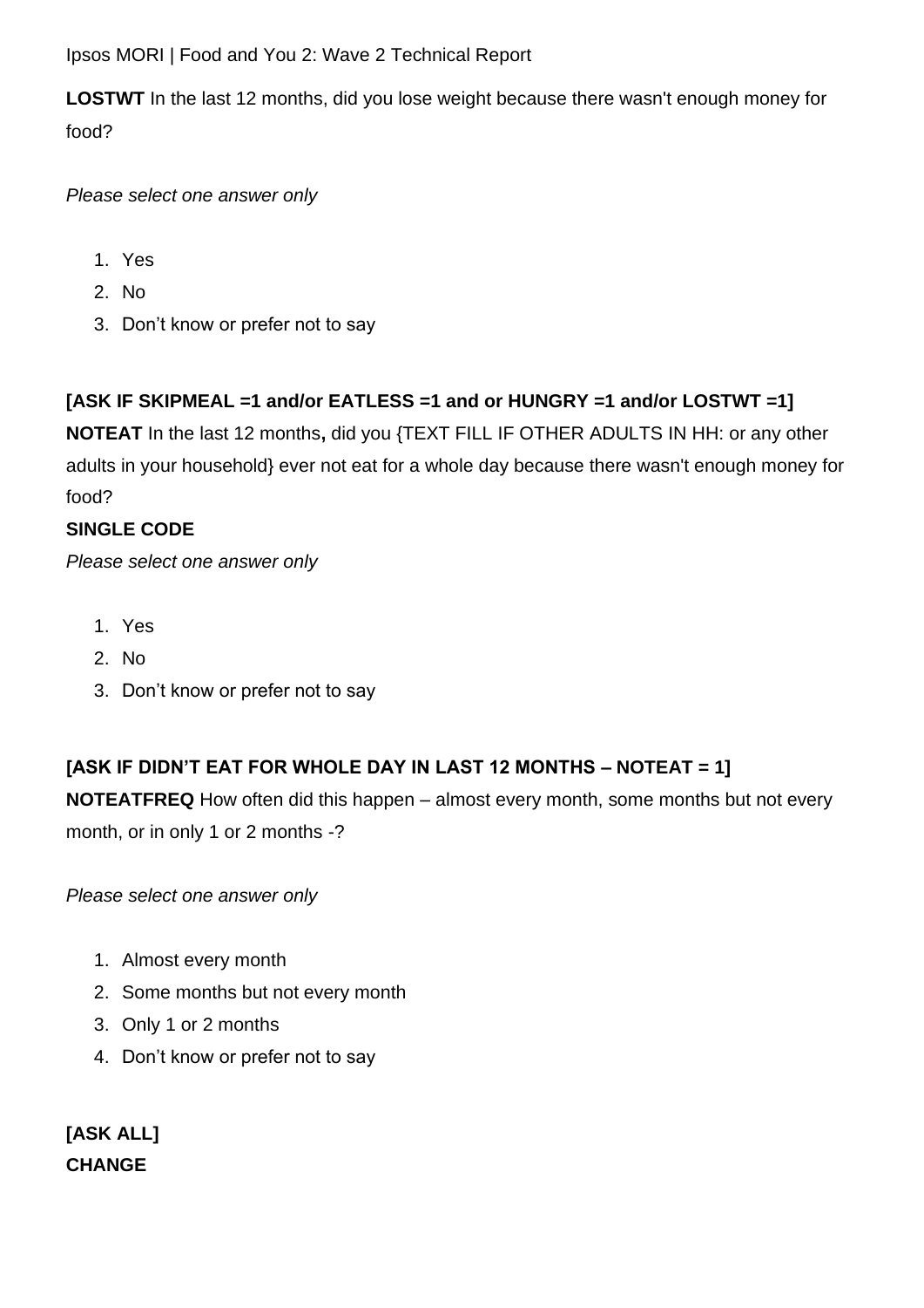**LOSTWT** In the last 12 months, did you lose weight because there wasn't enough money for food?

*Please select one answer only*

1. Yes
2. No
3. Don't know or prefer not to say

**[ASK IF SKIPMEAL =1 and/or EATLESS =1 and or HUNGRY =1 and/or LOSTWT =1]**

**NOTEAT** In the last 12 months**,** did you {TEXT FILL IF OTHER ADULTS IN HH: or any other adults in your household} ever not eat for a whole day because there wasn't enough money for food?

**SINGLE CODE**

*Please select one answer only*

1. Yes
2. No
3. Don't know or prefer not to say

**[ASK IF DIDN'T EAT FOR WHOLE DAY IN LAST 12 MONTHS – NOTEAT = 1]**

**NOTEATFREQ** How often did this happen – almost every month, some months but not every month, or in only 1 or 2 months -?

*Please select one answer only*

1. Almost every month
2. Some months but not every month
3. Only 1 or 2 months
4. Don't know or prefer not to say

**[ASK ALL]**

**CHANGE**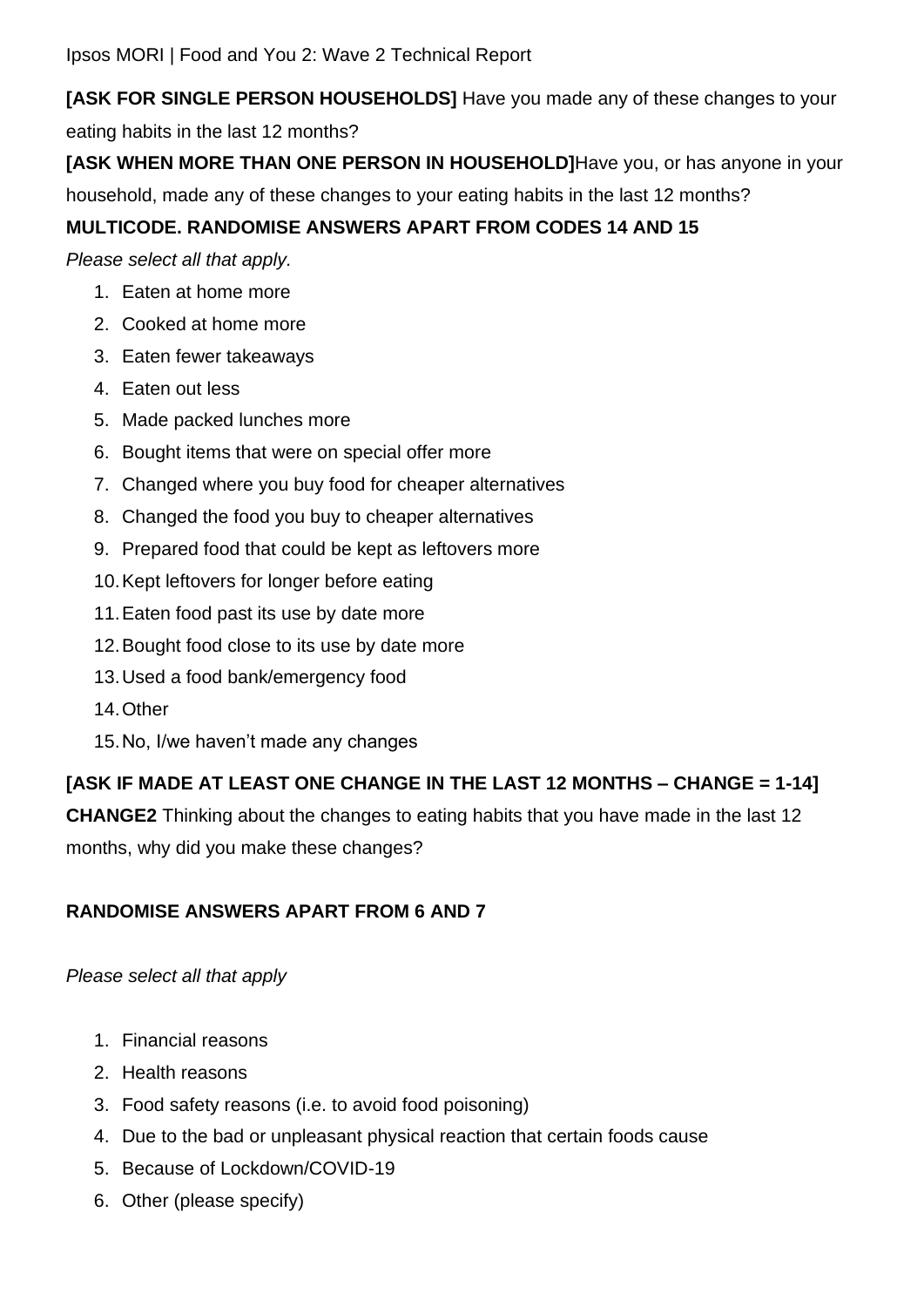**[ASK FOR SINGLE PERSON HOUSEHOLDS]** Have you made any of these changes to your eating habits in the last 12 months?

**[ASK WHEN MORE THAN ONE PERSON IN HOUSEHOLD]**Have you, or has anyone in your household, made any of these changes to your eating habits in the last 12 months?

**MULTICODE. RANDOMISE ANSWERS APART FROM CODES 14 AND 15**

*Please select all that apply.*

1. Eaten at home more
2. Cooked at home more
3. Eaten fewer takeaways
4. Eaten out less
5. Made packed lunches more
6. Bought items that were on special offer more
7. Changed where you buy food for cheaper alternatives
8. Changed the food you buy to cheaper alternatives
9. Prepared food that could be kept as leftovers more
10. Kept leftovers for longer before eating
11. Eaten food past its use by date more
12. Bought food close to its use by date more
13. Used a food bank/emergency food
14. Other
15. No, I/we haven't made any changes

**[ASK IF MADE AT LEAST ONE CHANGE IN THE LAST 12 MONTHS – CHANGE = 1-14]**

**CHANGE2** Thinking about the changes to eating habits that you have made in the last 12 months, why did you make these changes?

**RANDOMISE ANSWERS APART FROM 6 AND 7**

*Please select all that apply*

1. Financial reasons
2. Health reasons
3. Food safety reasons (i.e. to avoid food poisoning)
4. Due to the bad or unpleasant physical reaction that certain foods cause
5. Because of Lockdown/COVID-19
6. Other (please specify)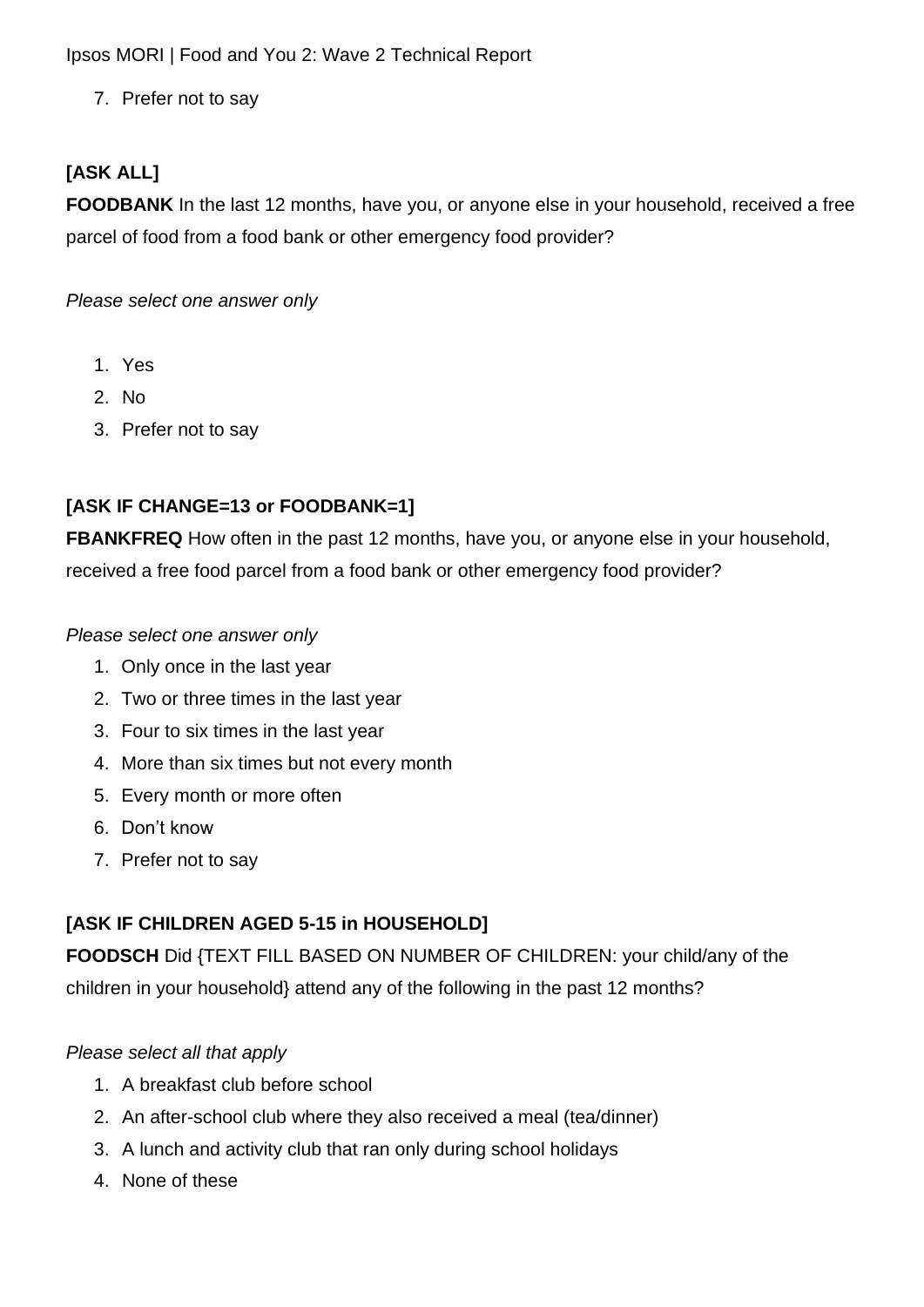7. Prefer not to say

**[ASK ALL]**

**FOODBANK** In the last 12 months, have you, or anyone else in your household, received a free parcel of food from a food bank or other emergency food provider?

*Please select one answer only*

1. Yes
2. No
3. Prefer not to say

**[ASK IF CHANGE=13 or FOODBANK=1]**

**FBANKFREQ** How often in the past 12 months, have you, or anyone else in your household, received a free food parcel from a food bank or other emergency food provider?

*Please select one answer only*

1. Only once in the last year
2. Two or three times in the last year
3. Four to six times in the last year
4. More than six times but not every month
5. Every month or more often
6. Don't know
7. Prefer not to say

**[ASK IF CHILDREN AGED 5-15 in HOUSEHOLD]**

**FOODSCH** Did {TEXT FILL BASED ON NUMBER OF CHILDREN: your child/any of the children in your household} attend any of the following in the past 12 months?

*Please select all that apply*

1. A breakfast club before school
2. An after-school club where they also received a meal (tea/dinner)
3. A lunch and activity club that ran only during school holidays
4. None of these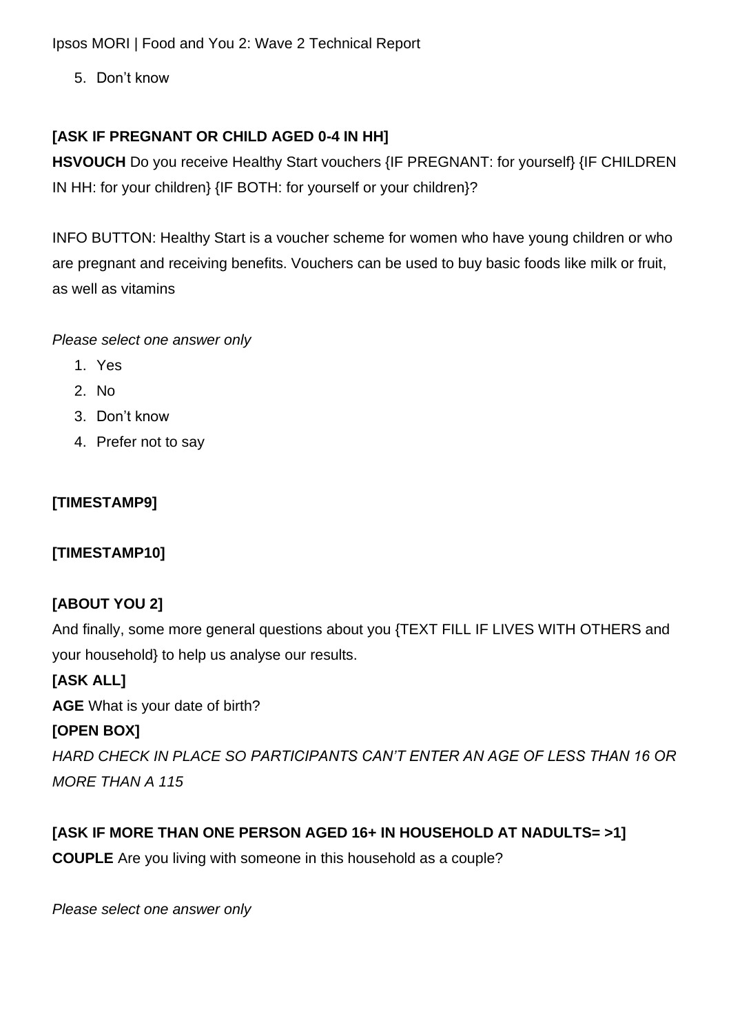5. Don't know

**[ASK IF PREGNANT OR CHILD AGED 0-4 IN HH]**

**HSVOUCH** Do you receive Healthy Start vouchers {IF PREGNANT: for yourself} {IF CHILDREN IN HH: for your children} {IF BOTH: for yourself or your children}?

INFO BUTTON: Healthy Start is a voucher scheme for women who have young children or who are pregnant and receiving benefits. Vouchers can be used to buy basic foods like milk or fruit, as well as vitamins

*Please select one answer only*

1. Yes
2. No
3. Don't know
4. Prefer not to say

**[TIMESTAMP9]**

**[TIMESTAMP10]**

**[ABOUT YOU 2]**

And finally, some more general questions about you {TEXT FILL IF LIVES WITH OTHERS and your household} to help us analyse our results.

**[ASK ALL]**

**AGE** What is your date of birth?

**[OPEN BOX]**

*HARD CHECK IN PLACE SO PARTICIPANTS CAN'T ENTER AN AGE OF LESS THAN 16 OR MORE THAN A 115*

**[ASK IF MORE THAN ONE PERSON AGED 16+ IN HOUSEHOLD AT NADULTS= >1]**

**COUPLE** Are you living with someone in this household as a couple?

*Please select one answer only*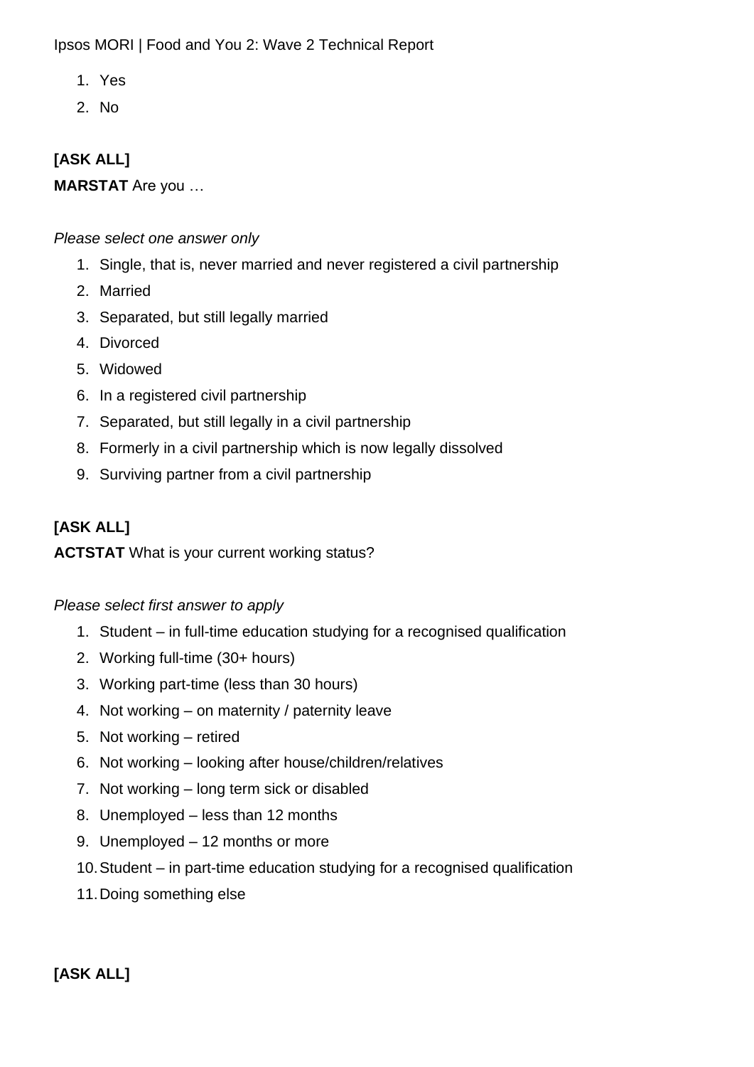1. Yes
2. No

**[ASK ALL]**

**MARSTAT** Are you …

*Please select one answer only*

1. Single, that is, never married and never registered a civil partnership
2. Married
3. Separated, but still legally married
4. Divorced
5. Widowed
6. In a registered civil partnership
7. Separated, but still legally in a civil partnership
8. Formerly in a civil partnership which is now legally dissolved
9. Surviving partner from a civil partnership

**[ASK ALL]**

**ACTSTAT** What is your current working status?

*Please select first answer to apply*

1. Student – in full-time education studying for a recognised qualification
2. Working full-time (30+ hours)
3. Working part-time (less than 30 hours)
4. Not working – on maternity / paternity leave
5. Not working – retired
6. Not working – looking after house/children/relatives
7. Not working – long term sick or disabled
8. Unemployed – less than 12 months
9. Unemployed – 12 months or more
10. Student – in part-time education studying for a recognised qualification
11. Doing something else

**[ASK ALL]**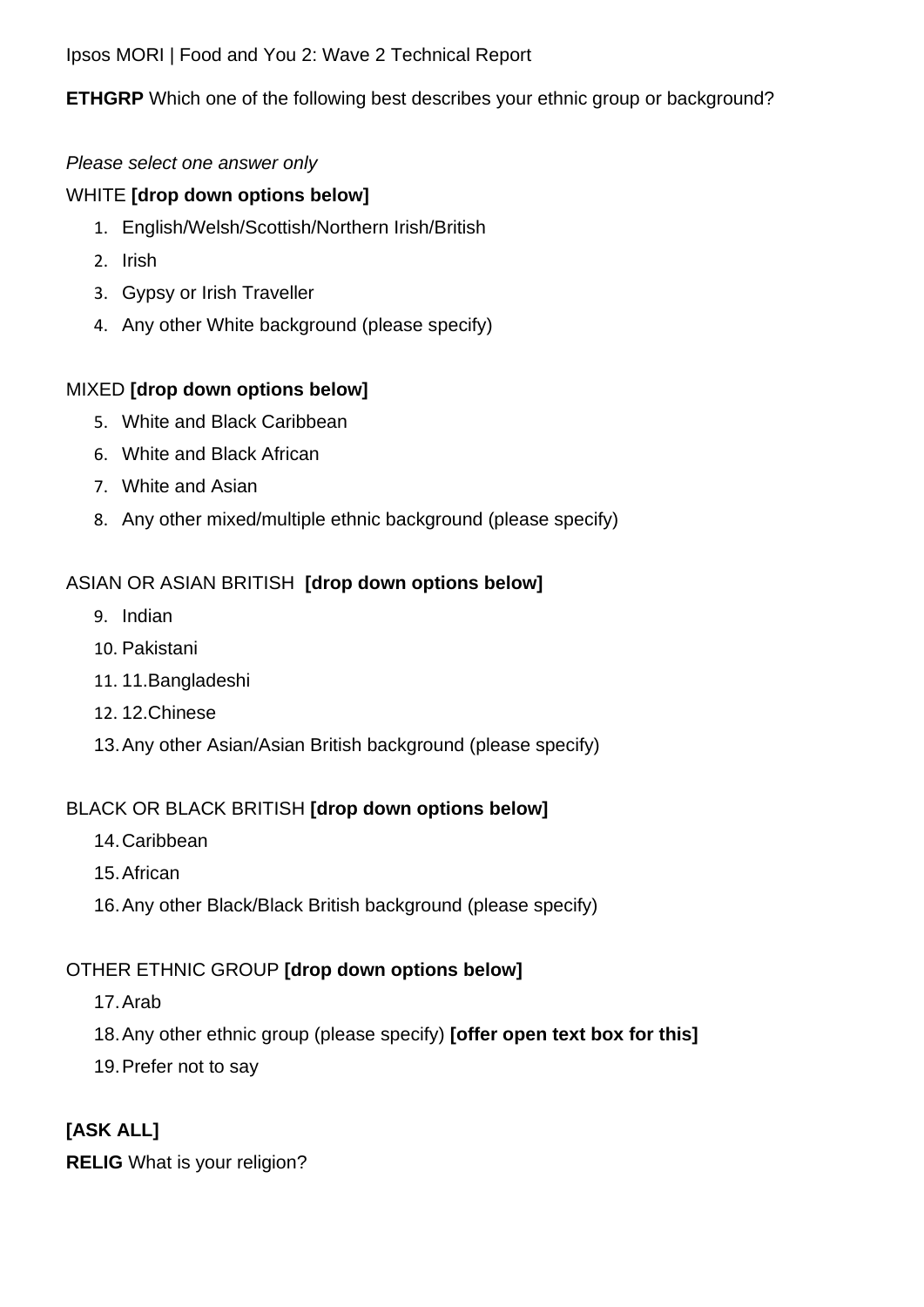**ETHGRP** Which one of the following best describes your ethnic group or background?

*Please select one answer only*

WHITE **[drop down options below]**

1. English/Welsh/Scottish/Northern Irish/British
2. Irish
3. Gypsy or Irish Traveller
4. Any other White background (please specify)

MIXED **[drop down options below]**

5. White and Black Caribbean
6. White and Black African
7. White and Asian
8. Any other mixed/multiple ethnic background (please specify)

ASIAN OR ASIAN BRITISH **[drop down options below]**

9. Indian
10. Pakistani
11. 11.Bangladeshi
12. 12.Chinese
13. Any other Asian/Asian British background (please specify)

BLACK OR BLACK BRITISH **[drop down options below]**

14. Caribbean
15. African
16. Any other Black/Black British background (please specify)

OTHER ETHNIC GROUP **[drop down options below]**

17. Arab
18. Any other ethnic group (please specify) **[offer open text box for this]**
19. Prefer not to say

**[ASK ALL]**

**RELIG** What is your religion?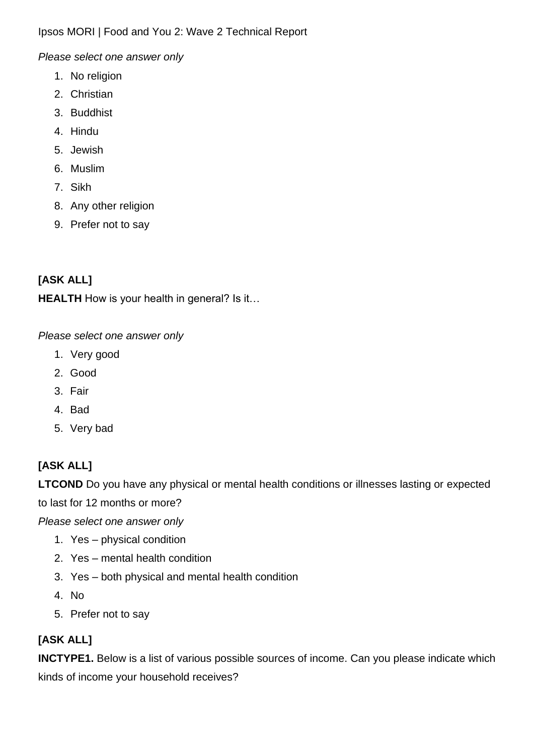*Please select one answer only*

1. No religion
2. Christian
3. Buddhist
4. Hindu
5. Jewish
6. Muslim
7. Sikh
8. Any other religion
9. Prefer not to say

**[ASK ALL]**

**HEALTH** How is your health in general? Is it…

*Please select one answer only*

1. Very good
2. Good
3. Fair
4. Bad
5. Very bad

**[ASK ALL]**

**LTCOND** Do you have any physical or mental health conditions or illnesses lasting or expected to last for 12 months or more?

*Please select one answer only*

1. Yes – physical condition
2. Yes – mental health condition
3. Yes – both physical and mental health condition
4. No
5. Prefer not to say

**[ASK ALL]**

**INCTYPE1.** Below is a list of various possible sources of income. Can you please indicate which kinds of income your household receives?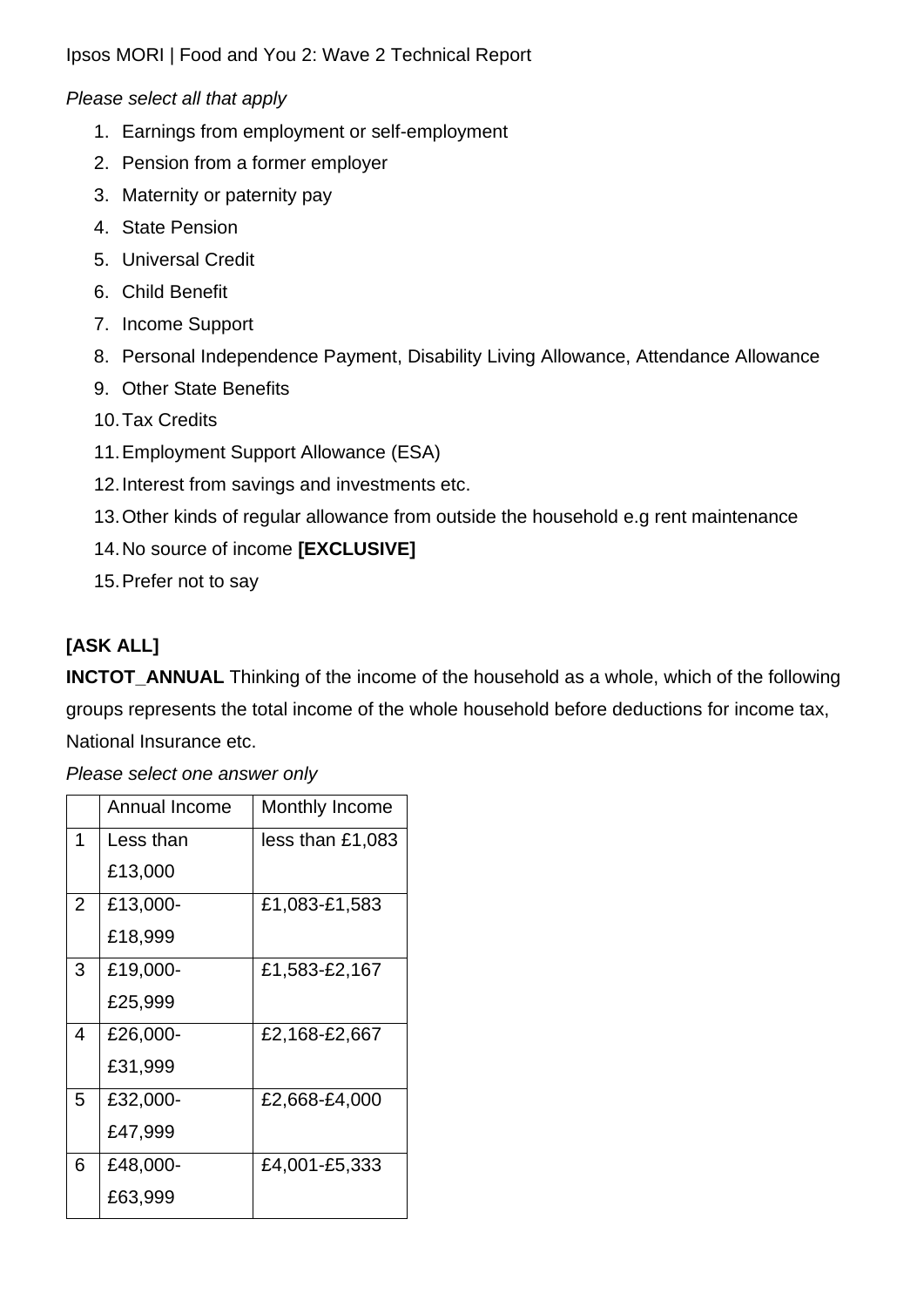*Please select all that apply*

1. Earnings from employment or self-employment
2. Pension from a former employer
3. Maternity or paternity pay
4. State Pension
5. Universal Credit
6. Child Benefit
7. Income Support
8. Personal Independence Payment, Disability Living Allowance, Attendance Allowance
9. Other State Benefits
10. Tax Credits
11. Employment Support Allowance (ESA)
12. Interest from savings and investments etc.
13. Other kinds of regular allowance from outside the household e.g rent maintenance
14. No source of income **[EXCLUSIVE]**
15. Prefer not to say

**[ASK ALL]**

**INCTOT_ANNUAL** Thinking of the income of the household as a whole, which of the following groups represents the total income of the whole household before deductions for income tax, National Insurance etc.

*Please select one answer only*

| | Annual Income | Monthly Income |
|---|---|---|
| 1 | Less than £13,000 | less than £1,083 |
| 2 | £13,000-£18,999 | £1,083-£1,583 |
| 3 | £19,000-£25,999 | £1,583-£2,167 |
| 4 | £26,000-£31,999 | £2,168-£2,667 |
| 5 | £32,000-£47,999 | £2,668-£4,000 |
| 6 | £48,000-£63,999 | £4,001-£5,333 |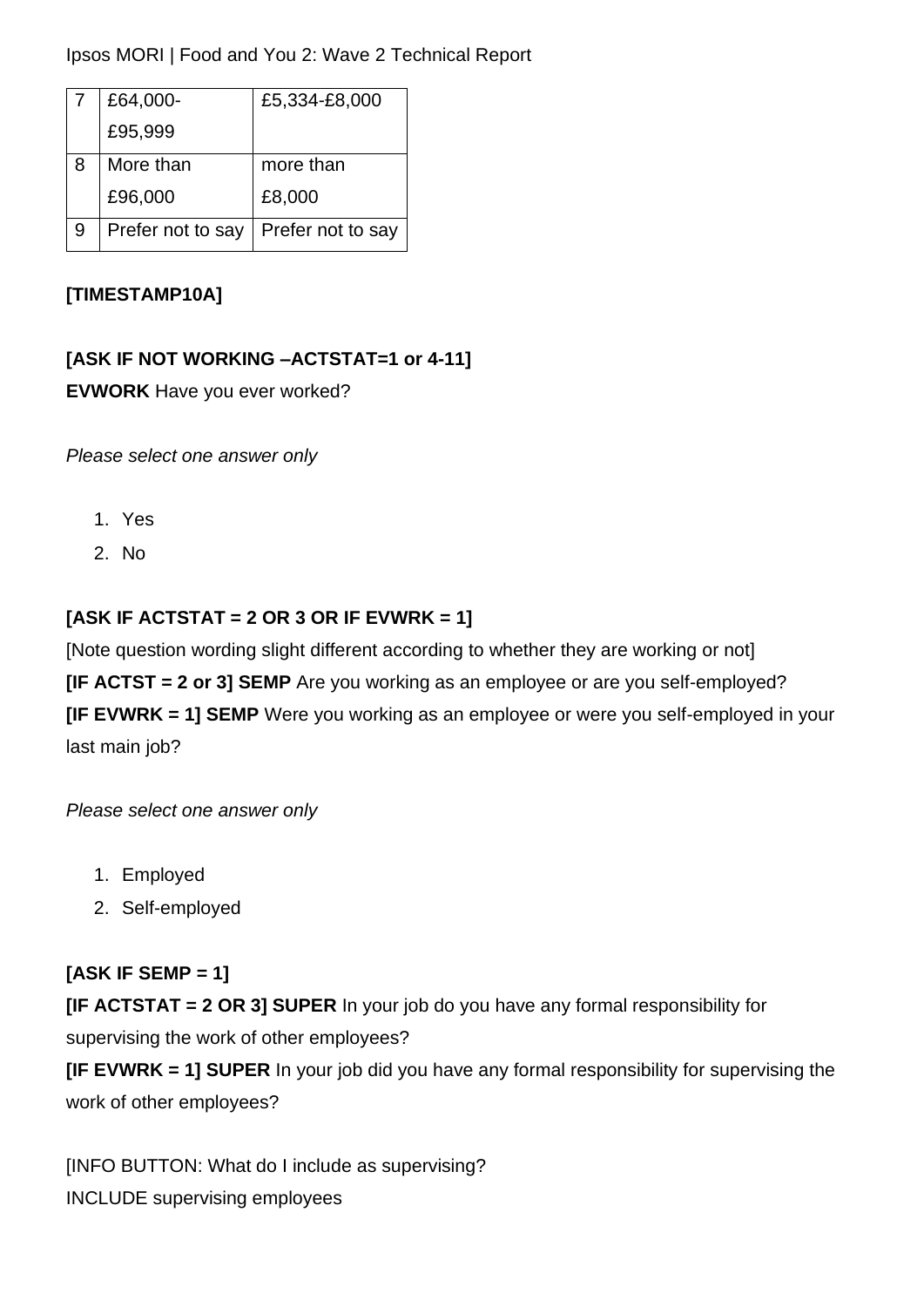| 7 | £64,000-£95,999 | £5,334-£8,000 |
|---|---|---|
| 8 | More than £96,000 | more than £8,000 |
| 9 | Prefer not to say | Prefer not to say |

**[TIMESTAMP10A]**

**[ASK IF NOT WORKING –ACTSTAT=1 or 4-11]**
**EVWORK** Have you ever worked?

*Please select one answer only*

1. Yes
2. No

**[ASK IF ACTSTAT = 2 OR 3 OR IF EVWRK = 1]**
[Note question wording slight different according to whether they are working or not]
**[IF ACTST = 2 or 3] SEMP** Are you working as an employee or are you self-employed?
**[IF EVWRK = 1] SEMP** Were you working as an employee or were you self-employed in your last main job?

*Please select one answer only*

1. Employed
2. Self-employed

**[ASK IF SEMP = 1]**
**[IF ACTSTAT = 2 OR 3] SUPER** In your job do you have any formal responsibility for supervising the work of other employees?
**[IF EVWRK = 1] SUPER** In your job did you have any formal responsibility for supervising the work of other employees?

[INFO BUTTON: What do I include as supervising?
INCLUDE supervising employees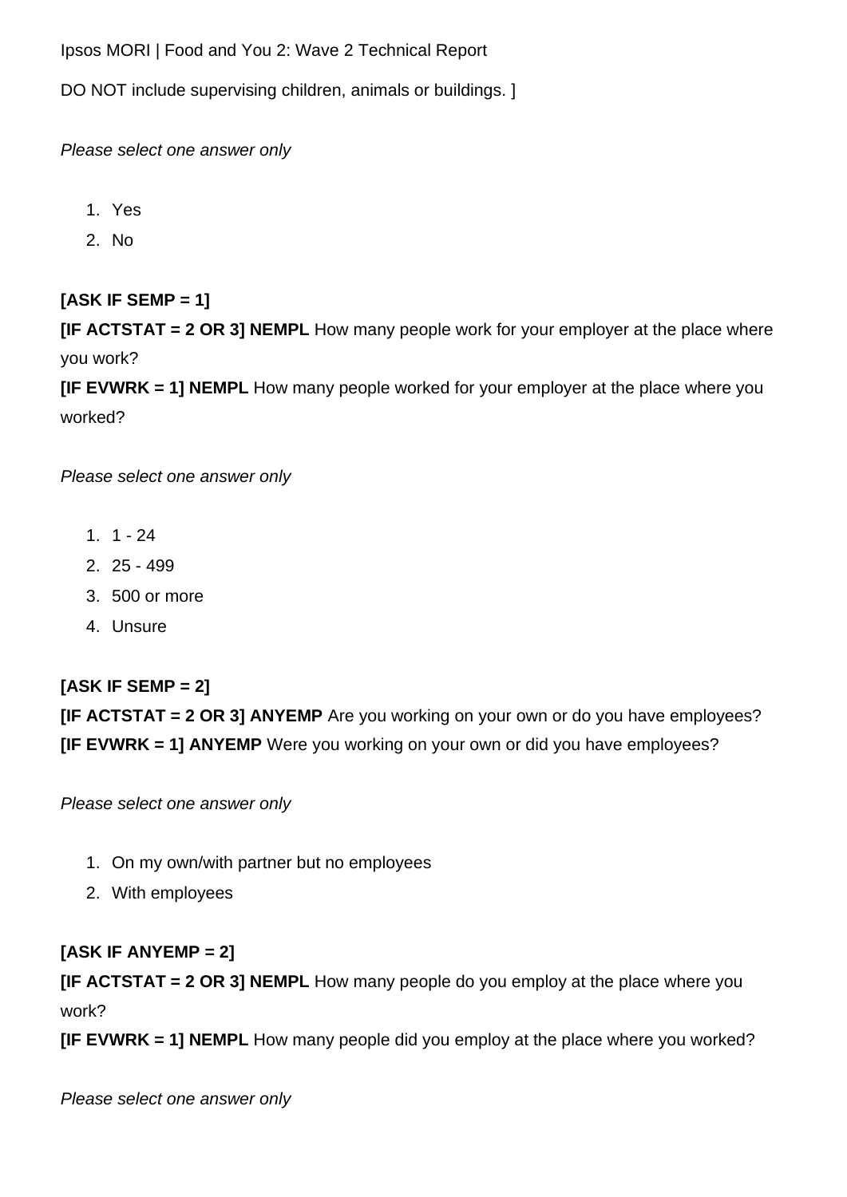DO NOT include supervising children, animals or buildings. ]

*Please select one answer only*

1. Yes
2. No

**[ASK IF SEMP = 1]**
**[IF ACTSTAT = 2 OR 3] NEMPL** How many people work for your employer at the place where you work?
**[IF EVWRK = 1] NEMPL** How many people worked for your employer at the place where you worked?

*Please select one answer only*

1. 1 - 24
2. 25 - 499
3. 500 or more
4. Unsure

**[ASK IF SEMP = 2]**
**[IF ACTSTAT = 2 OR 3] ANYEMP** Are you working on your own or do you have employees?
**[IF EVWRK = 1] ANYEMP** Were you working on your own or did you have employees?

*Please select one answer only*

1. On my own/with partner but no employees
2. With employees

**[ASK IF ANYEMP = 2]**
**[IF ACTSTAT = 2 OR 3] NEMPL** How many people do you employ at the place where you work?
**[IF EVWRK = 1] NEMPL** How many people did you employ at the place where you worked?

*Please select one answer only*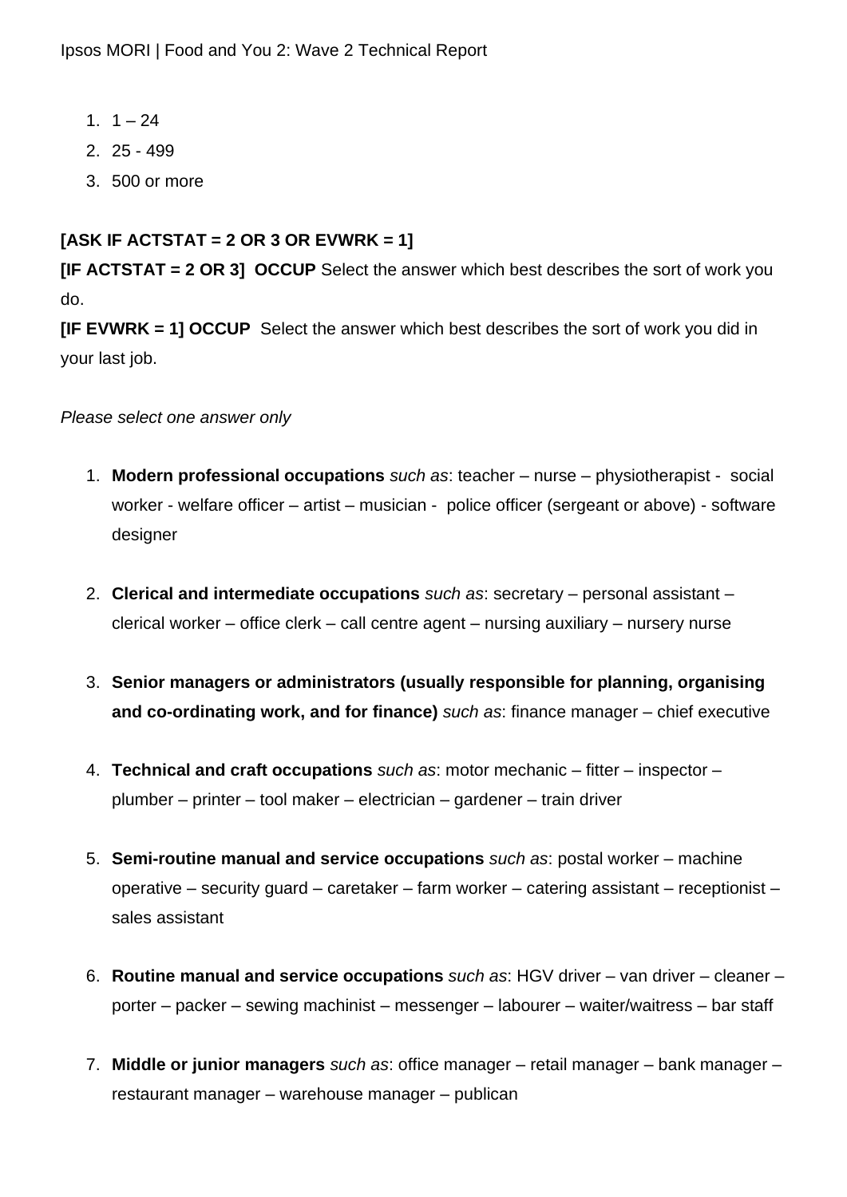1. 1 – 24
2. 25 - 499
3. 500 or more

**[ASK IF ACTSTAT = 2 OR 3 OR EVWRK = 1]**
**[IF ACTSTAT = 2 OR 3]  OCCUP** Select the answer which best describes the sort of work you do.
**[IF EVWRK = 1] OCCUP**  Select the answer which best describes the sort of work you did in your last job.

*Please select one answer only*

1. **Modern professional occupations** *such as*: teacher – nurse – physiotherapist -  social worker - welfare officer – artist – musician -  police officer (sergeant or above) - software designer

2. **Clerical and intermediate occupations** *such as*: secretary – personal assistant – clerical worker – office clerk – call centre agent – nursing auxiliary – nursery nurse

3. **Senior managers or administrators (usually responsible for planning, organising and co-ordinating work, and for finance)** *such as*: finance manager – chief executive

4. **Technical and craft occupations** *such as*: motor mechanic – fitter – inspector – plumber – printer – tool maker – electrician – gardener – train driver

5. **Semi-routine manual and service occupations** *such as*: postal worker – machine operative – security guard – caretaker – farm worker – catering assistant – receptionist – sales assistant

6. **Routine manual and service occupations** *such as*: HGV driver – van driver – cleaner – porter – packer – sewing machinist – messenger – labourer – waiter/waitress – bar staff

7. **Middle or junior managers** *such as*: office manager – retail manager – bank manager – restaurant manager – warehouse manager – publican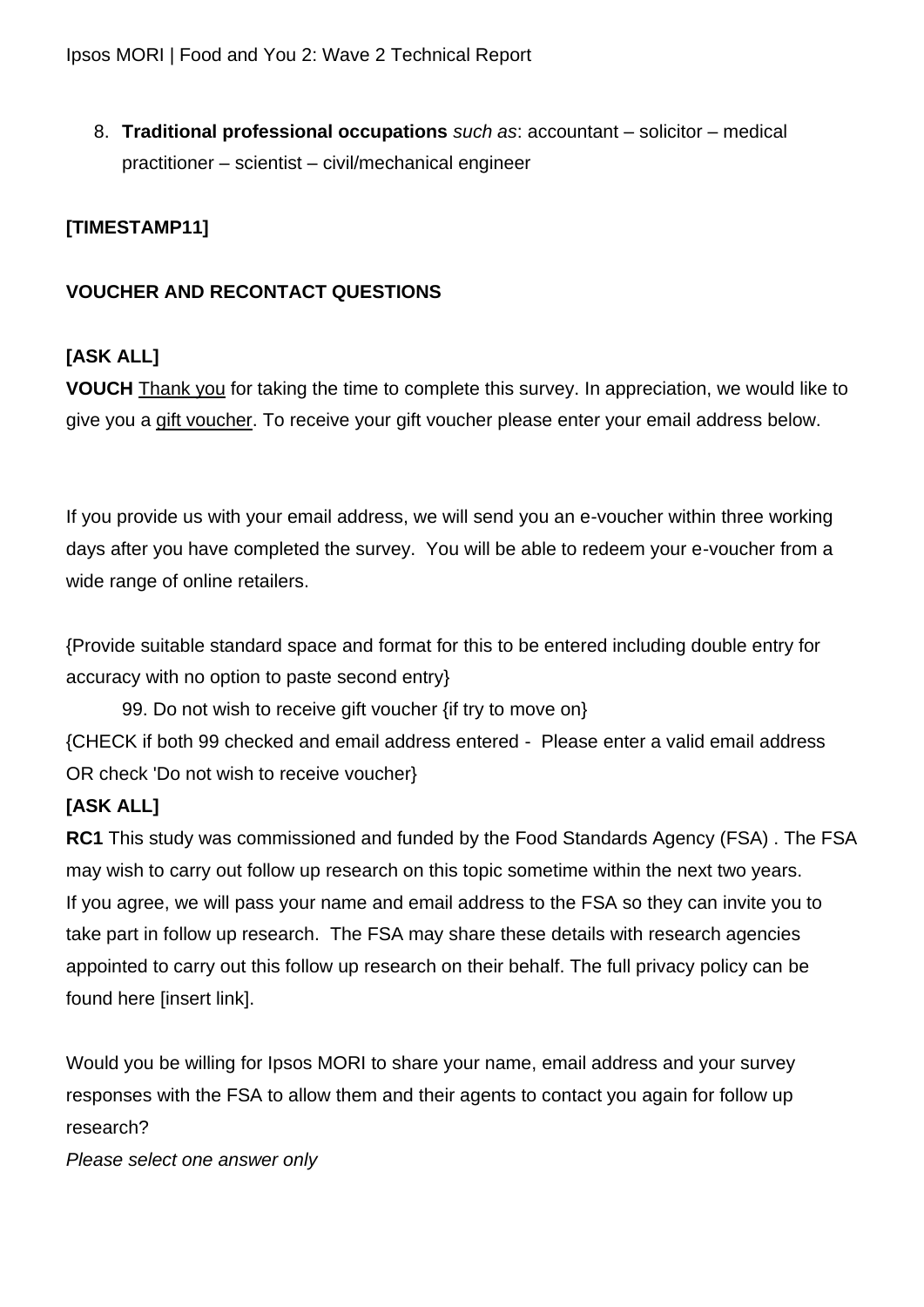8. **Traditional professional occupations** *such as*: accountant – solicitor – medical practitioner – scientist – civil/mechanical engineer

**[TIMESTAMP11]**

**VOUCHER AND RECONTACT QUESTIONS**

**[ASK ALL]**

**VOUCH** Thank you for taking the time to complete this survey. In appreciation, we would like to give you a gift voucher. To receive your gift voucher please enter your email address below.

If you provide us with your email address, we will send you an e-voucher within three working days after you have completed the survey. You will be able to redeem your e-voucher from a wide range of online retailers.

{Provide suitable standard space and format for this to be entered including double entry for accuracy with no option to paste second entry}

99. Do not wish to receive gift voucher {if try to move on}

{CHECK if both 99 checked and email address entered - Please enter a valid email address OR check 'Do not wish to receive voucher}

**[ASK ALL]**

**RC1** This study was commissioned and funded by the Food Standards Agency (FSA) . The FSA may wish to carry out follow up research on this topic sometime within the next two years. If you agree, we will pass your name and email address to the FSA so they can invite you to take part in follow up research. The FSA may share these details with research agencies appointed to carry out this follow up research on their behalf. The full privacy policy can be found here [insert link].

Would you be willing for Ipsos MORI to share your name, email address and your survey responses with the FSA to allow them and their agents to contact you again for follow up research?

*Please select one answer only*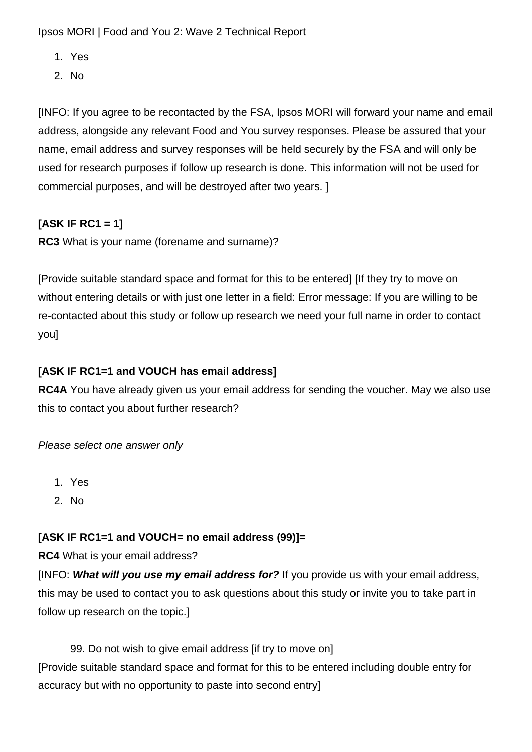1. Yes
2. No

[INFO: If you agree to be recontacted by the FSA, Ipsos MORI will forward your name and email address, alongside any relevant Food and You survey responses. Please be assured that your name, email address and survey responses will be held securely by the FSA and will only be used for research purposes if follow up research is done. This information will not be used for commercial purposes, and will be destroyed after two years. ]

**[ASK IF RC1 = 1]**
**RC3** What is your name (forename and surname)?

[Provide suitable standard space and format for this to be entered] [If they try to move on without entering details or with just one letter in a field: Error message: If you are willing to be re-contacted about this study or follow up research we need your full name in order to contact you]

**[ASK IF RC1=1 and VOUCH has email address]**
**RC4A** You have already given us your email address for sending the voucher. May we also use this to contact you about further research?

*Please select one answer only*

1. Yes
2. No

**[ASK IF RC1=1 and VOUCH= no email address (99)]=**
**RC4** What is your email address?
[INFO: ***What will you use my email address for?*** If you provide us with your email address, this may be used to contact you to ask questions about this study or invite you to take part in follow up research on the topic.]

99. Do not wish to give email address [if try to move on]

[Provide suitable standard space and format for this to be entered including double entry for accuracy but with no opportunity to paste into second entry]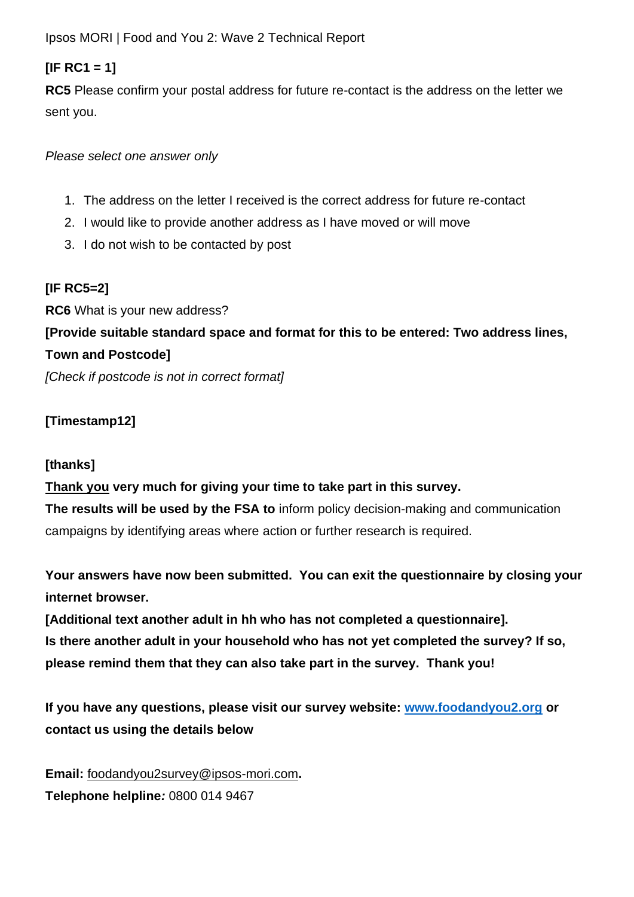**[IF RC1 = 1]**

**RC5** Please confirm your postal address for future re-contact is the address on the letter we sent you.

*Please select one answer only*

1. The address on the letter I received is the correct address for future re-contact
2. I would like to provide another address as I have moved or will move
3. I do not wish to be contacted by post

**[IF RC5=2]**

**RC6** What is your new address?

**[Provide suitable standard space and format for this to be entered: Two address lines, Town and Postcode]**

*[Check if postcode is not in correct format]*

**[Timestamp12]**

**[thanks]**

**<u>Thank you</u> very much for giving your time to take part in this survey.**

**The results will be used by the FSA to** inform policy decision-making and communication campaigns by identifying areas where action or further research is required.

**Your answers have now been submitted. You can exit the questionnaire by closing your internet browser.**

**[Additional text another adult in hh who has not completed a questionnaire].**

**Is there another adult in your household who has not yet completed the survey? If so, please remind them that they can also take part in the survey. Thank you!**

**If you have any questions, please visit our survey website: [www.foodandyou2.org](http://www.foodandyou2.org) or contact us using the details below**

**Email:** foodandyou2survey@ipsos-mori.com**.**

**Telephone helpline***:* 0800 014 9467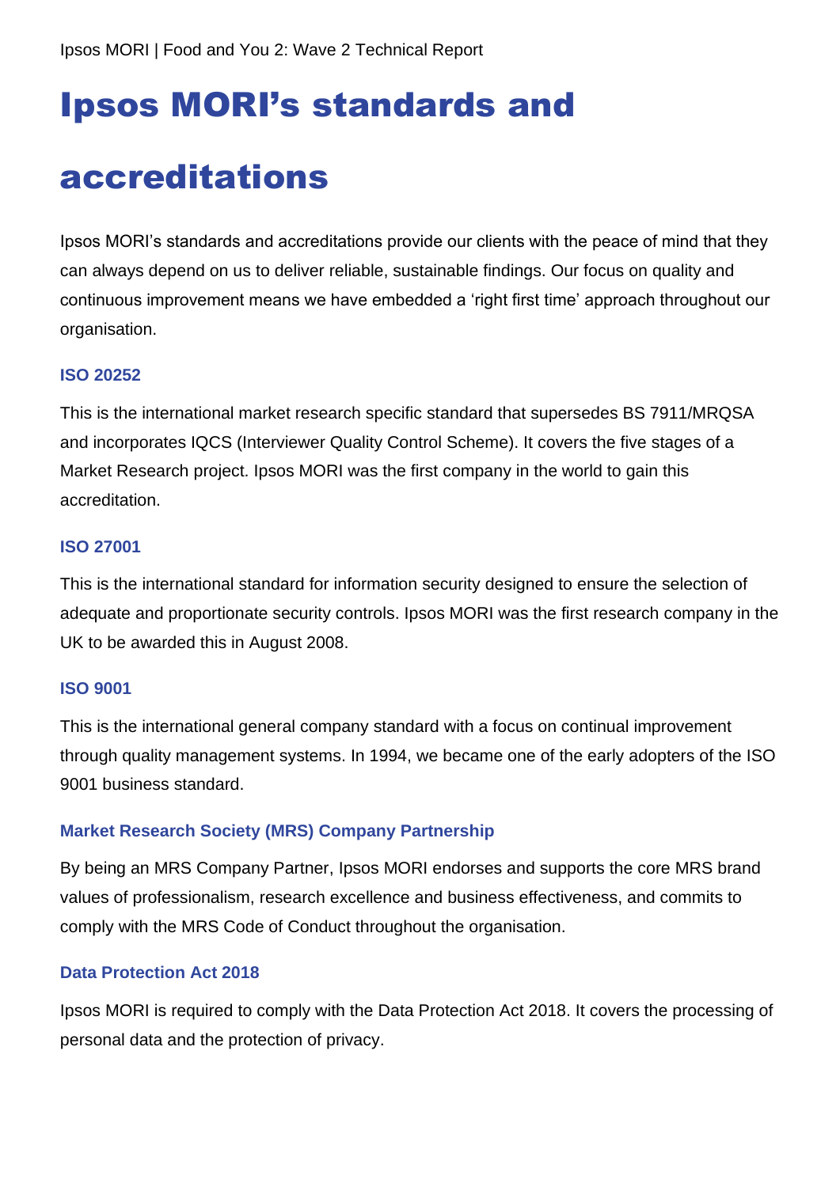# Ipsos MORI's standards and accreditations

Ipsos MORI's standards and accreditations provide our clients with the peace of mind that they can always depend on us to deliver reliable, sustainable findings. Our focus on quality and continuous improvement means we have embedded a 'right first time' approach throughout our organisation.

### ISO 20252

This is the international market research specific standard that supersedes BS 7911/MRQSA and incorporates IQCS (Interviewer Quality Control Scheme). It covers the five stages of a Market Research project. Ipsos MORI was the first company in the world to gain this accreditation.

### ISO 27001

This is the international standard for information security designed to ensure the selection of adequate and proportionate security controls. Ipsos MORI was the first research company in the UK to be awarded this in August 2008.

### ISO 9001

This is the international general company standard with a focus on continual improvement through quality management systems. In 1994, we became one of the early adopters of the ISO 9001 business standard.

### Market Research Society (MRS) Company Partnership

By being an MRS Company Partner, Ipsos MORI endorses and supports the core MRS brand values of professionalism, research excellence and business effectiveness, and commits to comply with the MRS Code of Conduct throughout the organisation.

### Data Protection Act 2018

Ipsos MORI is required to comply with the Data Protection Act 2018. It covers the processing of personal data and the protection of privacy.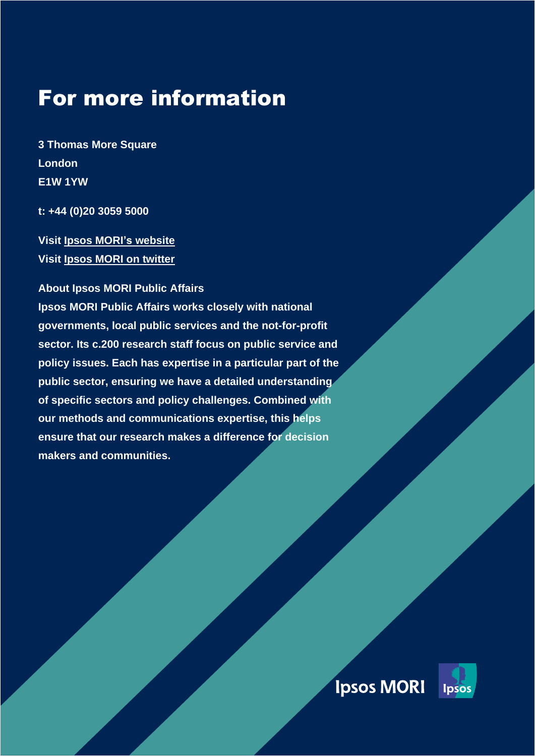# For more information

3 Thomas More Square
London
E1W 1YW

t: +44 (0)20 3059 5000

Visit Ipsos MORI's website
Visit Ipsos MORI on twitter

**About Ipsos MORI Public Affairs**

Ipsos MORI Public Affairs works closely with national governments, local public services and the not-for-profit sector. Its c.200 research staff focus on public service and policy issues. Each has expertise in a particular part of the public sector, ensuring we have a detailed understanding of specific sectors and policy challenges. Combined with our methods and communications expertise, this helps ensure that our research makes a difference for decision makers and communities.

Ipsos MORI